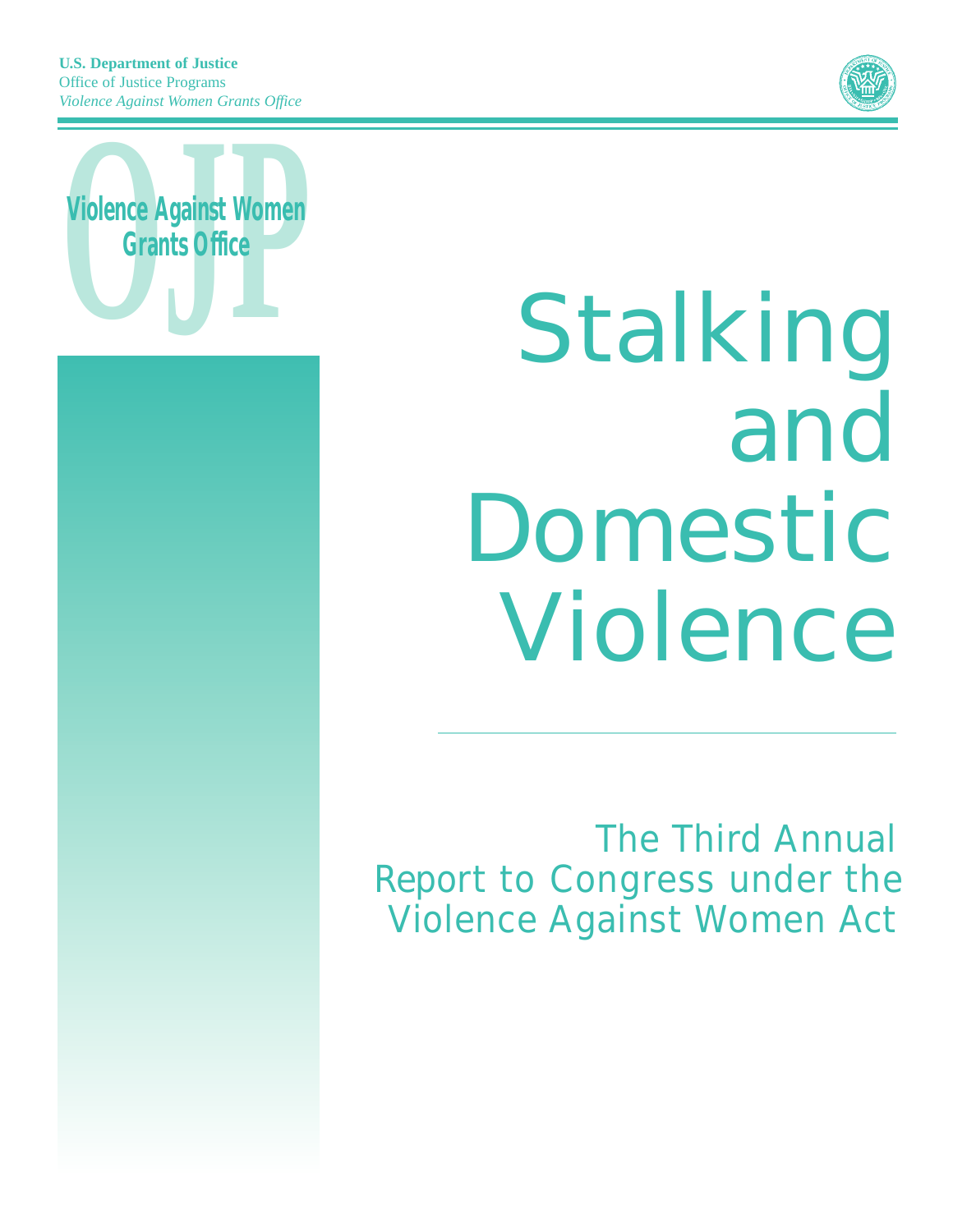**U.S. Department of Justice**
Office of Justice Programs
*Violence Against Women Grants Office*

**Violence Against Women Grants Office**

# Stalking and Domestic Violence

## The Third Annual Report to Congress under the Violence Against Women Act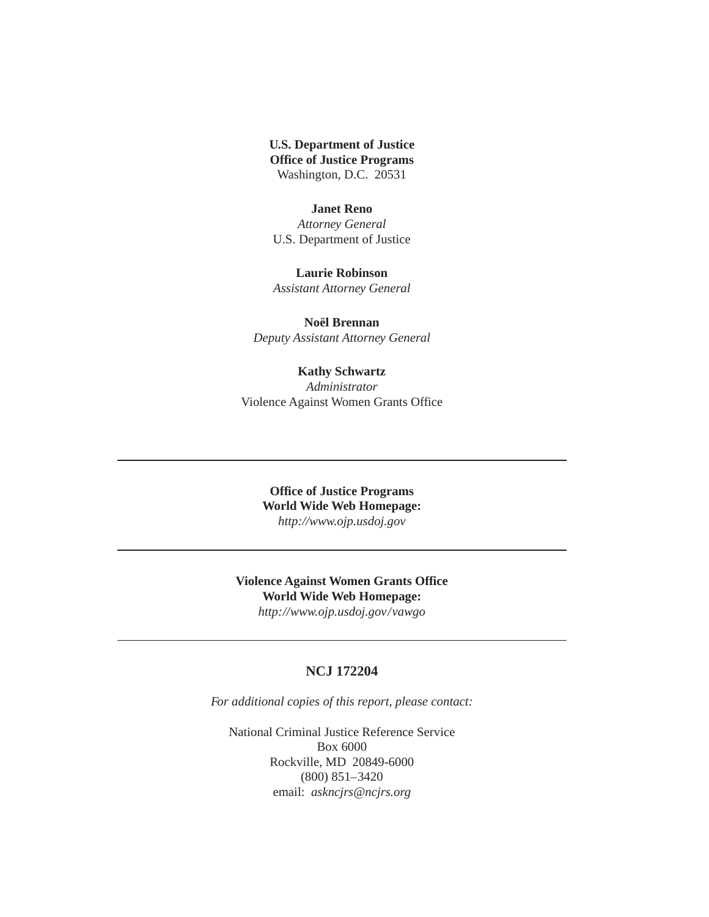**U.S. Department of Justice**
**Office of Justice Programs**
Washington, D.C. 20531

**Janet Reno**
*Attorney General*
U.S. Department of Justice

**Laurie Robinson**
*Assistant Attorney General*

**Noël Brennan**
*Deputy Assistant Attorney General*

**Kathy Schwartz**
*Administrator*
Violence Against Women Grants Office

---

**Office of Justice Programs**
**World Wide Web Homepage:**
*http://www.ojp.usdoj.gov*

---

**Violence Against Women Grants Office**
**World Wide Web Homepage:**
*http://www.ojp.usdoj.gov/vawgo*

---

**NCJ 172204**

*For additional copies of this report, please contact:*

National Criminal Justice Reference Service
Box 6000
Rockville, MD 20849-6000
(800) 851–3420
email: *askncjrs@ncjrs.org*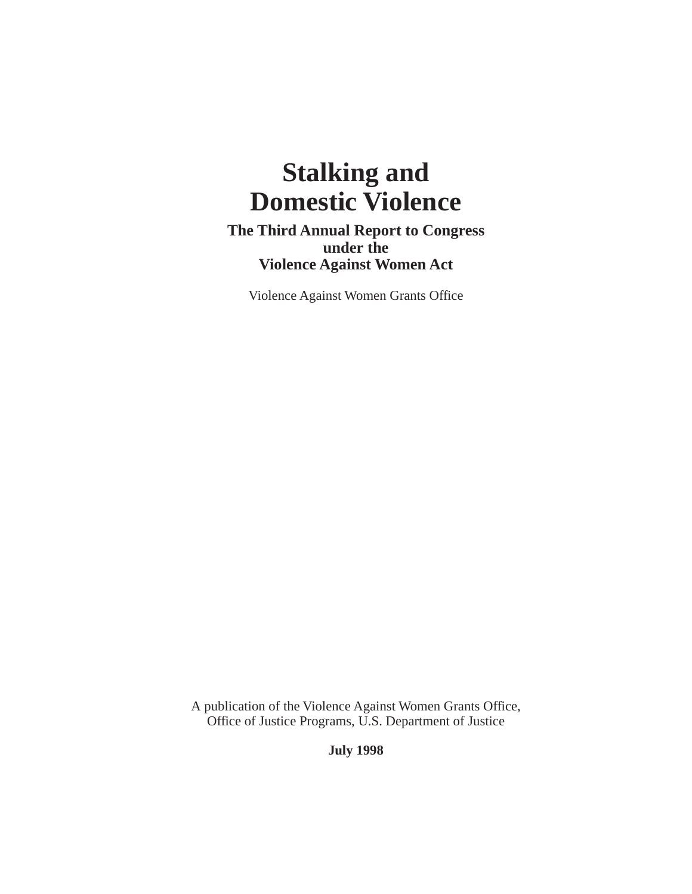# Stalking and Domestic Violence

## The Third Annual Report to Congress under the Violence Against Women Act

Violence Against Women Grants Office

A publication of the Violence Against Women Grants Office, Office of Justice Programs, U.S. Department of Justice

**July 1998**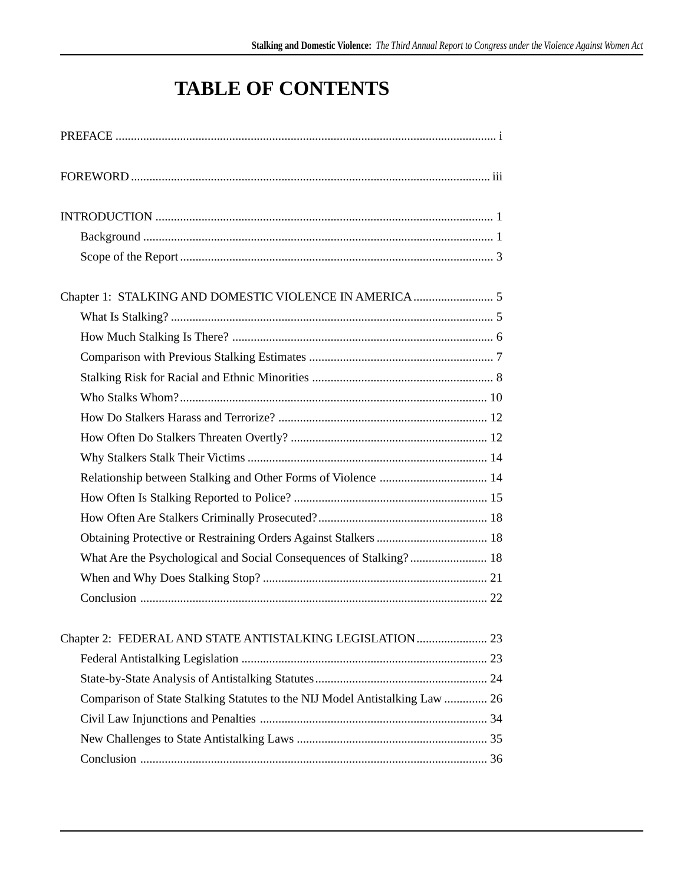# TABLE OF CONTENTS

PREFACE ........................................................................................................................ i

FOREWORD .................................................................................................................. iii

INTRODUCTION ........................................................................................................... 1

- Background ................................................................................................................ 1
- Scope of the Report ..................................................................................................... 3

Chapter 1: STALKING AND DOMESTIC VIOLENCE IN AMERICA .......................... 5

- What Is Stalking? ........................................................................................................ 5
- How Much Stalking Is There? .................................................................................... 6
- Comparison with Previous Stalking Estimates ............................................................ 7
- Stalking Risk for Racial and Ethnic Minorities ........................................................... 8
- Who Stalks Whom? .................................................................................................... 10
- How Do Stalkers Harass and Terrorize? .................................................................... 12
- How Often Do Stalkers Threaten Overtly? ................................................................ 12
- Why Stalkers Stalk Their Victims .............................................................................. 14
- Relationship between Stalking and Other Forms of Violence ................................... 14
- How Often Is Stalking Reported to Police? ............................................................... 15
- How Often Are Stalkers Criminally Prosecuted? ....................................................... 18
- Obtaining Protective or Restraining Orders Against Stalkers .................................... 18
- What Are the Psychological and Social Consequences of Stalking? ......................... 18
- When and Why Does Stalking Stop? ......................................................................... 21
- Conclusion ................................................................................................................. 22

Chapter 2: FEDERAL AND STATE ANTISTALKING LEGISLATION ....................... 23

- Federal Antistalking Legislation ................................................................................ 23
- State-by-State Analysis of Antistalking Statutes ........................................................ 24
- Comparison of State Stalking Statutes to the NIJ Model Antistalking Law .............. 26
- Civil Law Injunctions and Penalties .......................................................................... 34
- New Challenges to State Antistalking Laws .............................................................. 35
- Conclusion ................................................................................................................. 36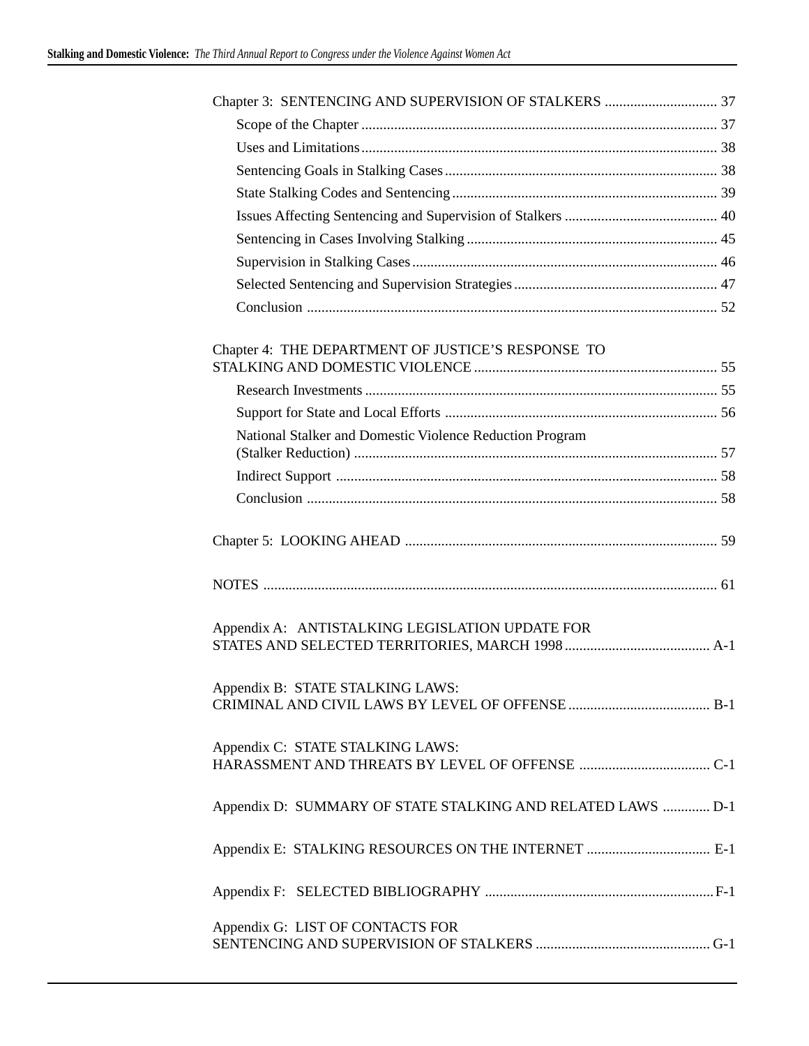Chapter 3: SENTENCING AND SUPERVISION OF STALKERS ............................... 37

- Scope of the Chapter ................................................................................................ 37
- Uses and Limitations ................................................................................................ 38
- Sentencing Goals in Stalking Cases .......................................................................... 38
- State Stalking Codes and Sentencing ........................................................................ 39
- Issues Affecting Sentencing and Supervision of Stalkers .......................................... 40
- Sentencing in Cases Involving Stalking .................................................................... 45
- Supervision in Stalking Cases .................................................................................. 46
- Selected Sentencing and Supervision Strategies ........................................................ 47
- Conclusion ................................................................................................................ 52

Chapter 4: THE DEPARTMENT OF JUSTICE'S RESPONSE TO STALKING AND DOMESTIC VIOLENCE .................................................................. 55

- Research Investments ................................................................................................ 55
- Support for State and Local Efforts .......................................................................... 56
- National Stalker and Domestic Violence Reduction Program (Stalker Reduction) ................................................................................................... 57
- Indirect Support ........................................................................................................ 58
- Conclusion ................................................................................................................ 58

Chapter 5: LOOKING AHEAD ..................................................................................... 59

NOTES ........................................................................................................................... 61

Appendix A: ANTISTALKING LEGISLATION UPDATE FOR STATES AND SELECTED TERRITORIES, MARCH 1998 ........................................ A-1

Appendix B: STATE STALKING LAWS: CRIMINAL AND CIVIL LAWS BY LEVEL OF OFFENSE ....................................... B-1

Appendix C: STATE STALKING LAWS: HARASSMENT AND THREATS BY LEVEL OF OFFENSE .................................... C-1

Appendix D: SUMMARY OF STATE STALKING AND RELATED LAWS ............. D-1

Appendix E: STALKING RESOURCES ON THE INTERNET .................................. E-1

Appendix F: SELECTED BIBLIOGRAPHY ...............................................................F-1

Appendix G: LIST OF CONTACTS FOR SENTENCING AND SUPERVISION OF STALKERS ................................................ G-1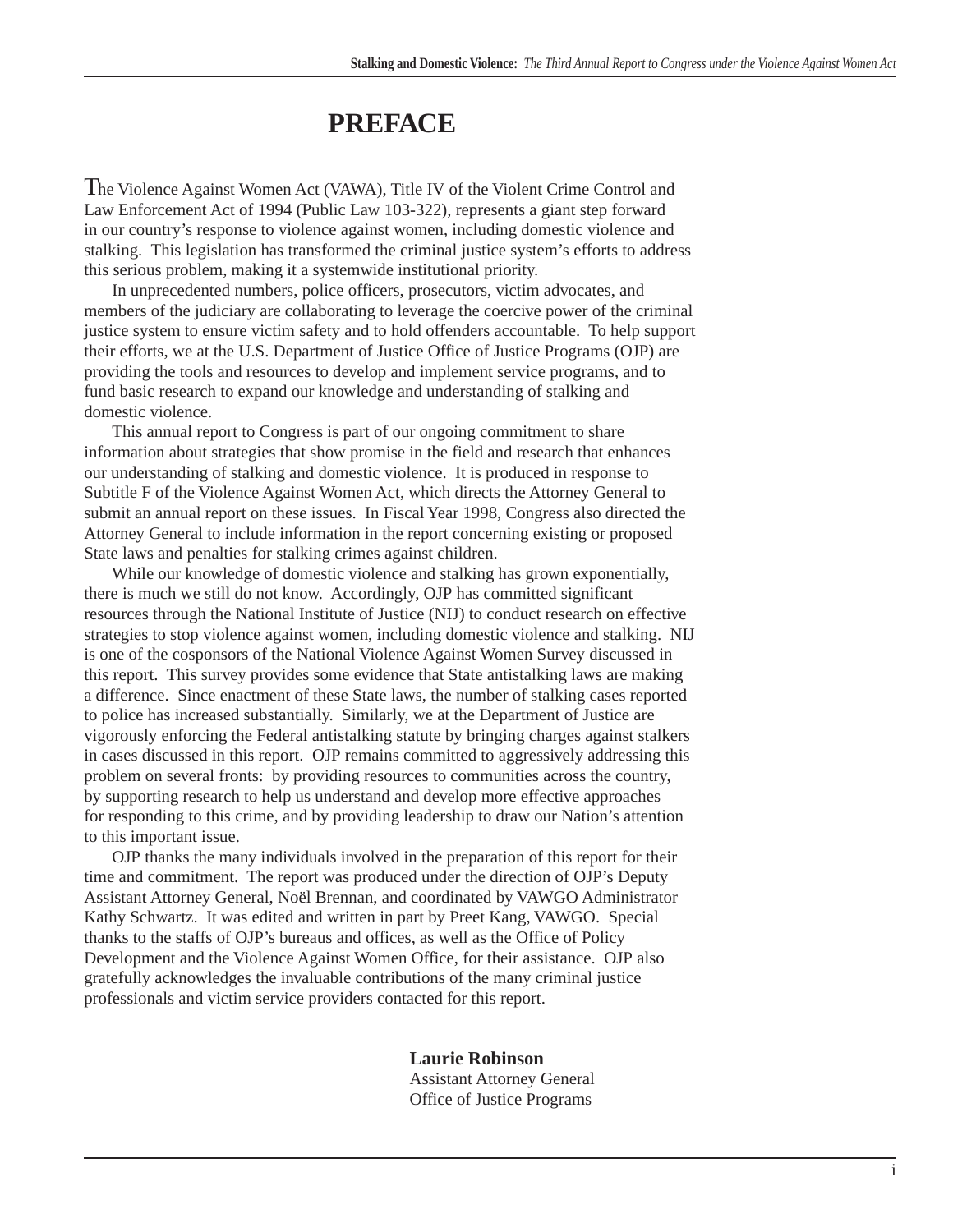# PREFACE

The Violence Against Women Act (VAWA), Title IV of the Violent Crime Control and Law Enforcement Act of 1994 (Public Law 103-322), represents a giant step forward in our country's response to violence against women, including domestic violence and stalking. This legislation has transformed the criminal justice system's efforts to address this serious problem, making it a systemwide institutional priority.

In unprecedented numbers, police officers, prosecutors, victim advocates, and members of the judiciary are collaborating to leverage the coercive power of the criminal justice system to ensure victim safety and to hold offenders accountable. To help support their efforts, we at the U.S. Department of Justice Office of Justice Programs (OJP) are providing the tools and resources to develop and implement service programs, and to fund basic research to expand our knowledge and understanding of stalking and domestic violence.

This annual report to Congress is part of our ongoing commitment to share information about strategies that show promise in the field and research that enhances our understanding of stalking and domestic violence. It is produced in response to Subtitle F of the Violence Against Women Act, which directs the Attorney General to submit an annual report on these issues. In Fiscal Year 1998, Congress also directed the Attorney General to include information in the report concerning existing or proposed State laws and penalties for stalking crimes against children.

While our knowledge of domestic violence and stalking has grown exponentially, there is much we still do not know. Accordingly, OJP has committed significant resources through the National Institute of Justice (NIJ) to conduct research on effective strategies to stop violence against women, including domestic violence and stalking. NIJ is one of the cosponsors of the National Violence Against Women Survey discussed in this report. This survey provides some evidence that State antistalking laws are making a difference. Since enactment of these State laws, the number of stalking cases reported to police has increased substantially. Similarly, we at the Department of Justice are vigorously enforcing the Federal antistalking statute by bringing charges against stalkers in cases discussed in this report. OJP remains committed to aggressively addressing this problem on several fronts: by providing resources to communities across the country, by supporting research to help us understand and develop more effective approaches for responding to this crime, and by providing leadership to draw our Nation's attention to this important issue.

OJP thanks the many individuals involved in the preparation of this report for their time and commitment. The report was produced under the direction of OJP's Deputy Assistant Attorney General, Noël Brennan, and coordinated by VAWGO Administrator Kathy Schwartz. It was edited and written in part by Preet Kang, VAWGO. Special thanks to the staffs of OJP's bureaus and offices, as well as the Office of Policy Development and the Violence Against Women Office, for their assistance. OJP also gratefully acknowledges the invaluable contributions of the many criminal justice professionals and victim service providers contacted for this report.

**Laurie Robinson**
Assistant Attorney General
Office of Justice Programs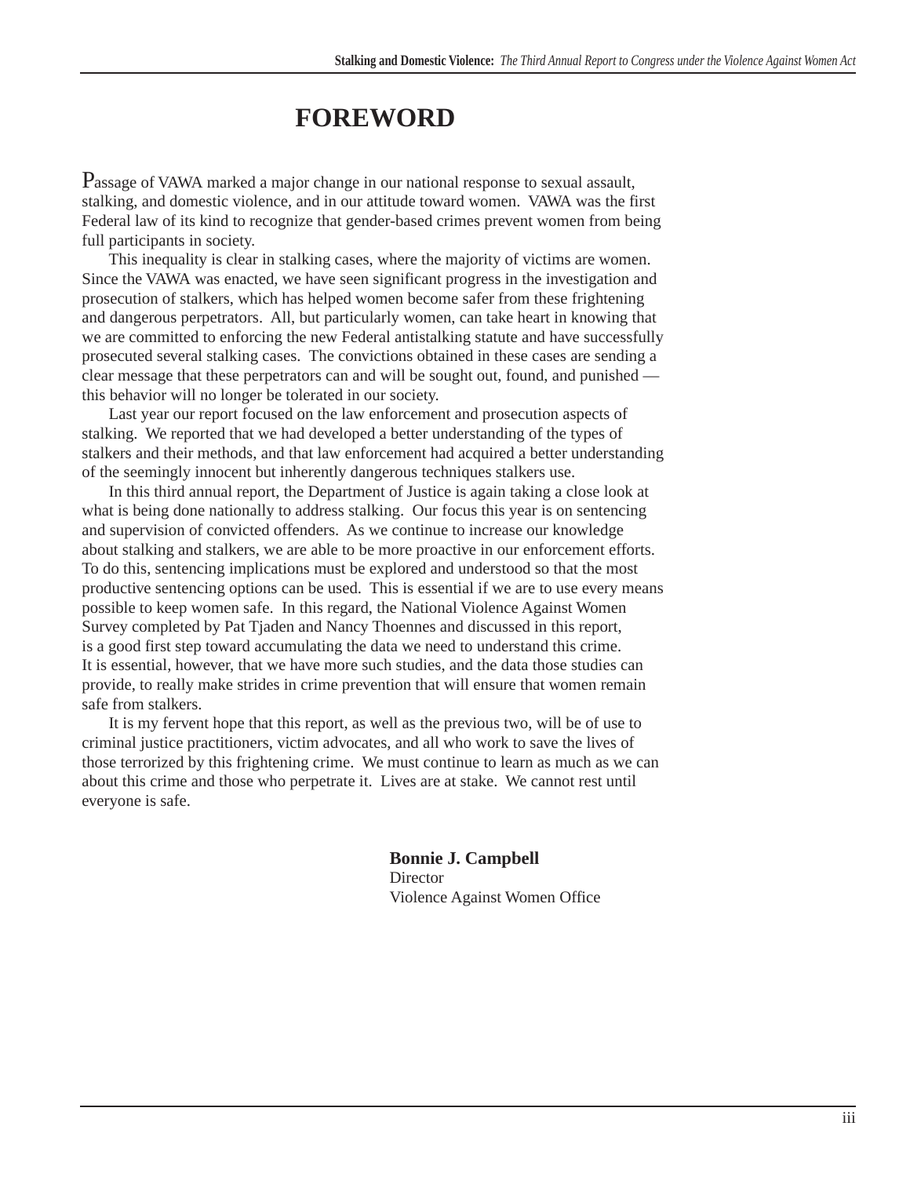# FOREWORD

Passage of VAWA marked a major change in our national response to sexual assault, stalking, and domestic violence, and in our attitude toward women. VAWA was the first Federal law of its kind to recognize that gender-based crimes prevent women from being full participants in society.

This inequality is clear in stalking cases, where the majority of victims are women. Since the VAWA was enacted, we have seen significant progress in the investigation and prosecution of stalkers, which has helped women become safer from these frightening and dangerous perpetrators. All, but particularly women, can take heart in knowing that we are committed to enforcing the new Federal antistalking statute and have successfully prosecuted several stalking cases. The convictions obtained in these cases are sending a clear message that these perpetrators can and will be sought out, found, and punished — this behavior will no longer be tolerated in our society.

Last year our report focused on the law enforcement and prosecution aspects of stalking. We reported that we had developed a better understanding of the types of stalkers and their methods, and that law enforcement had acquired a better understanding of the seemingly innocent but inherently dangerous techniques stalkers use.

In this third annual report, the Department of Justice is again taking a close look at what is being done nationally to address stalking. Our focus this year is on sentencing and supervision of convicted offenders. As we continue to increase our knowledge about stalking and stalkers, we are able to be more proactive in our enforcement efforts. To do this, sentencing implications must be explored and understood so that the most productive sentencing options can be used. This is essential if we are to use every means possible to keep women safe. In this regard, the National Violence Against Women Survey completed by Pat Tjaden and Nancy Thoennes and discussed in this report, is a good first step toward accumulating the data we need to understand this crime. It is essential, however, that we have more such studies, and the data those studies can provide, to really make strides in crime prevention that will ensure that women remain safe from stalkers.

It is my fervent hope that this report, as well as the previous two, will be of use to criminal justice practitioners, victim advocates, and all who work to save the lives of those terrorized by this frightening crime. We must continue to learn as much as we can about this crime and those who perpetrate it. Lives are at stake. We cannot rest until everyone is safe.

**Bonnie J. Campbell**
Director
Violence Against Women Office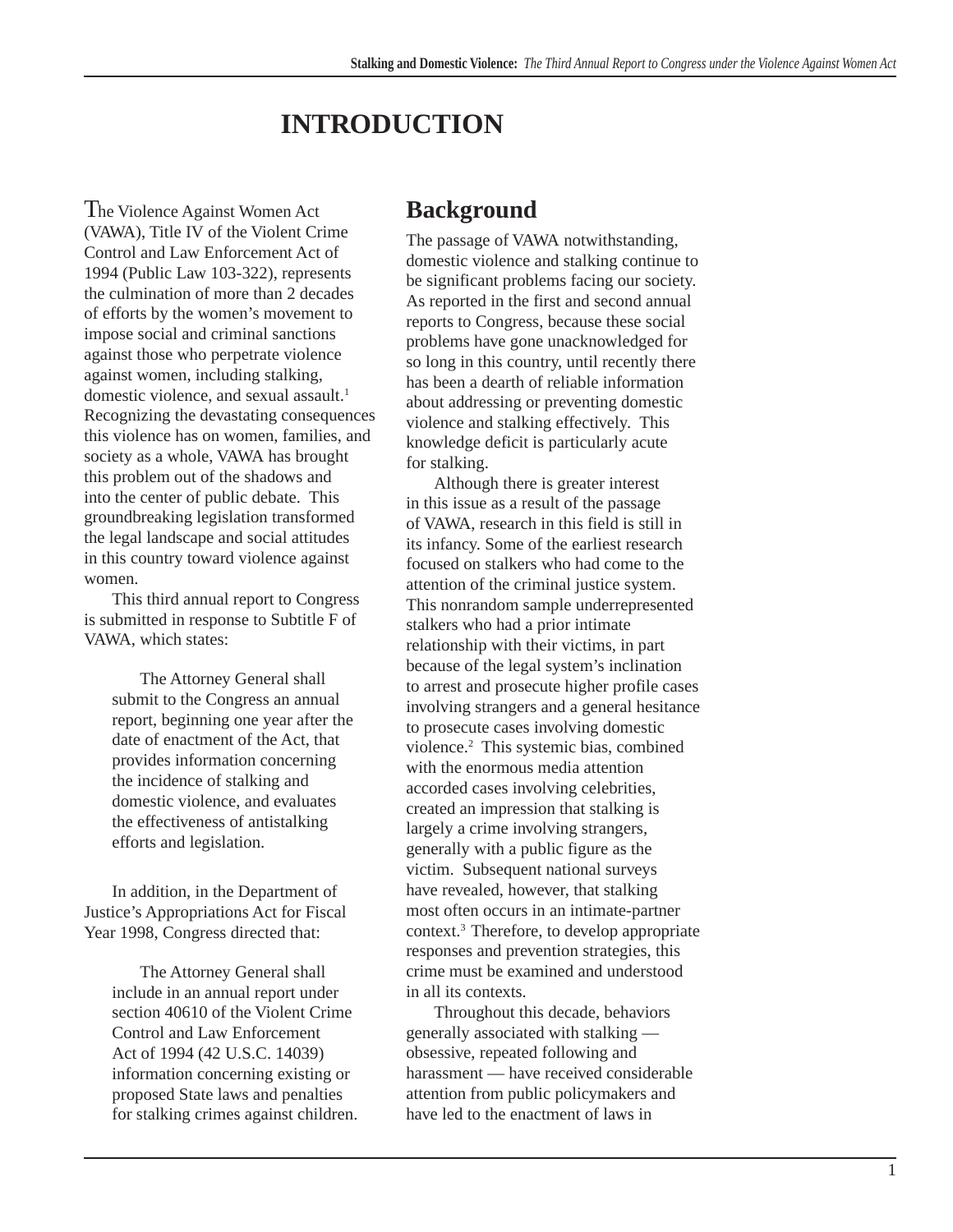# INTRODUCTION

The Violence Against Women Act (VAWA), Title IV of the Violent Crime Control and Law Enforcement Act of 1994 (Public Law 103-322), represents the culmination of more than 2 decades of efforts by the women's movement to impose social and criminal sanctions against those who perpetrate violence against women, including stalking, domestic violence, and sexual assault.[1] Recognizing the devastating consequences this violence has on women, families, and society as a whole, VAWA has brought this problem out of the shadows and into the center of public debate. This groundbreaking legislation transformed the legal landscape and social attitudes in this country toward violence against women.

This third annual report to Congress is submitted in response to Subtitle F of VAWA, which states:

> The Attorney General shall submit to the Congress an annual report, beginning one year after the date of enactment of the Act, that provides information concerning the incidence of stalking and domestic violence, and evaluates the effectiveness of antistalking efforts and legislation.

In addition, in the Department of Justice's Appropriations Act for Fiscal Year 1998, Congress directed that:

> The Attorney General shall include in an annual report under section 40610 of the Violent Crime Control and Law Enforcement Act of 1994 (42 U.S.C. 14039) information concerning existing or proposed State laws and penalties for stalking crimes against children.

## Background

The passage of VAWA notwithstanding, domestic violence and stalking continue to be significant problems facing our society. As reported in the first and second annual reports to Congress, because these social problems have gone unacknowledged for so long in this country, until recently there has been a dearth of reliable information about addressing or preventing domestic violence and stalking effectively. This knowledge deficit is particularly acute for stalking.

Although there is greater interest in this issue as a result of the passage of VAWA, research in this field is still in its infancy. Some of the earliest research focused on stalkers who had come to the attention of the criminal justice system. This nonrandom sample underrepresented stalkers who had a prior intimate relationship with their victims, in part because of the legal system's inclination to arrest and prosecute higher profile cases involving strangers and a general hesitance to prosecute cases involving domestic violence.[2] This systemic bias, combined with the enormous media attention accorded cases involving celebrities, created an impression that stalking is largely a crime involving strangers, generally with a public figure as the victim. Subsequent national surveys have revealed, however, that stalking most often occurs in an intimate-partner context.[3] Therefore, to develop appropriate responses and prevention strategies, this crime must be examined and understood in all its contexts.

Throughout this decade, behaviors generally associated with stalking — obsessive, repeated following and harassment — have received considerable attention from public policymakers and have led to the enactment of laws in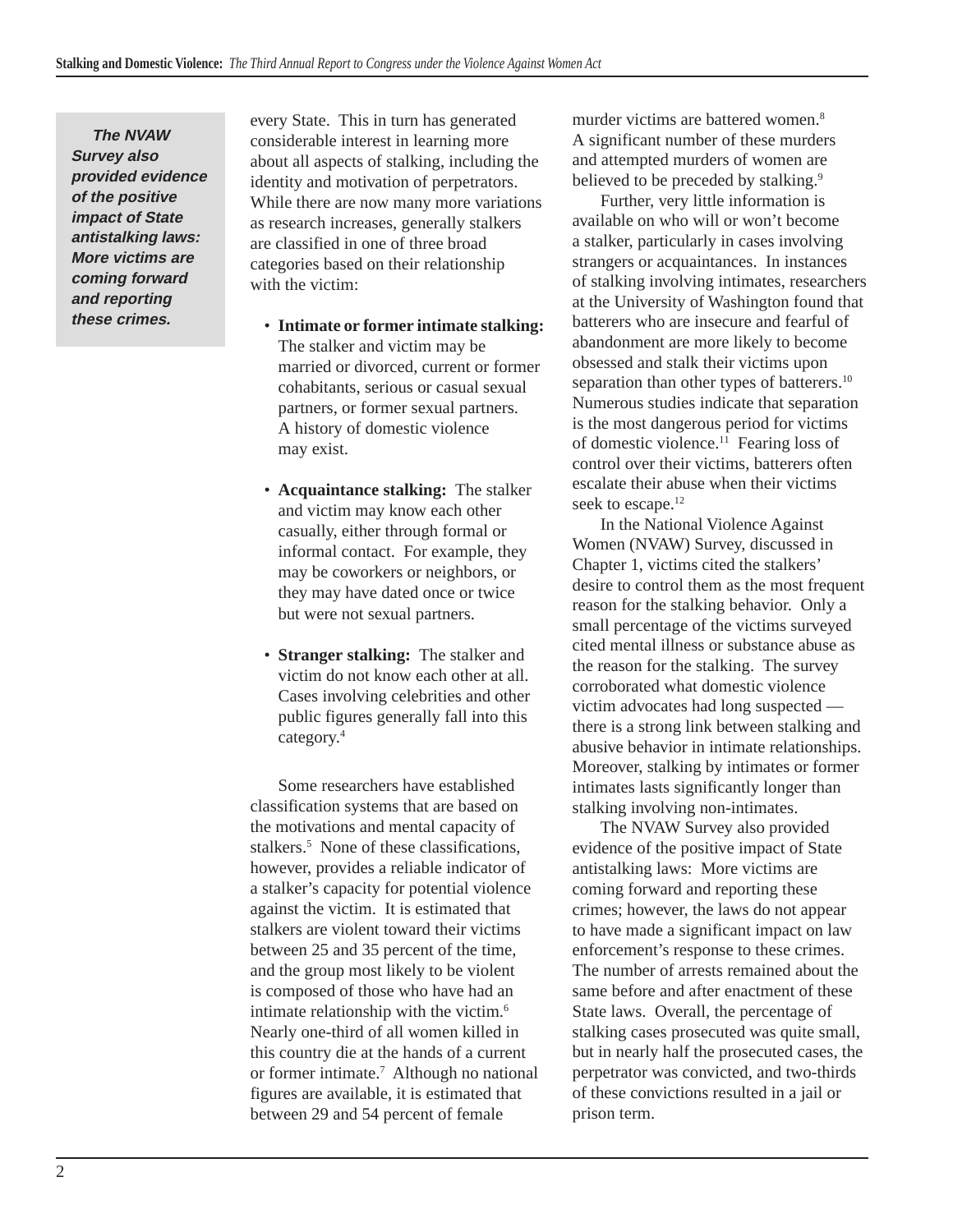> ***The NVAW Survey also provided evidence of the positive impact of State antistalking laws: More victims are coming forward and reporting these crimes.***

every State. This in turn has generated considerable interest in learning more about all aspects of stalking, including the identity and motivation of perpetrators. While there are now many more variations as research increases, generally stalkers are classified in one of three broad categories based on their relationship with the victim:

- **Intimate or former intimate stalking:** The stalker and victim may be married or divorced, current or former cohabitants, serious or casual sexual partners, or former sexual partners. A history of domestic violence may exist.
- **Acquaintance stalking:** The stalker and victim may know each other casually, either through formal or informal contact. For example, they may be coworkers or neighbors, or they may have dated once or twice but were not sexual partners.
- **Stranger stalking:** The stalker and victim do not know each other at all. Cases involving celebrities and other public figures generally fall into this category.[4]

Some researchers have established classification systems that are based on the motivations and mental capacity of stalkers.[5] None of these classifications, however, provides a reliable indicator of a stalker's capacity for potential violence against the victim. It is estimated that stalkers are violent toward their victims between 25 and 35 percent of the time, and the group most likely to be violent is composed of those who have had an intimate relationship with the victim.[6] Nearly one-third of all women killed in this country die at the hands of a current or former intimate.[7] Although no national figures are available, it is estimated that between 29 and 54 percent of female murder victims are battered women.[8] A significant number of these murders and attempted murders of women are believed to be preceded by stalking.[9]

Further, very little information is available on who will or won't become a stalker, particularly in cases involving strangers or acquaintances. In instances of stalking involving intimates, researchers at the University of Washington found that batterers who are insecure and fearful of abandonment are more likely to become obsessed and stalk their victims upon separation than other types of batterers.[10] Numerous studies indicate that separation is the most dangerous period for victims of domestic violence.[11] Fearing loss of control over their victims, batterers often escalate their abuse when their victims seek to escape.[12]

In the National Violence Against Women (NVAW) Survey, discussed in Chapter 1, victims cited the stalkers' desire to control them as the most frequent reason for the stalking behavior. Only a small percentage of the victims surveyed cited mental illness or substance abuse as the reason for the stalking. The survey corroborated what domestic violence victim advocates had long suspected — there is a strong link between stalking and abusive behavior in intimate relationships. Moreover, stalking by intimates or former intimates lasts significantly longer than stalking involving non-intimates.

The NVAW Survey also provided evidence of the positive impact of State antistalking laws: More victims are coming forward and reporting these crimes; however, the laws do not appear to have made a significant impact on law enforcement's response to these crimes. The number of arrests remained about the same before and after enactment of these State laws. Overall, the percentage of stalking cases prosecuted was quite small, but in nearly half the prosecuted cases, the perpetrator was convicted, and two-thirds of these convictions resulted in a jail or prison term.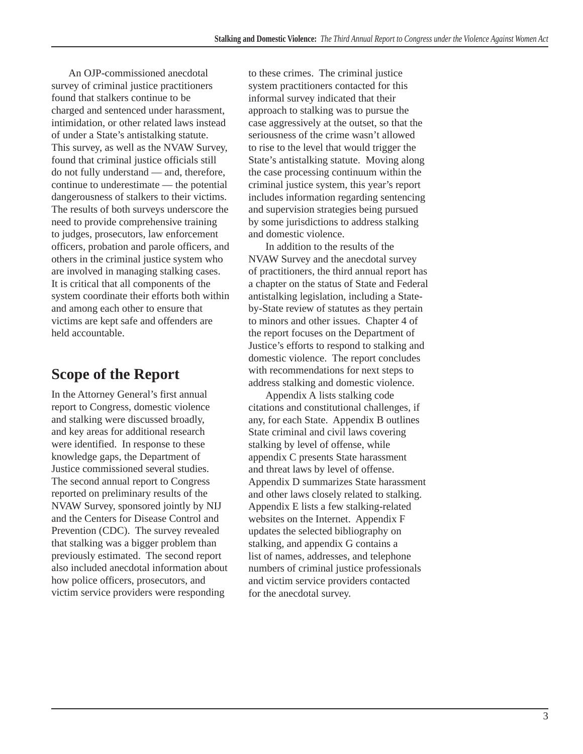An OJP-commissioned anecdotal survey of criminal justice practitioners found that stalkers continue to be charged and sentenced under harassment, intimidation, or other related laws instead of under a State's antistalking statute. This survey, as well as the NVAW Survey, found that criminal justice officials still do not fully understand — and, therefore, continue to underestimate — the potential dangerousness of stalkers to their victims. The results of both surveys underscore the need to provide comprehensive training to judges, prosecutors, law enforcement officers, probation and parole officers, and others in the criminal justice system who are involved in managing stalking cases. It is critical that all components of the system coordinate their efforts both within and among each other to ensure that victims are kept safe and offenders are held accountable.

## Scope of the Report

In the Attorney General's first annual report to Congress, domestic violence and stalking were discussed broadly, and key areas for additional research were identified. In response to these knowledge gaps, the Department of Justice commissioned several studies. The second annual report to Congress reported on preliminary results of the NVAW Survey, sponsored jointly by NIJ and the Centers for Disease Control and Prevention (CDC). The survey revealed that stalking was a bigger problem than previously estimated. The second report also included anecdotal information about how police officers, prosecutors, and victim service providers were responding to these crimes. The criminal justice system practitioners contacted for this informal survey indicated that their approach to stalking was to pursue the case aggressively at the outset, so that the seriousness of the crime wasn't allowed to rise to the level that would trigger the State's antistalking statute. Moving along the case processing continuum within the criminal justice system, this year's report includes information regarding sentencing and supervision strategies being pursued by some jurisdictions to address stalking and domestic violence.

In addition to the results of the NVAW Survey and the anecdotal survey of practitioners, the third annual report has a chapter on the status of State and Federal antistalking legislation, including a State-by-State review of statutes as they pertain to minors and other issues. Chapter 4 of the report focuses on the Department of Justice's efforts to respond to stalking and domestic violence. The report concludes with recommendations for next steps to address stalking and domestic violence.

Appendix A lists stalking code citations and constitutional challenges, if any, for each State. Appendix B outlines State criminal and civil laws covering stalking by level of offense, while appendix C presents State harassment and threat laws by level of offense. Appendix D summarizes State harassment and other laws closely related to stalking. Appendix E lists a few stalking-related websites on the Internet. Appendix F updates the selected bibliography on stalking, and appendix G contains a list of names, addresses, and telephone numbers of criminal justice professionals and victim service providers contacted for the anecdotal survey.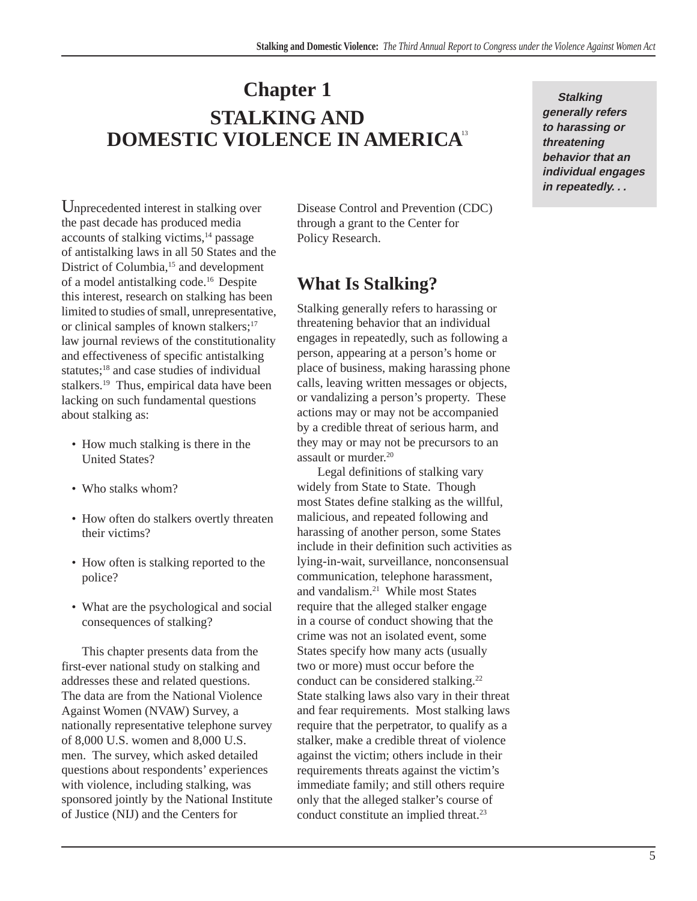# Chapter 1

## STALKING AND DOMESTIC VIOLENCE IN AMERICA[13]

> ***Stalking generally refers to harassing or threatening behavior that an individual engages in repeatedly. . .***

Unprecedented interest in stalking over the past decade has produced media accounts of stalking victims,[14] passage of antistalking laws in all 50 States and the District of Columbia,[15] and development of a model antistalking code.[16] Despite this interest, research on stalking has been limited to studies of small, unrepresentative, or clinical samples of known stalkers;[17] law journal reviews of the constitutionality and effectiveness of specific antistalking statutes;[18] and case studies of individual stalkers.[19] Thus, empirical data have been lacking on such fundamental questions about stalking as:

- How much stalking is there in the United States?
- Who stalks whom?
- How often do stalkers overtly threaten their victims?
- How often is stalking reported to the police?
- What are the psychological and social consequences of stalking?

This chapter presents data from the first-ever national study on stalking and addresses these and related questions. The data are from the National Violence Against Women (NVAW) Survey, a nationally representative telephone survey of 8,000 U.S. women and 8,000 U.S. men. The survey, which asked detailed questions about respondents' experiences with violence, including stalking, was sponsored jointly by the National Institute of Justice (NIJ) and the Centers for Disease Control and Prevention (CDC) through a grant to the Center for Policy Research.

## What Is Stalking?

Stalking generally refers to harassing or threatening behavior that an individual engages in repeatedly, such as following a person, appearing at a person's home or place of business, making harassing phone calls, leaving written messages or objects, or vandalizing a person's property. These actions may or may not be accompanied by a credible threat of serious harm, and they may or may not be precursors to an assault or murder.[20]

Legal definitions of stalking vary widely from State to State. Though most States define stalking as the willful, malicious, and repeated following and harassing of another person, some States include in their definition such activities as lying-in-wait, surveillance, nonconsensual communication, telephone harassment, and vandalism.[21] While most States require that the alleged stalker engage in a course of conduct showing that the crime was not an isolated event, some States specify how many acts (usually two or more) must occur before the conduct can be considered stalking.[22] State stalking laws also vary in their threat and fear requirements. Most stalking laws require that the perpetrator, to qualify as a stalker, make a credible threat of violence against the victim; others include in their requirements threats against the victim's immediate family; and still others require only that the alleged stalker's course of conduct constitute an implied threat.[23]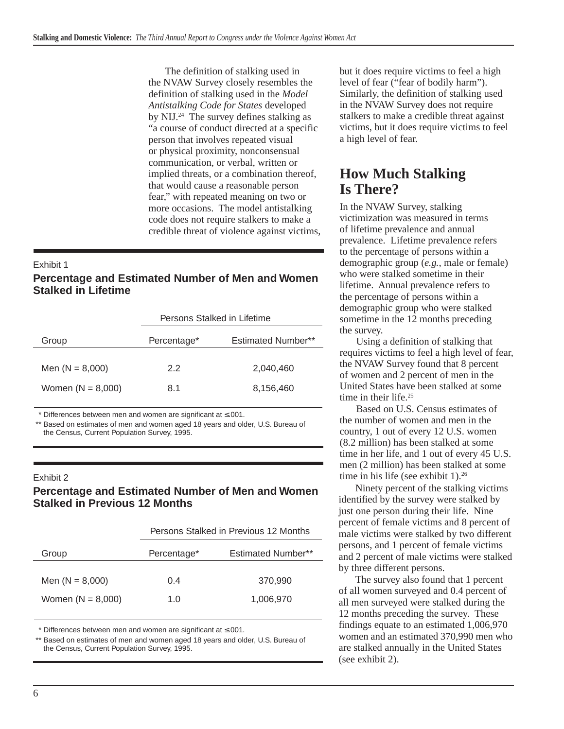The definition of stalking used in the NVAW Survey closely resembles the definition of stalking used in the *Model Antistalking Code for States* developed by NIJ.[24] The survey defines stalking as "a course of conduct directed at a specific person that involves repeated visual or physical proximity, nonconsensual communication, or verbal, written or implied threats, or a combination thereof, that would cause a reasonable person fear," with repeated meaning on two or more occasions. The model antistalking code does not require stalkers to make a credible threat of violence against victims, but it does require victims to feel a high level of fear ("fear of bodily harm"). Similarly, the definition of stalking used in the NVAW Survey does not require stalkers to make a credible threat against victims, but it does require victims to feel a high level of fear.

Exhibit 1

**Percentage and Estimated Number of Men and Women Stalked in Lifetime**

| | Persons Stalked in Lifetime | |
|---|---|---|
| Group | Percentage* | Estimated Number** |
| Men (N = 8,000) | 2.2 | 2,040,460 |
| Women (N = 8,000) | 8.1 | 8,156,460 |

\* Differences between men and women are significant at ≤ .001.

** Based on estimates of men and women aged 18 years and older, U.S. Bureau of the Census, Current Population Survey, 1995.

Exhibit 2

**Percentage and Estimated Number of Men and Women Stalked in Previous 12 Months**

| | Persons Stalked in Previous 12 Months | |
|---|---|---|
| Group | Percentage* | Estimated Number** |
| Men (N = 8,000) | 0.4 | 370,990 |
| Women (N = 8,000) | 1.0 | 1,006,970 |

\* Differences between men and women are significant at ≤ .001.

** Based on estimates of men and women aged 18 years and older, U.S. Bureau of the Census, Current Population Survey, 1995.

## How Much Stalking Is There?

In the NVAW Survey, stalking victimization was measured in terms of lifetime prevalence and annual prevalence. Lifetime prevalence refers to the percentage of persons within a demographic group (*e.g.*, male or female) who were stalked sometime in their lifetime. Annual prevalence refers to the percentage of persons within a demographic group who were stalked sometime in the 12 months preceding the survey.

Using a definition of stalking that requires victims to feel a high level of fear, the NVAW Survey found that 8 percent of women and 2 percent of men in the United States have been stalked at some time in their life.[25]

Based on U.S. Census estimates of the number of women and men in the country, 1 out of every 12 U.S. women (8.2 million) has been stalked at some time in her life, and 1 out of every 45 U.S. men (2 million) has been stalked at some time in his life (see exhibit 1).[26]

Ninety percent of the stalking victims identified by the survey were stalked by just one person during their life. Nine percent of female victims and 8 percent of male victims were stalked by two different persons, and 1 percent of female victims and 2 percent of male victims were stalked by three different persons.

The survey also found that 1 percent of all women surveyed and 0.4 percent of all men surveyed were stalked during the 12 months preceding the survey. These findings equate to an estimated 1,006,970 women and an estimated 370,990 men who are stalked annually in the United States (see exhibit 2).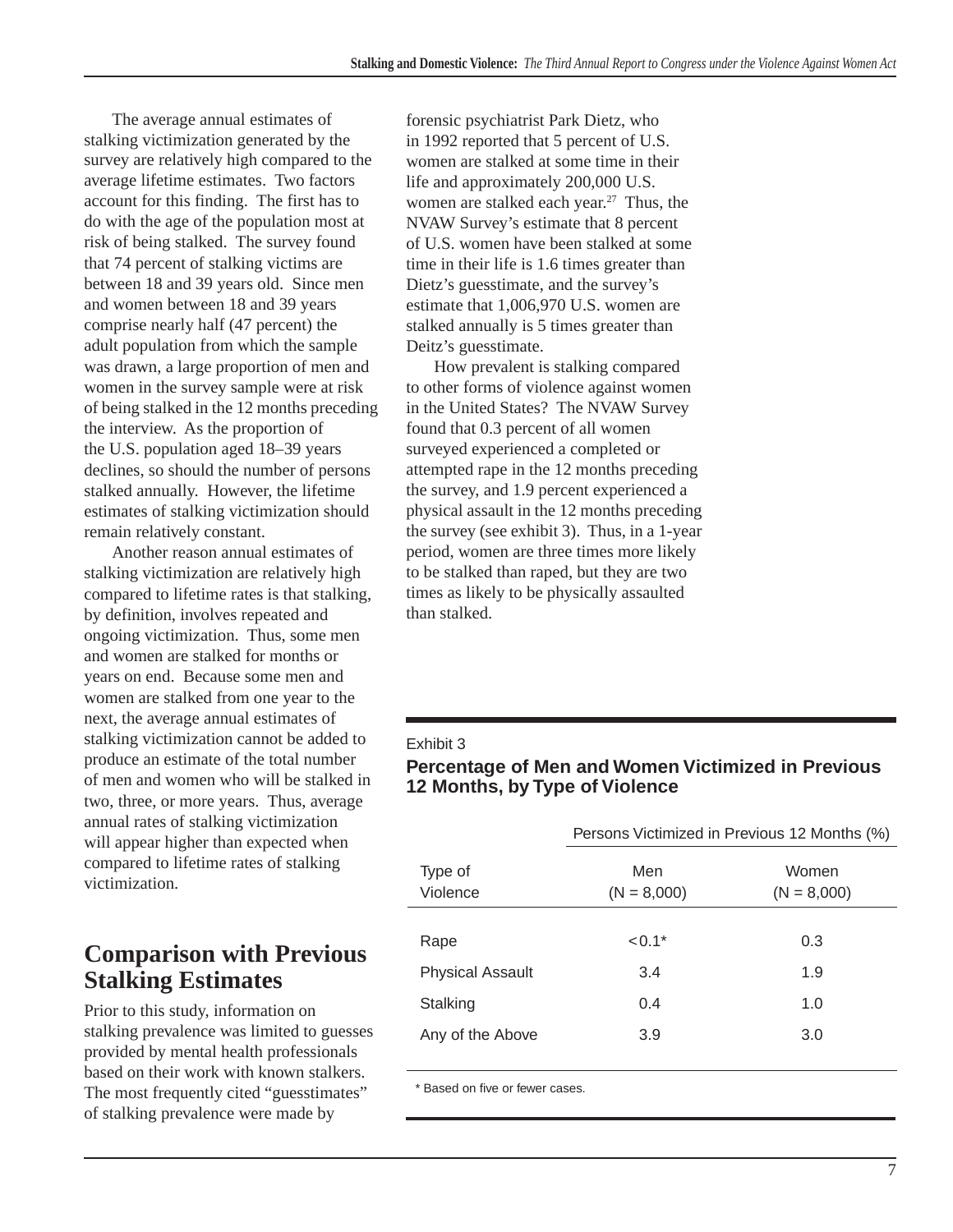The average annual estimates of stalking victimization generated by the survey are relatively high compared to the average lifetime estimates. Two factors account for this finding. The first has to do with the age of the population most at risk of being stalked. The survey found that 74 percent of stalking victims are between 18 and 39 years old. Since men and women between 18 and 39 years comprise nearly half (47 percent) the adult population from which the sample was drawn, a large proportion of men and women in the survey sample were at risk of being stalked in the 12 months preceding the interview. As the proportion of the U.S. population aged 18–39 years declines, so should the number of persons stalked annually. However, the lifetime estimates of stalking victimization should remain relatively constant.

Another reason annual estimates of stalking victimization are relatively high compared to lifetime rates is that stalking, by definition, involves repeated and ongoing victimization. Thus, some men and women are stalked for months or years on end. Because some men and women are stalked from one year to the next, the average annual estimates of stalking victimization cannot be added to produce an estimate of the total number of men and women who will be stalked in two, three, or more years. Thus, average annual rates of stalking victimization will appear higher than expected when compared to lifetime rates of stalking victimization.

## Comparison with Previous Stalking Estimates

Prior to this study, information on stalking prevalence was limited to guesses provided by mental health professionals based on their work with known stalkers. The most frequently cited "guesstimates" of stalking prevalence were made by forensic psychiatrist Park Dietz, who in 1992 reported that 5 percent of U.S. women are stalked at some time in their life and approximately 200,000 U.S. women are stalked each year.[27] Thus, the NVAW Survey's estimate that 8 percent of U.S. women have been stalked at some time in their life is 1.6 times greater than Dietz's guesstimate, and the survey's estimate that 1,006,970 U.S. women are stalked annually is 5 times greater than Deitz's guesstimate.

How prevalent is stalking compared to other forms of violence against women in the United States? The NVAW Survey found that 0.3 percent of all women surveyed experienced a completed or attempted rape in the 12 months preceding the survey, and 1.9 percent experienced a physical assault in the 12 months preceding the survey (see exhibit 3). Thus, in a 1-year period, women are three times more likely to be stalked than raped, but they are two times as likely to be physically assaulted than stalked.

Exhibit 3

**Percentage of Men and Women Victimized in Previous 12 Months, by Type of Violence**

| | Persons Victimized in Previous 12 Months (%) | |
|---|---|---|
| Type of Violence | Men (N = 8,000) | Women (N = 8,000) |
| Rape | <0.1* | 0.3 |
| Physical Assault | 3.4 | 1.9 |
| Stalking | 0.4 | 1.0 |
| Any of the Above | 3.9 | 3.0 |

* Based on five or fewer cases.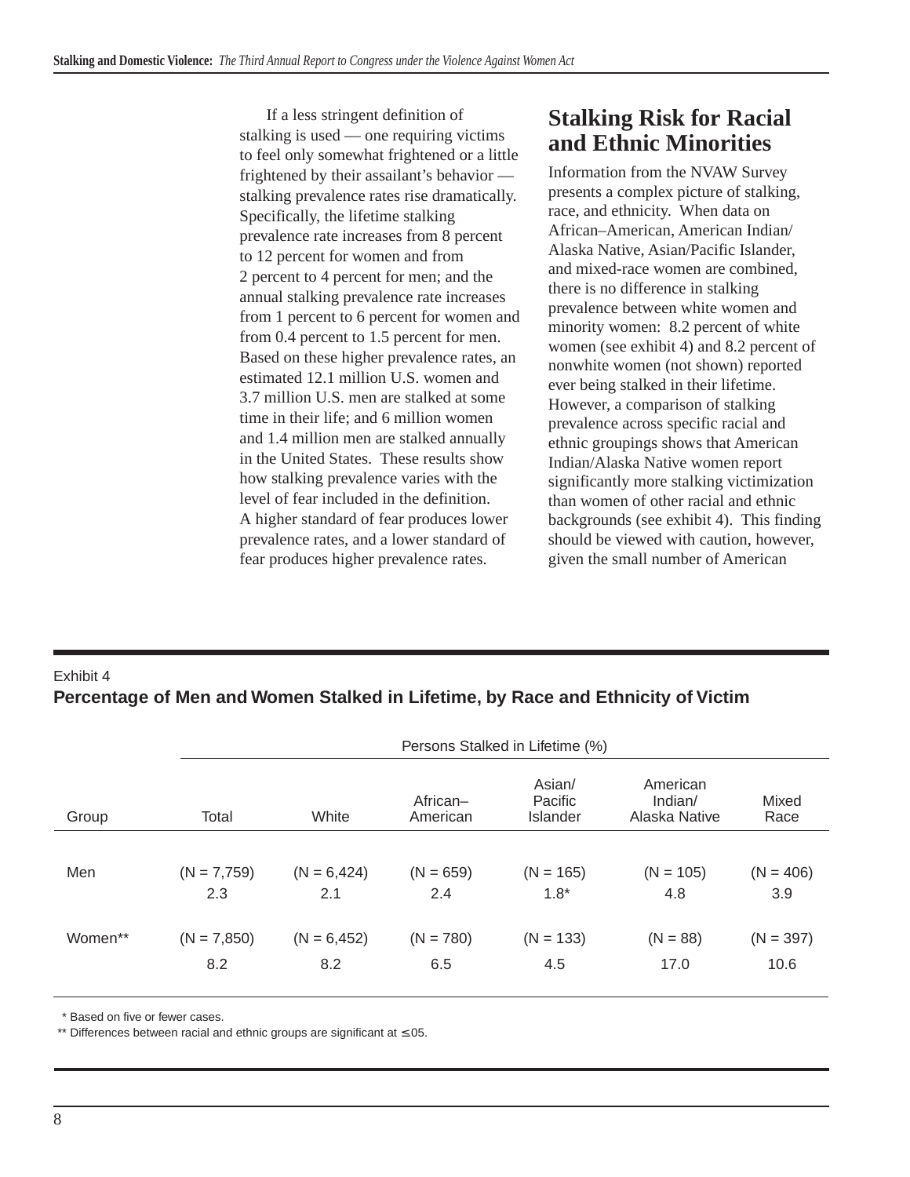If a less stringent definition of stalking is used — one requiring victims to feel only somewhat frightened or a little frightened by their assailant's behavior — stalking prevalence rates rise dramatically. Specifically, the lifetime stalking prevalence rate increases from 8 percent to 12 percent for women and from 2 percent to 4 percent for men; and the annual stalking prevalence rate increases from 1 percent to 6 percent for women and from 0.4 percent to 1.5 percent for men. Based on these higher prevalence rates, an estimated 12.1 million U.S. women and 3.7 million U.S. men are stalked at some time in their life; and 6 million women and 1.4 million men are stalked annually in the United States. These results show how stalking prevalence varies with the level of fear included in the definition. A higher standard of fear produces lower prevalence rates, and a lower standard of fear produces higher prevalence rates.

## Stalking Risk for Racial and Ethnic Minorities

Information from the NVAW Survey presents a complex picture of stalking, race, and ethnicity. When data on African–American, American Indian/Alaska Native, Asian/Pacific Islander, and mixed-race women are combined, there is no difference in stalking prevalence between white women and minority women: 8.2 percent of white women (see exhibit 4) and 8.2 percent of nonwhite women (not shown) reported ever being stalked in their lifetime. However, a comparison of stalking prevalence across specific racial and ethnic groupings shows that American Indian/Alaska Native women report significantly more stalking victimization than women of other racial and ethnic backgrounds (see exhibit 4). This finding should be viewed with caution, however, given the small number of American

Exhibit 4

**Percentage of Men and Women Stalked in Lifetime, by Race and Ethnicity of Victim**

| | Persons Stalked in Lifetime (%) | | | | | |
|---|---|---|---|---|---|---|
| Group | Total | White | African–American | Asian/Pacific Islander | American Indian/Alaska Native | Mixed Race |
| Men | (N = 7,759) 2.3 | (N = 6,424) 2.1 | (N = 659) 2.4 | (N = 165) 1.8* | (N = 105) 4.8 | (N = 406) 3.9 |
| Women** | (N = 7,850) 8.2 | (N = 6,452) 8.2 | (N = 780) 6.5 | (N = 133) 4.5 | (N = 88) 17.0 | (N = 397) 10.6 |

\* Based on five or fewer cases.

\*\* Differences between racial and ethnic groups are significant at ≤ .05.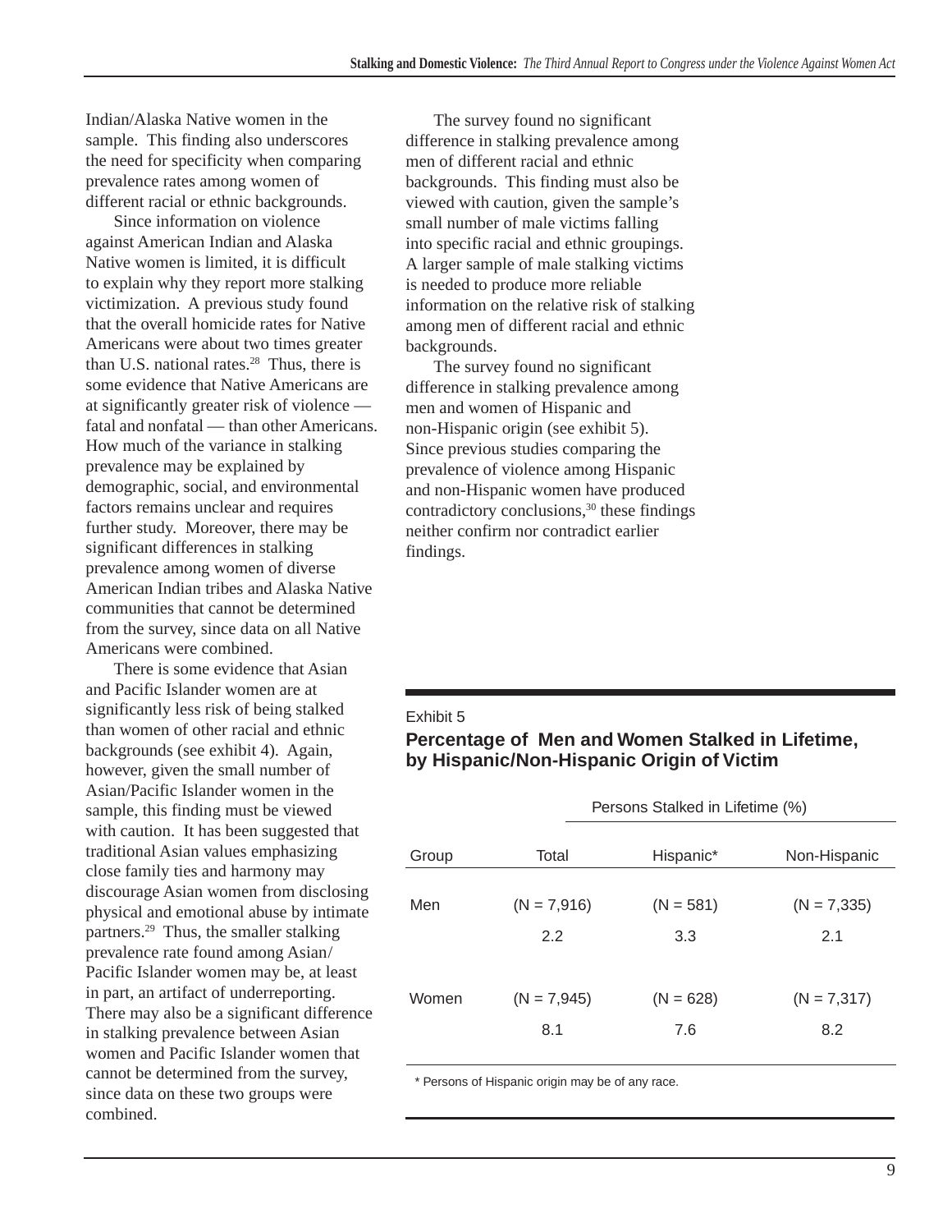Indian/Alaska Native women in the sample. This finding also underscores the need for specificity when comparing prevalence rates among women of different racial or ethnic backgrounds.

Since information on violence against American Indian and Alaska Native women is limited, it is difficult to explain why they report more stalking victimization. A previous study found that the overall homicide rates for Native Americans were about two times greater than U.S. national rates.[28] Thus, there is some evidence that Native Americans are at significantly greater risk of violence — fatal and nonfatal — than other Americans. How much of the variance in stalking prevalence may be explained by demographic, social, and environmental factors remains unclear and requires further study. Moreover, there may be significant differences in stalking prevalence among women of diverse American Indian tribes and Alaska Native communities that cannot be determined from the survey, since data on all Native Americans were combined.

There is some evidence that Asian and Pacific Islander women are at significantly less risk of being stalked than women of other racial and ethnic backgrounds (see exhibit 4). Again, however, given the small number of Asian/Pacific Islander women in the sample, this finding must be viewed with caution. It has been suggested that traditional Asian values emphasizing close family ties and harmony may discourage Asian women from disclosing physical and emotional abuse by intimate partners.[29] Thus, the smaller stalking prevalence rate found among Asian/ Pacific Islander women may be, at least in part, an artifact of underreporting. There may also be a significant difference in stalking prevalence between Asian women and Pacific Islander women that cannot be determined from the survey, since data on these two groups were combined.

The survey found no significant difference in stalking prevalence among men of different racial and ethnic backgrounds. This finding must also be viewed with caution, given the sample's small number of male victims falling into specific racial and ethnic groupings. A larger sample of male stalking victims is needed to produce more reliable information on the relative risk of stalking among men of different racial and ethnic backgrounds.

The survey found no significant difference in stalking prevalence among men and women of Hispanic and non-Hispanic origin (see exhibit 5). Since previous studies comparing the prevalence of violence among Hispanic and non-Hispanic women have produced contradictory conclusions,[30] these findings neither confirm nor contradict earlier findings.

Exhibit 5

**Percentage of Men and Women Stalked in Lifetime, by Hispanic/Non-Hispanic Origin of Victim**

| | Persons Stalked in Lifetime (%) | | |
|---|---|---|---|
| Group | Total | Hispanic* | Non-Hispanic |
| Men | (N = 7,916) | (N = 581) | (N = 7,335) |
| | 2.2 | 3.3 | 2.1 |
| Women | (N = 7,945) | (N = 628) | (N = 7,317) |
| | 8.1 | 7.6 | 8.2 |

\* Persons of Hispanic origin may be of any race.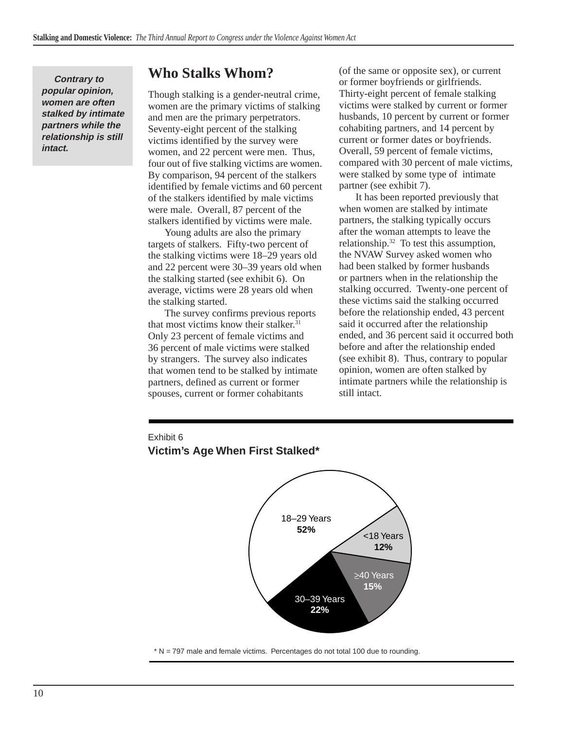**Contrary to popular opinion, women are often stalked by intimate partners while the relationship is still intact.**

## Who Stalks Whom?

Though stalking is a gender-neutral crime, women are the primary victims of stalking and men are the primary perpetrators. Seventy-eight percent of the stalking victims identified by the survey were women, and 22 percent were men. Thus, four out of five stalking victims are women. By comparison, 94 percent of the stalkers identified by female victims and 60 percent of the stalkers identified by male victims were male. Overall, 87 percent of the stalkers identified by victims were male.

Young adults are also the primary targets of stalkers. Fifty-two percent of the stalking victims were 18–29 years old and 22 percent were 30–39 years old when the stalking started (see exhibit 6). On average, victims were 28 years old when the stalking started.

The survey confirms previous reports that most victims know their stalker.[31] Only 23 percent of female victims and 36 percent of male victims were stalked by strangers. The survey also indicates that women tend to be stalked by intimate partners, defined as current or former spouses, current or former cohabitants (of the same or opposite sex), or current or former boyfriends or girlfriends. Thirty-eight percent of female stalking victims were stalked by current or former husbands, 10 percent by current or former cohabiting partners, and 14 percent by current or former dates or boyfriends. Overall, 59 percent of female victims, compared with 30 percent of male victims, were stalked by some type of intimate partner (see exhibit 7).

It has been reported previously that when women are stalked by intimate partners, the stalking typically occurs after the woman attempts to leave the relationship.[32] To test this assumption, the NVAW Survey asked women who had been stalked by former husbands or partners when in the relationship the stalking occurred. Twenty-one percent of these victims said the stalking occurred before the relationship ended, 43 percent said it occurred after the relationship ended, and 36 percent said it occurred both before and after the relationship ended (see exhibit 8). Thus, contrary to popular opinion, women are often stalked by intimate partners while the relationship is still intact.

Exhibit 6

**Victim's Age When First Stalked***

| Age | Percent |
|---|---|
| <18 Years | 12% |
| 18–29 Years | 52% |
| 30–39 Years | 22% |
| ≥40 Years | 15% |

\* N = 797 male and female victims. Percentages do not total 100 due to rounding.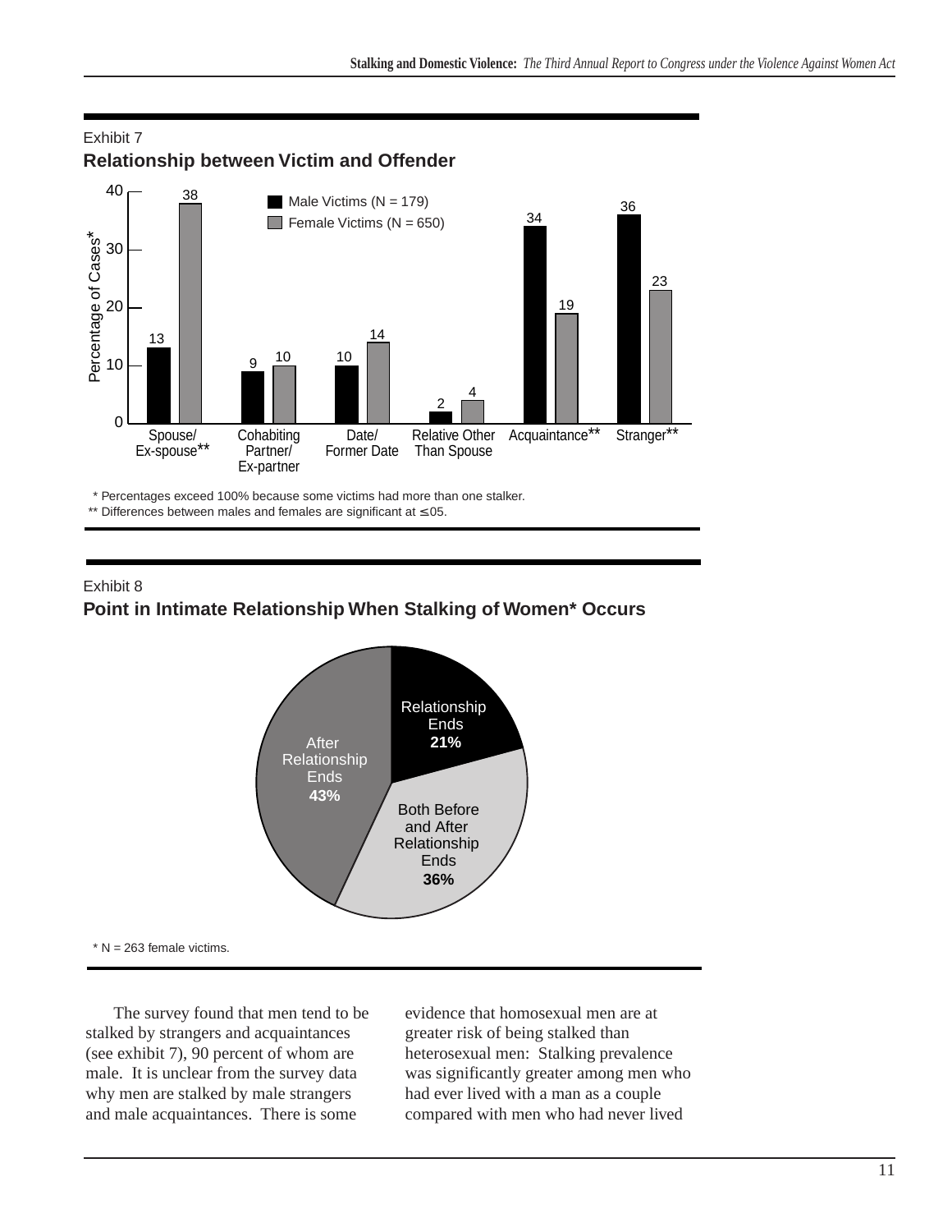Exhibit 7

**Relationship between Victim and Offender**

| Relationship | Male Victims (N = 179) | Female Victims (N = 650) |
| --- | --- | --- |
| Spouse/Ex-spouse** | 13 | 38 |
| Cohabiting Partner/Ex-partner | 9 | 10 |
| Date/Former Date | 10 | 14 |
| Relative Other Than Spouse | 2 | 4 |
| Acquaintance** | 34 | 19 |
| Stranger** | 36 | 23 |

Percentage of Cases*

\* Percentages exceed 100% because some victims had more than one stalker.
** Differences between males and females are significant at ≤.05.

Exhibit 8

**Point in Intimate Relationship When Stalking of Women* Occurs**

| Point in Relationship | Percent |
| --- | --- |
| Relationship Ends | 21% |
| Both Before and After Relationship Ends | 36% |
| After Relationship Ends | 43% |

\* N = 263 female victims.

The survey found that men tend to be stalked by strangers and acquaintances (see exhibit 7), 90 percent of whom are male. It is unclear from the survey data why men are stalked by male strangers and male acquaintances. There is some evidence that homosexual men are at greater risk of being stalked than heterosexual men: Stalking prevalence was significantly greater among men who had ever lived with a man as a couple compared with men who had never lived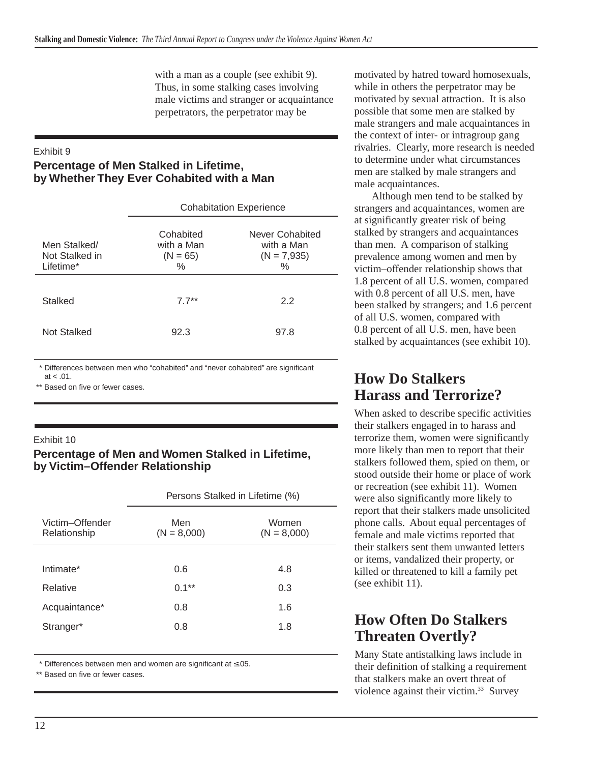with a man as a couple (see exhibit 9). Thus, in some stalking cases involving male victims and stranger or acquaintance perpetrators, the perpetrator may be motivated by hatred toward homosexuals, while in others the perpetrator may be motivated by sexual attraction. It is also possible that some men are stalked by male strangers and male acquaintances in the context of inter- or intragroup gang rivalries. Clearly, more research is needed to determine under what circumstances men are stalked by male strangers and male acquaintances.

Exhibit 9

**Percentage of Men Stalked in Lifetime, by Whether They Ever Cohabited with a Man**

| | Cohabitation Experience | |
|---|---|---|
| Men Stalked/ Not Stalked in Lifetime* | Cohabited with a Man (N = 65) % | Never Cohabited with a Man (N = 7,935) % |
| Stalked | 7.7** | 2.2 |
| Not Stalked | 92.3 | 97.8 |

\* Differences between men who "cohabited" and "never cohabited" are significant at < .01.

** Based on five or fewer cases.

Although men tend to be stalked by strangers and acquaintances, women are at significantly greater risk of being stalked by strangers and acquaintances than men. A comparison of stalking prevalence among women and men by victim–offender relationship shows that 1.8 percent of all U.S. women, compared with 0.8 percent of all U.S. men, have been stalked by strangers; and 1.6 percent of all U.S. women, compared with 0.8 percent of all U.S. men, have been stalked by acquaintances (see exhibit 10).

Exhibit 10

**Percentage of Men and Women Stalked in Lifetime, by Victim–Offender Relationship**

| | Persons Stalked in Lifetime (%) | |
|---|---|---|
| Victim–Offender Relationship | Men (N = 8,000) | Women (N = 8,000) |
| Intimate* | 0.6 | 4.8 |
| Relative | 0.1** | 0.3 |
| Acquaintance* | 0.8 | 1.6 |
| Stranger* | 0.8 | 1.8 |

\* Differences between men and women are significant at ≤ .05.

** Based on five or fewer cases.

## How Do Stalkers Harass and Terrorize?

When asked to describe specific activities their stalkers engaged in to harass and terrorize them, women were significantly more likely than men to report that their stalkers followed them, spied on them, or stood outside their home or place of work or recreation (see exhibit 11). Women were also significantly more likely to report that their stalkers made unsolicited phone calls. About equal percentages of female and male victims reported that their stalkers sent them unwanted letters or items, vandalized their property, or killed or threatened to kill a family pet (see exhibit 11).

## How Often Do Stalkers Threaten Overtly?

Many State antistalking laws include in their definition of stalking a requirement that stalkers make an overt threat of violence against their victim.[33] Survey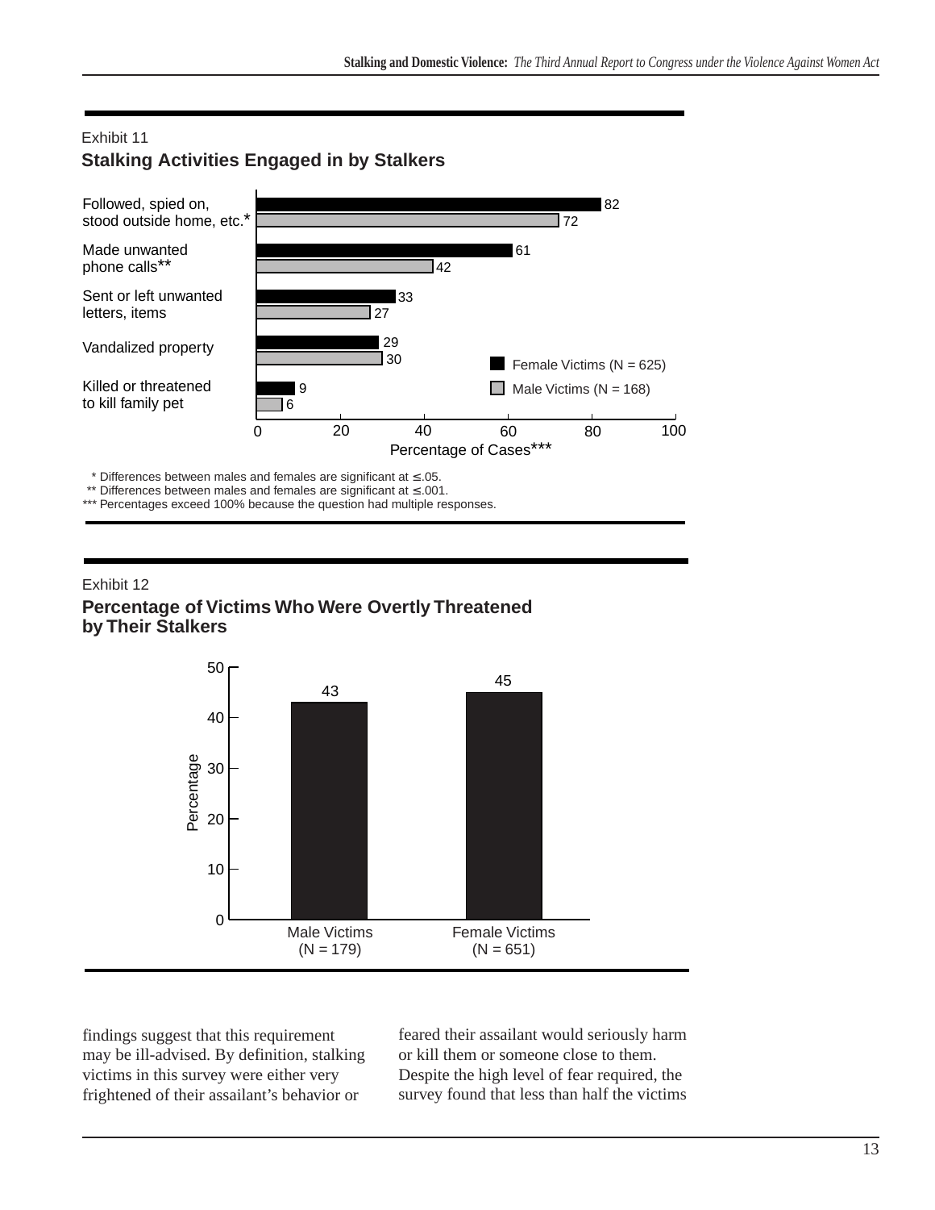Exhibit 11

**Stalking Activities Engaged in by Stalkers**

| Activity | Female Victims (N = 625) | Male Victims (N = 168) |
|---|---|---|
| Followed, spied on, stood outside home, etc.* | 82 | 72 |
| Made unwanted phone calls** | 61 | 42 |
| Sent or left unwanted letters, items | 33 | 27 |
| Vandalized property | 29 | 30 |
| Killed or threatened to kill family pet | 9 | 6 |

Percentage of Cases***

* Differences between males and females are significant at ≤ .05.
** Differences between males and females are significant at ≤ .001.
*** Percentages exceed 100% because the question had multiple responses.

Exhibit 12

**Percentage of Victims Who Were Overtly Threatened by Their Stalkers**

| | Percentage |
|---|---|
| Male Victims (N = 179) | 43 |
| Female Victims (N = 651) | 45 |

findings suggest that this requirement may be ill-advised. By definition, stalking victims in this survey were either very frightened of their assailant's behavior or feared their assailant would seriously harm or kill them or someone close to them. Despite the high level of fear required, the survey found that less than half the victims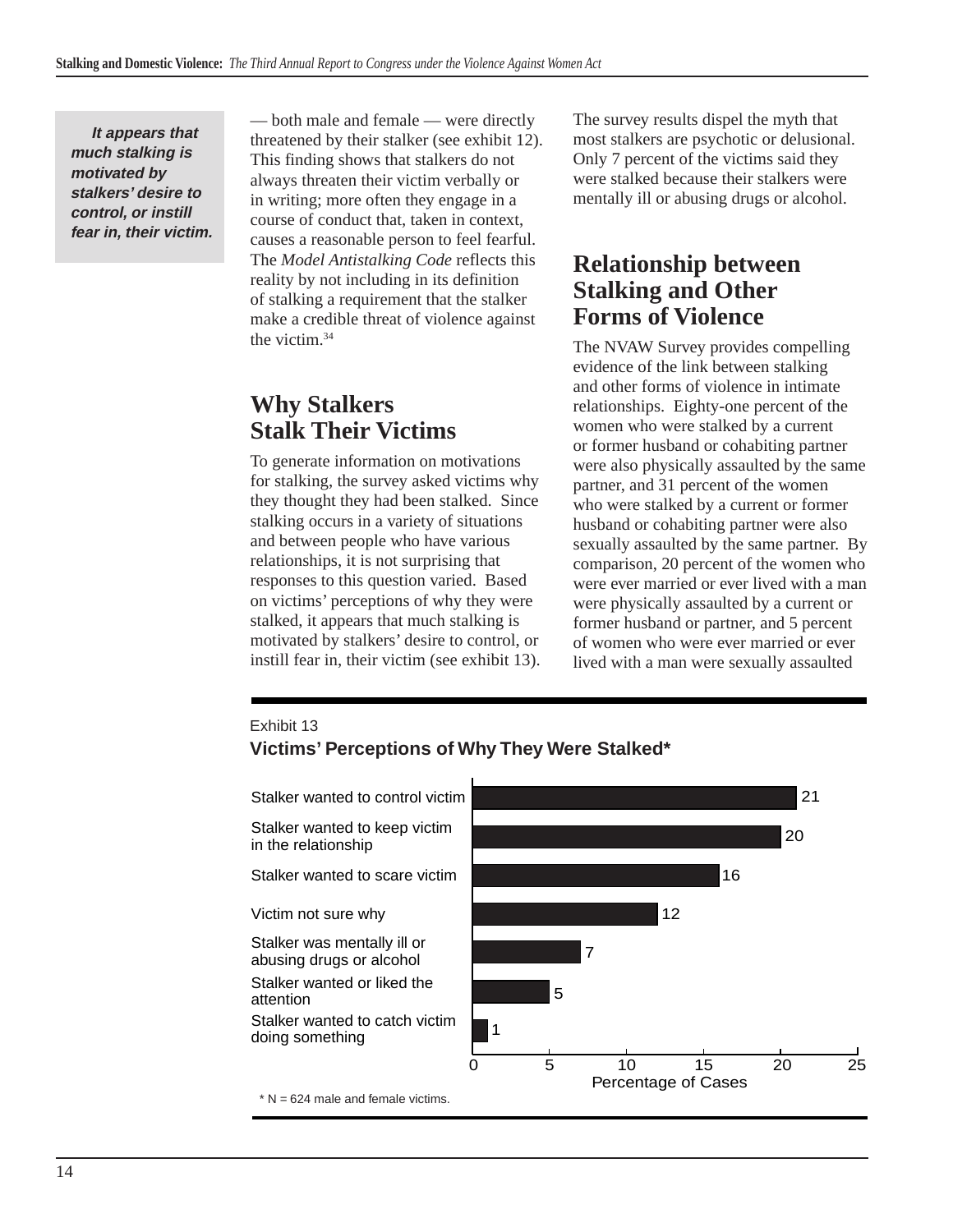*It appears that much stalking is motivated by stalkers' desire to control, or instill fear in, their victim.*

— both male and female — were directly threatened by their stalker (see exhibit 12). This finding shows that stalkers do not always threaten their victim verbally or in writing; more often they engage in a course of conduct that, taken in context, causes a reasonable person to feel fearful. The *Model Antistalking Code* reflects this reality by not including in its definition of stalking a requirement that the stalker make a credible threat of violence against the victim.[34]

## Why Stalkers Stalk Their Victims

To generate information on motivations for stalking, the survey asked victims why they thought they had been stalked. Since stalking occurs in a variety of situations and between people who have various relationships, it is not surprising that responses to this question varied. Based on victims' perceptions of why they were stalked, it appears that much stalking is motivated by stalkers' desire to control, or instill fear in, their victim (see exhibit 13).

The survey results dispel the myth that most stalkers are psychotic or delusional. Only 7 percent of the victims said they were stalked because their stalkers were mentally ill or abusing drugs or alcohol.

## Relationship between Stalking and Other Forms of Violence

The NVAW Survey provides compelling evidence of the link between stalking and other forms of violence in intimate relationships. Eighty-one percent of the women who were stalked by a current or former husband or cohabiting partner were also physically assaulted by the same partner, and 31 percent of the women who were stalked by a current or former husband or cohabiting partner were also sexually assaulted by the same partner. By comparison, 20 percent of the women who were ever married or ever lived with a man were physically assaulted by a current or former husband or partner, and 5 percent of women who were ever married or ever lived with a man were sexually assaulted

Exhibit 13

**Victims' Perceptions of Why They Were Stalked***

| Reason | Percentage of Cases |
|---|---|
| Stalker wanted to control victim | 21 |
| Stalker wanted to keep victim in the relationship | 20 |
| Stalker wanted to scare victim | 16 |
| Victim not sure why | 12 |
| Stalker was mentally ill or abusing drugs or alcohol | 7 |
| Stalker wanted or liked the attention | 5 |
| Stalker wanted to catch victim doing something | 1 |

\* N = 624 male and female victims.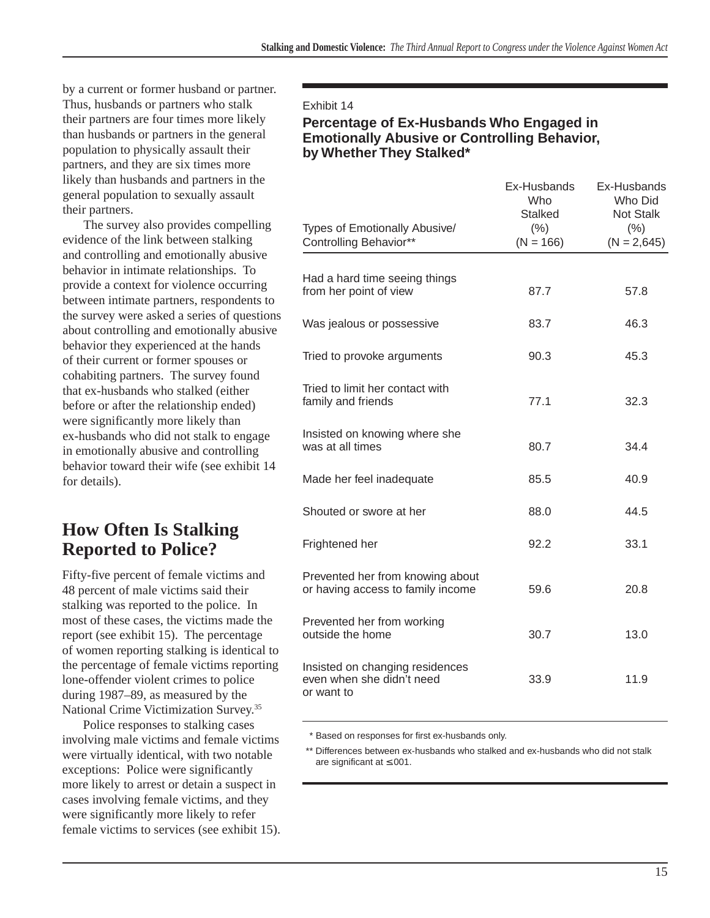by a current or former husband or partner. Thus, husbands or partners who stalk their partners are four times more likely than husbands or partners in the general population to physically assault their partners, and they are six times more likely than husbands and partners in the general population to sexually assault their partners.

The survey also provides compelling evidence of the link between stalking and controlling and emotionally abusive behavior in intimate relationships. To provide a context for violence occurring between intimate partners, respondents to the survey were asked a series of questions about controlling and emotionally abusive behavior they experienced at the hands of their current or former spouses or cohabiting partners. The survey found that ex-husbands who stalked (either before or after the relationship ended) were significantly more likely than ex-husbands who did not stalk to engage in emotionally abusive and controlling behavior toward their wife (see exhibit 14 for details).

## How Often Is Stalking Reported to Police?

Fifty-five percent of female victims and 48 percent of male victims said their stalking was reported to the police. In most of these cases, the victims made the report (see exhibit 15). The percentage of women reporting stalking is identical to the percentage of female victims reporting lone-offender violent crimes to police during 1987–89, as measured by the National Crime Victimization Survey.[35]

Police responses to stalking cases involving male victims and female victims were virtually identical, with two notable exceptions: Police were significantly more likely to arrest or detain a suspect in cases involving female victims, and they were significantly more likely to refer female victims to services (see exhibit 15).

Exhibit 14

**Percentage of Ex-Husbands Who Engaged in Emotionally Abusive or Controlling Behavior, by Whether They Stalked***

| Types of Emotionally Abusive/ Controlling Behavior** | Ex-Husbands Who Stalked (%) (N = 166) | Ex-Husbands Who Did Not Stalk (%) (N = 2,645) |
|---|---|---|
| Had a hard time seeing things from her point of view | 87.7 | 57.8 |
| Was jealous or possessive | 83.7 | 46.3 |
| Tried to provoke arguments | 90.3 | 45.3 |
| Tried to limit her contact with family and friends | 77.1 | 32.3 |
| Insisted on knowing where she was at all times | 80.7 | 34.4 |
| Made her feel inadequate | 85.5 | 40.9 |
| Shouted or swore at her | 88.0 | 44.5 |
| Frightened her | 92.2 | 33.1 |
| Prevented her from knowing about or having access to family income | 59.6 | 20.8 |
| Prevented her from working outside the home | 30.7 | 13.0 |
| Insisted on changing residences even when she didn't need or want to | 33.9 | 11.9 |

\* Based on responses for first ex-husbands only.

** Differences between ex-husbands who stalked and ex-husbands who did not stalk are significant at ≤ .001.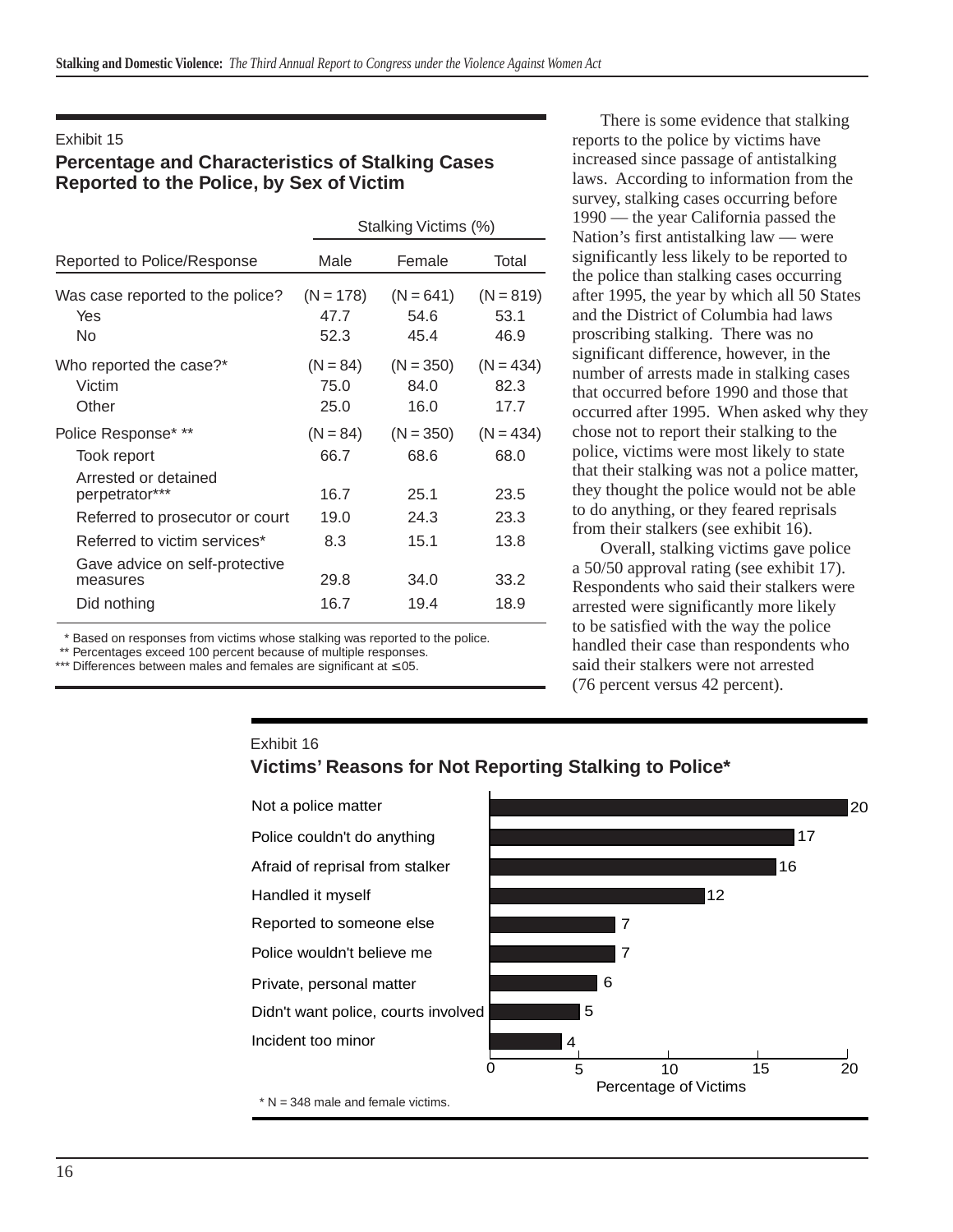Exhibit 15

### Percentage and Characteristics of Stalking Cases Reported to the Police, by Sex of Victim

| | Stalking Victims (%) | | |
|---|---|---|---|
| Reported to Police/Response | Male | Female | Total |
| Was case reported to the police? | (N = 178) | (N = 641) | (N = 819) |
| Yes | 47.7 | 54.6 | 53.1 |
| No | 52.3 | 45.4 | 46.9 |
| Who reported the case?* | (N = 84) | (N = 350) | (N = 434) |
| Victim | 75.0 | 84.0 | 82.3 |
| Other | 25.0 | 16.0 | 17.7 |
| Police Response* ** | (N = 84) | (N = 350) | (N = 434) |
| Took report | 66.7 | 68.6 | 68.0 |
| Arrested or detained perpetrator*** | 16.7 | 25.1 | 23.5 |
| Referred to prosecutor or court | 19.0 | 24.3 | 23.3 |
| Referred to victim services* | 8.3 | 15.1 | 13.8 |
| Gave advice on self-protective measures | 29.8 | 34.0 | 33.2 |
| Did nothing | 16.7 | 19.4 | 18.9 |

\* Based on responses from victims whose stalking was reported to the police.
** Percentages exceed 100 percent because of multiple responses.
*** Differences between males and females are significant at ≤.05.

There is some evidence that stalking reports to the police by victims have increased since passage of antistalking laws. According to information from the survey, stalking cases occurring before 1990 — the year California passed the Nation's first antistalking law — were significantly less likely to be reported to the police than stalking cases occurring after 1995, the year by which all 50 States and the District of Columbia had laws proscribing stalking. There was no significant difference, however, in the number of arrests made in stalking cases that occurred before 1990 and those that occurred after 1995. When asked why they chose not to report their stalking to the police, victims were most likely to state that their stalking was not a police matter, they thought the police would not be able to do anything, or they feared reprisals from their stalkers (see exhibit 16).

Overall, stalking victims gave police a 50/50 approval rating (see exhibit 17). Respondents who said their stalkers were arrested were significantly more likely to be satisfied with the way the police handled their case than respondents who said their stalkers were not arrested (76 percent versus 42 percent).

Exhibit 16

### Victims' Reasons for Not Reporting Stalking to Police*

| Reason | Percentage of Victims |
|---|---|
| Not a police matter | 20 |
| Police couldn't do anything | 17 |
| Afraid of reprisal from stalker | 16 |
| Handled it myself | 12 |
| Reported to someone else | 7 |
| Police wouldn't believe me | 7 |
| Private, personal matter | 6 |
| Didn't want police, courts involved | 5 |
| Incident too minor | 4 |

\* N = 348 male and female victims.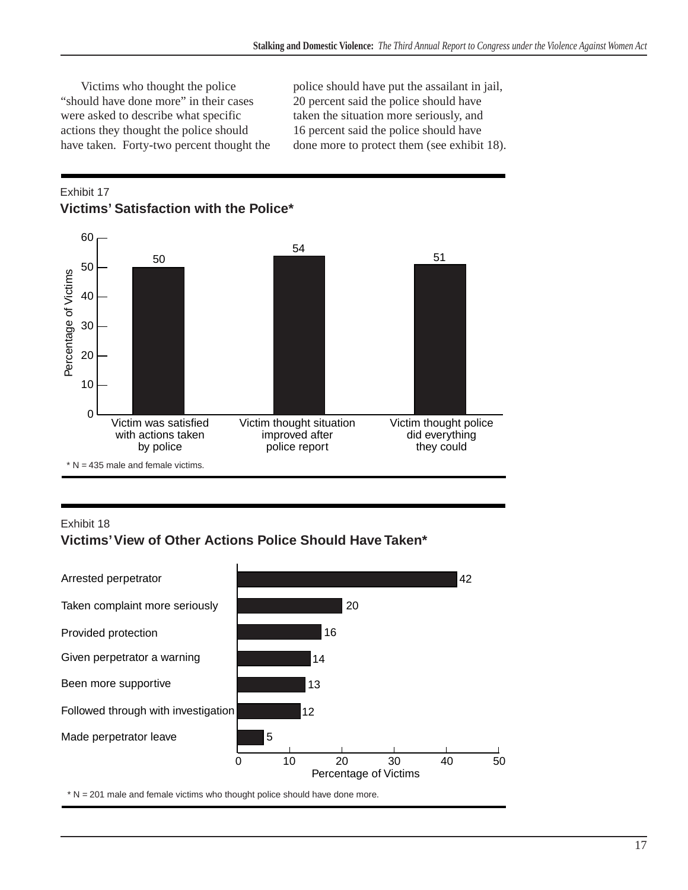Victims who thought the police "should have done more" in their cases were asked to describe what specific actions they thought the police should have taken. Forty-two percent thought the police should have put the assailant in jail, 20 percent said the police should have taken the situation more seriously, and 16 percent said the police should have done more to protect them (see exhibit 18).

Exhibit 17

**Victims' Satisfaction with the Police***

| | Percentage of Victims |
|---|---|
| Victim was satisfied with actions taken by police | 50 |
| Victim thought situation improved after police report | 54 |
| Victim thought police did everything they could | 51 |

* N = 435 male and female victims.

Exhibit 18

**Victims' View of Other Actions Police Should Have Taken***

| | Percentage of Victims |
|---|---|
| Arrested perpetrator | 42 |
| Taken complaint more seriously | 20 |
| Provided protection | 16 |
| Given perpetrator a warning | 14 |
| Been more supportive | 13 |
| Followed through with investigation | 12 |
| Made perpetrator leave | 5 |

* N = 201 male and female victims who thought police should have done more.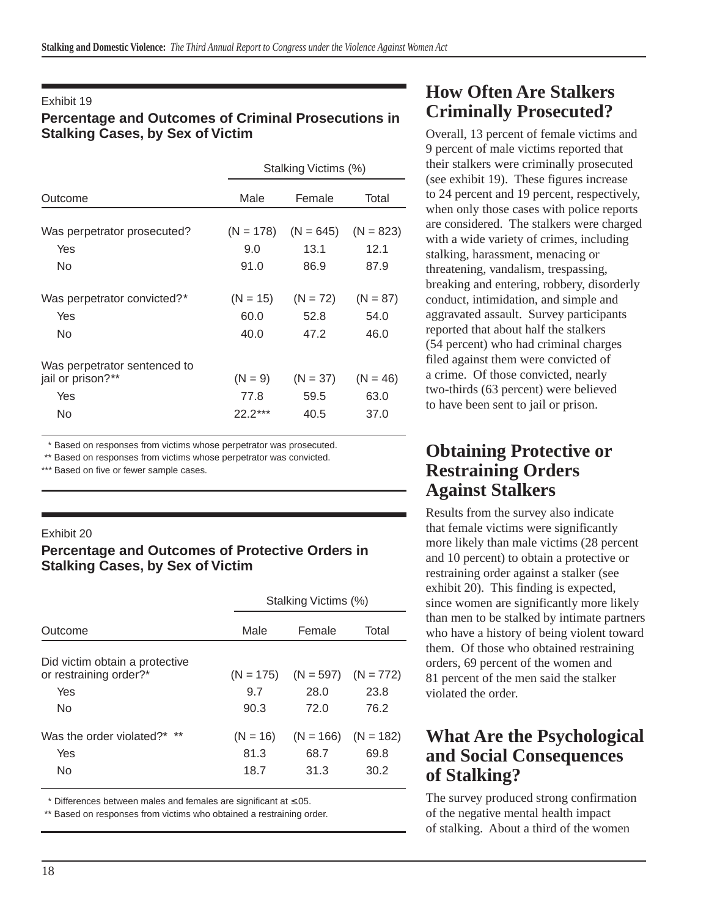Exhibit 19

**Percentage and Outcomes of Criminal Prosecutions in Stalking Cases, by Sex of Victim**

| Outcome | Stalking Victims (%) | | |
|---|---|---|---|
| | Male | Female | Total |
| Was perpetrator prosecuted? | (N = 178) | (N = 645) | (N = 823) |
| Yes | 9.0 | 13.1 | 12.1 |
| No | 91.0 | 86.9 | 87.9 |
| Was perpetrator convicted?* | (N = 15) | (N = 72) | (N = 87) |
| Yes | 60.0 | 52.8 | 54.0 |
| No | 40.0 | 47.2 | 46.0 |
| Was perpetrator sentenced to jail or prison?** | (N = 9) | (N = 37) | (N = 46) |
| Yes | 77.8 | 59.5 | 63.0 |
| No | 22.2*** | 40.5 | 37.0 |

\* Based on responses from victims whose perpetrator was prosecuted.
** Based on responses from victims whose perpetrator was convicted.
*** Based on five or fewer sample cases.

Exhibit 20

**Percentage and Outcomes of Protective Orders in Stalking Cases, by Sex of Victim**

| Outcome | Stalking Victims (%) | | |
|---|---|---|---|
| | Male | Female | Total |
| Did victim obtain a protective or restraining order?* | (N = 175) | (N = 597) | (N = 772) |
| Yes | 9.7 | 28.0 | 23.8 |
| No | 90.3 | 72.0 | 76.2 |
| Was the order violated?* ** | (N = 16) | (N = 166) | (N = 182) |
| Yes | 81.3 | 68.7 | 69.8 |
| No | 18.7 | 31.3 | 30.2 |

\* Differences between males and females are significant at ≤.05.
** Based on responses from victims who obtained a restraining order.

## How Often Are Stalkers Criminally Prosecuted?

Overall, 13 percent of female victims and 9 percent of male victims reported that their stalkers were criminally prosecuted (see exhibit 19). These figures increase to 24 percent and 19 percent, respectively, when only those cases with police reports are considered. The stalkers were charged with a wide variety of crimes, including stalking, harassment, menacing or threatening, vandalism, trespassing, breaking and entering, robbery, disorderly conduct, intimidation, and simple and aggravated assault. Survey participants reported that about half the stalkers (54 percent) who had criminal charges filed against them were convicted of a crime. Of those convicted, nearly two-thirds (63 percent) were believed to have been sent to jail or prison.

## Obtaining Protective or Restraining Orders Against Stalkers

Results from the survey also indicate that female victims were significantly more likely than male victims (28 percent and 10 percent) to obtain a protective or restraining order against a stalker (see exhibit 20). This finding is expected, since women are significantly more likely than men to be stalked by intimate partners who have a history of being violent toward them. Of those who obtained restraining orders, 69 percent of the women and 81 percent of the men said the stalker violated the order.

## What Are the Psychological and Social Consequences of Stalking?

The survey produced strong confirmation of the negative mental health impact of stalking. About a third of the women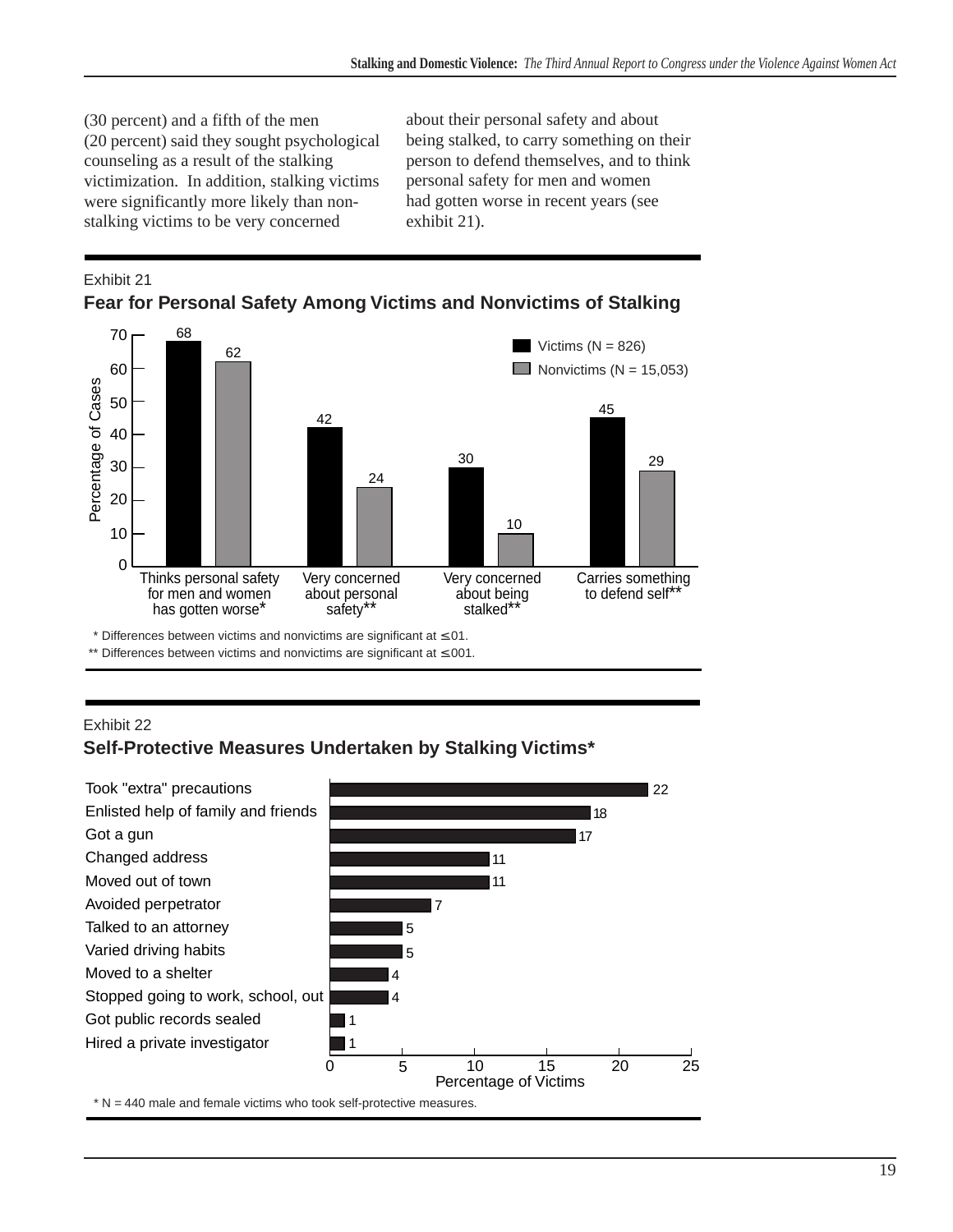(30 percent) and a fifth of the men (20 percent) said they sought psychological counseling as a result of the stalking victimization. In addition, stalking victims were significantly more likely than non-stalking victims to be very concerned about their personal safety and about being stalked, to carry something on their person to defend themselves, and to think personal safety for men and women had gotten worse in recent years (see exhibit 21).

Exhibit 21

### Fear for Personal Safety Among Victims and Nonvictims of Stalking

| Percentage of Cases | Victims (N = 826) | Nonvictims (N = 15,053) |
|---|---|---|
| Thinks personal safety for men and women has gotten worse* | 68 | 62 |
| Very concerned about personal safety** | 42 | 24 |
| Very concerned about being stalked** | 30 | 10 |
| Carries something to defend self** | 45 | 29 |

\* Differences between victims and nonvictims are significant at ≤ .01.

** Differences between victims and nonvictims are significant at ≤ .001.

Exhibit 22

### Self-Protective Measures Undertaken by Stalking Victims*

| Measure | Percentage of Victims |
|---|---|
| Took "extra" precautions | 22 |
| Enlisted help of family and friends | 18 |
| Got a gun | 17 |
| Changed address | 11 |
| Moved out of town | 11 |
| Avoided perpetrator | 7 |
| Talked to an attorney | 5 |
| Varied driving habits | 5 |
| Moved to a shelter | 4 |
| Stopped going to work, school, out | 4 |
| Got public records sealed | 1 |
| Hired a private investigator | 1 |

\* N = 440 male and female victims who took self-protective measures.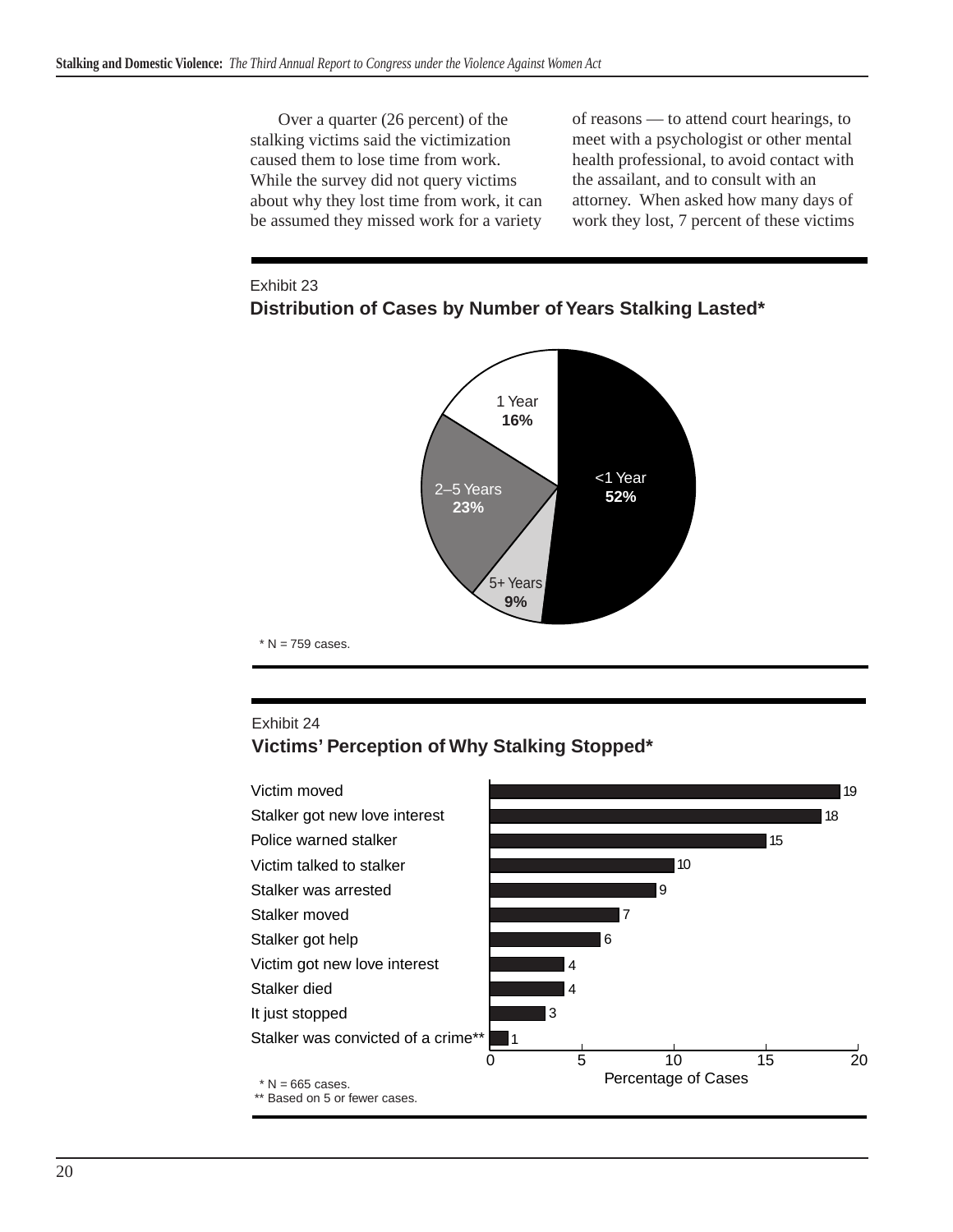Over a quarter (26 percent) of the stalking victims said the victimization caused them to lose time from work. While the survey did not query victims about why they lost time from work, it can be assumed they missed work for a variety of reasons — to attend court hearings, to meet with a psychologist or other mental health professional, to avoid contact with the assailant, and to consult with an attorney. When asked how many days of work they lost, 7 percent of these victims

Exhibit 23

**Distribution of Cases by Number of Years Stalking Lasted***

| Years Stalking Lasted | Percent |
|---|---|
| <1 Year | 52% |
| 1 Year | 16% |
| 2–5 Years | 23% |
| 5+ Years | 9% |

\* N = 759 cases.

Exhibit 24

**Victims' Perception of Why Stalking Stopped***

| Reason | Percentage of Cases |
|---|---|
| Victim moved | 19 |
| Stalker got new love interest | 18 |
| Police warned stalker | 15 |
| Victim talked to stalker | 10 |
| Stalker was arrested | 9 |
| Stalker moved | 7 |
| Stalker got help | 6 |
| Victim got new love interest | 4 |
| Stalker died | 4 |
| It just stopped | 3 |
| Stalker was convicted of a crime** | 1 |

\* N = 665 cases.
** Based on 5 or fewer cases.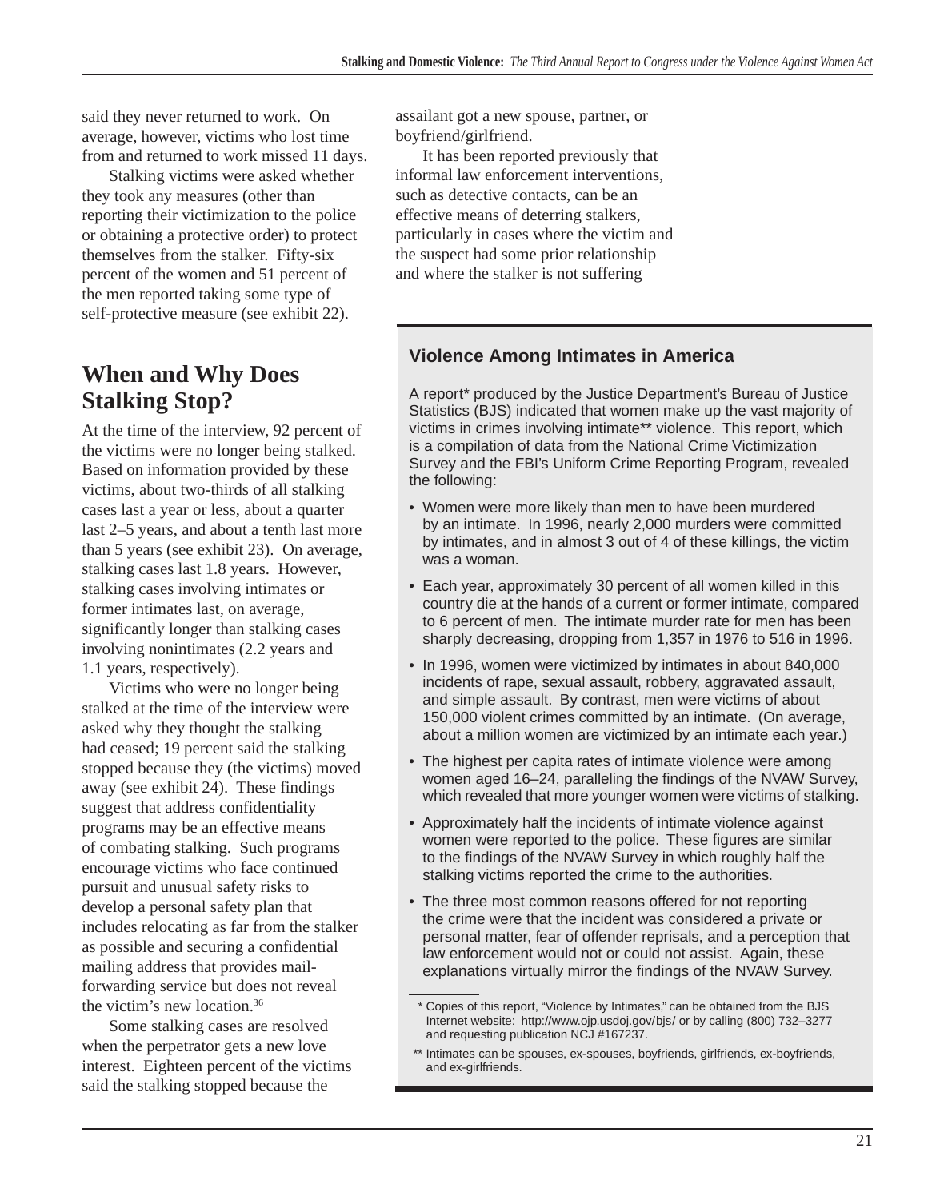said they never returned to work. On average, however, victims who lost time from and returned to work missed 11 days.

Stalking victims were asked whether they took any measures (other than reporting their victimization to the police or obtaining a protective order) to protect themselves from the stalker. Fifty-six percent of the women and 51 percent of the men reported taking some type of self-protective measure (see exhibit 22).

## When and Why Does Stalking Stop?

At the time of the interview, 92 percent of the victims were no longer being stalked. Based on information provided by these victims, about two-thirds of all stalking cases last a year or less, about a quarter last 2–5 years, and about a tenth last more than 5 years (see exhibit 23). On average, stalking cases last 1.8 years. However, stalking cases involving intimates or former intimates last, on average, significantly longer than stalking cases involving nonintimates (2.2 years and 1.1 years, respectively).

Victims who were no longer being stalked at the time of the interview were asked why they thought the stalking had ceased; 19 percent said the stalking stopped because they (the victims) moved away (see exhibit 24). These findings suggest that address confidentiality programs may be an effective means of combating stalking. Such programs encourage victims who face continued pursuit and unusual safety risks to develop a personal safety plan that includes relocating as far from the stalker as possible and securing a confidential mailing address that provides mail-forwarding service but does not reveal the victim's new location.[36]

Some stalking cases are resolved when the perpetrator gets a new love interest. Eighteen percent of the victims said the stalking stopped because the assailant got a new spouse, partner, or boyfriend/girlfriend.

It has been reported previously that informal law enforcement interventions, such as detective contacts, can be an effective means of deterring stalkers, particularly in cases where the victim and the suspect had some prior relationship and where the stalker is not suffering

### Violence Among Intimates in America

A report* produced by the Justice Department's Bureau of Justice Statistics (BJS) indicated that women make up the vast majority of victims in crimes involving intimate** violence. This report, which is a compilation of data from the National Crime Victimization Survey and the FBI's Uniform Crime Reporting Program, revealed the following:

- Women were more likely than men to have been murdered by an intimate. In 1996, nearly 2,000 murders were committed by intimates, and in almost 3 out of 4 of these killings, the victim was a woman.
- Each year, approximately 30 percent of all women killed in this country die at the hands of a current or former intimate, compared to 6 percent of men. The intimate murder rate for men has been sharply decreasing, dropping from 1,357 in 1976 to 516 in 1996.
- In 1996, women were victimized by intimates in about 840,000 incidents of rape, sexual assault, robbery, aggravated assault, and simple assault. By contrast, men were victims of about 150,000 violent crimes committed by an intimate. (On average, about a million women are victimized by an intimate each year.)
- The highest per capita rates of intimate violence were among women aged 16–24, paralleling the findings of the NVAW Survey, which revealed that more younger women were victims of stalking.
- Approximately half the incidents of intimate violence against women were reported to the police. These figures are similar to the findings of the NVAW Survey in which roughly half the stalking victims reported the crime to the authorities.
- The three most common reasons offered for not reporting the crime were that the incident was considered a private or personal matter, fear of offender reprisals, and a perception that law enforcement would not or could not assist. Again, these explanations virtually mirror the findings of the NVAW Survey.

\* Copies of this report, "Violence by Intimates," can be obtained from the BJS Internet website: http://www.ojp.usdoj.gov/bjs/ or by calling (800) 732–3277 and requesting publication NCJ #167237.

** Intimates can be spouses, ex-spouses, boyfriends, girlfriends, ex-boyfriends, and ex-girlfriends.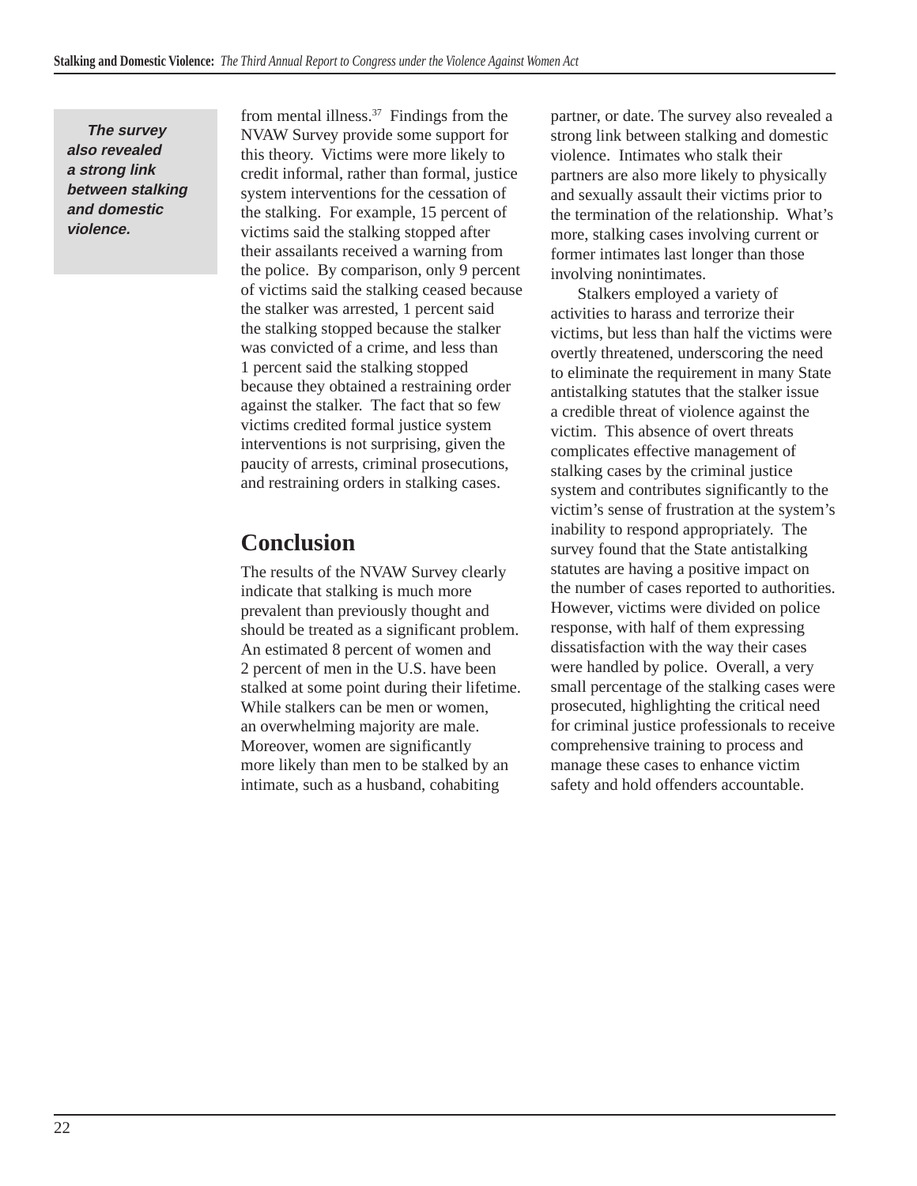*The survey also revealed a strong link between stalking and domestic violence.*

from mental illness.[37] Findings from the NVAW Survey provide some support for this theory. Victims were more likely to credit informal, rather than formal, justice system interventions for the cessation of the stalking. For example, 15 percent of victims said the stalking stopped after their assailants received a warning from the police. By comparison, only 9 percent of victims said the stalking ceased because the stalker was arrested, 1 percent said the stalking stopped because the stalker was convicted of a crime, and less than 1 percent said the stalking stopped because they obtained a restraining order against the stalker. The fact that so few victims credited formal justice system interventions is not surprising, given the paucity of arrests, criminal prosecutions, and restraining orders in stalking cases.

## Conclusion

The results of the NVAW Survey clearly indicate that stalking is much more prevalent than previously thought and should be treated as a significant problem. An estimated 8 percent of women and 2 percent of men in the U.S. have been stalked at some point during their lifetime. While stalkers can be men or women, an overwhelming majority are male. Moreover, women are significantly more likely than men to be stalked by an intimate, such as a husband, cohabiting partner, or date. The survey also revealed a strong link between stalking and domestic violence. Intimates who stalk their partners are also more likely to physically and sexually assault their victims prior to the termination of the relationship. What's more, stalking cases involving current or former intimates last longer than those involving nonintimates.

Stalkers employed a variety of activities to harass and terrorize their victims, but less than half the victims were overtly threatened, underscoring the need to eliminate the requirement in many State antistalking statutes that the stalker issue a credible threat of violence against the victim. This absence of overt threats complicates effective management of stalking cases by the criminal justice system and contributes significantly to the victim's sense of frustration at the system's inability to respond appropriately. The survey found that the State antistalking statutes are having a positive impact on the number of cases reported to authorities. However, victims were divided on police response, with half of them expressing dissatisfaction with the way their cases were handled by police. Overall, a very small percentage of the stalking cases were prosecuted, highlighting the critical need for criminal justice professionals to receive comprehensive training to process and manage these cases to enhance victim safety and hold offenders accountable.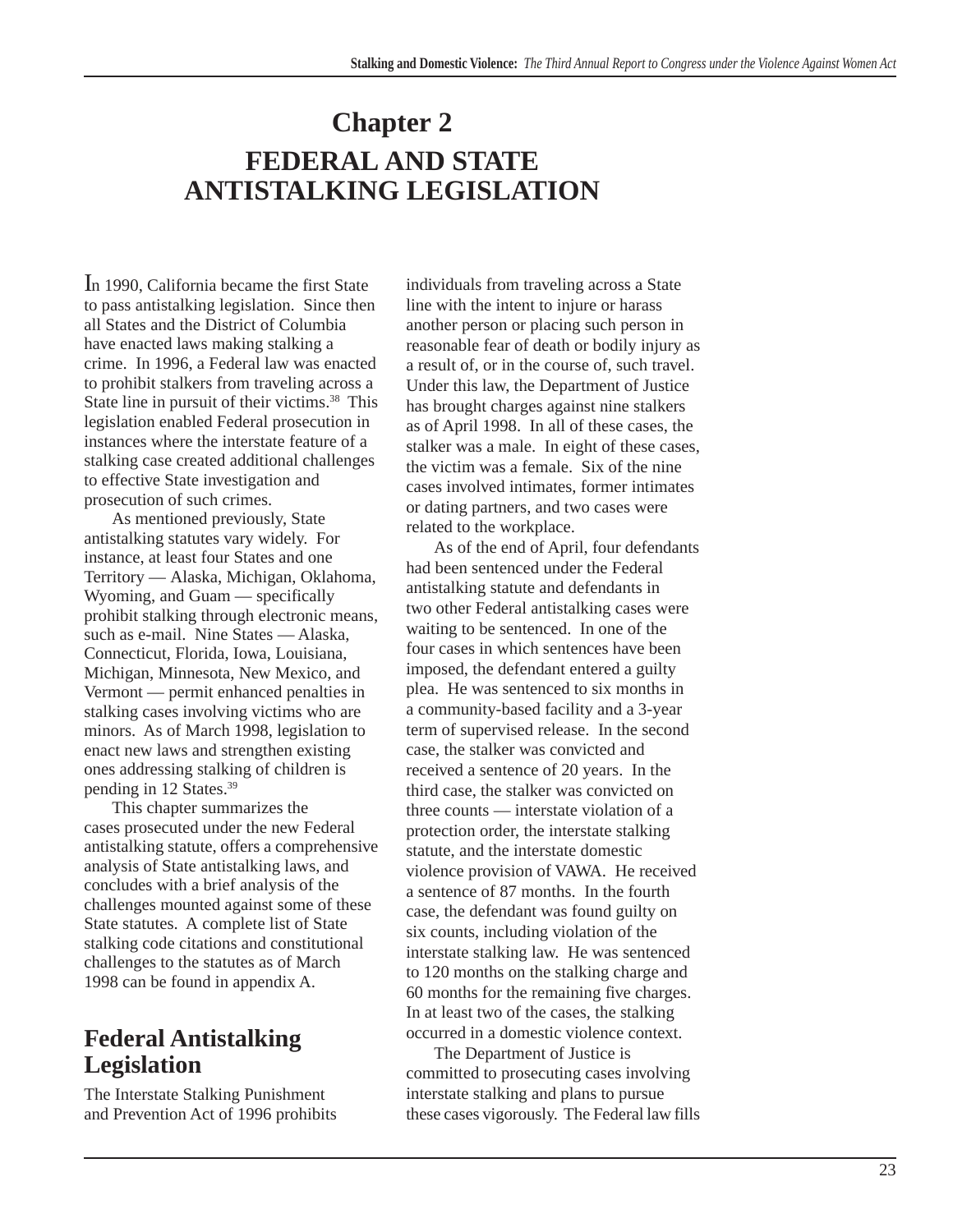# Chapter 2

# FEDERAL AND STATE ANTISTALKING LEGISLATION

In 1990, California became the first State to pass antistalking legislation. Since then all States and the District of Columbia have enacted laws making stalking a crime. In 1996, a Federal law was enacted to prohibit stalkers from traveling across a State line in pursuit of their victims.[38] This legislation enabled Federal prosecution in instances where the interstate feature of a stalking case created additional challenges to effective State investigation and prosecution of such crimes.

As mentioned previously, State antistalking statutes vary widely. For instance, at least four States and one Territory — Alaska, Michigan, Oklahoma, Wyoming, and Guam — specifically prohibit stalking through electronic means, such as e-mail. Nine States — Alaska, Connecticut, Florida, Iowa, Louisiana, Michigan, Minnesota, New Mexico, and Vermont — permit enhanced penalties in stalking cases involving victims who are minors. As of March 1998, legislation to enact new laws and strengthen existing ones addressing stalking of children is pending in 12 States.[39]

This chapter summarizes the cases prosecuted under the new Federal antistalking statute, offers a comprehensive analysis of State antistalking laws, and concludes with a brief analysis of the challenges mounted against some of these State statutes. A complete list of State stalking code citations and constitutional challenges to the statutes as of March 1998 can be found in appendix A.

## Federal Antistalking Legislation

The Interstate Stalking Punishment and Prevention Act of 1996 prohibits individuals from traveling across a State line with the intent to injure or harass another person or placing such person in reasonable fear of death or bodily injury as a result of, or in the course of, such travel. Under this law, the Department of Justice has brought charges against nine stalkers as of April 1998. In all of these cases, the stalker was a male. In eight of these cases, the victim was a female. Six of the nine cases involved intimates, former intimates or dating partners, and two cases were related to the workplace.

As of the end of April, four defendants had been sentenced under the Federal antistalking statute and defendants in two other Federal antistalking cases were waiting to be sentenced. In one of the four cases in which sentences have been imposed, the defendant entered a guilty plea. He was sentenced to six months in a community-based facility and a 3-year term of supervised release. In the second case, the stalker was convicted and received a sentence of 20 years. In the third case, the stalker was convicted on three counts — interstate violation of a protection order, the interstate stalking statute, and the interstate domestic violence provision of VAWA. He received a sentence of 87 months. In the fourth case, the defendant was found guilty on six counts, including violation of the interstate stalking law. He was sentenced to 120 months on the stalking charge and 60 months for the remaining five charges. In at least two of the cases, the stalking occurred in a domestic violence context.

The Department of Justice is committed to prosecuting cases involving interstate stalking and plans to pursue these cases vigorously. The Federal law fills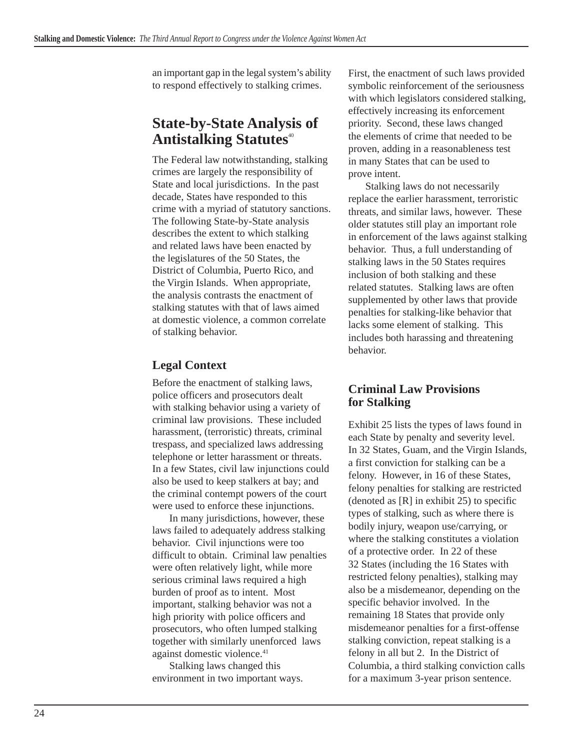an important gap in the legal system's ability to respond effectively to stalking crimes.

## State-by-State Analysis of Antistalking Statutes[40]

The Federal law notwithstanding, stalking crimes are largely the responsibility of State and local jurisdictions. In the past decade, States have responded to this crime with a myriad of statutory sanctions. The following State-by-State analysis describes the extent to which stalking and related laws have been enacted by the legislatures of the 50 States, the District of Columbia, Puerto Rico, and the Virgin Islands. When appropriate, the analysis contrasts the enactment of stalking statutes with that of laws aimed at domestic violence, a common correlate of stalking behavior.

### Legal Context

Before the enactment of stalking laws, police officers and prosecutors dealt with stalking behavior using a variety of criminal law provisions. These included harassment, (terroristic) threats, criminal trespass, and specialized laws addressing telephone or letter harassment or threats. In a few States, civil law injunctions could also be used to keep stalkers at bay; and the criminal contempt powers of the court were used to enforce these injunctions.

In many jurisdictions, however, these laws failed to adequately address stalking behavior. Civil injunctions were too difficult to obtain. Criminal law penalties were often relatively light, while more serious criminal laws required a high burden of proof as to intent. Most important, stalking behavior was not a high priority with police officers and prosecutors, who often lumped stalking together with similarly unenforced laws against domestic violence.[41]

Stalking laws changed this environment in two important ways. First, the enactment of such laws provided symbolic reinforcement of the seriousness with which legislators considered stalking, effectively increasing its enforcement priority. Second, these laws changed the elements of crime that needed to be proven, adding in a reasonableness test in many States that can be used to prove intent.

Stalking laws do not necessarily replace the earlier harassment, terroristic threats, and similar laws, however. These older statutes still play an important role in enforcement of the laws against stalking behavior. Thus, a full understanding of stalking laws in the 50 States requires inclusion of both stalking and these related statutes. Stalking laws are often supplemented by other laws that provide penalties for stalking-like behavior that lacks some element of stalking. This includes both harassing and threatening behavior.

### Criminal Law Provisions for Stalking

Exhibit 25 lists the types of laws found in each State by penalty and severity level. In 32 States, Guam, and the Virgin Islands, a first conviction for stalking can be a felony. However, in 16 of these States, felony penalties for stalking are restricted (denoted as [R] in exhibit 25) to specific types of stalking, such as where there is bodily injury, weapon use/carrying, or where the stalking constitutes a violation of a protective order. In 22 of these 32 States (including the 16 States with restricted felony penalties), stalking may also be a misdemeanor, depending on the specific behavior involved. In the remaining 18 States that provide only misdemeanor penalties for a first-offense stalking conviction, repeat stalking is a felony in all but 2. In the District of Columbia, a third stalking conviction calls for a maximum 3-year prison sentence.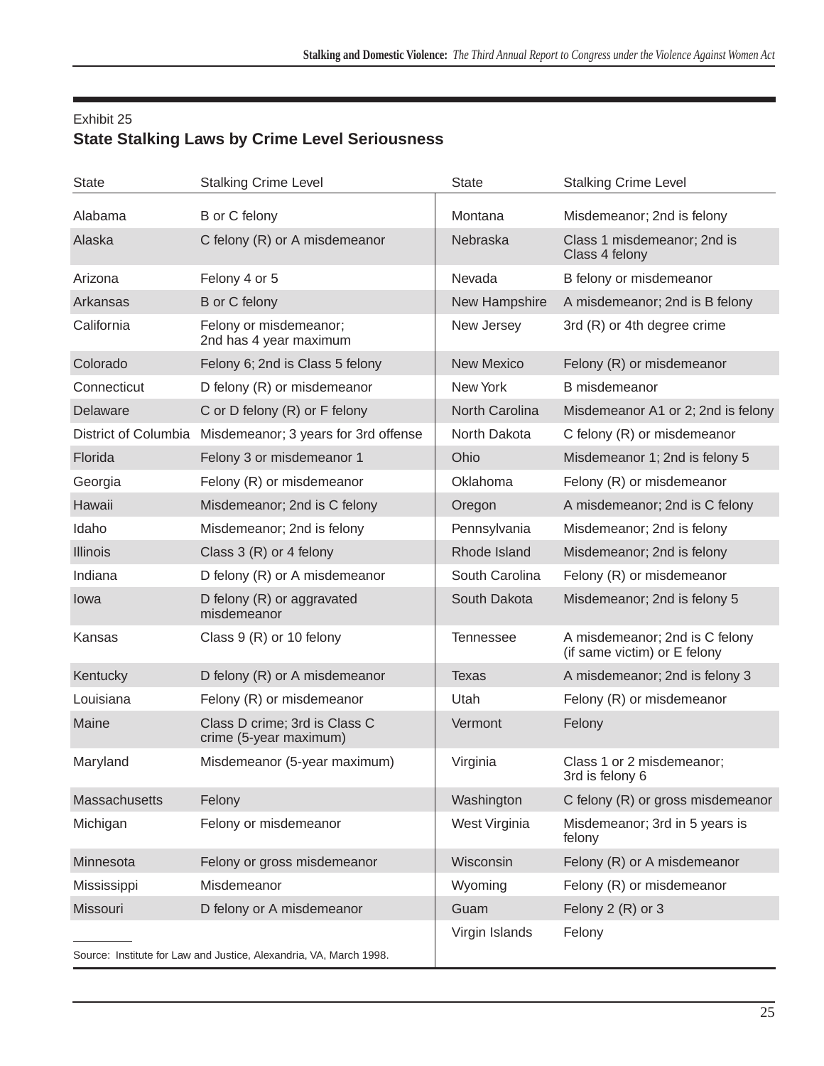Exhibit 25

## State Stalking Laws by Crime Level Seriousness

| State | Stalking Crime Level | State | Stalking Crime Level |
|---|---|---|---|
| Alabama | B or C felony | Montana | Misdemeanor; 2nd is felony |
| Alaska | C felony (R) or A misdemeanor | Nebraska | Class 1 misdemeanor; 2nd is Class 4 felony |
| Arizona | Felony 4 or 5 | Nevada | B felony or misdemeanor |
| Arkansas | B or C felony | New Hampshire | A misdemeanor; 2nd is B felony |
| California | Felony or misdemeanor; 2nd has 4 year maximum | New Jersey | 3rd (R) or 4th degree crime |
| Colorado | Felony 6; 2nd is Class 5 felony | New Mexico | Felony (R) or misdemeanor |
| Connecticut | D felony (R) or misdemeanor | New York | B misdemeanor |
| Delaware | C or D felony (R) or F felony | North Carolina | Misdemeanor A1 or 2; 2nd is felony |
| District of Columbia | Misdemeanor; 3 years for 3rd offense | North Dakota | C felony (R) or misdemeanor |
| Florida | Felony 3 or misdemeanor 1 | Ohio | Misdemeanor 1; 2nd is felony 5 |
| Georgia | Felony (R) or misdemeanor | Oklahoma | Felony (R) or misdemeanor |
| Hawaii | Misdemeanor; 2nd is C felony | Oregon | A misdemeanor; 2nd is C felony |
| Idaho | Misdemeanor; 2nd is felony | Pennsylvania | Misdemeanor; 2nd is felony |
| Illinois | Class 3 (R) or 4 felony | Rhode Island | Misdemeanor; 2nd is felony |
| Indiana | D felony (R) or A misdemeanor | South Carolina | Felony (R) or misdemeanor |
| Iowa | D felony (R) or aggravated misdemeanor | South Dakota | Misdemeanor; 2nd is felony 5 |
| Kansas | Class 9 (R) or 10 felony | Tennessee | A misdemeanor; 2nd is C felony (if same victim) or E felony |
| Kentucky | D felony (R) or A misdemeanor | Texas | A misdemeanor; 2nd is felony 3 |
| Louisiana | Felony (R) or misdemeanor | Utah | Felony (R) or misdemeanor |
| Maine | Class D crime; 3rd is Class C crime (5-year maximum) | Vermont | Felony |
| Maryland | Misdemeanor (5-year maximum) | Virginia | Class 1 or 2 misdemeanor; 3rd is felony 6 |
| Massachusetts | Felony | Washington | C felony (R) or gross misdemeanor |
| Michigan | Felony or misdemeanor | West Virginia | Misdemeanor; 3rd in 5 years is felony |
| Minnesota | Felony or gross misdemeanor | Wisconsin | Felony (R) or A misdemeanor |
| Mississippi | Misdemeanor | Wyoming | Felony (R) or misdemeanor |
| Missouri | D felony or A misdemeanor | Guam | Felony 2 (R) or 3 |
| | | Virgin Islands | Felony |

Source: Institute for Law and Justice, Alexandria, VA, March 1998.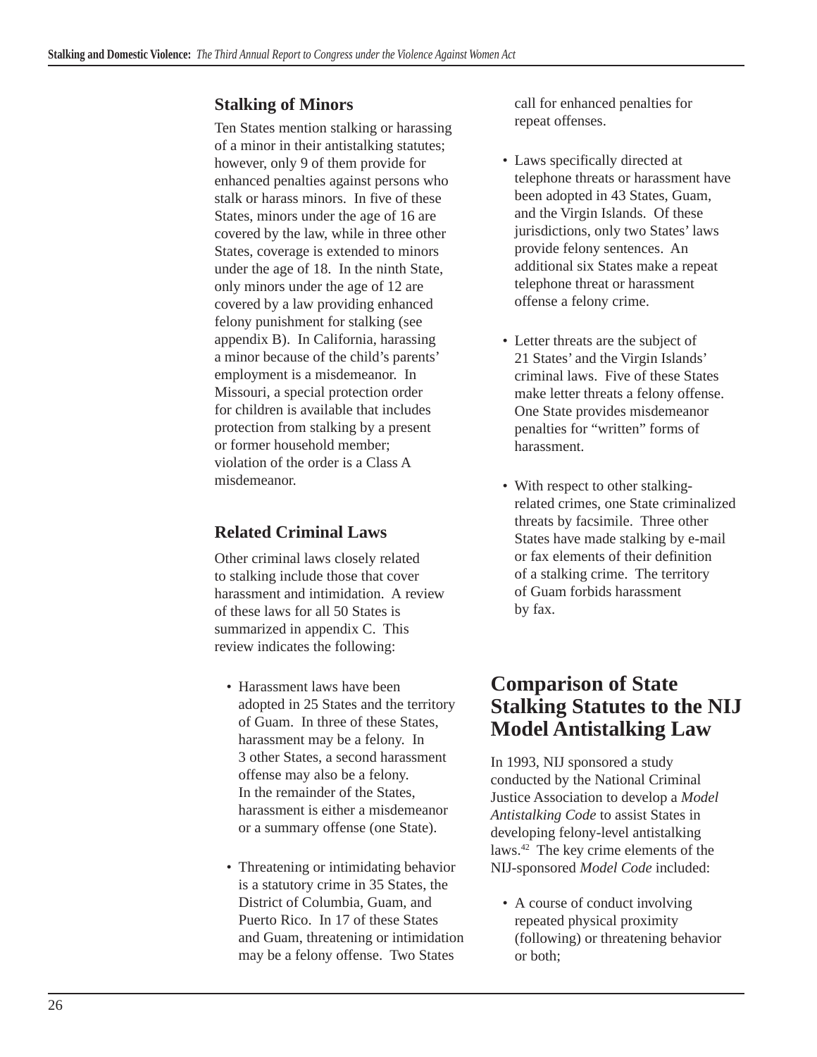### Stalking of Minors

Ten States mention stalking or harassing of a minor in their antistalking statutes; however, only 9 of them provide for enhanced penalties against persons who stalk or harass minors. In five of these States, minors under the age of 16 are covered by the law, while in three other States, coverage is extended to minors under the age of 18. In the ninth State, only minors under the age of 12 are covered by a law providing enhanced felony punishment for stalking (see appendix B). In California, harassing a minor because of the child's parents' employment is a misdemeanor. In Missouri, a special protection order for children is available that includes protection from stalking by a present or former household member; violation of the order is a Class A misdemeanor.

### Related Criminal Laws

Other criminal laws closely related to stalking include those that cover harassment and intimidation. A review of these laws for all 50 States is summarized in appendix C. This review indicates the following:

- Harassment laws have been adopted in 25 States and the territory of Guam. In three of these States, harassment may be a felony. In 3 other States, a second harassment offense may also be a felony. In the remainder of the States, harassment is either a misdemeanor or a summary offense (one State).
- Threatening or intimidating behavior is a statutory crime in 35 States, the District of Columbia, Guam, and Puerto Rico. In 17 of these States and Guam, threatening or intimidation may be a felony offense. Two States call for enhanced penalties for repeat offenses.
- Laws specifically directed at telephone threats or harassment have been adopted in 43 States, Guam, and the Virgin Islands. Of these jurisdictions, only two States' laws provide felony sentences. An additional six States make a repeat telephone threat or harassment offense a felony crime.
- Letter threats are the subject of 21 States' and the Virgin Islands' criminal laws. Five of these States make letter threats a felony offense. One State provides misdemeanor penalties for "written" forms of harassment.
- With respect to other stalking-related crimes, one State criminalized threats by facsimile. Three other States have made stalking by e-mail or fax elements of their definition of a stalking crime. The territory of Guam forbids harassment by fax.

## Comparison of State Stalking Statutes to the NIJ Model Antistalking Law

In 1993, NIJ sponsored a study conducted by the National Criminal Justice Association to develop a *Model Antistalking Code* to assist States in developing felony-level antistalking laws.[42] The key crime elements of the NIJ-sponsored *Model Code* included:

- A course of conduct involving repeated physical proximity (following) or threatening behavior or both;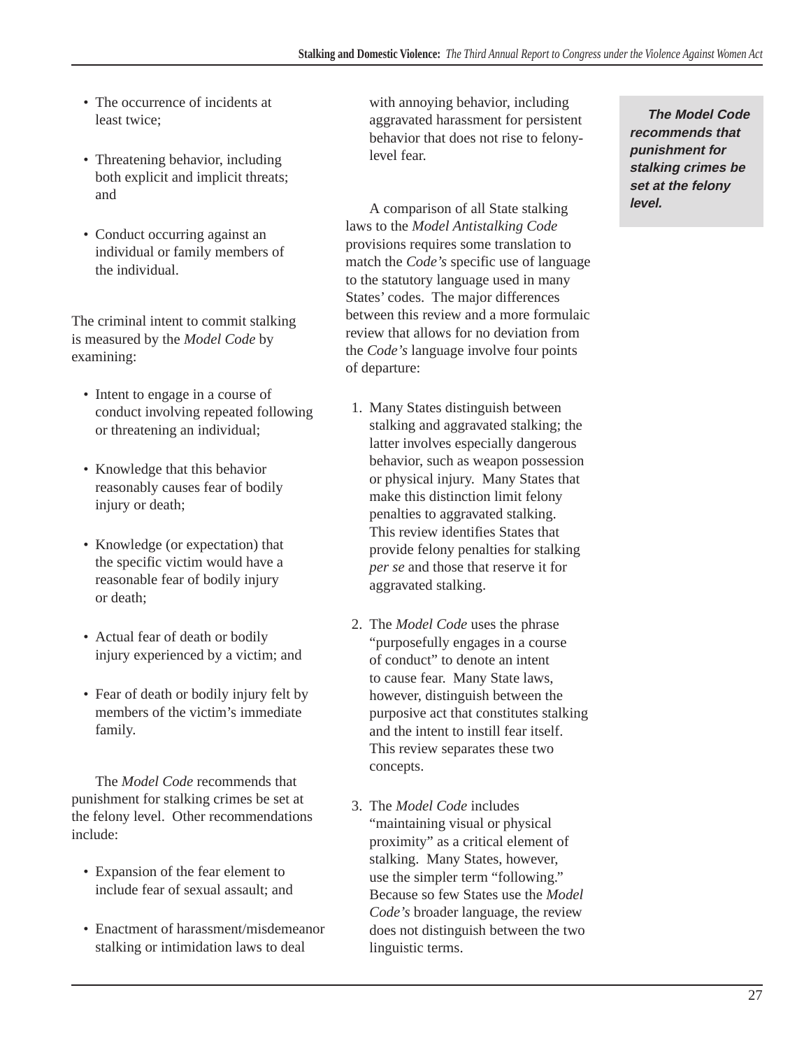- The occurrence of incidents at least twice;
- Threatening behavior, including both explicit and implicit threats; and
- Conduct occurring against an individual or family members of the individual.

The criminal intent to commit stalking is measured by the *Model Code* by examining:

- Intent to engage in a course of conduct involving repeated following or threatening an individual;
- Knowledge that this behavior reasonably causes fear of bodily injury or death;
- Knowledge (or expectation) that the specific victim would have a reasonable fear of bodily injury or death;
- Actual fear of death or bodily injury experienced by a victim; and
- Fear of death or bodily injury felt by members of the victim's immediate family.

The *Model Code* recommends that punishment for stalking crimes be set at the felony level. Other recommendations include:

- Expansion of the fear element to include fear of sexual assault; and
- Enactment of harassment/misdemeanor stalking or intimidation laws to deal with annoying behavior, including aggravated harassment for persistent behavior that does not rise to felony-level fear.

A comparison of all State stalking laws to the *Model Antistalking Code* provisions requires some translation to match the *Code's* specific use of language to the statutory language used in many States' codes. The major differences between this review and a more formulaic review that allows for no deviation from the *Code's* language involve four points of departure:

1. Many States distinguish between stalking and aggravated stalking; the latter involves especially dangerous behavior, such as weapon possession or physical injury. Many States that make this distinction limit felony penalties to aggravated stalking. This review identifies States that provide felony penalties for stalking *per se* and those that reserve it for aggravated stalking.
2. The *Model Code* uses the phrase "purposefully engages in a course of conduct" to denote an intent to cause fear. Many State laws, however, distinguish between the purposive act that constitutes stalking and the intent to instill fear itself. This review separates these two concepts.
3. The *Model Code* includes "maintaining visual or physical proximity" as a critical element of stalking. Many States, however, use the simpler term "following." Because so few States use the *Model Code's* broader language, the review does not distinguish between the two linguistic terms.

***The Model Code recommends that punishment for stalking crimes be set at the felony level.***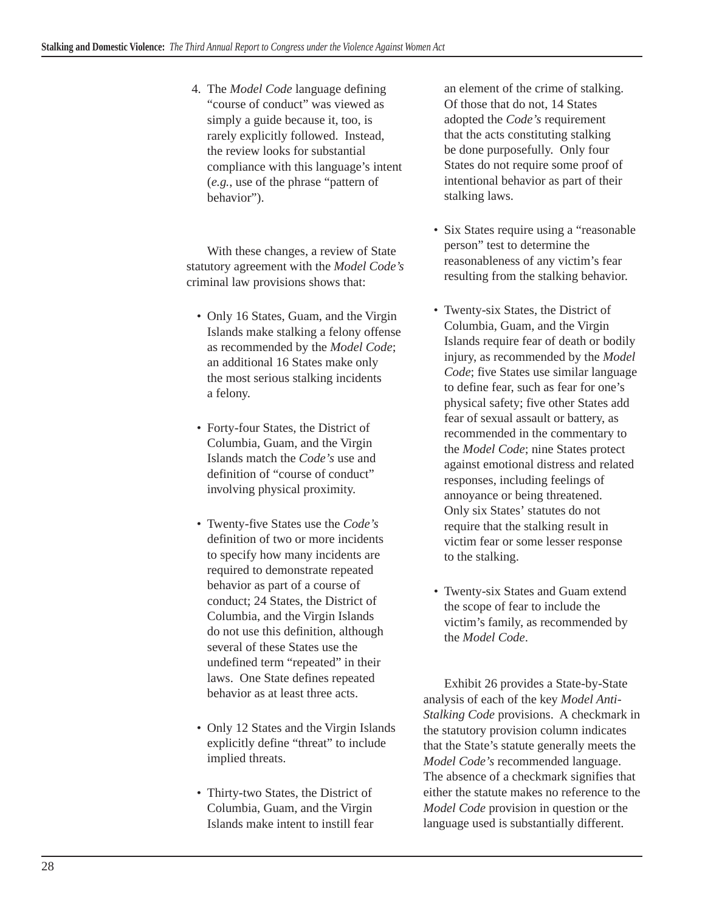4. The *Model Code* language defining "course of conduct" was viewed as simply a guide because it, too, is rarely explicitly followed. Instead, the review looks for substantial compliance with this language's intent (*e.g.*, use of the phrase "pattern of behavior").

With these changes, a review of State statutory agreement with the *Model Code's* criminal law provisions shows that:

- Only 16 States, Guam, and the Virgin Islands make stalking a felony offense as recommended by the *Model Code*; an additional 16 States make only the most serious stalking incidents a felony.

- Forty-four States, the District of Columbia, Guam, and the Virgin Islands match the *Code's* use and definition of "course of conduct" involving physical proximity.

- Twenty-five States use the *Code's* definition of two or more incidents to specify how many incidents are required to demonstrate repeated behavior as part of a course of conduct; 24 States, the District of Columbia, and the Virgin Islands do not use this definition, although several of these States use the undefined term "repeated" in their laws. One State defines repeated behavior as at least three acts.

- Only 12 States and the Virgin Islands explicitly define "threat" to include implied threats.

- Thirty-two States, the District of Columbia, Guam, and the Virgin Islands make intent to instill fear an element of the crime of stalking. Of those that do not, 14 States adopted the *Code's* requirement that the acts constituting stalking be done purposefully. Only four States do not require some proof of intentional behavior as part of their stalking laws.

- Six States require using a "reasonable person" test to determine the reasonableness of any victim's fear resulting from the stalking behavior.

- Twenty-six States, the District of Columbia, Guam, and the Virgin Islands require fear of death or bodily injury, as recommended by the *Model Code*; five States use similar language to define fear, such as fear for one's physical safety; five other States add fear of sexual assault or battery, as recommended in the commentary to the *Model Code*; nine States protect against emotional distress and related responses, including feelings of annoyance or being threatened. Only six States' statutes do not require that the stalking result in victim fear or some lesser response to the stalking.

- Twenty-six States and Guam extend the scope of fear to include the victim's family, as recommended by the *Model Code*.

Exhibit 26 provides a State-by-State analysis of each of the key *Model Anti-Stalking Code* provisions. A checkmark in the statutory provision column indicates that the State's statute generally meets the *Model Code's* recommended language. The absence of a checkmark signifies that either the statute makes no reference to the *Model Code* provision in question or the language used is substantially different.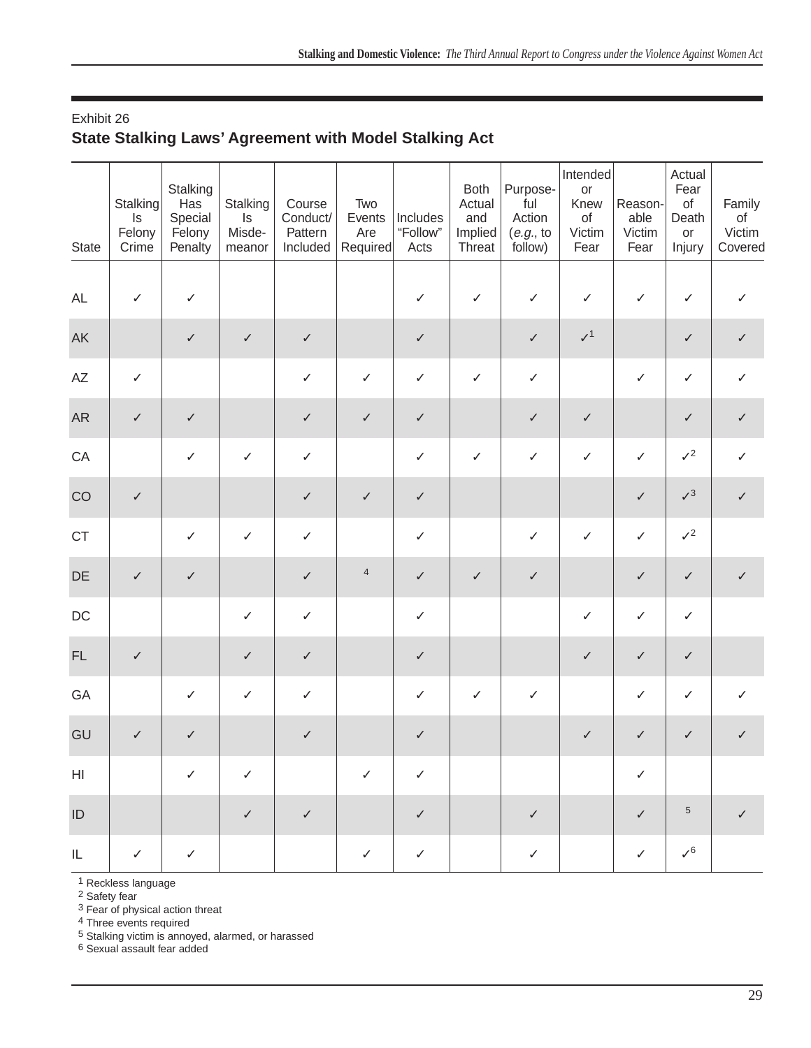Exhibit 26

**State Stalking Laws' Agreement with Model Stalking Act**

| State | Stalking Is Felony Crime | Stalking Has Special Felony Penalty | Stalking Is Misde-meanor | Course Conduct/ Pattern Included | Two Events Are Required | Includes "Follow" Acts | Both Actual and Implied Threat | Purpose-ful Action (*e.g.*, to follow) | Intended or Knew of Victim Fear | Reason-able Victim Fear | Actual Fear of Death or Injury | Family of Victim Covered |
|---|---|---|---|---|---|---|---|---|---|---|---|---|
| AL | ✓ | ✓ | | | | ✓ | ✓ | ✓ | ✓ | ✓ | ✓ | ✓ |
| AK | | ✓ | ✓ | ✓ | | ✓ | | ✓ | ✓[1] | | ✓ | ✓ |
| AZ | ✓ | | | ✓ | ✓ | ✓ | ✓ | ✓ | | ✓ | ✓ | ✓ |
| AR | ✓ | ✓ | | ✓ | ✓ | ✓ | | ✓ | ✓ | | ✓ | ✓ |
| CA | | ✓ | ✓ | ✓ | | ✓ | ✓ | ✓ | ✓ | ✓ | ✓[2] | ✓ |
| CO | ✓ | | | ✓ | ✓ | ✓ | | | | ✓ | ✓[3] | ✓ |
| CT | | ✓ | ✓ | ✓ | | ✓ | | ✓ | ✓ | ✓ | ✓[2] | |
| DE | ✓ | ✓ | | ✓ | [4] | ✓ | ✓ | ✓ | | ✓ | ✓ | ✓ |
| DC | | | ✓ | ✓ | | ✓ | | | ✓ | ✓ | ✓ | |
| FL | ✓ | | ✓ | ✓ | | ✓ | | | ✓ | ✓ | ✓ | |
| GA | | ✓ | ✓ | ✓ | | ✓ | ✓ | ✓ | | ✓ | ✓ | ✓ |
| GU | ✓ | ✓ | | ✓ | | ✓ | | | ✓ | ✓ | ✓ | ✓ |
| HI | | ✓ | ✓ | | ✓ | ✓ | | | | ✓ | | |
| ID | | | ✓ | ✓ | | ✓ | | ✓ | | ✓ | [5] | ✓ |
| IL | ✓ | ✓ | | | ✓ | ✓ | | ✓ | | ✓ | ✓[6] | |

[1] Reckless language
[2] Safety fear
[3] Fear of physical action threat
[4] Three events required
[5] Stalking victim is annoyed, alarmed, or harassed
[6] Sexual assault fear added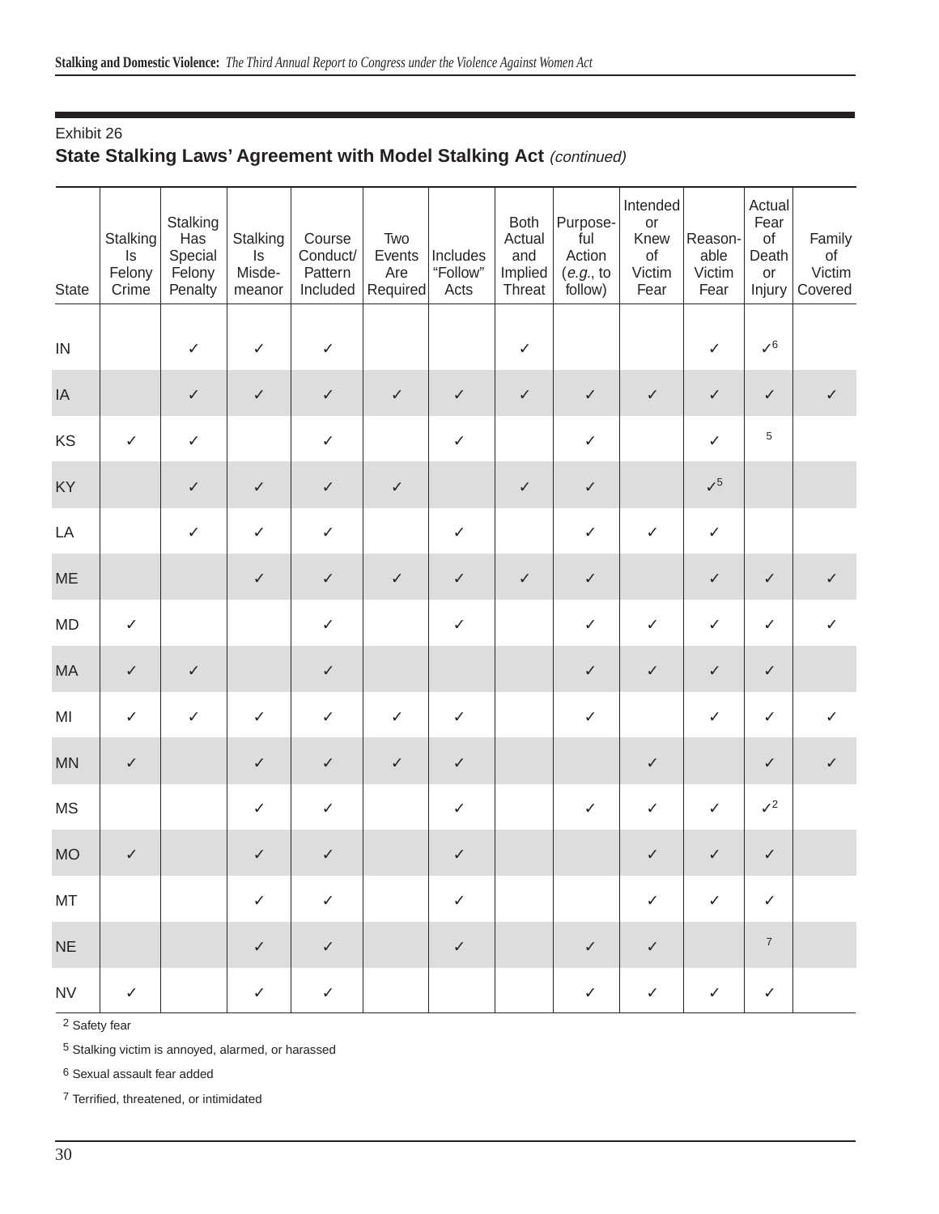Exhibit 26

## State Stalking Laws' Agreement with Model Stalking Act *(continued)*

| State | Stalking Is Felony Crime | Stalking Has Special Felony Penalty | Stalking Is Misde-meanor | Course Conduct/ Pattern Included | Two Events Are Required | Includes "Follow" Acts | Both Actual and Implied Threat | Purpose-ful Action (*e.g.*, to follow) | Intended or Knew of Victim Fear | Reason-able Victim Fear | Actual Fear of Death or Injury | Family of Victim Covered |
|---|---|---|---|---|---|---|---|---|---|---|---|---|
| IN | | ✓ | ✓ | ✓ | | | ✓ | | | ✓ | ✓[6] | |
| IA | | ✓ | ✓ | ✓ | ✓ | ✓ | ✓ | ✓ | ✓ | ✓ | ✓ | ✓ |
| KS | ✓ | ✓ | | ✓ | | ✓ | | ✓ | | ✓ | [5] | |
| KY | | ✓ | ✓ | ✓ | ✓ | | ✓ | ✓ | | ✓[5] | | |
| LA | | ✓ | ✓ | ✓ | | ✓ | | ✓ | ✓ | ✓ | | |
| ME | | | ✓ | ✓ | ✓ | ✓ | ✓ | ✓ | | ✓ | ✓ | ✓ |
| MD | ✓ | | | ✓ | | ✓ | | ✓ | ✓ | ✓ | ✓ | ✓ |
| MA | ✓ | ✓ | | ✓ | | | | ✓ | ✓ | ✓ | ✓ | |
| MI | ✓ | ✓ | ✓ | ✓ | ✓ | ✓ | | ✓ | | ✓ | ✓ | ✓ |
| MN | ✓ | | ✓ | ✓ | ✓ | ✓ | | | ✓ | | ✓ | ✓ |
| MS | | | ✓ | ✓ | | ✓ | | ✓ | ✓ | ✓ | ✓[2] | |
| MO | ✓ | | ✓ | ✓ | | ✓ | | | ✓ | ✓ | ✓ | |
| MT | | | ✓ | ✓ | | ✓ | | | ✓ | ✓ | ✓ | |
| NE | | | ✓ | ✓ | | ✓ | | ✓ | ✓ | | [7] | |
| NV | ✓ | | ✓ | ✓ | | | | ✓ | ✓ | ✓ | ✓ | |

[2] Safety fear

[5] Stalking victim is annoyed, alarmed, or harassed

[6] Sexual assault fear added

[7] Terrified, threatened, or intimidated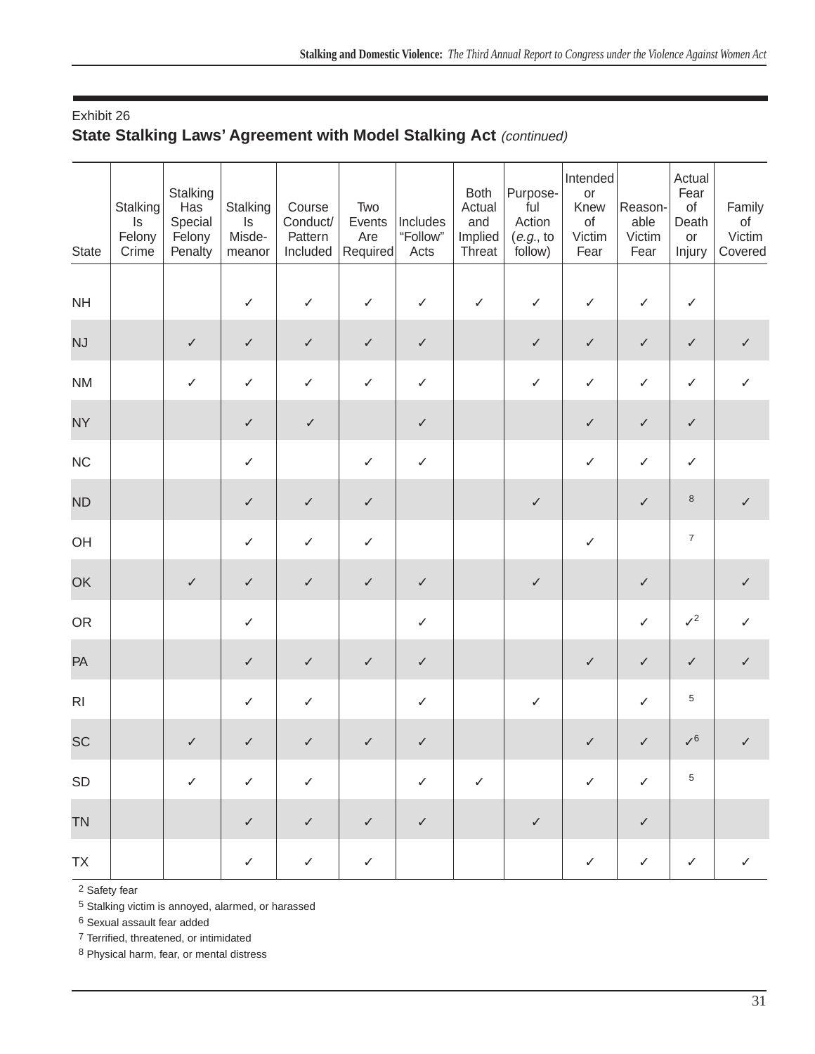Exhibit 26

## State Stalking Laws' Agreement with Model Stalking Act *(continued)*

| State | Stalking Is Felony Crime | Stalking Has Special Felony Penalty | Stalking Is Misde-meanor | Course Conduct/ Pattern Included | Two Events Are Required | Includes "Follow" Acts | Both Actual and Implied Threat | Purpose-ful Action (*e.g.*, to follow) | Intended or Knew of Victim Fear | Reason-able Victim Fear | Actual Fear of Death or Injury | Family of Victim Covered |
|---|---|---|---|---|---|---|---|---|---|---|---|---|
| NH | | | ✓ | ✓ | ✓ | ✓ | ✓ | ✓ | ✓ | ✓ | ✓ | |
| NJ | | ✓ | ✓ | ✓ | ✓ | ✓ | | ✓ | ✓ | ✓ | ✓ | ✓ |
| NM | | ✓ | ✓ | ✓ | ✓ | ✓ | | ✓ | ✓ | ✓ | ✓ | ✓ |
| NY | | | ✓ | ✓ | | ✓ | | | ✓ | ✓ | ✓ | |
| NC | | | ✓ | | ✓ | ✓ | | | ✓ | ✓ | ✓ | |
| ND | | | ✓ | ✓ | ✓ | | | ✓ | | ✓ | [8] | ✓ |
| OH | | | ✓ | ✓ | ✓ | | | | ✓ | | [7] | |
| OK | | ✓ | ✓ | ✓ | ✓ | ✓ | | ✓ | | ✓ | | ✓ |
| OR | | | ✓ | | | ✓ | | | | ✓ | ✓[2] | ✓ |
| PA | | | ✓ | ✓ | ✓ | ✓ | | | ✓ | ✓ | ✓ | ✓ |
| RI | | | ✓ | ✓ | | ✓ | | ✓ | | ✓ | [5] | |
| SC | | ✓ | ✓ | ✓ | ✓ | ✓ | | | ✓ | ✓ | ✓[6] | ✓ |
| SD | | ✓ | ✓ | ✓ | | ✓ | ✓ | | ✓ | ✓ | [5] | |
| TN | | | ✓ | ✓ | ✓ | ✓ | | ✓ | | ✓ | | |
| TX | | | ✓ | ✓ | ✓ | | | | ✓ | ✓ | ✓ | ✓ |

[2] Safety fear
[5] Stalking victim is annoyed, alarmed, or harassed
[6] Sexual assault fear added
[7] Terrified, threatened, or intimidated
[8] Physical harm, fear, or mental distress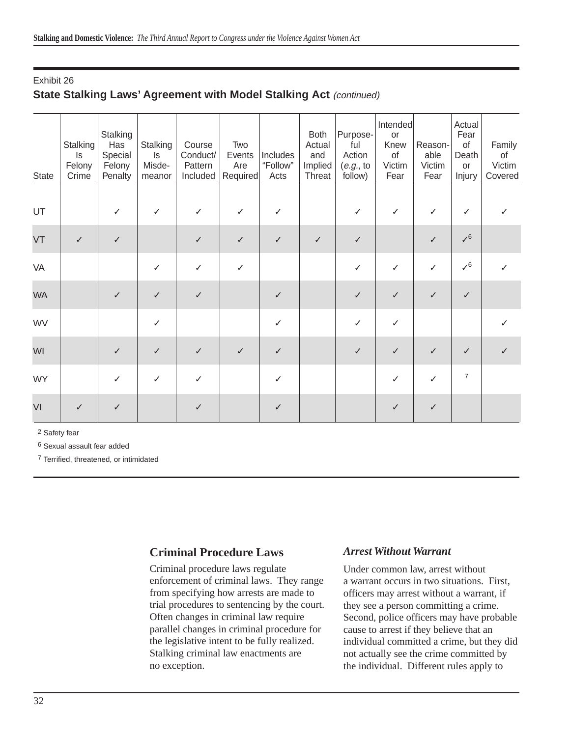Exhibit 26

## State Stalking Laws' Agreement with Model Stalking Act *(continued)*

| State | Stalking Is Felony Crime | Stalking Has Special Felony Penalty | Stalking Is Misde-meanor | Course Conduct/ Pattern Included | Two Events Are Required | Includes "Follow" Acts | Both Actual and Implied Threat | Purpose-ful Action (*e.g.*, to follow) | Intended or Knew of Victim Fear | Reason-able Victim Fear | Actual Fear of Death or Injury | Family of Victim Covered |
|---|---|---|---|---|---|---|---|---|---|---|---|---|
| UT | | ✓ | ✓ | ✓ | ✓ | ✓ | | ✓ | ✓ | ✓ | ✓ | ✓ |
| VT | ✓ | ✓ | | ✓ | ✓ | ✓ | ✓ | ✓ | | ✓ | ✓[6] | |
| VA | | | ✓ | ✓ | ✓ | | | ✓ | ✓ | ✓ | ✓[6] | ✓ |
| WA | | ✓ | ✓ | ✓ | | ✓ | | ✓ | ✓ | ✓ | ✓ | |
| WV | | | ✓ | | | ✓ | | ✓ | ✓ | | | ✓ |
| WI | | ✓ | ✓ | ✓ | ✓ | ✓ | | ✓ | ✓ | ✓ | ✓ | ✓ |
| WY | | ✓ | ✓ | ✓ | | ✓ | | | ✓ | ✓ | [7] | |
| VI | ✓ | ✓ | | ✓ | | ✓ | | | ✓ | ✓ | | |

[2] Safety fear

[6] Sexual assault fear added

[7] Terrified, threatened, or intimidated

## Criminal Procedure Laws

Criminal procedure laws regulate enforcement of criminal laws. They range from specifying how arrests are made to trial procedures to sentencing by the court. Often changes in criminal law require parallel changes in criminal procedure for the legislative intent to be fully realized. Stalking criminal law enactments are no exception.

### *Arrest Without Warrant*

Under common law, arrest without a warrant occurs in two situations. First, officers may arrest without a warrant, if they see a person committing a crime. Second, police officers may have probable cause to arrest if they believe that an individual committed a crime, but they did not actually see the crime committed by the individual. Different rules apply to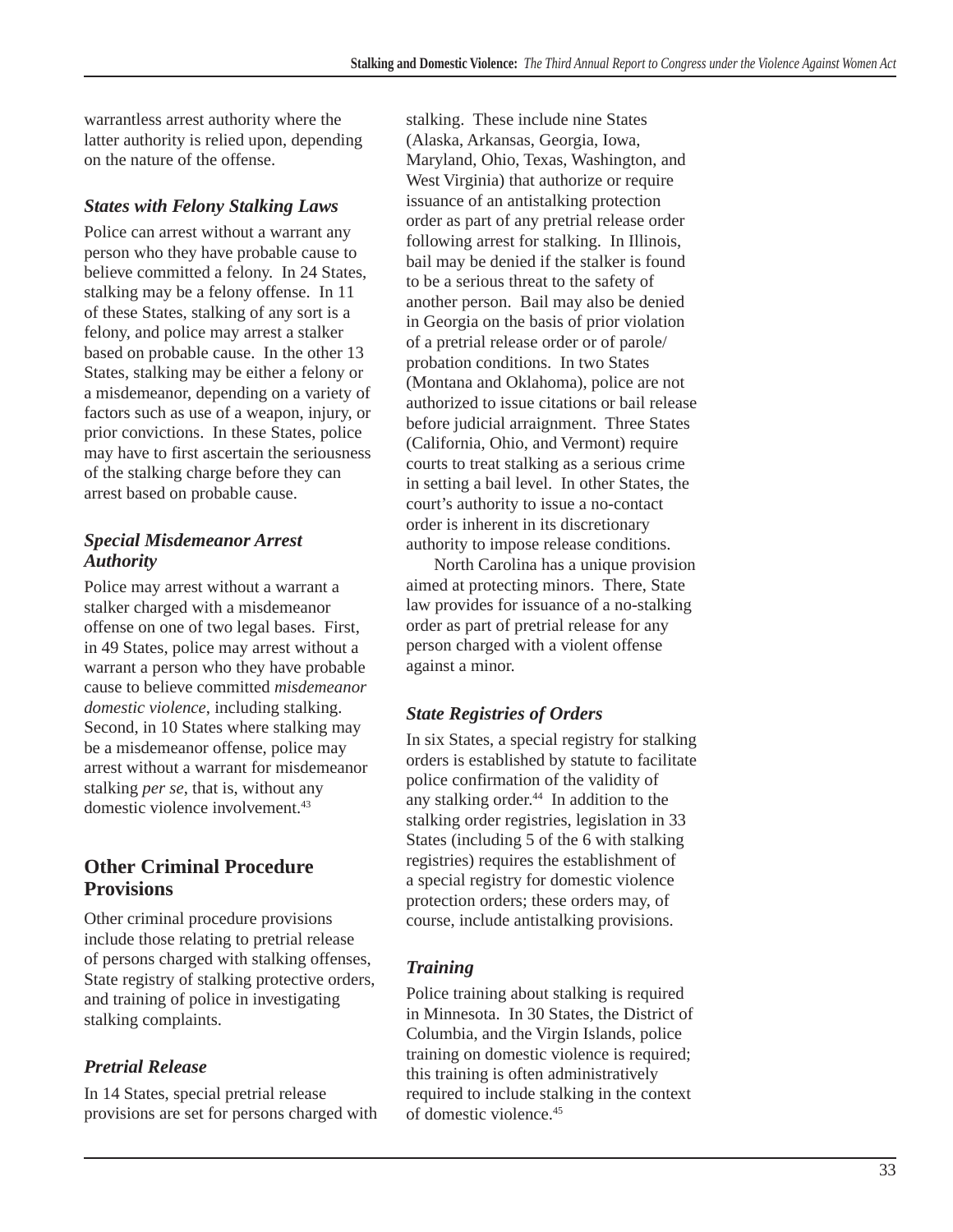warrantless arrest authority where the latter authority is relied upon, depending on the nature of the offense.

### *States with Felony Stalking Laws*

Police can arrest without a warrant any person who they have probable cause to believe committed a felony. In 24 States, stalking may be a felony offense. In 11 of these States, stalking of any sort is a felony, and police may arrest a stalker based on probable cause. In the other 13 States, stalking may be either a felony or a misdemeanor, depending on a variety of factors such as use of a weapon, injury, or prior convictions. In these States, police may have to first ascertain the seriousness of the stalking charge before they can arrest based on probable cause.

### *Special Misdemeanor Arrest Authority*

Police may arrest without a warrant a stalker charged with a misdemeanor offense on one of two legal bases. First, in 49 States, police may arrest without a warrant a person who they have probable cause to believe committed *misdemeanor domestic violence*, including stalking. Second, in 10 States where stalking may be a misdemeanor offense, police may arrest without a warrant for misdemeanor stalking *per se*, that is, without any domestic violence involvement.[43]

## Other Criminal Procedure Provisions

Other criminal procedure provisions include those relating to pretrial release of persons charged with stalking offenses, State registry of stalking protective orders, and training of police in investigating stalking complaints.

### *Pretrial Release*

In 14 States, special pretrial release provisions are set for persons charged with stalking. These include nine States (Alaska, Arkansas, Georgia, Iowa, Maryland, Ohio, Texas, Washington, and West Virginia) that authorize or require issuance of an antistalking protection order as part of any pretrial release order following arrest for stalking. In Illinois, bail may be denied if the stalker is found to be a serious threat to the safety of another person. Bail may also be denied in Georgia on the basis of prior violation of a pretrial release order or of parole/probation conditions. In two States (Montana and Oklahoma), police are not authorized to issue citations or bail release before judicial arraignment. Three States (California, Ohio, and Vermont) require courts to treat stalking as a serious crime in setting a bail level. In other States, the court's authority to issue a no-contact order is inherent in its discretionary authority to impose release conditions.

North Carolina has a unique provision aimed at protecting minors. There, State law provides for issuance of a no-stalking order as part of pretrial release for any person charged with a violent offense against a minor.

### *State Registries of Orders*

In six States, a special registry for stalking orders is established by statute to facilitate police confirmation of the validity of any stalking order.[44] In addition to the stalking order registries, legislation in 33 States (including 5 of the 6 with stalking registries) requires the establishment of a special registry for domestic violence protection orders; these orders may, of course, include antistalking provisions.

### *Training*

Police training about stalking is required in Minnesota. In 30 States, the District of Columbia, and the Virgin Islands, police training on domestic violence is required; this training is often administratively required to include stalking in the context of domestic violence.[45]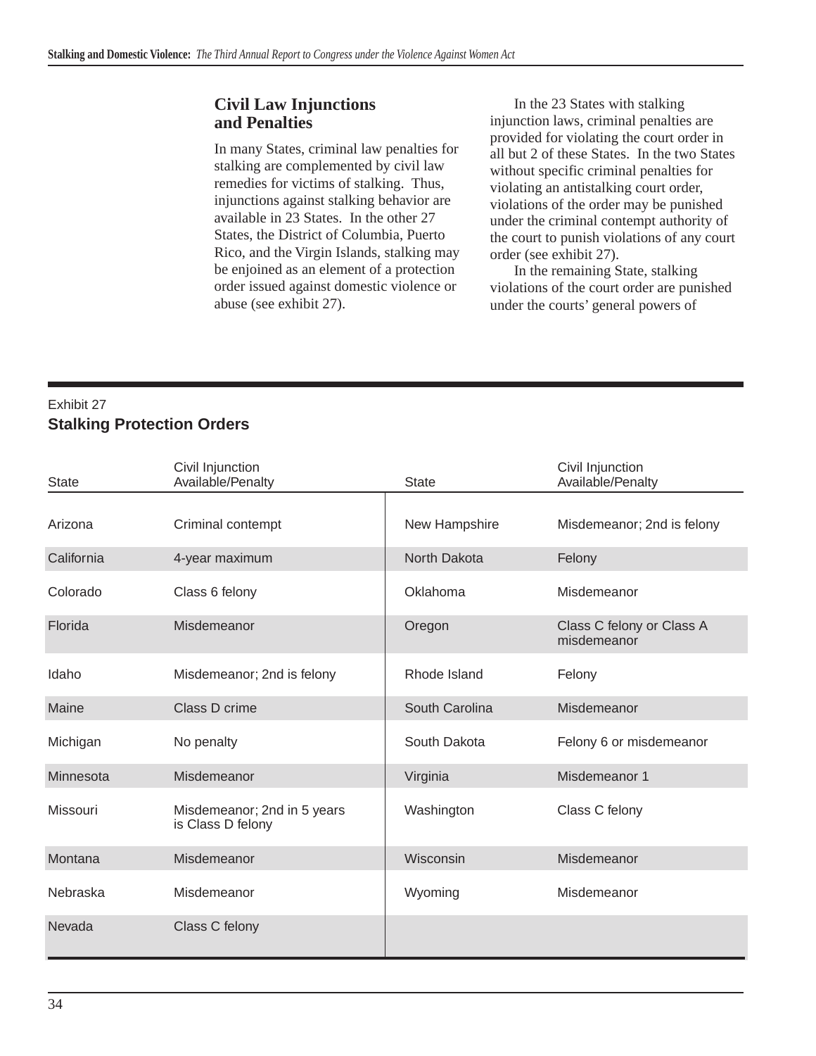## Civil Law Injunctions and Penalties

In many States, criminal law penalties for stalking are complemented by civil law remedies for victims of stalking. Thus, injunctions against stalking behavior are available in 23 States. In the other 27 States, the District of Columbia, Puerto Rico, and the Virgin Islands, stalking may be enjoined as an element of a protection order issued against domestic violence or abuse (see exhibit 27).

In the 23 States with stalking injunction laws, criminal penalties are provided for violating the court order in all but 2 of these States. In the two States without specific criminal penalties for violating an antistalking court order, violations of the order may be punished under the criminal contempt authority of the court to punish violations of any court order (see exhibit 27).

In the remaining State, stalking violations of the court order are punished under the courts' general powers of

Exhibit 27
**Stalking Protection Orders**

| State | Civil Injunction Available/Penalty | State | Civil Injunction Available/Penalty |
|---|---|---|---|
| Arizona | Criminal contempt | New Hampshire | Misdemeanor; 2nd is felony |
| California | 4-year maximum | North Dakota | Felony |
| Colorado | Class 6 felony | Oklahoma | Misdemeanor |
| Florida | Misdemeanor | Oregon | Class C felony or Class A misdemeanor |
| Idaho | Misdemeanor; 2nd is felony | Rhode Island | Felony |
| Maine | Class D crime | South Carolina | Misdemeanor |
| Michigan | No penalty | South Dakota | Felony 6 or misdemeanor |
| Minnesota | Misdemeanor | Virginia | Misdemeanor 1 |
| Missouri | Misdemeanor; 2nd in 5 years is Class D felony | Washington | Class C felony |
| Montana | Misdemeanor | Wisconsin | Misdemeanor |
| Nebraska | Misdemeanor | Wyoming | Misdemeanor |
| Nevada | Class C felony | | |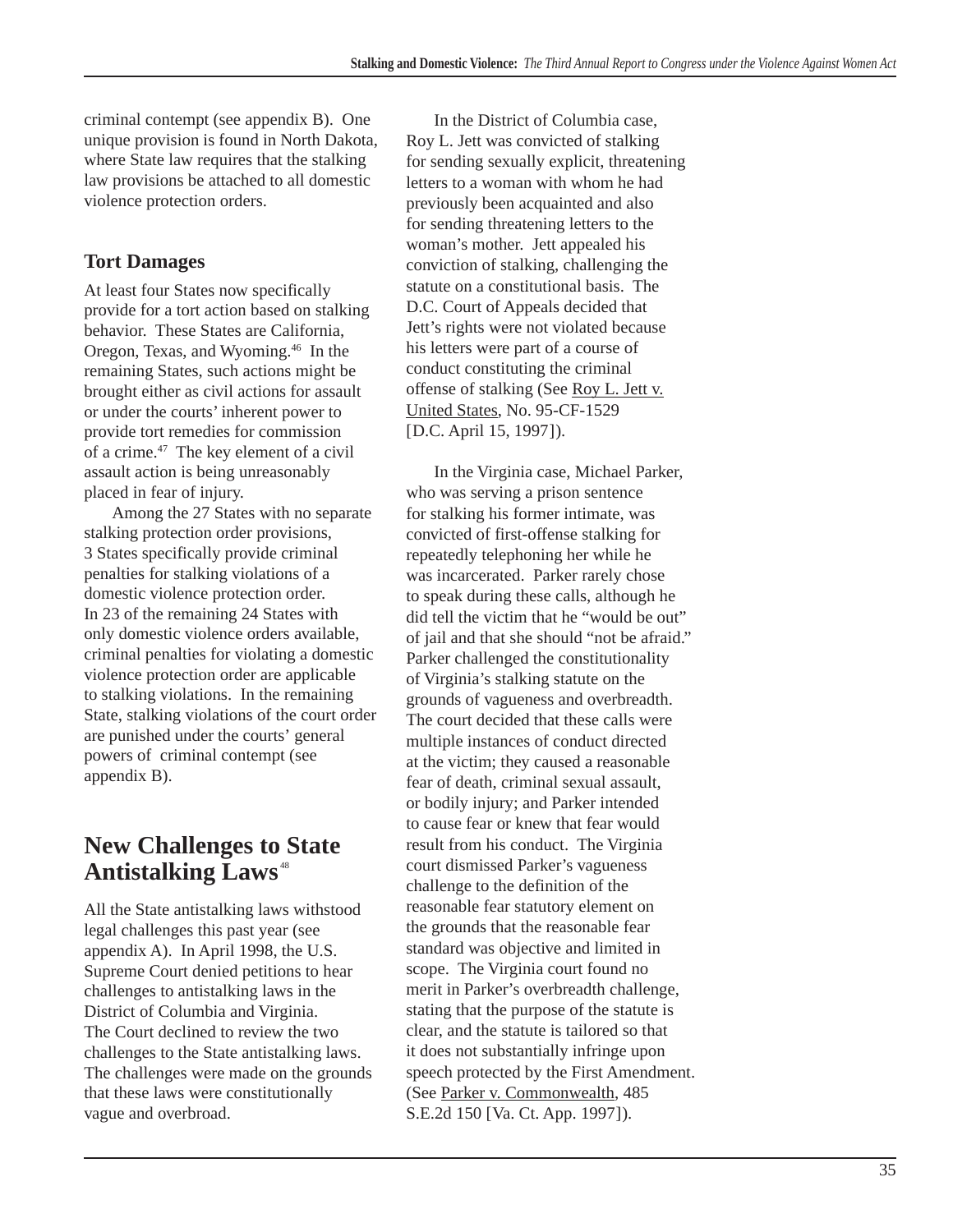criminal contempt (see appendix B). One unique provision is found in North Dakota, where State law requires that the stalking law provisions be attached to all domestic violence protection orders.

### Tort Damages

At least four States now specifically provide for a tort action based on stalking behavior. These States are California, Oregon, Texas, and Wyoming.[46] In the remaining States, such actions might be brought either as civil actions for assault or under the courts' inherent power to provide tort remedies for commission of a crime.[47] The key element of a civil assault action is being unreasonably placed in fear of injury.

Among the 27 States with no separate stalking protection order provisions, 3 States specifically provide criminal penalties for stalking violations of a domestic violence protection order. In 23 of the remaining 24 States with only domestic violence orders available, criminal penalties for violating a domestic violence protection order are applicable to stalking violations. In the remaining State, stalking violations of the court order are punished under the courts' general powers of criminal contempt (see appendix B).

## New Challenges to State Antistalking Laws[48]

All the State antistalking laws withstood legal challenges this past year (see appendix A). In April 1998, the U.S. Supreme Court denied petitions to hear challenges to antistalking laws in the District of Columbia and Virginia. The Court declined to review the two challenges to the State antistalking laws. The challenges were made on the grounds that these laws were constitutionally vague and overbroad.

In the District of Columbia case, Roy L. Jett was convicted of stalking for sending sexually explicit, threatening letters to a woman with whom he had previously been acquainted and also for sending threatening letters to the woman's mother. Jett appealed his conviction of stalking, challenging the statute on a constitutional basis. The D.C. Court of Appeals decided that Jett's rights were not violated because his letters were part of a course of conduct constituting the criminal offense of stalking (See Roy L. Jett v. United States, No. 95-CF-1529 [D.C. April 15, 1997]).

In the Virginia case, Michael Parker, who was serving a prison sentence for stalking his former intimate, was convicted of first-offense stalking for repeatedly telephoning her while he was incarcerated. Parker rarely chose to speak during these calls, although he did tell the victim that he "would be out" of jail and that she should "not be afraid." Parker challenged the constitutionality of Virginia's stalking statute on the grounds of vagueness and overbreadth. The court decided that these calls were multiple instances of conduct directed at the victim; they caused a reasonable fear of death, criminal sexual assault, or bodily injury; and Parker intended to cause fear or knew that fear would result from his conduct. The Virginia court dismissed Parker's vagueness challenge to the definition of the reasonable fear statutory element on the grounds that the reasonable fear standard was objective and limited in scope. The Virginia court found no merit in Parker's overbreadth challenge, stating that the purpose of the statute is clear, and the statute is tailored so that it does not substantially infringe upon speech protected by the First Amendment. (See Parker v. Commonwealth, 485 S.E.2d 150 [Va. Ct. App. 1997]).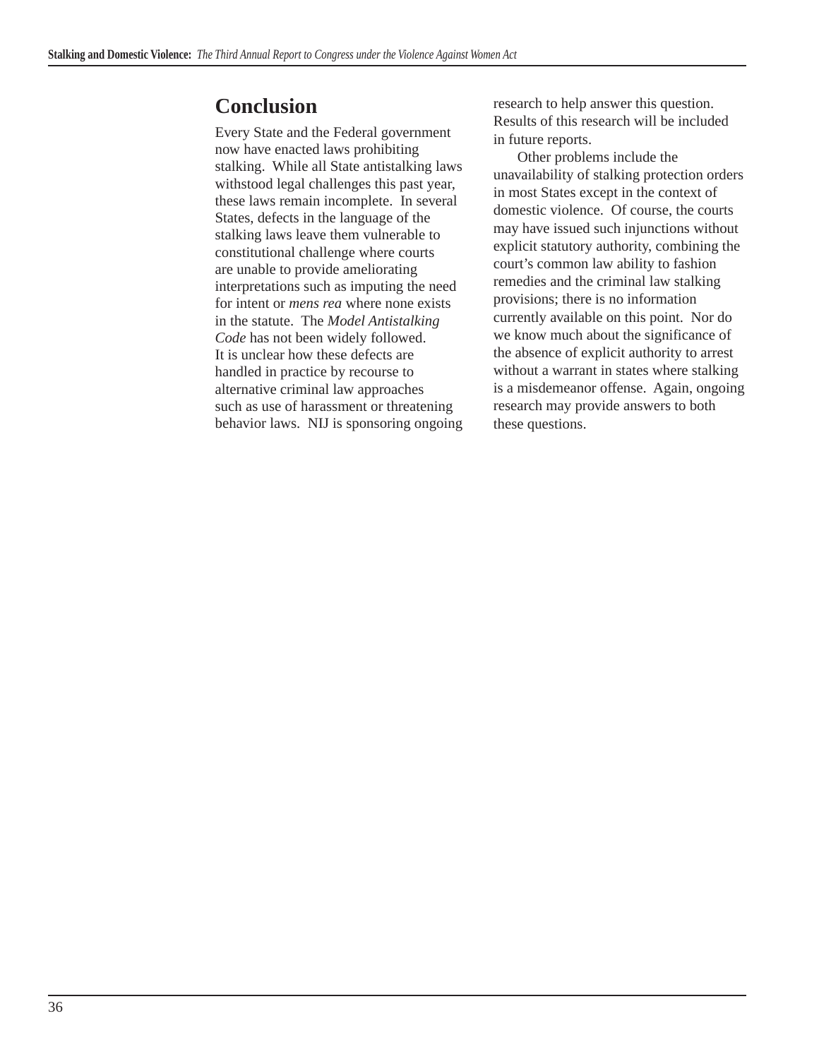## Conclusion

Every State and the Federal government now have enacted laws prohibiting stalking. While all State antistalking laws withstood legal challenges this past year, these laws remain incomplete. In several States, defects in the language of the stalking laws leave them vulnerable to constitutional challenge where courts are unable to provide ameliorating interpretations such as imputing the need for intent or *mens rea* where none exists in the statute. The *Model Antistalking Code* has not been widely followed. It is unclear how these defects are handled in practice by recourse to alternative criminal law approaches such as use of harassment or threatening behavior laws. NIJ is sponsoring ongoing research to help answer this question. Results of this research will be included in future reports.

Other problems include the unavailability of stalking protection orders in most States except in the context of domestic violence. Of course, the courts may have issued such injunctions without explicit statutory authority, combining the court's common law ability to fashion remedies and the criminal law stalking provisions; there is no information currently available on this point. Nor do we know much about the significance of the absence of explicit authority to arrest without a warrant in states where stalking is a misdemeanor offense. Again, ongoing research may provide answers to both these questions.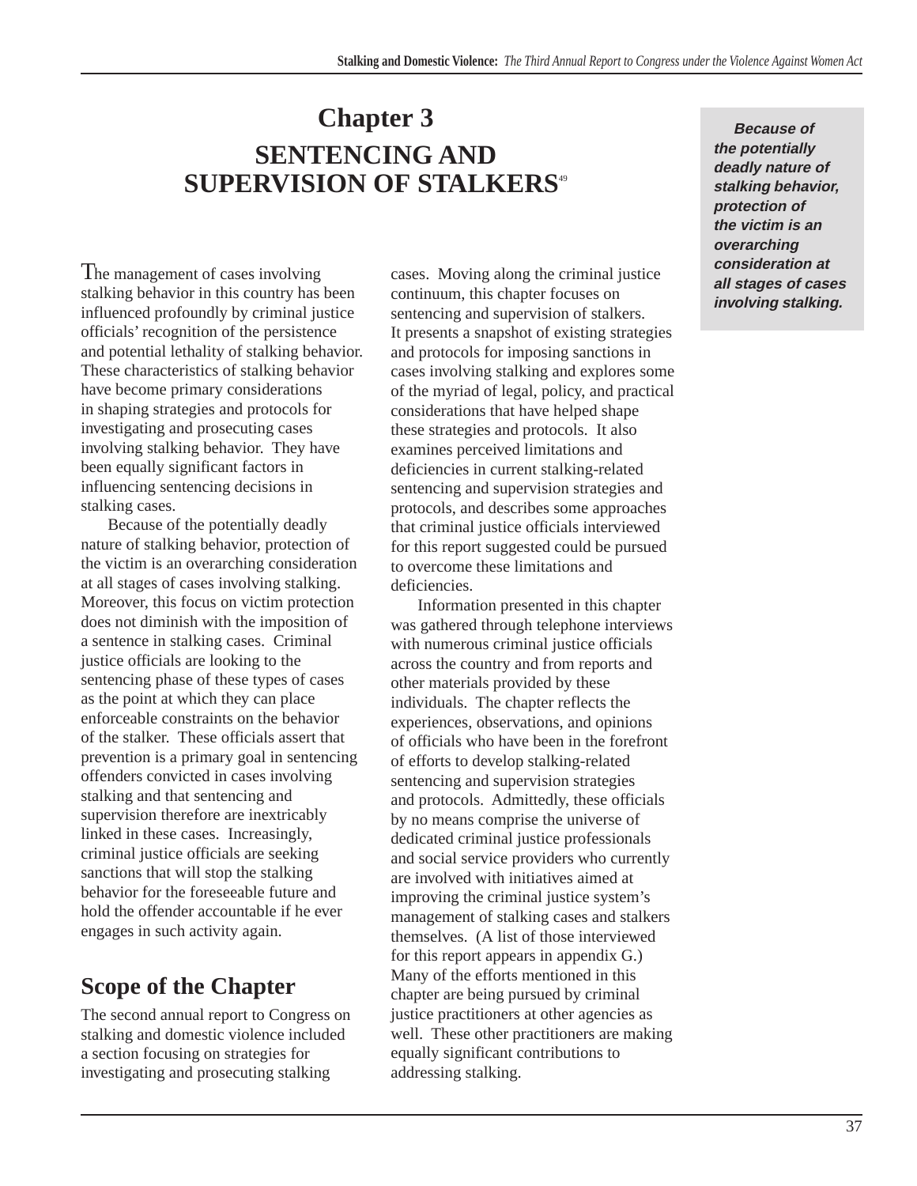# Chapter 3

# SENTENCING AND SUPERVISION OF STALKERS[49]

The management of cases involving stalking behavior in this country has been influenced profoundly by criminal justice officials' recognition of the persistence and potential lethality of stalking behavior. These characteristics of stalking behavior have become primary considerations in shaping strategies and protocols for investigating and prosecuting cases involving stalking behavior. They have been equally significant factors in influencing sentencing decisions in stalking cases.

Because of the potentially deadly nature of stalking behavior, protection of the victim is an overarching consideration at all stages of cases involving stalking. Moreover, this focus on victim protection does not diminish with the imposition of a sentence in stalking cases. Criminal justice officials are looking to the sentencing phase of these types of cases as the point at which they can place enforceable constraints on the behavior of the stalker. These officials assert that prevention is a primary goal in sentencing offenders convicted in cases involving stalking and that sentencing and supervision therefore are inextricably linked in these cases. Increasingly, criminal justice officials are seeking sanctions that will stop the stalking behavior for the foreseeable future and hold the offender accountable if he ever engages in such activity again.

***Because of the potentially deadly nature of stalking behavior, protection of the victim is an overarching consideration at all stages of cases involving stalking.***

## Scope of the Chapter

The second annual report to Congress on stalking and domestic violence included a section focusing on strategies for investigating and prosecuting stalking cases. Moving along the criminal justice continuum, this chapter focuses on sentencing and supervision of stalkers. It presents a snapshot of existing strategies and protocols for imposing sanctions in cases involving stalking and explores some of the myriad of legal, policy, and practical considerations that have helped shape these strategies and protocols. It also examines perceived limitations and deficiencies in current stalking-related sentencing and supervision strategies and protocols, and describes some approaches that criminal justice officials interviewed for this report suggested could be pursued to overcome these limitations and deficiencies.

Information presented in this chapter was gathered through telephone interviews with numerous criminal justice officials across the country and from reports and other materials provided by these individuals. The chapter reflects the experiences, observations, and opinions of officials who have been in the forefront of efforts to develop stalking-related sentencing and supervision strategies and protocols. Admittedly, these officials by no means comprise the universe of dedicated criminal justice professionals and social service providers who currently are involved with initiatives aimed at improving the criminal justice system's management of stalking cases and stalkers themselves. (A list of those interviewed for this report appears in appendix G.) Many of the efforts mentioned in this chapter are being pursued by criminal justice practitioners at other agencies as well. These other practitioners are making equally significant contributions to addressing stalking.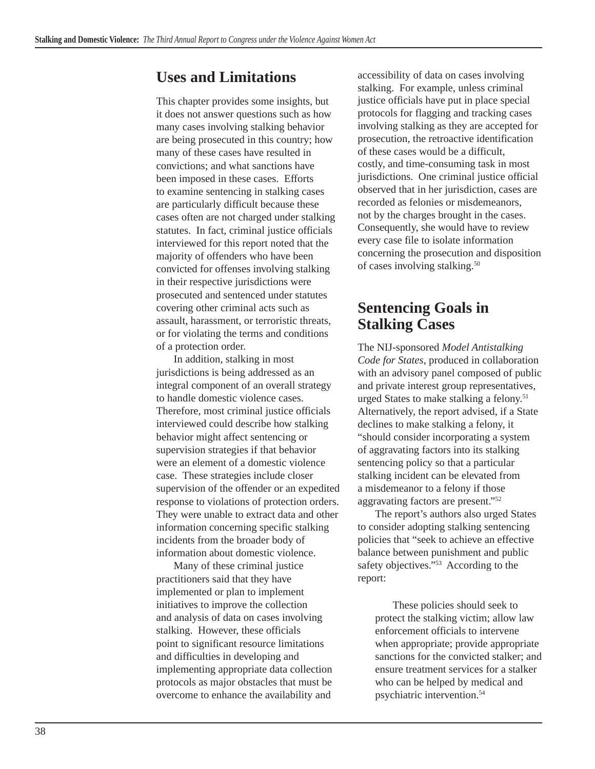## Uses and Limitations

This chapter provides some insights, but it does not answer questions such as how many cases involving stalking behavior are being prosecuted in this country; how many of these cases have resulted in convictions; and what sanctions have been imposed in these cases. Efforts to examine sentencing in stalking cases are particularly difficult because these cases often are not charged under stalking statutes. In fact, criminal justice officials interviewed for this report noted that the majority of offenders who have been convicted for offenses involving stalking in their respective jurisdictions were prosecuted and sentenced under statutes covering other criminal acts such as assault, harassment, or terroristic threats, or for violating the terms and conditions of a protection order.

In addition, stalking in most jurisdictions is being addressed as an integral component of an overall strategy to handle domestic violence cases. Therefore, most criminal justice officials interviewed could describe how stalking behavior might affect sentencing or supervision strategies if that behavior were an element of a domestic violence case. These strategies include closer supervision of the offender or an expedited response to violations of protection orders. They were unable to extract data and other information concerning specific stalking incidents from the broader body of information about domestic violence.

Many of these criminal justice practitioners said that they have implemented or plan to implement initiatives to improve the collection and analysis of data on cases involving stalking. However, these officials point to significant resource limitations and difficulties in developing and implementing appropriate data collection protocols as major obstacles that must be overcome to enhance the availability and accessibility of data on cases involving stalking. For example, unless criminal justice officials have put in place special protocols for flagging and tracking cases involving stalking as they are accepted for prosecution, the retroactive identification of these cases would be a difficult, costly, and time-consuming task in most jurisdictions. One criminal justice official observed that in her jurisdiction, cases are recorded as felonies or misdemeanors, not by the charges brought in the cases. Consequently, she would have to review every case file to isolate information concerning the prosecution and disposition of cases involving stalking.[50]

## Sentencing Goals in Stalking Cases

The NIJ-sponsored *Model Antistalking Code for States*, produced in collaboration with an advisory panel composed of public and private interest group representatives, urged States to make stalking a felony.[51] Alternatively, the report advised, if a State declines to make stalking a felony, it "should consider incorporating a system of aggravating factors into its stalking sentencing policy so that a particular stalking incident can be elevated from a misdemeanor to a felony if those aggravating factors are present."[52]

The report's authors also urged States to consider adopting stalking sentencing policies that "seek to achieve an effective balance between punishment and public safety objectives."[53] According to the report:

> These policies should seek to protect the stalking victim; allow law enforcement officials to intervene when appropriate; provide appropriate sanctions for the convicted stalker; and ensure treatment services for a stalker who can be helped by medical and psychiatric intervention.[54]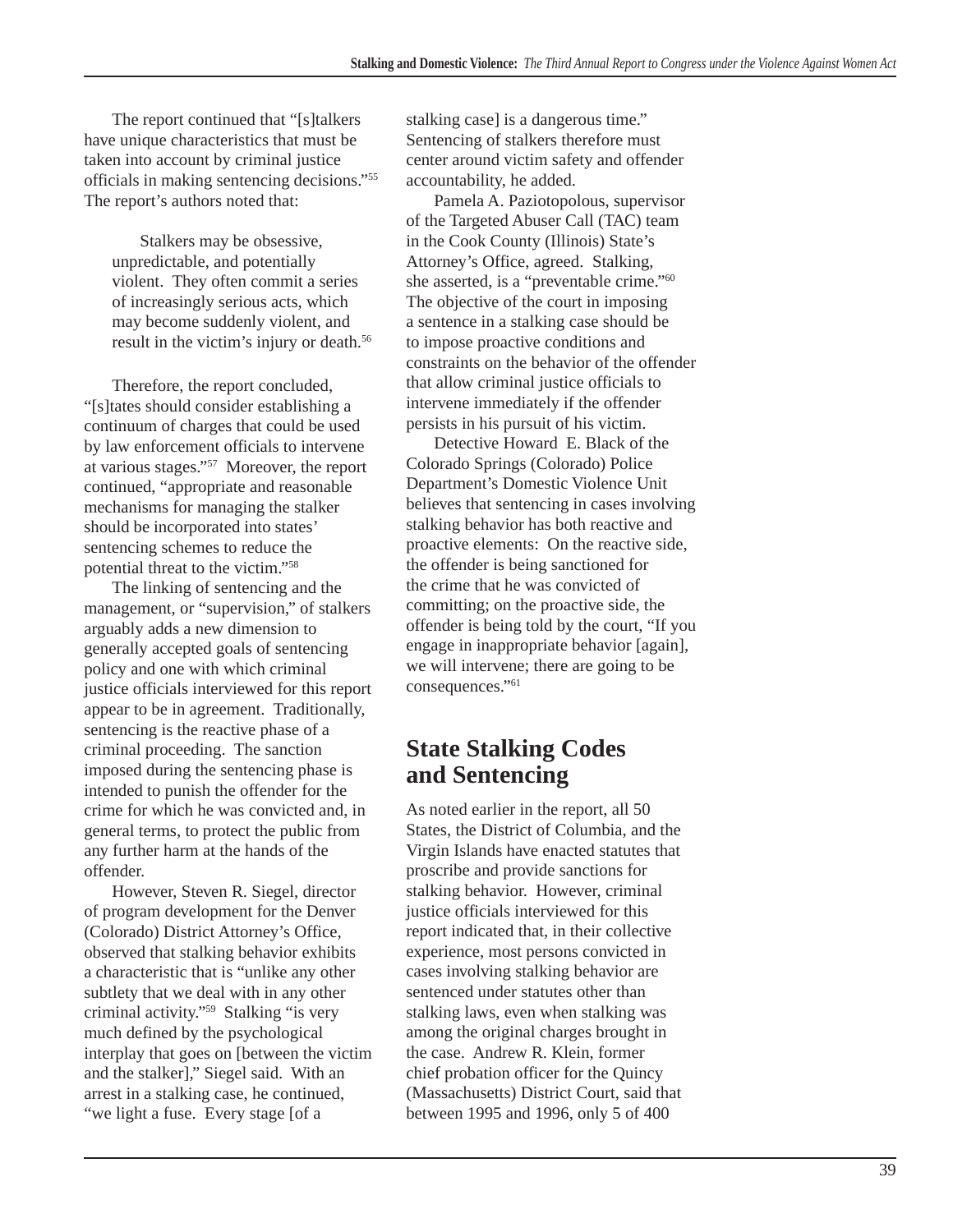The report continued that "[s]talkers have unique characteristics that must be taken into account by criminal justice officials in making sentencing decisions."[55] The report's authors noted that:

> Stalkers may be obsessive, unpredictable, and potentially violent. They often commit a series of increasingly serious acts, which may become suddenly violent, and result in the victim's injury or death.[56]

Therefore, the report concluded, "[s]tates should consider establishing a continuum of charges that could be used by law enforcement officials to intervene at various stages."[57] Moreover, the report continued, "appropriate and reasonable mechanisms for managing the stalker should be incorporated into states' sentencing schemes to reduce the potential threat to the victim."[58]

The linking of sentencing and the management, or "supervision," of stalkers arguably adds a new dimension to generally accepted goals of sentencing policy and one with which criminal justice officials interviewed for this report appear to be in agreement. Traditionally, sentencing is the reactive phase of a criminal proceeding. The sanction imposed during the sentencing phase is intended to punish the offender for the crime for which he was convicted and, in general terms, to protect the public from any further harm at the hands of the offender.

However, Steven R. Siegel, director of program development for the Denver (Colorado) District Attorney's Office, observed that stalking behavior exhibits a characteristic that is "unlike any other subtlety that we deal with in any other criminal activity."[59] Stalking "is very much defined by the psychological interplay that goes on [between the victim and the stalker]," Siegel said. With an arrest in a stalking case, he continued, "we light a fuse. Every stage [of a stalking case] is a dangerous time." Sentencing of stalkers therefore must center around victim safety and offender accountability, he added.

Pamela A. Paziotopolous, supervisor of the Targeted Abuser Call (TAC) team in the Cook County (Illinois) State's Attorney's Office, agreed. Stalking, she asserted, is a "preventable crime."[60] The objective of the court in imposing a sentence in a stalking case should be to impose proactive conditions and constraints on the behavior of the offender that allow criminal justice officials to intervene immediately if the offender persists in his pursuit of his victim.

Detective Howard E. Black of the Colorado Springs (Colorado) Police Department's Domestic Violence Unit believes that sentencing in cases involving stalking behavior has both reactive and proactive elements: On the reactive side, the offender is being sanctioned for the crime that he was convicted of committing; on the proactive side, the offender is being told by the court, "If you engage in inappropriate behavior [again], we will intervene; there are going to be consequences."[61]

## State Stalking Codes and Sentencing

As noted earlier in the report, all 50 States, the District of Columbia, and the Virgin Islands have enacted statutes that proscribe and provide sanctions for stalking behavior. However, criminal justice officials interviewed for this report indicated that, in their collective experience, most persons convicted in cases involving stalking behavior are sentenced under statutes other than stalking laws, even when stalking was among the original charges brought in the case. Andrew R. Klein, former chief probation officer for the Quincy (Massachusetts) District Court, said that between 1995 and 1996, only 5 of 400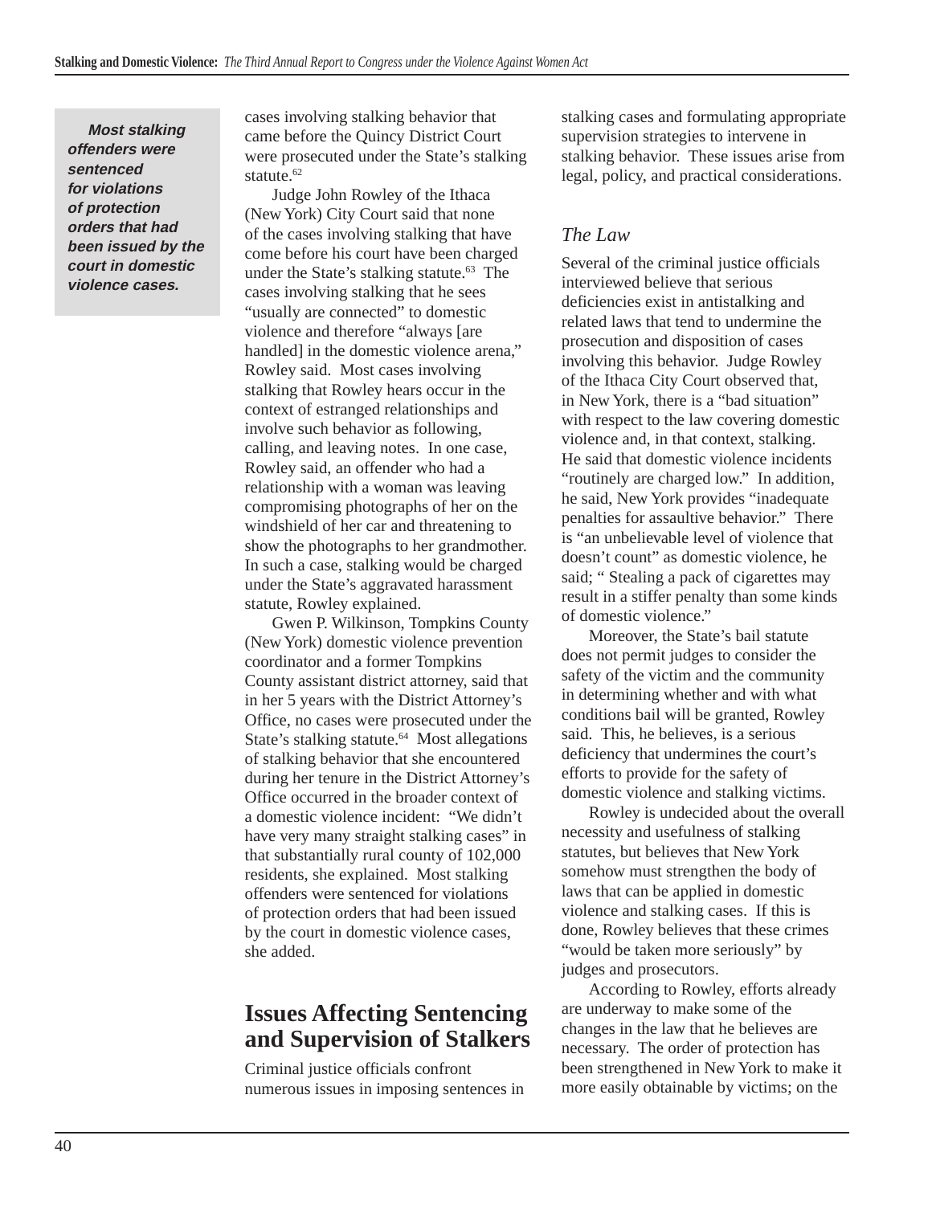> **Most stalking offenders were sentenced for violations of protection orders that had been issued by the court in domestic violence cases.**

cases involving stalking behavior that came before the Quincy District Court were prosecuted under the State's stalking statute.[62]

Judge John Rowley of the Ithaca (New York) City Court said that none of the cases involving stalking that have come before his court have been charged under the State's stalking statute.[63] The cases involving stalking that he sees "usually are connected" to domestic violence and therefore "always [are handled] in the domestic violence arena," Rowley said. Most cases involving stalking that Rowley hears occur in the context of estranged relationships and involve such behavior as following, calling, and leaving notes. In one case, Rowley said, an offender who had a relationship with a woman was leaving compromising photographs of her on the windshield of her car and threatening to show the photographs to her grandmother. In such a case, stalking would be charged under the State's aggravated harassment statute, Rowley explained.

Gwen P. Wilkinson, Tompkins County (New York) domestic violence prevention coordinator and a former Tompkins County assistant district attorney, said that in her 5 years with the District Attorney's Office, no cases were prosecuted under the State's stalking statute.[64] Most allegations of stalking behavior that she encountered during her tenure in the District Attorney's Office occurred in the broader context of a domestic violence incident: "We didn't have very many straight stalking cases" in that substantially rural county of 102,000 residents, she explained. Most stalking offenders were sentenced for violations of protection orders that had been issued by the court in domestic violence cases, she added.

## Issues Affecting Sentencing and Supervision of Stalkers

Criminal justice officials confront numerous issues in imposing sentences in stalking cases and formulating appropriate supervision strategies to intervene in stalking behavior. These issues arise from legal, policy, and practical considerations.

### *The Law*

Several of the criminal justice officials interviewed believe that serious deficiencies exist in antistalking and related laws that tend to undermine the prosecution and disposition of cases involving this behavior. Judge Rowley of the Ithaca City Court observed that, in New York, there is a "bad situation" with respect to the law covering domestic violence and, in that context, stalking. He said that domestic violence incidents "routinely are charged low." In addition, he said, New York provides "inadequate penalties for assaultive behavior." There is "an unbelievable level of violence that doesn't count" as domestic violence, he said; " Stealing a pack of cigarettes may result in a stiffer penalty than some kinds of domestic violence."

Moreover, the State's bail statute does not permit judges to consider the safety of the victim and the community in determining whether and with what conditions bail will be granted, Rowley said. This, he believes, is a serious deficiency that undermines the court's efforts to provide for the safety of domestic violence and stalking victims.

Rowley is undecided about the overall necessity and usefulness of stalking statutes, but believes that New York somehow must strengthen the body of laws that can be applied in domestic violence and stalking cases. If this is done, Rowley believes that these crimes "would be taken more seriously" by judges and prosecutors.

According to Rowley, efforts already are underway to make some of the changes in the law that he believes are necessary. The order of protection has been strengthened in New York to make it more easily obtainable by victims; on the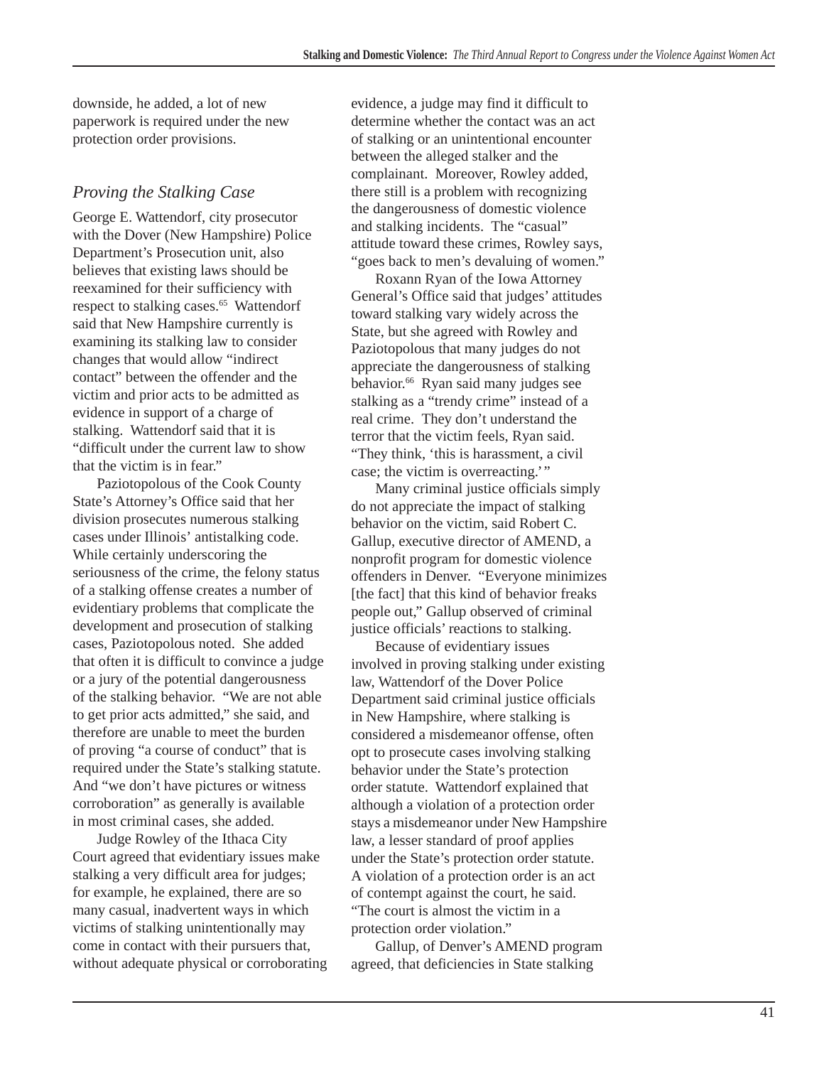downside, he added, a lot of new paperwork is required under the new protection order provisions.

### *Proving the Stalking Case*

George E. Wattendorf, city prosecutor with the Dover (New Hampshire) Police Department's Prosecution unit, also believes that existing laws should be reexamined for their sufficiency with respect to stalking cases.[65] Wattendorf said that New Hampshire currently is examining its stalking law to consider changes that would allow "indirect contact" between the offender and the victim and prior acts to be admitted as evidence in support of a charge of stalking. Wattendorf said that it is "difficult under the current law to show that the victim is in fear."

Paziotopolous of the Cook County State's Attorney's Office said that her division prosecutes numerous stalking cases under Illinois' antistalking code. While certainly underscoring the seriousness of the crime, the felony status of a stalking offense creates a number of evidentiary problems that complicate the development and prosecution of stalking cases, Paziotopolous noted. She added that often it is difficult to convince a judge or a jury of the potential dangerousness of the stalking behavior. "We are not able to get prior acts admitted," she said, and therefore are unable to meet the burden of proving "a course of conduct" that is required under the State's stalking statute. And "we don't have pictures or witness corroboration" as generally is available in most criminal cases, she added.

Judge Rowley of the Ithaca City Court agreed that evidentiary issues make stalking a very difficult area for judges; for example, he explained, there are so many casual, inadvertent ways in which victims of stalking unintentionally may come in contact with their pursuers that, without adequate physical or corroborating evidence, a judge may find it difficult to determine whether the contact was an act of stalking or an unintentional encounter between the alleged stalker and the complainant. Moreover, Rowley added, there still is a problem with recognizing the dangerousness of domestic violence and stalking incidents. The "casual" attitude toward these crimes, Rowley says, "goes back to men's devaluing of women."

Roxann Ryan of the Iowa Attorney General's Office said that judges' attitudes toward stalking vary widely across the State, but she agreed with Rowley and Paziotopolous that many judges do not appreciate the dangerousness of stalking behavior.[66] Ryan said many judges see stalking as a "trendy crime" instead of a real crime. They don't understand the terror that the victim feels, Ryan said. "They think, 'this is harassment, a civil case; the victim is overreacting.' "

Many criminal justice officials simply do not appreciate the impact of stalking behavior on the victim, said Robert C. Gallup, executive director of AMEND, a nonprofit program for domestic violence offenders in Denver. "Everyone minimizes [the fact] that this kind of behavior freaks people out," Gallup observed of criminal justice officials' reactions to stalking.

Because of evidentiary issues involved in proving stalking under existing law, Wattendorf of the Dover Police Department said criminal justice officials in New Hampshire, where stalking is considered a misdemeanor offense, often opt to prosecute cases involving stalking behavior under the State's protection order statute. Wattendorf explained that although a violation of a protection order stays a misdemeanor under New Hampshire law, a lesser standard of proof applies under the State's protection order statute. A violation of a protection order is an act of contempt against the court, he said. "The court is almost the victim in a protection order violation."

Gallup, of Denver's AMEND program agreed, that deficiencies in State stalking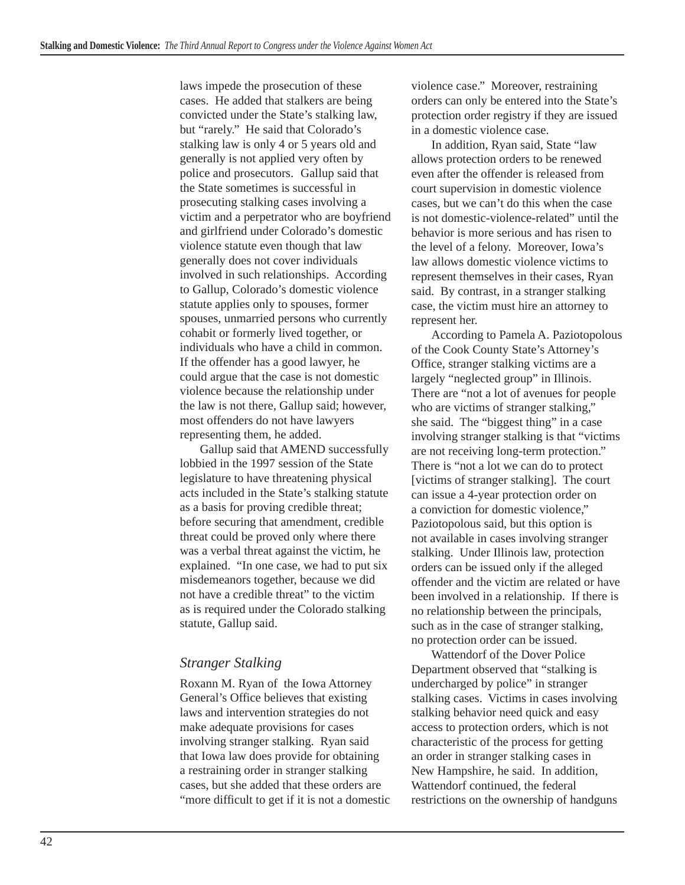laws impede the prosecution of these cases. He added that stalkers are being convicted under the State's stalking law, but "rarely." He said that Colorado's stalking law is only 4 or 5 years old and generally is not applied very often by police and prosecutors. Gallup said that the State sometimes is successful in prosecuting stalking cases involving a victim and a perpetrator who are boyfriend and girlfriend under Colorado's domestic violence statute even though that law generally does not cover individuals involved in such relationships. According to Gallup, Colorado's domestic violence statute applies only to spouses, former spouses, unmarried persons who currently cohabit or formerly lived together, or individuals who have a child in common. If the offender has a good lawyer, he could argue that the case is not domestic violence because the relationship under the law is not there, Gallup said; however, most offenders do not have lawyers representing them, he added.

Gallup said that AMEND successfully lobbied in the 1997 session of the State legislature to have threatening physical acts included in the State's stalking statute as a basis for proving credible threat; before securing that amendment, credible threat could be proved only where there was a verbal threat against the victim, he explained. "In one case, we had to put six misdemeanors together, because we did not have a credible threat" to the victim as is required under the Colorado stalking statute, Gallup said.

### *Stranger Stalking*

Roxann M. Ryan of the Iowa Attorney General's Office believes that existing laws and intervention strategies do not make adequate provisions for cases involving stranger stalking. Ryan said that Iowa law does provide for obtaining a restraining order in stranger stalking cases, but she added that these orders are "more difficult to get if it is not a domestic violence case." Moreover, restraining orders can only be entered into the State's protection order registry if they are issued in a domestic violence case.

In addition, Ryan said, State "law allows protection orders to be renewed even after the offender is released from court supervision in domestic violence cases, but we can't do this when the case is not domestic-violence-related" until the behavior is more serious and has risen to the level of a felony. Moreover, Iowa's law allows domestic violence victims to represent themselves in their cases, Ryan said. By contrast, in a stranger stalking case, the victim must hire an attorney to represent her.

According to Pamela A. Paziotopolous of the Cook County State's Attorney's Office, stranger stalking victims are a largely "neglected group" in Illinois. There are "not a lot of avenues for people who are victims of stranger stalking," she said. The "biggest thing" in a case involving stranger stalking is that "victims are not receiving long-term protection." There is "not a lot we can do to protect [victims of stranger stalking]. The court can issue a 4-year protection order on a conviction for domestic violence," Paziotopolous said, but this option is not available in cases involving stranger stalking. Under Illinois law, protection orders can be issued only if the alleged offender and the victim are related or have been involved in a relationship. If there is no relationship between the principals, such as in the case of stranger stalking, no protection order can be issued.

Wattendorf of the Dover Police Department observed that "stalking is undercharged by police" in stranger stalking cases. Victims in cases involving stalking behavior need quick and easy access to protection orders, which is not characteristic of the process for getting an order in stranger stalking cases in New Hampshire, he said. In addition, Wattendorf continued, the federal restrictions on the ownership of handguns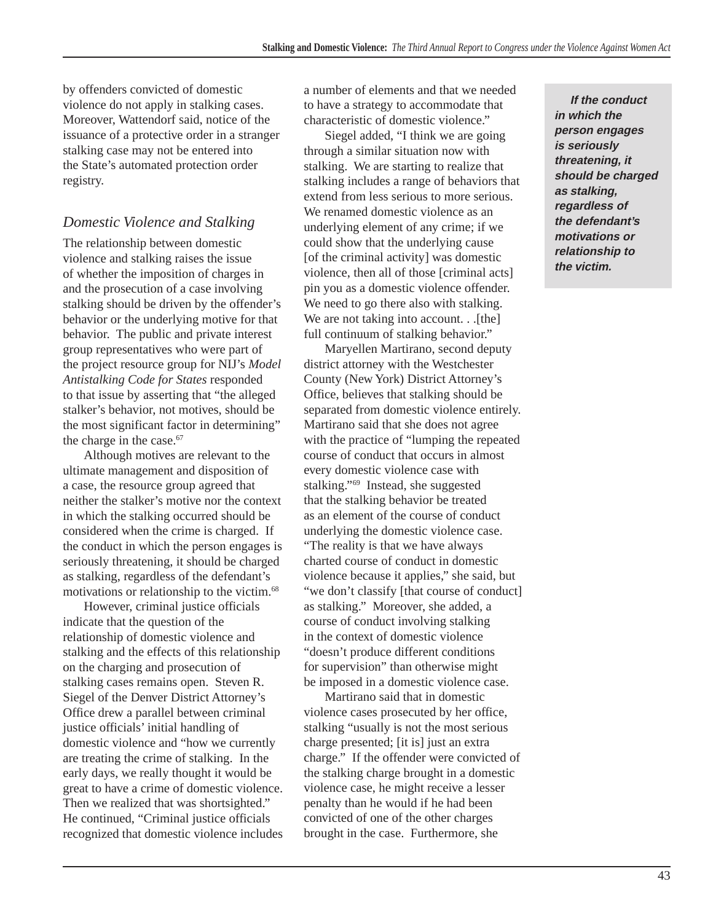by offenders convicted of domestic violence do not apply in stalking cases. Moreover, Wattendorf said, notice of the issuance of a protective order in a stranger stalking case may not be entered into the State's automated protection order registry.

### *Domestic Violence and Stalking*

The relationship between domestic violence and stalking raises the issue of whether the imposition of charges in and the prosecution of a case involving stalking should be driven by the offender's behavior or the underlying motive for that behavior. The public and private interest group representatives who were part of the project resource group for NIJ's *Model Antistalking Code for States* responded to that issue by asserting that "the alleged stalker's behavior, not motives, should be the most significant factor in determining" the charge in the case.[67]

Although motives are relevant to the ultimate management and disposition of a case, the resource group agreed that neither the stalker's motive nor the context in which the stalking occurred should be considered when the crime is charged. If the conduct in which the person engages is seriously threatening, it should be charged as stalking, regardless of the defendant's motivations or relationship to the victim.[68]

However, criminal justice officials indicate that the question of the relationship of domestic violence and stalking and the effects of this relationship on the charging and prosecution of stalking cases remains open. Steven R. Siegel of the Denver District Attorney's Office drew a parallel between criminal justice officials' initial handling of domestic violence and "how we currently are treating the crime of stalking. In the early days, we really thought it would be great to have a crime of domestic violence. Then we realized that was shortsighted." He continued, "Criminal justice officials recognized that domestic violence includes a number of elements and that we needed to have a strategy to accommodate that characteristic of domestic violence."

Siegel added, "I think we are going through a similar situation now with stalking. We are starting to realize that stalking includes a range of behaviors that extend from less serious to more serious. We renamed domestic violence as an underlying element of any crime; if we could show that the underlying cause [of the criminal activity] was domestic violence, then all of those [criminal acts] pin you as a domestic violence offender. We need to go there also with stalking. We are not taking into account. . .[the] full continuum of stalking behavior."

Maryellen Martirano, second deputy district attorney with the Westchester County (New York) District Attorney's Office, believes that stalking should be separated from domestic violence entirely. Martirano said that she does not agree with the practice of "lumping the repeated course of conduct that occurs in almost every domestic violence case with stalking."[69] Instead, she suggested that the stalking behavior be treated as an element of the course of conduct underlying the domestic violence case. "The reality is that we have always charted course of conduct in domestic violence because it applies," she said, but "we don't classify [that course of conduct] as stalking." Moreover, she added, a course of conduct involving stalking in the context of domestic violence "doesn't produce different conditions for supervision" than otherwise might be imposed in a domestic violence case.

Martirano said that in domestic violence cases prosecuted by her office, stalking "usually is not the most serious charge presented; [it is] just an extra charge." If the offender were convicted of the stalking charge brought in a domestic violence case, he might receive a lesser penalty than he would if he had been convicted of one of the other charges brought in the case. Furthermore, she

> ***If the conduct in which the person engages is seriously threatening, it should be charged as stalking, regardless of the defendant's motivations or relationship to the victim.***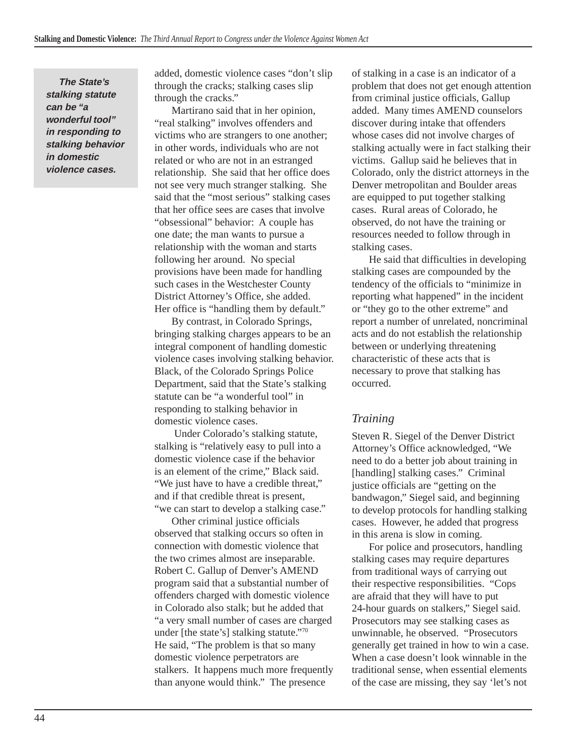**_The State's stalking statute can be "a wonderful tool" in responding to stalking behavior in domestic violence cases._**

added, domestic violence cases "don't slip through the cracks; stalking cases slip through the cracks."

Martirano said that in her opinion, "real stalking" involves offenders and victims who are strangers to one another; in other words, individuals who are not related or who are not in an estranged relationship. She said that her office does not see very much stranger stalking. She said that the "most serious" stalking cases that her office sees are cases that involve "obsessional" behavior: A couple has one date; the man wants to pursue a relationship with the woman and starts following her around. No special provisions have been made for handling such cases in the Westchester County District Attorney's Office, she added. Her office is "handling them by default."

By contrast, in Colorado Springs, bringing stalking charges appears to be an integral component of handling domestic violence cases involving stalking behavior. Black, of the Colorado Springs Police Department, said that the State's stalking statute can be "a wonderful tool" in responding to stalking behavior in domestic violence cases.

Under Colorado's stalking statute, stalking is "relatively easy to pull into a domestic violence case if the behavior is an element of the crime," Black said. "We just have to have a credible threat," and if that credible threat is present, "we can start to develop a stalking case."

Other criminal justice officials observed that stalking occurs so often in connection with domestic violence that the two crimes almost are inseparable. Robert C. Gallup of Denver's AMEND program said that a substantial number of offenders charged with domestic violence in Colorado also stalk; but he added that "a very small number of cases are charged under [the state's] stalking statute."[70] He said, "The problem is that so many domestic violence perpetrators are stalkers. It happens much more frequently than anyone would think." The presence of stalking in a case is an indicator of a problem that does not get enough attention from criminal justice officials, Gallup added. Many times AMEND counselors discover during intake that offenders whose cases did not involve charges of stalking actually were in fact stalking their victims. Gallup said he believes that in Colorado, only the district attorneys in the Denver metropolitan and Boulder areas are equipped to put together stalking cases. Rural areas of Colorado, he observed, do not have the training or resources needed to follow through in stalking cases.

He said that difficulties in developing stalking cases are compounded by the tendency of the officials to "minimize in reporting what happened" in the incident or "they go to the other extreme" and report a number of unrelated, noncriminal acts and do not establish the relationship between or underlying threatening characteristic of these acts that is necessary to prove that stalking has occurred.

### *Training*

Steven R. Siegel of the Denver District Attorney's Office acknowledged, "We need to do a better job about training in [handling] stalking cases." Criminal justice officials are "getting on the bandwagon," Siegel said, and beginning to develop protocols for handling stalking cases. However, he added that progress in this arena is slow in coming.

For police and prosecutors, handling stalking cases may require departures from traditional ways of carrying out their respective responsibilities. "Cops are afraid that they will have to put 24-hour guards on stalkers," Siegel said. Prosecutors may see stalking cases as unwinnable, he observed. "Prosecutors generally get trained in how to win a case. When a case doesn't look winnable in the traditional sense, when essential elements of the case are missing, they say 'let's not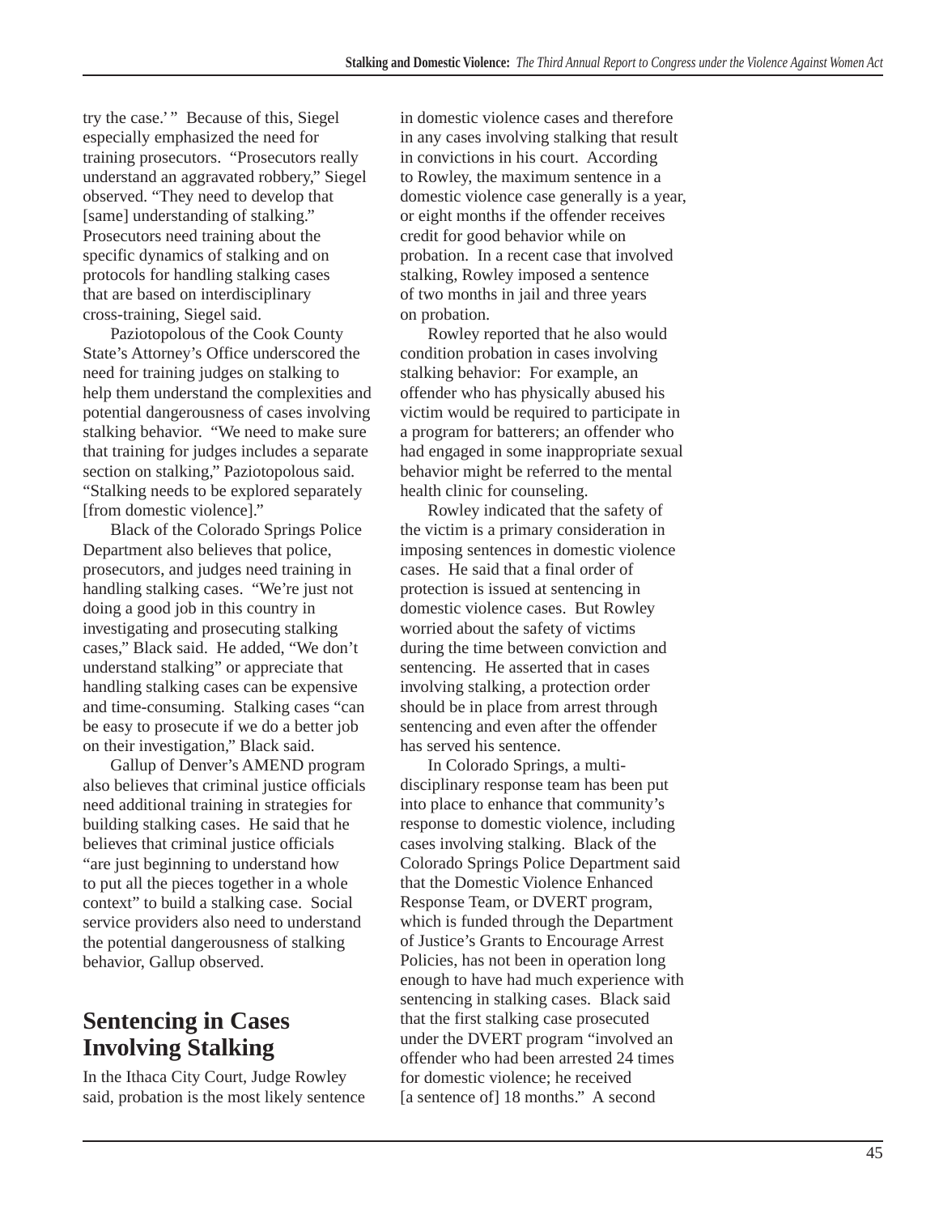try the case.' " Because of this, Siegel especially emphasized the need for training prosecutors. "Prosecutors really understand an aggravated robbery," Siegel observed. "They need to develop that [same] understanding of stalking." Prosecutors need training about the specific dynamics of stalking and on protocols for handling stalking cases that are based on interdisciplinary cross-training, Siegel said.

Paziotopolous of the Cook County State's Attorney's Office underscored the need for training judges on stalking to help them understand the complexities and potential dangerousness of cases involving stalking behavior. "We need to make sure that training for judges includes a separate section on stalking," Paziotopolous said. "Stalking needs to be explored separately [from domestic violence]."

Black of the Colorado Springs Police Department also believes that police, prosecutors, and judges need training in handling stalking cases. "We're just not doing a good job in this country in investigating and prosecuting stalking cases," Black said. He added, "We don't understand stalking" or appreciate that handling stalking cases can be expensive and time-consuming. Stalking cases "can be easy to prosecute if we do a better job on their investigation," Black said.

Gallup of Denver's AMEND program also believes that criminal justice officials need additional training in strategies for building stalking cases. He said that he believes that criminal justice officials "are just beginning to understand how to put all the pieces together in a whole context" to build a stalking case. Social service providers also need to understand the potential dangerousness of stalking behavior, Gallup observed.

## Sentencing in Cases Involving Stalking

In the Ithaca City Court, Judge Rowley said, probation is the most likely sentence in domestic violence cases and therefore in any cases involving stalking that result in convictions in his court. According to Rowley, the maximum sentence in a domestic violence case generally is a year, or eight months if the offender receives credit for good behavior while on probation. In a recent case that involved stalking, Rowley imposed a sentence of two months in jail and three years on probation.

Rowley reported that he also would condition probation in cases involving stalking behavior: For example, an offender who has physically abused his victim would be required to participate in a program for batterers; an offender who had engaged in some inappropriate sexual behavior might be referred to the mental health clinic for counseling.

Rowley indicated that the safety of the victim is a primary consideration in imposing sentences in domestic violence cases. He said that a final order of protection is issued at sentencing in domestic violence cases. But Rowley worried about the safety of victims during the time between conviction and sentencing. He asserted that in cases involving stalking, a protection order should be in place from arrest through sentencing and even after the offender has served his sentence.

In Colorado Springs, a multi-disciplinary response team has been put into place to enhance that community's response to domestic violence, including cases involving stalking. Black of the Colorado Springs Police Department said that the Domestic Violence Enhanced Response Team, or DVERT program, which is funded through the Department of Justice's Grants to Encourage Arrest Policies, has not been in operation long enough to have had much experience with sentencing in stalking cases. Black said that the first stalking case prosecuted under the DVERT program "involved an offender who had been arrested 24 times for domestic violence; he received [a sentence of] 18 months." A second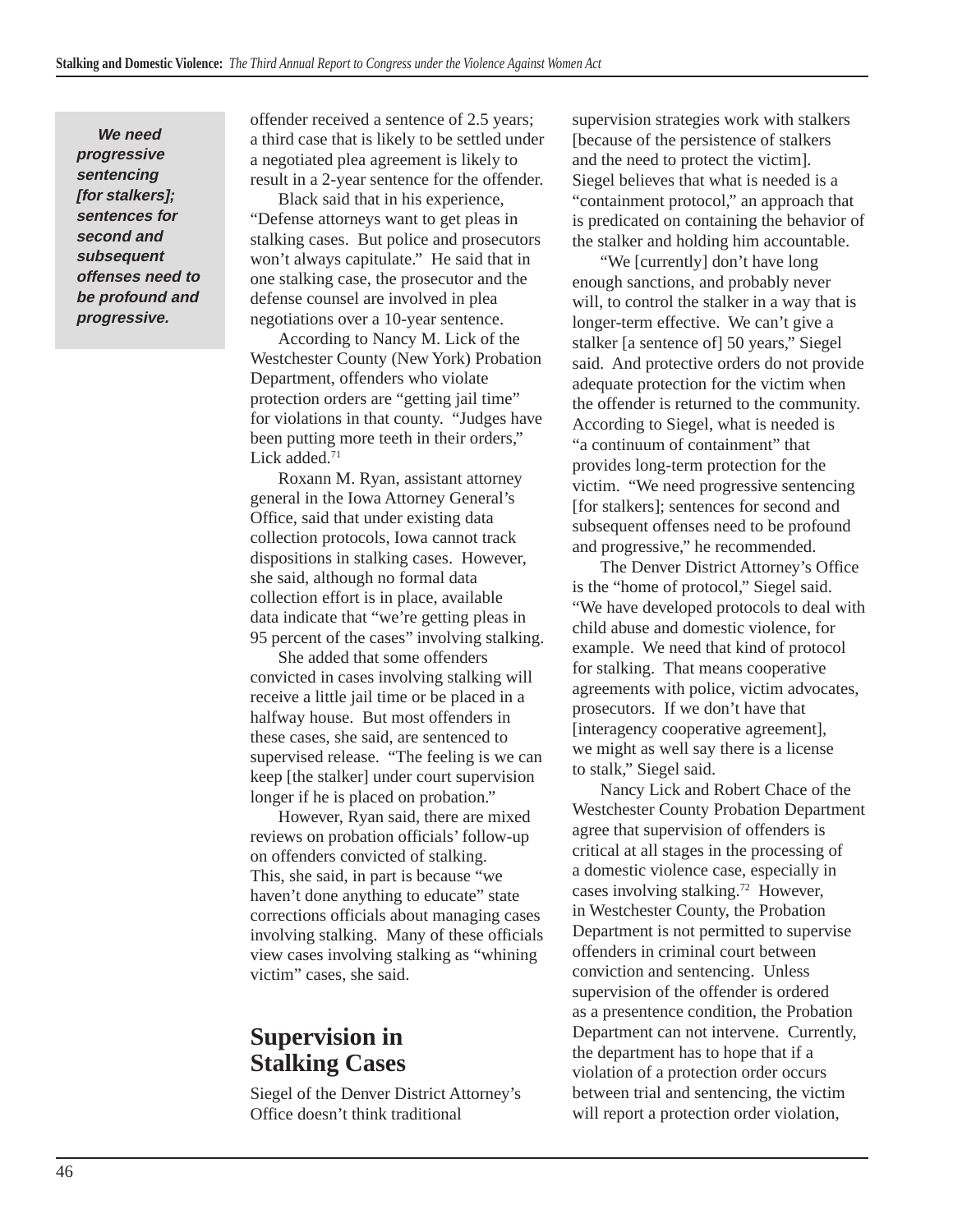> ***We need progressive sentencing [for stalkers]; sentences for second and subsequent offenses need to be profound and progressive.***

offender received a sentence of 2.5 years; a third case that is likely to be settled under a negotiated plea agreement is likely to result in a 2-year sentence for the offender.

Black said that in his experience, "Defense attorneys want to get pleas in stalking cases. But police and prosecutors won't always capitulate." He said that in one stalking case, the prosecutor and the defense counsel are involved in plea negotiations over a 10-year sentence.

According to Nancy M. Lick of the Westchester County (New York) Probation Department, offenders who violate protection orders are "getting jail time" for violations in that county. "Judges have been putting more teeth in their orders," Lick added.[71]

Roxann M. Ryan, assistant attorney general in the Iowa Attorney General's Office, said that under existing data collection protocols, Iowa cannot track dispositions in stalking cases. However, she said, although no formal data collection effort is in place, available data indicate that "we're getting pleas in 95 percent of the cases" involving stalking.

She added that some offenders convicted in cases involving stalking will receive a little jail time or be placed in a halfway house. But most offenders in these cases, she said, are sentenced to supervised release. "The feeling is we can keep [the stalker] under court supervision longer if he is placed on probation."

However, Ryan said, there are mixed reviews on probation officials' follow-up on offenders convicted of stalking. This, she said, in part is because "we haven't done anything to educate" state corrections officials about managing cases involving stalking. Many of these officials view cases involving stalking as "whining victim" cases, she said.

## Supervision in Stalking Cases

Siegel of the Denver District Attorney's Office doesn't think traditional supervision strategies work with stalkers [because of the persistence of stalkers and the need to protect the victim]. Siegel believes that what is needed is a "containment protocol," an approach that is predicated on containing the behavior of the stalker and holding him accountable.

"We [currently] don't have long enough sanctions, and probably never will, to control the stalker in a way that is longer-term effective. We can't give a stalker [a sentence of] 50 years," Siegel said. And protective orders do not provide adequate protection for the victim when the offender is returned to the community. According to Siegel, what is needed is "a continuum of containment" that provides long-term protection for the victim. "We need progressive sentencing [for stalkers]; sentences for second and subsequent offenses need to be profound and progressive," he recommended.

The Denver District Attorney's Office is the "home of protocol," Siegel said. "We have developed protocols to deal with child abuse and domestic violence, for example. We need that kind of protocol for stalking. That means cooperative agreements with police, victim advocates, prosecutors. If we don't have that [interagency cooperative agreement], we might as well say there is a license to stalk," Siegel said.

Nancy Lick and Robert Chace of the Westchester County Probation Department agree that supervision of offenders is critical at all stages in the processing of a domestic violence case, especially in cases involving stalking.[72] However, in Westchester County, the Probation Department is not permitted to supervise offenders in criminal court between conviction and sentencing. Unless supervision of the offender is ordered as a presentence condition, the Probation Department can not intervene. Currently, the department has to hope that if a violation of a protection order occurs between trial and sentencing, the victim will report a protection order violation,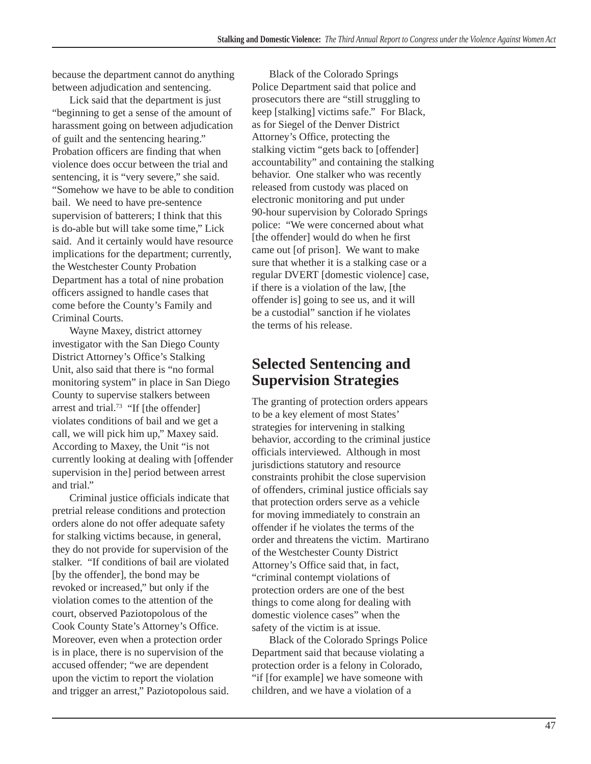because the department cannot do anything between adjudication and sentencing.

Lick said that the department is just "beginning to get a sense of the amount of harassment going on between adjudication of guilt and the sentencing hearing." Probation officers are finding that when violence does occur between the trial and sentencing, it is "very severe," she said. "Somehow we have to be able to condition bail. We need to have pre-sentence supervision of batterers; I think that this is do-able but will take some time," Lick said. And it certainly would have resource implications for the department; currently, the Westchester County Probation Department has a total of nine probation officers assigned to handle cases that come before the County's Family and Criminal Courts.

Wayne Maxey, district attorney investigator with the San Diego County District Attorney's Office's Stalking Unit, also said that there is "no formal monitoring system" in place in San Diego County to supervise stalkers between arrest and trial.[73] "If [the offender] violates conditions of bail and we get a call, we will pick him up," Maxey said. According to Maxey, the Unit "is not currently looking at dealing with [offender supervision in the] period between arrest and trial."

Criminal justice officials indicate that pretrial release conditions and protection orders alone do not offer adequate safety for stalking victims because, in general, they do not provide for supervision of the stalker. "If conditions of bail are violated [by the offender], the bond may be revoked or increased," but only if the violation comes to the attention of the court, observed Paziotopolous of the Cook County State's Attorney's Office. Moreover, even when a protection order is in place, there is no supervision of the accused offender; "we are dependent upon the victim to report the violation and trigger an arrest," Paziotopolous said.

Black of the Colorado Springs Police Department said that police and prosecutors there are "still struggling to keep [stalking] victims safe." For Black, as for Siegel of the Denver District Attorney's Office, protecting the stalking victim "gets back to [offender] accountability" and containing the stalking behavior. One stalker who was recently released from custody was placed on electronic monitoring and put under 90-hour supervision by Colorado Springs police: "We were concerned about what [the offender] would do when he first came out [of prison]. We want to make sure that whether it is a stalking case or a regular DVERT [domestic violence] case, if there is a violation of the law, [the offender is] going to see us, and it will be a custodial" sanction if he violates the terms of his release.

## Selected Sentencing and Supervision Strategies

The granting of protection orders appears to be a key element of most States' strategies for intervening in stalking behavior, according to the criminal justice officials interviewed. Although in most jurisdictions statutory and resource constraints prohibit the close supervision of offenders, criminal justice officials say that protection orders serve as a vehicle for moving immediately to constrain an offender if he violates the terms of the order and threatens the victim. Martirano of the Westchester County District Attorney's Office said that, in fact, "criminal contempt violations of protection orders are one of the best things to come along for dealing with domestic violence cases" when the safety of the victim is at issue.

Black of the Colorado Springs Police Department said that because violating a protection order is a felony in Colorado, "if [for example] we have someone with children, and we have a violation of a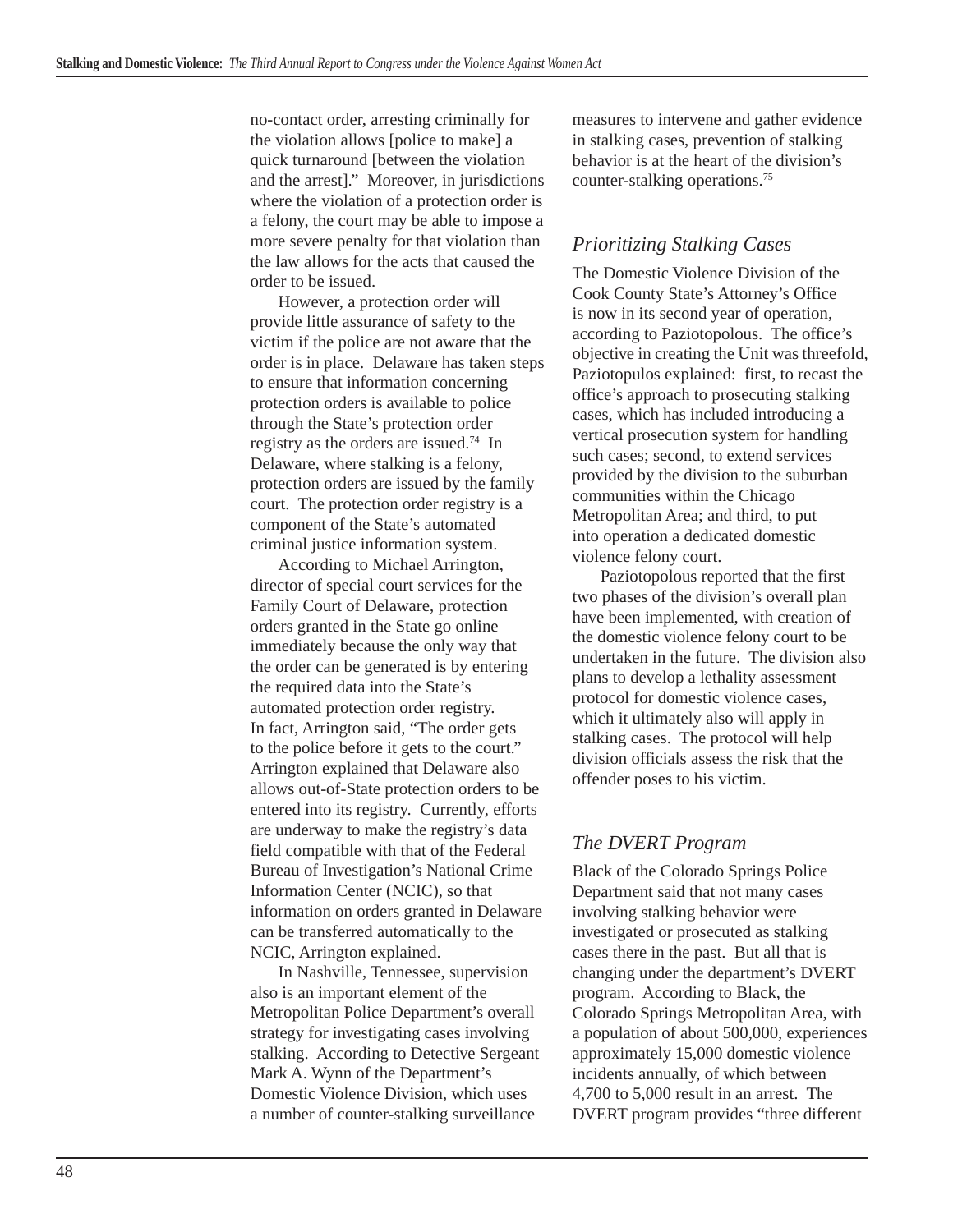no-contact order, arresting criminally for the violation allows [police to make] a quick turnaround [between the violation and the arrest]." Moreover, in jurisdictions where the violation of a protection order is a felony, the court may be able to impose a more severe penalty for that violation than the law allows for the acts that caused the order to be issued.

However, a protection order will provide little assurance of safety to the victim if the police are not aware that the order is in place. Delaware has taken steps to ensure that information concerning protection orders is available to police through the State's protection order registry as the orders are issued.[74] In Delaware, where stalking is a felony, protection orders are issued by the family court. The protection order registry is a component of the State's automated criminal justice information system.

According to Michael Arrington, director of special court services for the Family Court of Delaware, protection orders granted in the State go online immediately because the only way that the order can be generated is by entering the required data into the State's automated protection order registry. In fact, Arrington said, "The order gets to the police before it gets to the court." Arrington explained that Delaware also allows out-of-State protection orders to be entered into its registry. Currently, efforts are underway to make the registry's data field compatible with that of the Federal Bureau of Investigation's National Crime Information Center (NCIC), so that information on orders granted in Delaware can be transferred automatically to the NCIC, Arrington explained.

In Nashville, Tennessee, supervision also is an important element of the Metropolitan Police Department's overall strategy for investigating cases involving stalking. According to Detective Sergeant Mark A. Wynn of the Department's Domestic Violence Division, which uses a number of counter-stalking surveillance measures to intervene and gather evidence in stalking cases, prevention of stalking behavior is at the heart of the division's counter-stalking operations.[75]

### *Prioritizing Stalking Cases*

The Domestic Violence Division of the Cook County State's Attorney's Office is now in its second year of operation, according to Paziotopolous. The office's objective in creating the Unit was threefold, Paziotopulos explained: first, to recast the office's approach to prosecuting stalking cases, which has included introducing a vertical prosecution system for handling such cases; second, to extend services provided by the division to the suburban communities within the Chicago Metropolitan Area; and third, to put into operation a dedicated domestic violence felony court.

Paziotopolous reported that the first two phases of the division's overall plan have been implemented, with creation of the domestic violence felony court to be undertaken in the future. The division also plans to develop a lethality assessment protocol for domestic violence cases, which it ultimately also will apply in stalking cases. The protocol will help division officials assess the risk that the offender poses to his victim.

### *The DVERT Program*

Black of the Colorado Springs Police Department said that not many cases involving stalking behavior were investigated or prosecuted as stalking cases there in the past. But all that is changing under the department's DVERT program. According to Black, the Colorado Springs Metropolitan Area, with a population of about 500,000, experiences approximately 15,000 domestic violence incidents annually, of which between 4,700 to 5,000 result in an arrest. The DVERT program provides "three different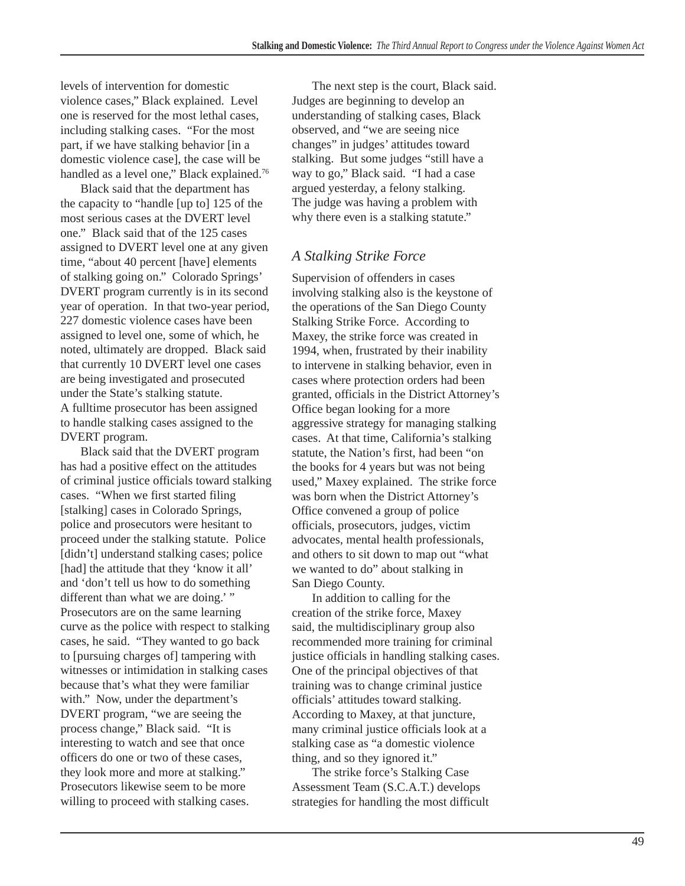levels of intervention for domestic violence cases," Black explained. Level one is reserved for the most lethal cases, including stalking cases. "For the most part, if we have stalking behavior [in a domestic violence case], the case will be handled as a level one," Black explained.[76]

Black said that the department has the capacity to "handle [up to] 125 of the most serious cases at the DVERT level one." Black said that of the 125 cases assigned to DVERT level one at any given time, "about 40 percent [have] elements of stalking going on." Colorado Springs' DVERT program currently is in its second year of operation. In that two-year period, 227 domestic violence cases have been assigned to level one, some of which, he noted, ultimately are dropped. Black said that currently 10 DVERT level one cases are being investigated and prosecuted under the State's stalking statute. A fulltime prosecutor has been assigned to handle stalking cases assigned to the DVERT program.

Black said that the DVERT program has had a positive effect on the attitudes of criminal justice officials toward stalking cases. "When we first started filing [stalking] cases in Colorado Springs, police and prosecutors were hesitant to proceed under the stalking statute. Police [didn't] understand stalking cases; police [had] the attitude that they 'know it all' and 'don't tell us how to do something different than what we are doing.' " Prosecutors are on the same learning curve as the police with respect to stalking cases, he said. "They wanted to go back to [pursuing charges of] tampering with witnesses or intimidation in stalking cases because that's what they were familiar with." Now, under the department's DVERT program, "we are seeing the process change," Black said. "It is interesting to watch and see that once officers do one or two of these cases, they look more and more at stalking." Prosecutors likewise seem to be more willing to proceed with stalking cases.

The next step is the court, Black said. Judges are beginning to develop an understanding of stalking cases, Black observed, and "we are seeing nice changes" in judges' attitudes toward stalking. But some judges "still have a way to go," Black said. "I had a case argued yesterday, a felony stalking. The judge was having a problem with why there even is a stalking statute."

### *A Stalking Strike Force*

Supervision of offenders in cases involving stalking also is the keystone of the operations of the San Diego County Stalking Strike Force. According to Maxey, the strike force was created in 1994, when, frustrated by their inability to intervene in stalking behavior, even in cases where protection orders had been granted, officials in the District Attorney's Office began looking for a more aggressive strategy for managing stalking cases. At that time, California's stalking statute, the Nation's first, had been "on the books for 4 years but was not being used," Maxey explained. The strike force was born when the District Attorney's Office convened a group of police officials, prosecutors, judges, victim advocates, mental health professionals, and others to sit down to map out "what we wanted to do" about stalking in San Diego County.

In addition to calling for the creation of the strike force, Maxey said, the multidisciplinary group also recommended more training for criminal justice officials in handling stalking cases. One of the principal objectives of that training was to change criminal justice officials' attitudes toward stalking. According to Maxey, at that juncture, many criminal justice officials look at a stalking case as "a domestic violence thing, and so they ignored it."

The strike force's Stalking Case Assessment Team (S.C.A.T.) develops strategies for handling the most difficult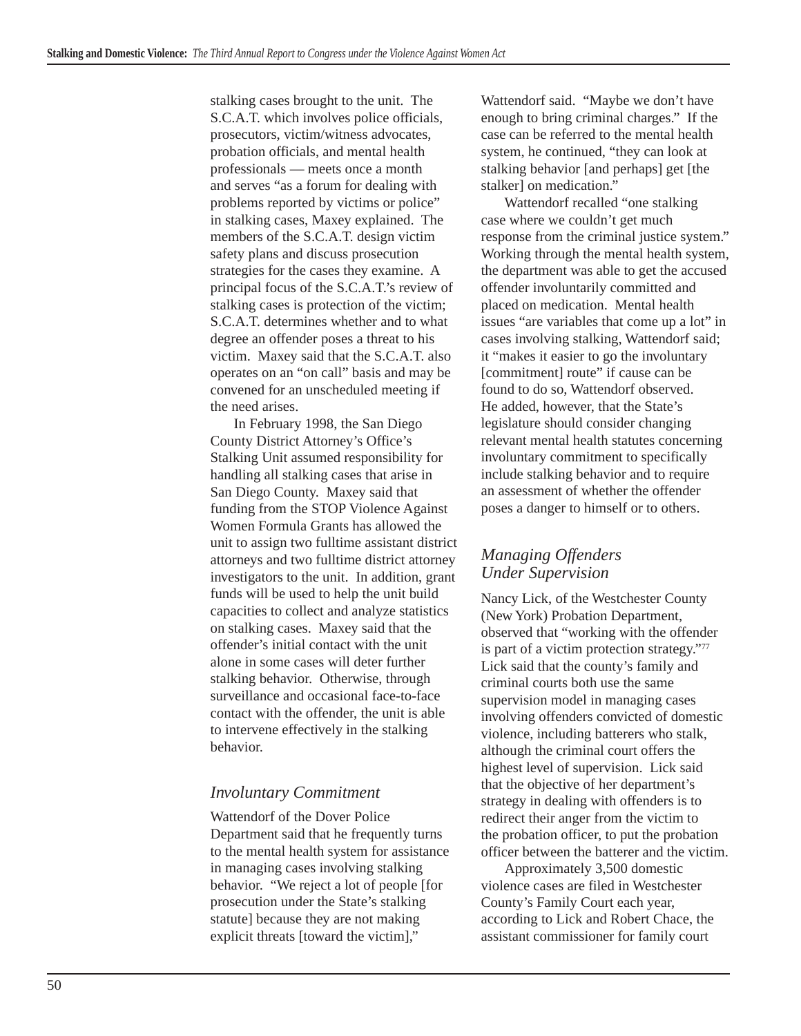stalking cases brought to the unit. The S.C.A.T. which involves police officials, prosecutors, victim/witness advocates, probation officials, and mental health professionals — meets once a month and serves "as a forum for dealing with problems reported by victims or police" in stalking cases, Maxey explained. The members of the S.C.A.T. design victim safety plans and discuss prosecution strategies for the cases they examine. A principal focus of the S.C.A.T.'s review of stalking cases is protection of the victim; S.C.A.T. determines whether and to what degree an offender poses a threat to his victim. Maxey said that the S.C.A.T. also operates on an "on call" basis and may be convened for an unscheduled meeting if the need arises.

In February 1998, the San Diego County District Attorney's Office's Stalking Unit assumed responsibility for handling all stalking cases that arise in San Diego County. Maxey said that funding from the STOP Violence Against Women Formula Grants has allowed the unit to assign two fulltime assistant district attorneys and two fulltime district attorney investigators to the unit. In addition, grant funds will be used to help the unit build capacities to collect and analyze statistics on stalking cases. Maxey said that the offender's initial contact with the unit alone in some cases will deter further stalking behavior. Otherwise, through surveillance and occasional face-to-face contact with the offender, the unit is able to intervene effectively in the stalking behavior.

### *Involuntary Commitment*

Wattendorf of the Dover Police Department said that he frequently turns to the mental health system for assistance in managing cases involving stalking behavior. "We reject a lot of people [for prosecution under the State's stalking statute] because they are not making explicit threats [toward the victim]," Wattendorf said. "Maybe we don't have enough to bring criminal charges." If the case can be referred to the mental health system, he continued, "they can look at stalking behavior [and perhaps] get [the stalker] on medication."

Wattendorf recalled "one stalking case where we couldn't get much response from the criminal justice system." Working through the mental health system, the department was able to get the accused offender involuntarily committed and placed on medication. Mental health issues "are variables that come up a lot" in cases involving stalking, Wattendorf said; it "makes it easier to go the involuntary [commitment] route" if cause can be found to do so, Wattendorf observed. He added, however, that the State's legislature should consider changing relevant mental health statutes concerning involuntary commitment to specifically include stalking behavior and to require an assessment of whether the offender poses a danger to himself or to others.

### *Managing Offenders Under Supervision*

Nancy Lick, of the Westchester County (New York) Probation Department, observed that "working with the offender is part of a victim protection strategy."[77] Lick said that the county's family and criminal courts both use the same supervision model in managing cases involving offenders convicted of domestic violence, including batterers who stalk, although the criminal court offers the highest level of supervision. Lick said that the objective of her department's strategy in dealing with offenders is to redirect their anger from the victim to the probation officer, to put the probation officer between the batterer and the victim.

Approximately 3,500 domestic violence cases are filed in Westchester County's Family Court each year, according to Lick and Robert Chace, the assistant commissioner for family court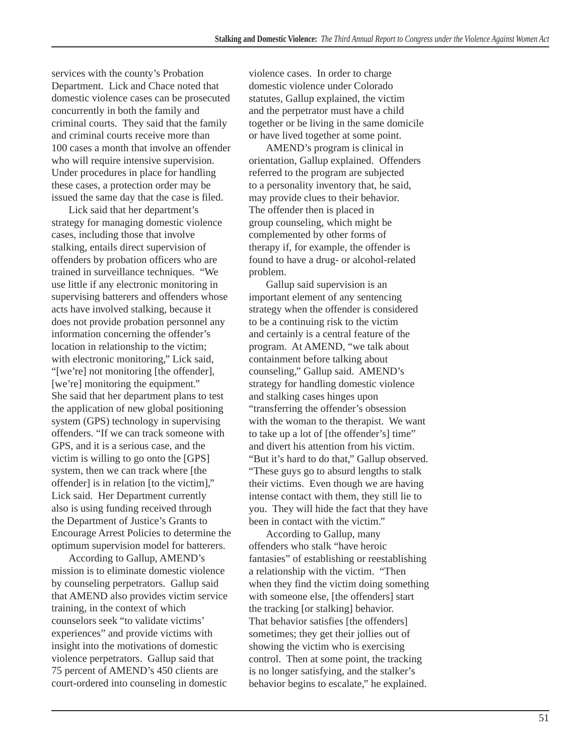services with the county's Probation Department. Lick and Chace noted that domestic violence cases can be prosecuted concurrently in both the family and criminal courts. They said that the family and criminal courts receive more than 100 cases a month that involve an offender who will require intensive supervision. Under procedures in place for handling these cases, a protection order may be issued the same day that the case is filed.

Lick said that her department's strategy for managing domestic violence cases, including those that involve stalking, entails direct supervision of offenders by probation officers who are trained in surveillance techniques. "We use little if any electronic monitoring in supervising batterers and offenders whose acts have involved stalking, because it does not provide probation personnel any information concerning the offender's location in relationship to the victim; with electronic monitoring," Lick said, "[we're] not monitoring [the offender], [we're] monitoring the equipment." She said that her department plans to test the application of new global positioning system (GPS) technology in supervising offenders. "If we can track someone with GPS, and it is a serious case, and the victim is willing to go onto the [GPS] system, then we can track where [the offender] is in relation [to the victim]," Lick said. Her Department currently also is using funding received through the Department of Justice's Grants to Encourage Arrest Policies to determine the optimum supervision model for batterers.

According to Gallup, AMEND's mission is to eliminate domestic violence by counseling perpetrators. Gallup said that AMEND also provides victim service training, in the context of which counselors seek "to validate victims' experiences" and provide victims with insight into the motivations of domestic violence perpetrators. Gallup said that 75 percent of AMEND's 450 clients are court-ordered into counseling in domestic violence cases. In order to charge domestic violence under Colorado statutes, Gallup explained, the victim and the perpetrator must have a child together or be living in the same domicile or have lived together at some point.

AMEND's program is clinical in orientation, Gallup explained. Offenders referred to the program are subjected to a personality inventory that, he said, may provide clues to their behavior. The offender then is placed in group counseling, which might be complemented by other forms of therapy if, for example, the offender is found to have a drug- or alcohol-related problem.

Gallup said supervision is an important element of any sentencing strategy when the offender is considered to be a continuing risk to the victim and certainly is a central feature of the program. At AMEND, "we talk about containment before talking about counseling," Gallup said. AMEND's strategy for handling domestic violence and stalking cases hinges upon "transferring the offender's obsession with the woman to the therapist. We want to take up a lot of [the offender's] time" and divert his attention from his victim. "But it's hard to do that," Gallup observed. "These guys go to absurd lengths to stalk their victims. Even though we are having intense contact with them, they still lie to you. They will hide the fact that they have been in contact with the victim."

According to Gallup, many offenders who stalk "have heroic fantasies" of establishing or reestablishing a relationship with the victim. "Then when they find the victim doing something with someone else, [the offenders] start the tracking [or stalking] behavior. That behavior satisfies [the offenders] sometimes; they get their jollies out of showing the victim who is exercising control. Then at some point, the tracking is no longer satisfying, and the stalker's behavior begins to escalate," he explained.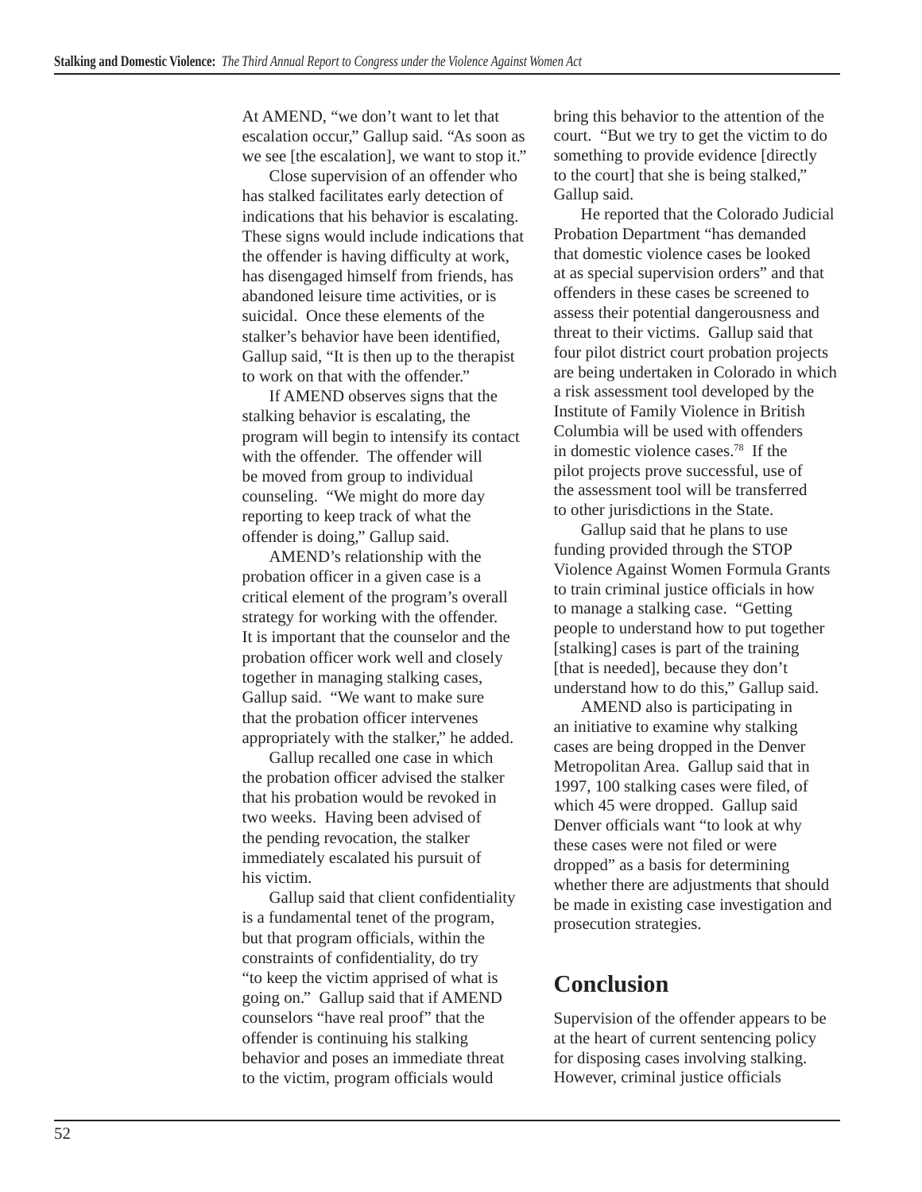At AMEND, "we don't want to let that escalation occur," Gallup said. "As soon as we see [the escalation], we want to stop it."

Close supervision of an offender who has stalked facilitates early detection of indications that his behavior is escalating. These signs would include indications that the offender is having difficulty at work, has disengaged himself from friends, has abandoned leisure time activities, or is suicidal. Once these elements of the stalker's behavior have been identified, Gallup said, "It is then up to the therapist to work on that with the offender."

If AMEND observes signs that the stalking behavior is escalating, the program will begin to intensify its contact with the offender. The offender will be moved from group to individual counseling. "We might do more day reporting to keep track of what the offender is doing," Gallup said.

AMEND's relationship with the probation officer in a given case is a critical element of the program's overall strategy for working with the offender. It is important that the counselor and the probation officer work well and closely together in managing stalking cases, Gallup said. "We want to make sure that the probation officer intervenes appropriately with the stalker," he added.

Gallup recalled one case in which the probation officer advised the stalker that his probation would be revoked in two weeks. Having been advised of the pending revocation, the stalker immediately escalated his pursuit of his victim.

Gallup said that client confidentiality is a fundamental tenet of the program, but that program officials, within the constraints of confidentiality, do try "to keep the victim apprised of what is going on." Gallup said that if AMEND counselors "have real proof" that the offender is continuing his stalking behavior and poses an immediate threat to the victim, program officials would bring this behavior to the attention of the court. "But we try to get the victim to do something to provide evidence [directly to the court] that she is being stalked," Gallup said.

He reported that the Colorado Judicial Probation Department "has demanded that domestic violence cases be looked at as special supervision orders" and that offenders in these cases be screened to assess their potential dangerousness and threat to their victims. Gallup said that four pilot district court probation projects are being undertaken in Colorado in which a risk assessment tool developed by the Institute of Family Violence in British Columbia will be used with offenders in domestic violence cases.[78] If the pilot projects prove successful, use of the assessment tool will be transferred to other jurisdictions in the State.

Gallup said that he plans to use funding provided through the STOP Violence Against Women Formula Grants to train criminal justice officials in how to manage a stalking case. "Getting people to understand how to put together [stalking] cases is part of the training [that is needed], because they don't understand how to do this," Gallup said.

AMEND also is participating in an initiative to examine why stalking cases are being dropped in the Denver Metropolitan Area. Gallup said that in 1997, 100 stalking cases were filed, of which 45 were dropped. Gallup said Denver officials want "to look at why these cases were not filed or were dropped" as a basis for determining whether there are adjustments that should be made in existing case investigation and prosecution strategies.

## Conclusion

Supervision of the offender appears to be at the heart of current sentencing policy for disposing cases involving stalking. However, criminal justice officials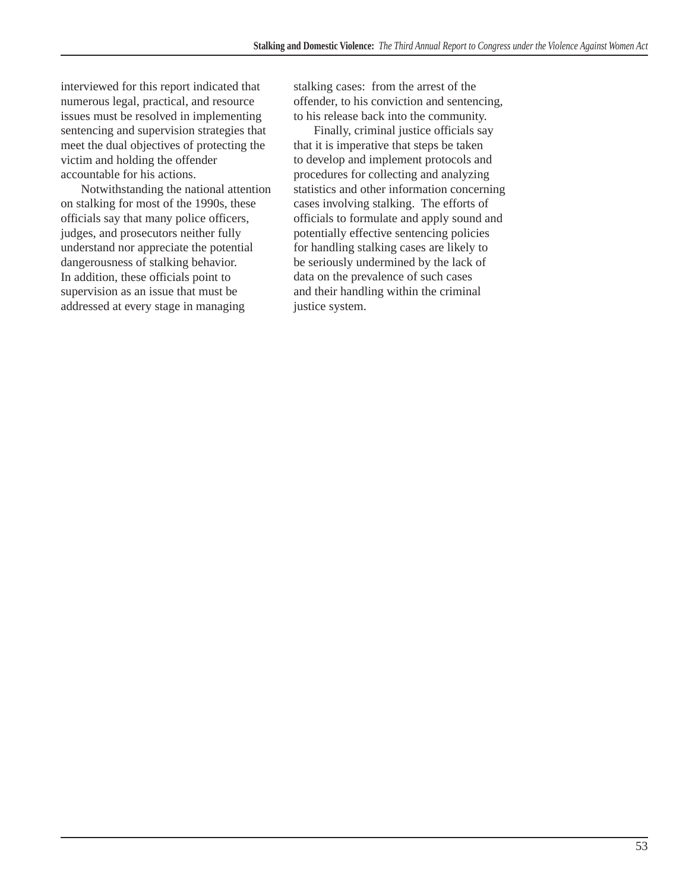interviewed for this report indicated that numerous legal, practical, and resource issues must be resolved in implementing sentencing and supervision strategies that meet the dual objectives of protecting the victim and holding the offender accountable for his actions.

Notwithstanding the national attention on stalking for most of the 1990s, these officials say that many police officers, judges, and prosecutors neither fully understand nor appreciate the potential dangerousness of stalking behavior. In addition, these officials point to supervision as an issue that must be addressed at every stage in managing stalking cases: from the arrest of the offender, to his conviction and sentencing, to his release back into the community.

Finally, criminal justice officials say that it is imperative that steps be taken to develop and implement protocols and procedures for collecting and analyzing statistics and other information concerning cases involving stalking. The efforts of officials to formulate and apply sound and potentially effective sentencing policies for handling stalking cases are likely to be seriously undermined by the lack of data on the prevalence of such cases and their handling within the criminal justice system.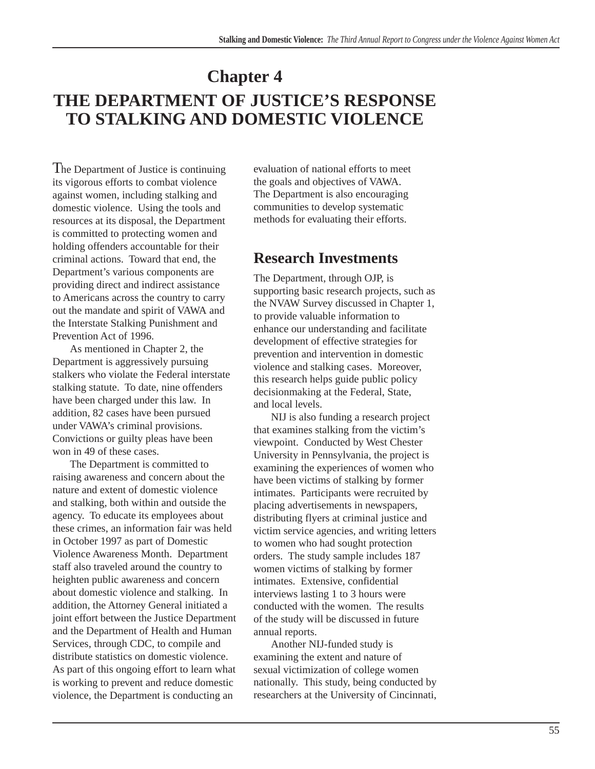# Chapter 4

# THE DEPARTMENT OF JUSTICE'S RESPONSE TO STALKING AND DOMESTIC VIOLENCE

The Department of Justice is continuing its vigorous efforts to combat violence against women, including stalking and domestic violence. Using the tools and resources at its disposal, the Department is committed to protecting women and holding offenders accountable for their criminal actions. Toward that end, the Department's various components are providing direct and indirect assistance to Americans across the country to carry out the mandate and spirit of VAWA and the Interstate Stalking Punishment and Prevention Act of 1996.

As mentioned in Chapter 2, the Department is aggressively pursuing stalkers who violate the Federal interstate stalking statute. To date, nine offenders have been charged under this law. In addition, 82 cases have been pursued under VAWA's criminal provisions. Convictions or guilty pleas have been won in 49 of these cases.

The Department is committed to raising awareness and concern about the nature and extent of domestic violence and stalking, both within and outside the agency. To educate its employees about these crimes, an information fair was held in October 1997 as part of Domestic Violence Awareness Month. Department staff also traveled around the country to heighten public awareness and concern about domestic violence and stalking. In addition, the Attorney General initiated a joint effort between the Justice Department and the Department of Health and Human Services, through CDC, to compile and distribute statistics on domestic violence. As part of this ongoing effort to learn what is working to prevent and reduce domestic violence, the Department is conducting an evaluation of national efforts to meet the goals and objectives of VAWA. The Department is also encouraging communities to develop systematic methods for evaluating their efforts.

## Research Investments

The Department, through OJP, is supporting basic research projects, such as the NVAW Survey discussed in Chapter 1, to provide valuable information to enhance our understanding and facilitate development of effective strategies for prevention and intervention in domestic violence and stalking cases. Moreover, this research helps guide public policy decisionmaking at the Federal, State, and local levels.

NIJ is also funding a research project that examines stalking from the victim's viewpoint. Conducted by West Chester University in Pennsylvania, the project is examining the experiences of women who have been victims of stalking by former intimates. Participants were recruited by placing advertisements in newspapers, distributing flyers at criminal justice and victim service agencies, and writing letters to women who had sought protection orders. The study sample includes 187 women victims of stalking by former intimates. Extensive, confidential interviews lasting 1 to 3 hours were conducted with the women. The results of the study will be discussed in future annual reports.

Another NIJ-funded study is examining the extent and nature of sexual victimization of college women nationally. This study, being conducted by researchers at the University of Cincinnati,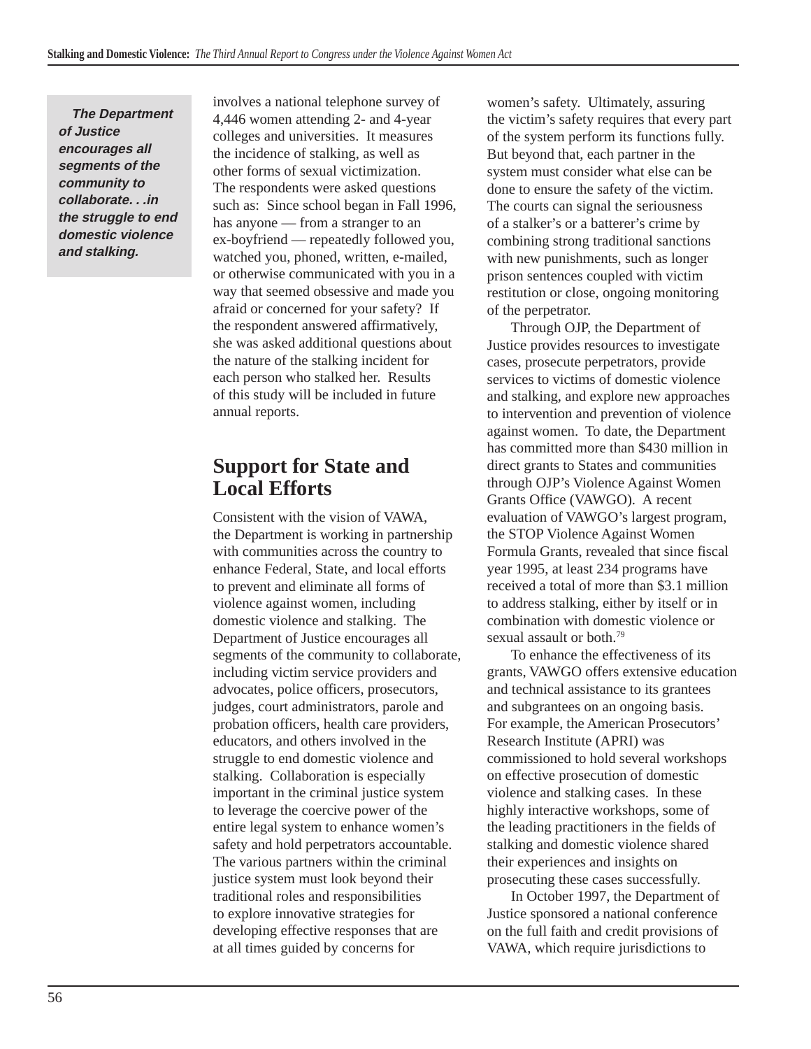**_The Department of Justice encourages all segments of the community to collaborate. . .in the struggle to end domestic violence and stalking._**

involves a national telephone survey of 4,446 women attending 2- and 4-year colleges and universities. It measures the incidence of stalking, as well as other forms of sexual victimization. The respondents were asked questions such as: Since school began in Fall 1996, has anyone — from a stranger to an ex-boyfriend — repeatedly followed you, watched you, phoned, written, e-mailed, or otherwise communicated with you in a way that seemed obsessive and made you afraid or concerned for your safety? If the respondent answered affirmatively, she was asked additional questions about the nature of the stalking incident for each person who stalked her. Results of this study will be included in future annual reports.

## Support for State and Local Efforts

Consistent with the vision of VAWA, the Department is working in partnership with communities across the country to enhance Federal, State, and local efforts to prevent and eliminate all forms of violence against women, including domestic violence and stalking. The Department of Justice encourages all segments of the community to collaborate, including victim service providers and advocates, police officers, prosecutors, judges, court administrators, parole and probation officers, health care providers, educators, and others involved in the struggle to end domestic violence and stalking. Collaboration is especially important in the criminal justice system to leverage the coercive power of the entire legal system to enhance women's safety and hold perpetrators accountable. The various partners within the criminal justice system must look beyond their traditional roles and responsibilities to explore innovative strategies for developing effective responses that are at all times guided by concerns for women's safety. Ultimately, assuring the victim's safety requires that every part of the system perform its functions fully. But beyond that, each partner in the system must consider what else can be done to ensure the safety of the victim. The courts can signal the seriousness of a stalker's or a batterer's crime by combining strong traditional sanctions with new punishments, such as longer prison sentences coupled with victim restitution or close, ongoing monitoring of the perpetrator.

Through OJP, the Department of Justice provides resources to investigate cases, prosecute perpetrators, provide services to victims of domestic violence and stalking, and explore new approaches to intervention and prevention of violence against women. To date, the Department has committed more than $430 million in direct grants to States and communities through OJP's Violence Against Women Grants Office (VAWGO). A recent evaluation of VAWGO's largest program, the STOP Violence Against Women Formula Grants, revealed that since fiscal year 1995, at least 234 programs have received a total of more than $3.1 million to address stalking, either by itself or in combination with domestic violence or sexual assault or both.[79]

To enhance the effectiveness of its grants, VAWGO offers extensive education and technical assistance to its grantees and subgrantees on an ongoing basis. For example, the American Prosecutors' Research Institute (APRI) was commissioned to hold several workshops on effective prosecution of domestic violence and stalking cases. In these highly interactive workshops, some of the leading practitioners in the fields of stalking and domestic violence shared their experiences and insights on prosecuting these cases successfully.

In October 1997, the Department of Justice sponsored a national conference on the full faith and credit provisions of VAWA, which require jurisdictions to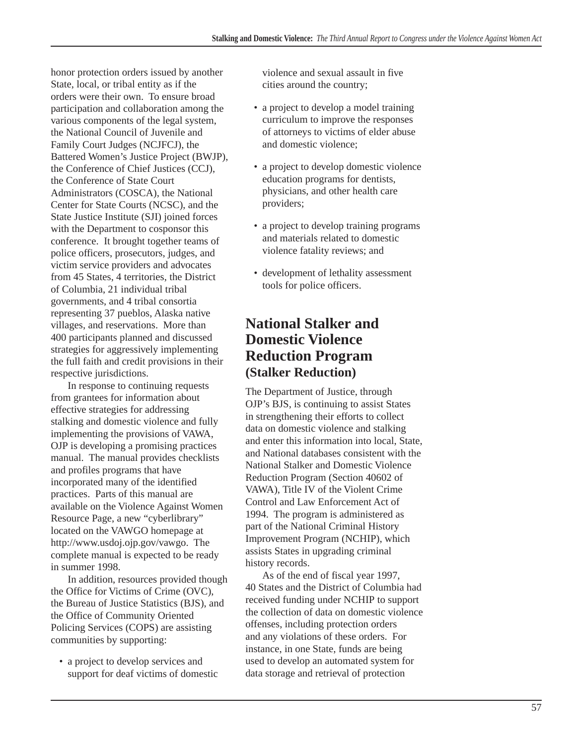honor protection orders issued by another State, local, or tribal entity as if the orders were their own. To ensure broad participation and collaboration among the various components of the legal system, the National Council of Juvenile and Family Court Judges (NCJFCJ), the Battered Women's Justice Project (BWJP), the Conference of Chief Justices (CCJ), the Conference of State Court Administrators (COSCA), the National Center for State Courts (NCSC), and the State Justice Institute (SJI) joined forces with the Department to cosponsor this conference. It brought together teams of police officers, prosecutors, judges, and victim service providers and advocates from 45 States, 4 territories, the District of Columbia, 21 individual tribal governments, and 4 tribal consortia representing 37 pueblos, Alaska native villages, and reservations. More than 400 participants planned and discussed strategies for aggressively implementing the full faith and credit provisions in their respective jurisdictions.

In response to continuing requests from grantees for information about effective strategies for addressing stalking and domestic violence and fully implementing the provisions of VAWA, OJP is developing a promising practices manual. The manual provides checklists and profiles programs that have incorporated many of the identified practices. Parts of this manual are available on the Violence Against Women Resource Page, a new "cyberlibrary" located on the VAWGO homepage at http://www.usdoj.ojp.gov/vawgo. The complete manual is expected to be ready in summer 1998.

In addition, resources provided though the Office for Victims of Crime (OVC), the Bureau of Justice Statistics (BJS), and the Office of Community Oriented Policing Services (COPS) are assisting communities by supporting:

- a project to develop services and support for deaf victims of domestic violence and sexual assault in five cities around the country;
- a project to develop a model training curriculum to improve the responses of attorneys to victims of elder abuse and domestic violence;
- a project to develop domestic violence education programs for dentists, physicians, and other health care providers;
- a project to develop training programs and materials related to domestic violence fatality reviews; and
- development of lethality assessment tools for police officers.

## National Stalker and Domestic Violence Reduction Program (Stalker Reduction)

The Department of Justice, through OJP's BJS, is continuing to assist States in strengthening their efforts to collect data on domestic violence and stalking and enter this information into local, State, and National databases consistent with the National Stalker and Domestic Violence Reduction Program (Section 40602 of VAWA), Title IV of the Violent Crime Control and Law Enforcement Act of 1994. The program is administered as part of the National Criminal History Improvement Program (NCHIP), which assists States in upgrading criminal history records.

As of the end of fiscal year 1997, 40 States and the District of Columbia had received funding under NCHIP to support the collection of data on domestic violence offenses, including protection orders and any violations of these orders. For instance, in one State, funds are being used to develop an automated system for data storage and retrieval of protection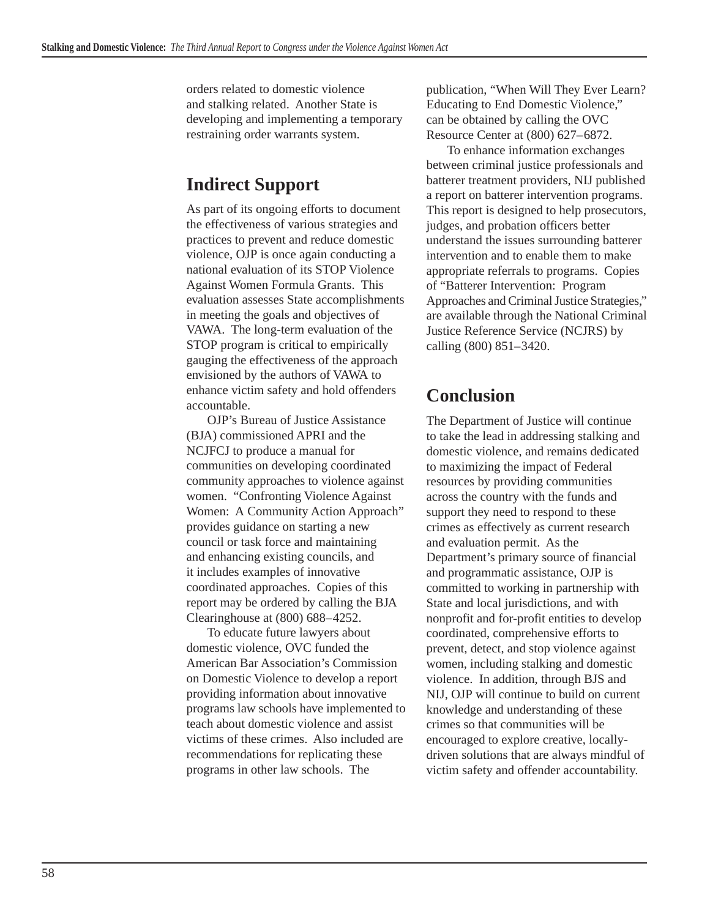orders related to domestic violence and stalking related. Another State is developing and implementing a temporary restraining order warrants system.

## Indirect Support

As part of its ongoing efforts to document the effectiveness of various strategies and practices to prevent and reduce domestic violence, OJP is once again conducting a national evaluation of its STOP Violence Against Women Formula Grants. This evaluation assesses State accomplishments in meeting the goals and objectives of VAWA. The long-term evaluation of the STOP program is critical to empirically gauging the effectiveness of the approach envisioned by the authors of VAWA to enhance victim safety and hold offenders accountable.

OJP's Bureau of Justice Assistance (BJA) commissioned APRI and the NCJFCJ to produce a manual for communities on developing coordinated community approaches to violence against women. "Confronting Violence Against Women: A Community Action Approach" provides guidance on starting a new council or task force and maintaining and enhancing existing councils, and it includes examples of innovative coordinated approaches. Copies of this report may be ordered by calling the BJA Clearinghouse at (800) 688–4252.

To educate future lawyers about domestic violence, OVC funded the American Bar Association's Commission on Domestic Violence to develop a report providing information about innovative programs law schools have implemented to teach about domestic violence and assist victims of these crimes. Also included are recommendations for replicating these programs in other law schools. The publication, "When Will They Ever Learn? Educating to End Domestic Violence," can be obtained by calling the OVC Resource Center at (800) 627–6872.

To enhance information exchanges between criminal justice professionals and batterer treatment providers, NIJ published a report on batterer intervention programs. This report is designed to help prosecutors, judges, and probation officers better understand the issues surrounding batterer intervention and to enable them to make appropriate referrals to programs. Copies of "Batterer Intervention: Program Approaches and Criminal Justice Strategies," are available through the National Criminal Justice Reference Service (NCJRS) by calling (800) 851–3420.

## Conclusion

The Department of Justice will continue to take the lead in addressing stalking and domestic violence, and remains dedicated to maximizing the impact of Federal resources by providing communities across the country with the funds and support they need to respond to these crimes as effectively as current research and evaluation permit. As the Department's primary source of financial and programmatic assistance, OJP is committed to working in partnership with State and local jurisdictions, and with nonprofit and for-profit entities to develop coordinated, comprehensive efforts to prevent, detect, and stop violence against women, including stalking and domestic violence. In addition, through BJS and NIJ, OJP will continue to build on current knowledge and understanding of these crimes so that communities will be encouraged to explore creative, locally-driven solutions that are always mindful of victim safety and offender accountability.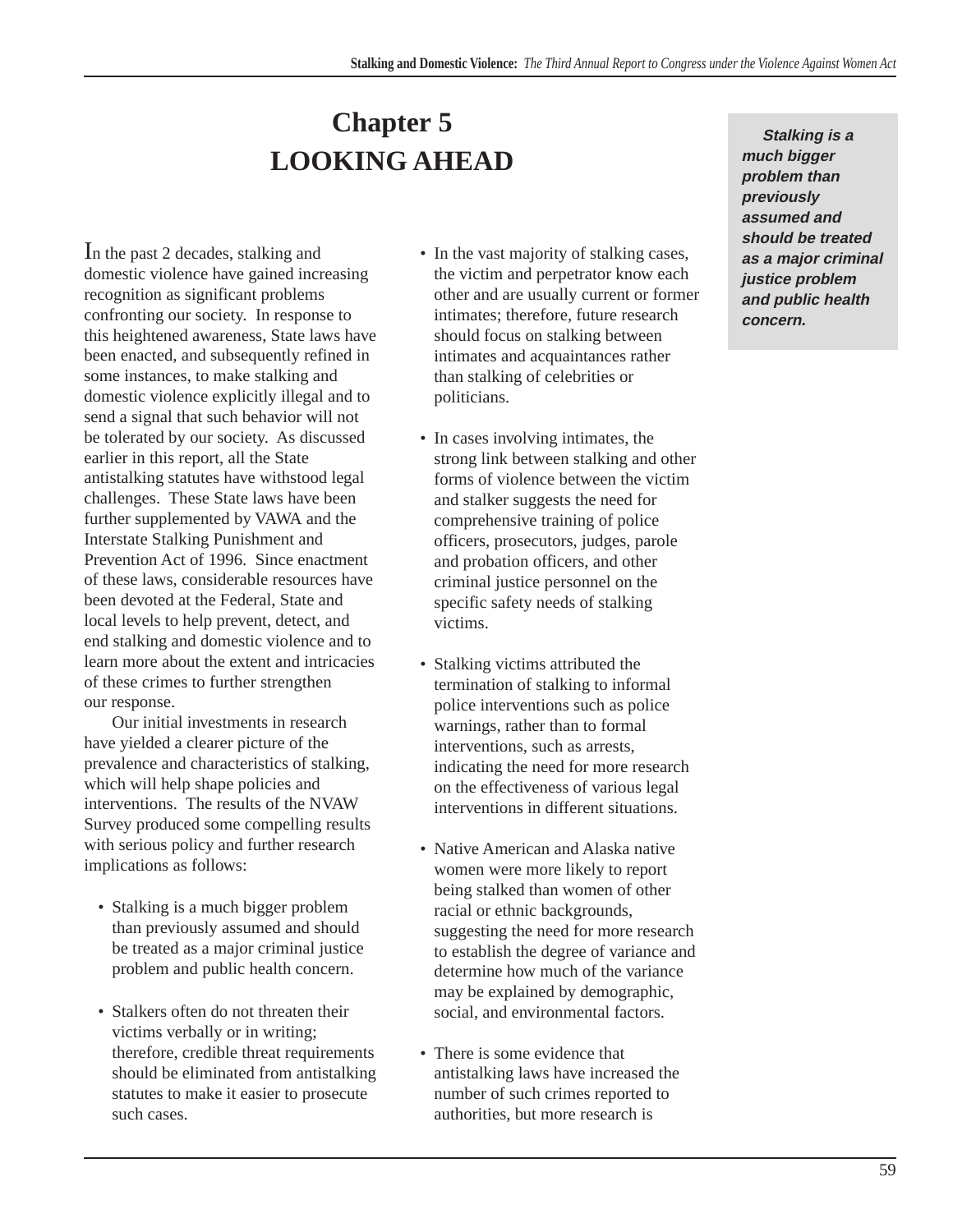# Chapter 5
# LOOKING AHEAD

*Stalking is a much bigger problem than previously assumed and should be treated as a major criminal justice problem and public health concern.*

In the past 2 decades, stalking and domestic violence have gained increasing recognition as significant problems confronting our society. In response to this heightened awareness, State laws have been enacted, and subsequently refined in some instances, to make stalking and domestic violence explicitly illegal and to send a signal that such behavior will not be tolerated by our society. As discussed earlier in this report, all the State antistalking statutes have withstood legal challenges. These State laws have been further supplemented by VAWA and the Interstate Stalking Punishment and Prevention Act of 1996. Since enactment of these laws, considerable resources have been devoted at the Federal, State and local levels to help prevent, detect, and end stalking and domestic violence and to learn more about the extent and intricacies of these crimes to further strengthen our response.

Our initial investments in research have yielded a clearer picture of the prevalence and characteristics of stalking, which will help shape policies and interventions. The results of the NVAW Survey produced some compelling results with serious policy and further research implications as follows:

- Stalking is a much bigger problem than previously assumed and should be treated as a major criminal justice problem and public health concern.
- Stalkers often do not threaten their victims verbally or in writing; therefore, credible threat requirements should be eliminated from antistalking statutes to make it easier to prosecute such cases.
- In the vast majority of stalking cases, the victim and perpetrator know each other and are usually current or former intimates; therefore, future research should focus on stalking between intimates and acquaintances rather than stalking of celebrities or politicians.
- In cases involving intimates, the strong link between stalking and other forms of violence between the victim and stalker suggests the need for comprehensive training of police officers, prosecutors, judges, parole and probation officers, and other criminal justice personnel on the specific safety needs of stalking victims.
- Stalking victims attributed the termination of stalking to informal police interventions such as police warnings, rather than to formal interventions, such as arrests, indicating the need for more research on the effectiveness of various legal interventions in different situations.
- Native American and Alaska native women were more likely to report being stalked than women of other racial or ethnic backgrounds, suggesting the need for more research to establish the degree of variance and determine how much of the variance may be explained by demographic, social, and environmental factors.
- There is some evidence that antistalking laws have increased the number of such crimes reported to authorities, but more research is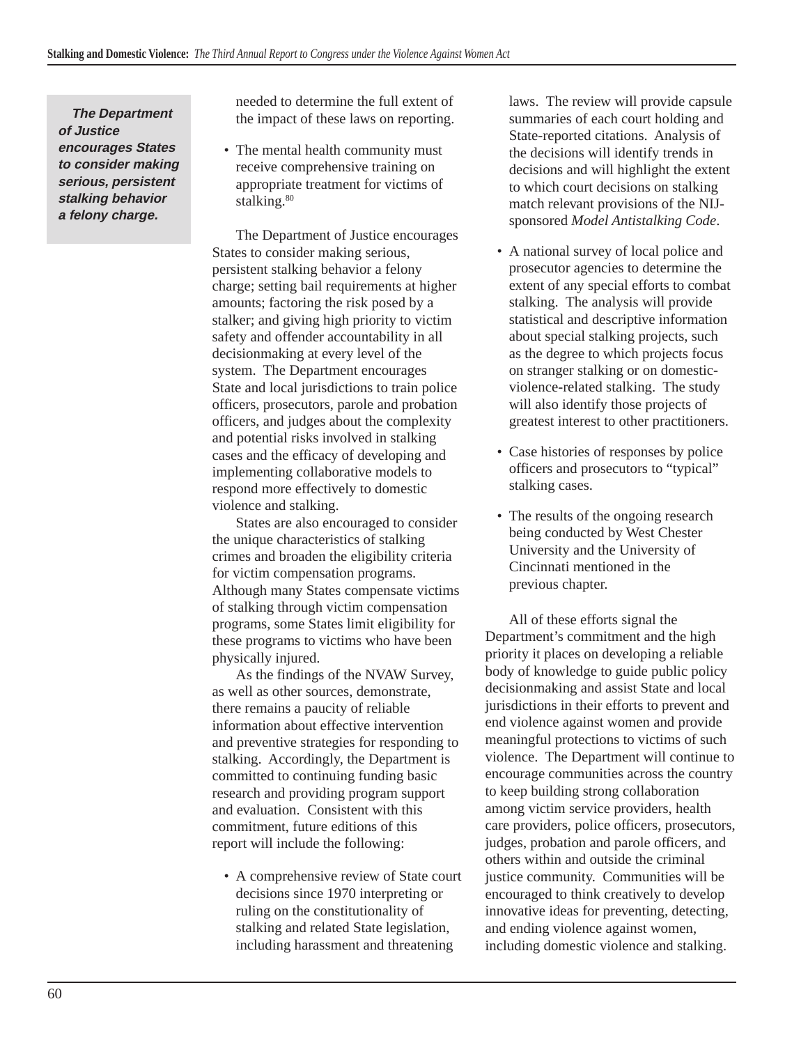**The Department of Justice encourages States to consider making serious, persistent stalking behavior a felony charge.**

needed to determine the full extent of the impact of these laws on reporting.

- The mental health community must receive comprehensive training on appropriate treatment for victims of stalking.[80]

The Department of Justice encourages States to consider making serious, persistent stalking behavior a felony charge; setting bail requirements at higher amounts; factoring the risk posed by a stalker; and giving high priority to victim safety and offender accountability in all decisionmaking at every level of the system. The Department encourages State and local jurisdictions to train police officers, prosecutors, parole and probation officers, and judges about the complexity and potential risks involved in stalking cases and the efficacy of developing and implementing collaborative models to respond more effectively to domestic violence and stalking.

States are also encouraged to consider the unique characteristics of stalking crimes and broaden the eligibility criteria for victim compensation programs. Although many States compensate victims of stalking through victim compensation programs, some States limit eligibility for these programs to victims who have been physically injured.

As the findings of the NVAW Survey, as well as other sources, demonstrate, there remains a paucity of reliable information about effective intervention and preventive strategies for responding to stalking. Accordingly, the Department is committed to continuing funding basic research and providing program support and evaluation. Consistent with this commitment, future editions of this report will include the following:

- A comprehensive review of State court decisions since 1970 interpreting or ruling on the constitutionality of stalking and related State legislation, including harassment and threatening laws. The review will provide capsule summaries of each court holding and State-reported citations. Analysis of the decisions will identify trends in decisions and will highlight the extent to which court decisions on stalking match relevant provisions of the NIJ-sponsored *Model Antistalking Code*.

- A national survey of local police and prosecutor agencies to determine the extent of any special efforts to combat stalking. The analysis will provide statistical and descriptive information about special stalking projects, such as the degree to which projects focus on stranger stalking or on domestic-violence-related stalking. The study will also identify those projects of greatest interest to other practitioners.

- Case histories of responses by police officers and prosecutors to "typical" stalking cases.

- The results of the ongoing research being conducted by West Chester University and the University of Cincinnati mentioned in the previous chapter.

All of these efforts signal the Department's commitment and the high priority it places on developing a reliable body of knowledge to guide public policy decisionmaking and assist State and local jurisdictions in their efforts to prevent and end violence against women and provide meaningful protections to victims of such violence. The Department will continue to encourage communities across the country to keep building strong collaboration among victim service providers, health care providers, police officers, prosecutors, judges, probation and parole officers, and others within and outside the criminal justice community. Communities will be encouraged to think creatively to develop innovative ideas for preventing, detecting, and ending violence against women, including domestic violence and stalking.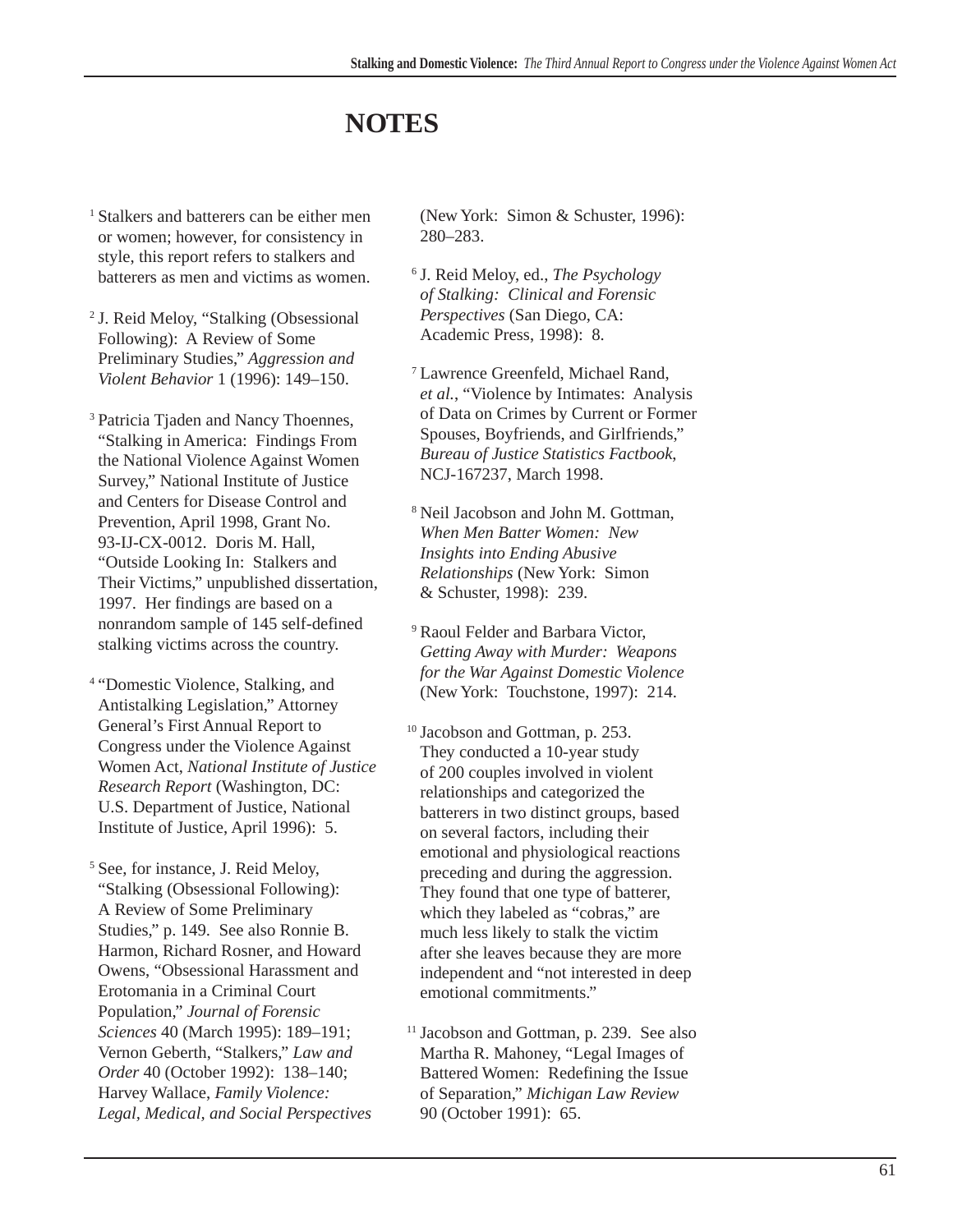# NOTES

[1] Stalkers and batterers can be either men or women; however, for consistency in style, this report refers to stalkers and batterers as men and victims as women.

[2] J. Reid Meloy, "Stalking (Obsessional Following): A Review of Some Preliminary Studies," *Aggression and Violent Behavior* 1 (1996): 149–150.

[3] Patricia Tjaden and Nancy Thoennes, "Stalking in America: Findings From the National Violence Against Women Survey," National Institute of Justice and Centers for Disease Control and Prevention, April 1998, Grant No. 93-IJ-CX-0012. Doris M. Hall, "Outside Looking In: Stalkers and Their Victims," unpublished dissertation, 1997. Her findings are based on a nonrandom sample of 145 self-defined stalking victims across the country.

[4] "Domestic Violence, Stalking, and Antistalking Legislation," Attorney General's First Annual Report to Congress under the Violence Against Women Act, *National Institute of Justice Research Report* (Washington, DC: U.S. Department of Justice, National Institute of Justice, April 1996): 5.

[5] See, for instance, J. Reid Meloy, "Stalking (Obsessional Following): A Review of Some Preliminary Studies," p. 149. See also Ronnie B. Harmon, Richard Rosner, and Howard Owens, "Obsessional Harassment and Erotomania in a Criminal Court Population," *Journal of Forensic Sciences* 40 (March 1995): 189–191; Vernon Geberth, "Stalkers," *Law and Order* 40 (October 1992): 138–140; Harvey Wallace, *Family Violence: Legal, Medical, and Social Perspectives* (New York: Simon & Schuster, 1996): 280–283.

[6] J. Reid Meloy, ed., *The Psychology of Stalking: Clinical and Forensic Perspectives* (San Diego, CA: Academic Press, 1998): 8.

[7] Lawrence Greenfeld, Michael Rand, *et al.*, "Violence by Intimates: Analysis of Data on Crimes by Current or Former Spouses, Boyfriends, and Girlfriends," *Bureau of Justice Statistics Factbook*, NCJ-167237, March 1998.

[8] Neil Jacobson and John M. Gottman, *When Men Batter Women: New Insights into Ending Abusive Relationships* (New York: Simon & Schuster, 1998): 239.

[9] Raoul Felder and Barbara Victor, *Getting Away with Murder: Weapons for the War Against Domestic Violence* (New York: Touchstone, 1997): 214.

[10] Jacobson and Gottman, p. 253. They conducted a 10-year study of 200 couples involved in violent relationships and categorized the batterers in two distinct groups, based on several factors, including their emotional and physiological reactions preceding and during the aggression. They found that one type of batterer, which they labeled as "cobras," are much less likely to stalk the victim after she leaves because they are more independent and "not interested in deep emotional commitments."

[11] Jacobson and Gottman, p. 239. See also Martha R. Mahoney, "Legal Images of Battered Women: Redefining the Issue of Separation," *Michigan Law Review* 90 (October 1991): 65.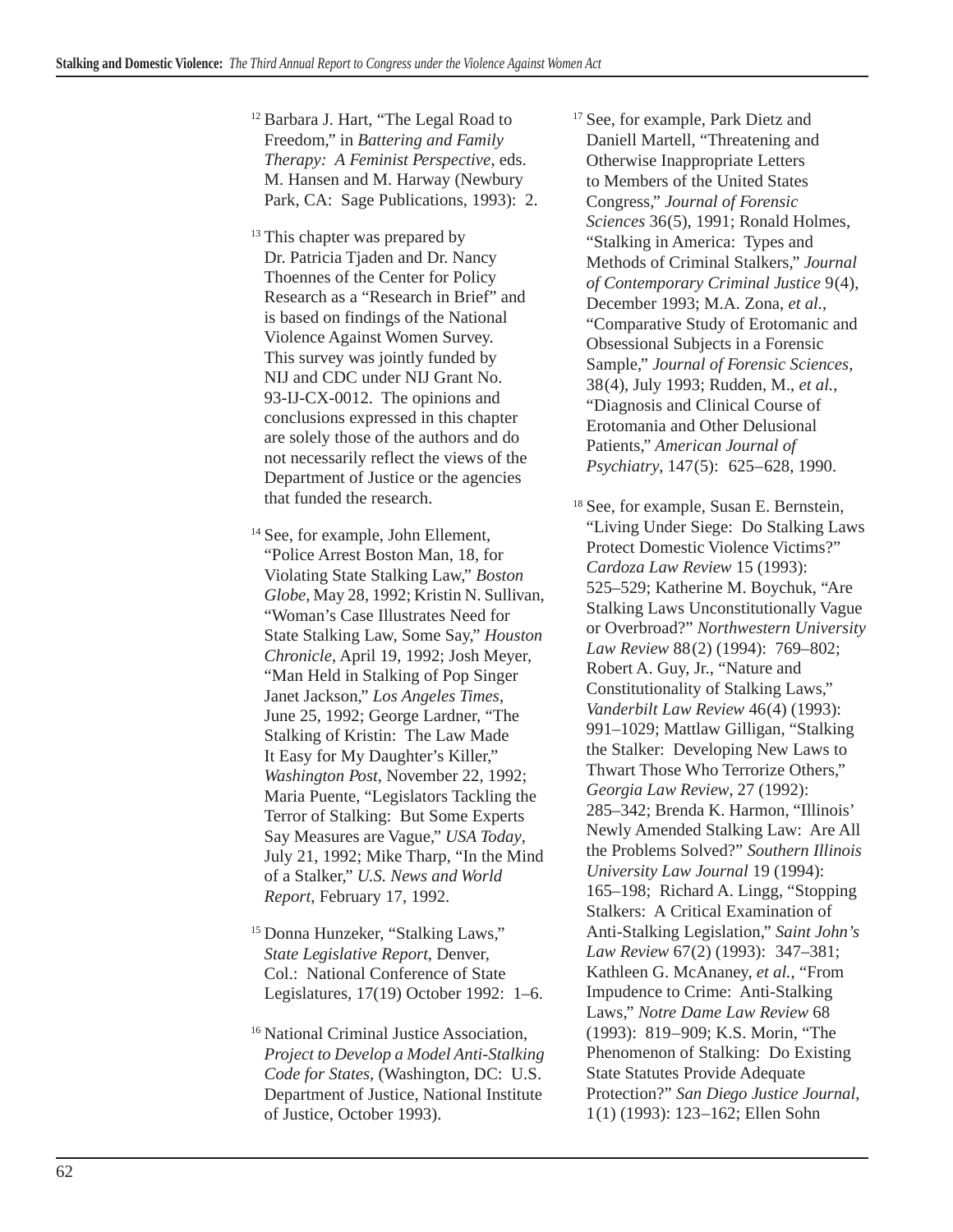[12] Barbara J. Hart, "The Legal Road to Freedom," in *Battering and Family Therapy: A Feminist Perspective*, eds. M. Hansen and M. Harway (Newbury Park, CA: Sage Publications, 1993): 2.

[13] This chapter was prepared by Dr. Patricia Tjaden and Dr. Nancy Thoennes of the Center for Policy Research as a "Research in Brief" and is based on findings of the National Violence Against Women Survey. This survey was jointly funded by NIJ and CDC under NIJ Grant No. 93-IJ-CX-0012. The opinions and conclusions expressed in this chapter are solely those of the authors and do not necessarily reflect the views of the Department of Justice or the agencies that funded the research.

[14] See, for example, John Ellement, "Police Arrest Boston Man, 18, for Violating State Stalking Law," *Boston Globe*, May 28, 1992; Kristin N. Sullivan, "Woman's Case Illustrates Need for State Stalking Law, Some Say," *Houston Chronicle*, April 19, 1992; Josh Meyer, "Man Held in Stalking of Pop Singer Janet Jackson," *Los Angeles Times*, June 25, 1992; George Lardner, "The Stalking of Kristin: The Law Made It Easy for My Daughter's Killer," *Washington Post*, November 22, 1992; Maria Puente, "Legislators Tackling the Terror of Stalking: But Some Experts Say Measures are Vague," *USA Today*, July 21, 1992; Mike Tharp, "In the Mind of a Stalker," *U.S. News and World Report*, February 17, 1992.

[15] Donna Hunzeker, "Stalking Laws," *State Legislative Report*, Denver, Col.: National Conference of State Legislatures, 17(19) October 1992: 1–6.

[16] National Criminal Justice Association, *Project to Develop a Model Anti-Stalking Code for States*, (Washington, DC: U.S. Department of Justice, National Institute of Justice, October 1993).

[17] See, for example, Park Dietz and Daniell Martell, "Threatening and Otherwise Inappropriate Letters to Members of the United States Congress," *Journal of Forensic Sciences* 36(5), 1991; Ronald Holmes, "Stalking in America: Types and Methods of Criminal Stalkers," *Journal of Contemporary Criminal Justice* 9(4), December 1993; M.A. Zona, *et al.*, "Comparative Study of Erotomanic and Obsessional Subjects in a Forensic Sample," *Journal of Forensic Sciences*, 38(4), July 1993; Rudden, M., *et al.*, "Diagnosis and Clinical Course of Erotomania and Other Delusional Patients," *American Journal of Psychiatry*, 147(5): 625–628, 1990.

[18] See, for example, Susan E. Bernstein, "Living Under Siege: Do Stalking Laws Protect Domestic Violence Victims?" *Cardoza Law Review* 15 (1993): 525–529; Katherine M. Boychuk, "Are Stalking Laws Unconstitutionally Vague or Overbroad?" *Northwestern University Law Review* 88(2) (1994): 769–802; Robert A. Guy, Jr., "Nature and Constitutionality of Stalking Laws," *Vanderbilt Law Review* 46(4) (1993): 991–1029; Mattlaw Gilligan, "Stalking the Stalker: Developing New Laws to Thwart Those Who Terrorize Others," *Georgia Law Review*, 27 (1992): 285–342; Brenda K. Harmon, "Illinois' Newly Amended Stalking Law: Are All the Problems Solved?" *Southern Illinois University Law Journal* 19 (1994): 165–198; Richard A. Lingg, "Stopping Stalkers: A Critical Examination of Anti-Stalking Legislation," *Saint John's Law Review* 67(2) (1993): 347–381; Kathleen G. McAnaney, *et al.*, "From Impudence to Crime: Anti-Stalking Laws," *Notre Dame Law Review* 68 (1993): 819–909; K.S. Morin, "The Phenomenon of Stalking: Do Existing State Statutes Provide Adequate Protection?" *San Diego Justice Journal*, 1(1) (1993): 123–162; Ellen Sohn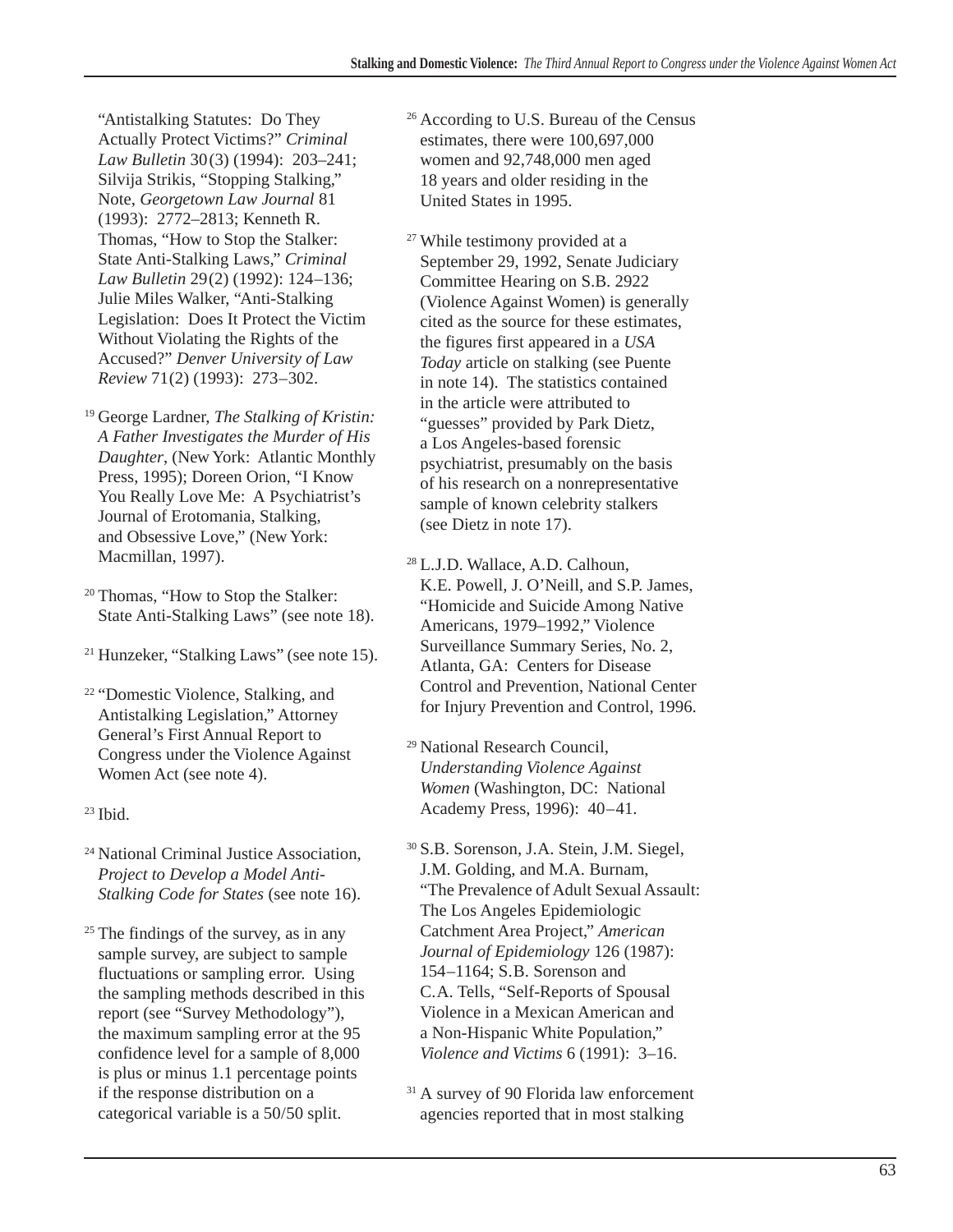"Antistalking Statutes: Do They Actually Protect Victims?" *Criminal Law Bulletin* 30(3) (1994): 203–241; Silvija Strikis, "Stopping Stalking," Note, *Georgetown Law Journal* 81 (1993): 2772–2813; Kenneth R. Thomas, "How to Stop the Stalker: State Anti-Stalking Laws," *Criminal Law Bulletin* 29(2) (1992): 124–136; Julie Miles Walker, "Anti-Stalking Legislation: Does It Protect the Victim Without Violating the Rights of the Accused?" *Denver University of Law Review* 71(2) (1993): 273–302.

[19] George Lardner, *The Stalking of Kristin: A Father Investigates the Murder of His Daughter*, (New York: Atlantic Monthly Press, 1995); Doreen Orion, "I Know You Really Love Me: A Psychiatrist's Journal of Erotomania, Stalking, and Obsessive Love," (New York: Macmillan, 1997).

[20] Thomas, "How to Stop the Stalker: State Anti-Stalking Laws" (see note 18).

[21] Hunzeker, "Stalking Laws" (see note 15).

[22] "Domestic Violence, Stalking, and Antistalking Legislation," Attorney General's First Annual Report to Congress under the Violence Against Women Act (see note 4).

[23] Ibid.

[24] National Criminal Justice Association, *Project to Develop a Model Anti-Stalking Code for States* (see note 16).

[25] The findings of the survey, as in any sample survey, are subject to sample fluctuations or sampling error. Using the sampling methods described in this report (see "Survey Methodology"), the maximum sampling error at the 95 confidence level for a sample of 8,000 is plus or minus 1.1 percentage points if the response distribution on a categorical variable is a 50/50 split.

[26] According to U.S. Bureau of the Census estimates, there were 100,697,000 women and 92,748,000 men aged 18 years and older residing in the United States in 1995.

[27] While testimony provided at a September 29, 1992, Senate Judiciary Committee Hearing on S.B. 2922 (Violence Against Women) is generally cited as the source for these estimates, the figures first appeared in a *USA Today* article on stalking (see Puente in note 14). The statistics contained in the article were attributed to "guesses" provided by Park Dietz, a Los Angeles-based forensic psychiatrist, presumably on the basis of his research on a nonrepresentative sample of known celebrity stalkers (see Dietz in note 17).

[28] L.J.D. Wallace, A.D. Calhoun, K.E. Powell, J. O'Neill, and S.P. James, "Homicide and Suicide Among Native Americans, 1979–1992," Violence Surveillance Summary Series, No. 2, Atlanta, GA: Centers for Disease Control and Prevention, National Center for Injury Prevention and Control, 1996.

[29] National Research Council, *Understanding Violence Against Women* (Washington, DC: National Academy Press, 1996): 40–41.

[30] S.B. Sorenson, J.A. Stein, J.M. Siegel, J.M. Golding, and M.A. Burnam, "The Prevalence of Adult Sexual Assault: The Los Angeles Epidemiologic Catchment Area Project," *American Journal of Epidemiology* 126 (1987): 154–1164; S.B. Sorenson and C.A. Tells, "Self-Reports of Spousal Violence in a Mexican American and a Non-Hispanic White Population," *Violence and Victims* 6 (1991): 3–16.

[31] A survey of 90 Florida law enforcement agencies reported that in most stalking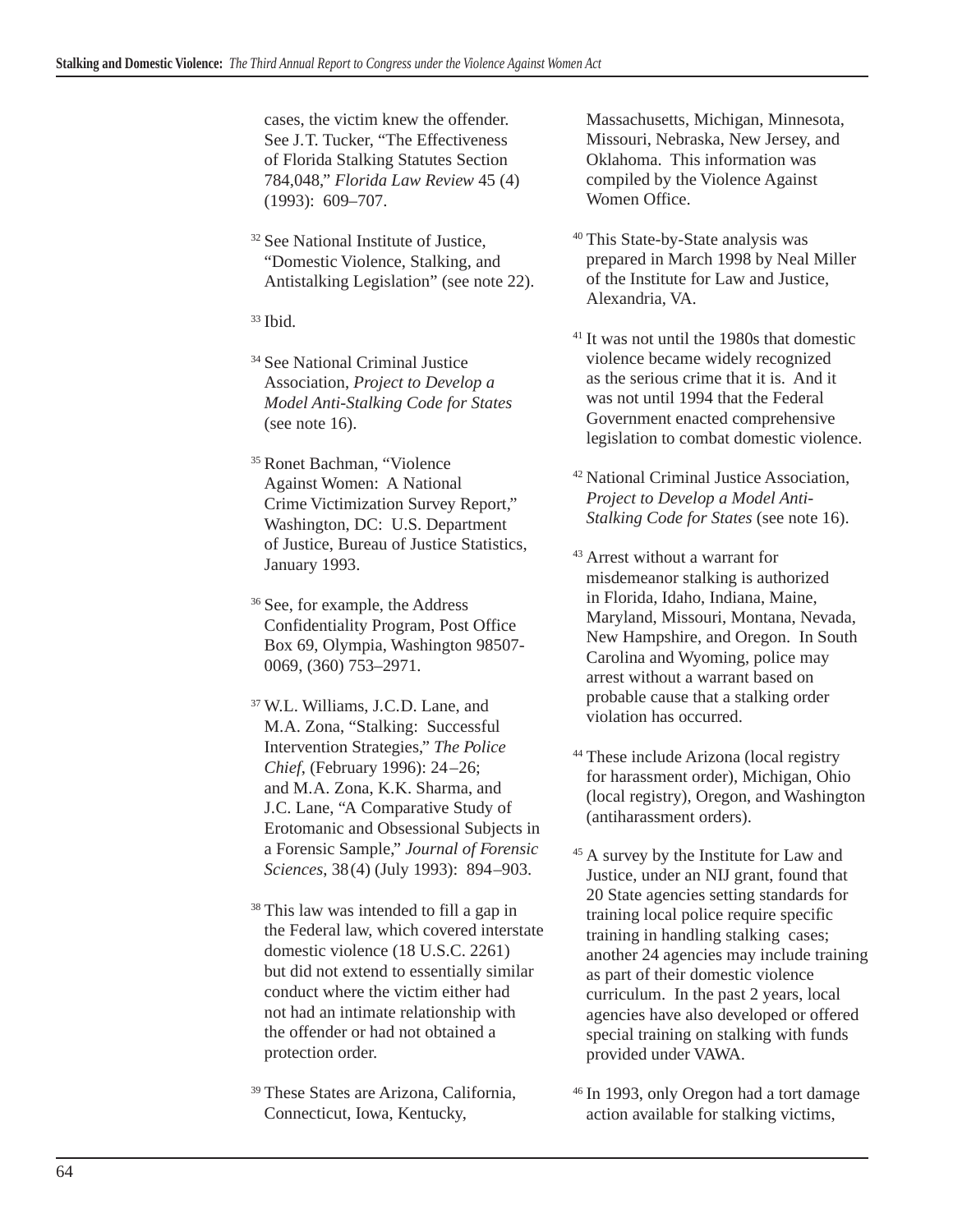cases, the victim knew the offender. See J.T. Tucker, "The Effectiveness of Florida Stalking Statutes Section 784,048," *Florida Law Review* 45 (4) (1993): 609–707.

[32] See National Institute of Justice, "Domestic Violence, Stalking, and Antistalking Legislation" (see note 22).

[33] Ibid.

[34] See National Criminal Justice Association, *Project to Develop a Model Anti-Stalking Code for States* (see note 16).

[35] Ronet Bachman, "Violence Against Women: A National Crime Victimization Survey Report," Washington, DC: U.S. Department of Justice, Bureau of Justice Statistics, January 1993.

[36] See, for example, the Address Confidentiality Program, Post Office Box 69, Olympia, Washington 98507-0069, (360) 753–2971.

[37] W.L. Williams, J.C.D. Lane, and M.A. Zona, "Stalking: Successful Intervention Strategies," *The Police Chief*, (February 1996): 24–26; and M.A. Zona, K.K. Sharma, and J.C. Lane, "A Comparative Study of Erotomanic and Obsessional Subjects in a Forensic Sample," *Journal of Forensic Sciences*, 38(4) (July 1993): 894–903.

[38] This law was intended to fill a gap in the Federal law, which covered interstate domestic violence (18 U.S.C. 2261) but did not extend to essentially similar conduct where the victim either had not had an intimate relationship with the offender or had not obtained a protection order.

[39] These States are Arizona, California, Connecticut, Iowa, Kentucky, Massachusetts, Michigan, Minnesota, Missouri, Nebraska, New Jersey, and Oklahoma. This information was compiled by the Violence Against Women Office.

[40] This State-by-State analysis was prepared in March 1998 by Neal Miller of the Institute for Law and Justice, Alexandria, VA.

[41] It was not until the 1980s that domestic violence became widely recognized as the serious crime that it is. And it was not until 1994 that the Federal Government enacted comprehensive legislation to combat domestic violence.

[42] National Criminal Justice Association, *Project to Develop a Model Anti-Stalking Code for States* (see note 16).

[43] Arrest without a warrant for misdemeanor stalking is authorized in Florida, Idaho, Indiana, Maine, Maryland, Missouri, Montana, Nevada, New Hampshire, and Oregon. In South Carolina and Wyoming, police may arrest without a warrant based on probable cause that a stalking order violation has occurred.

[44] These include Arizona (local registry for harassment order), Michigan, Ohio (local registry), Oregon, and Washington (antiharassment orders).

[45] A survey by the Institute for Law and Justice, under an NIJ grant, found that 20 State agencies setting standards for training local police require specific training in handling stalking cases; another 24 agencies may include training as part of their domestic violence curriculum. In the past 2 years, local agencies have also developed or offered special training on stalking with funds provided under VAWA.

[46] In 1993, only Oregon had a tort damage action available for stalking victims,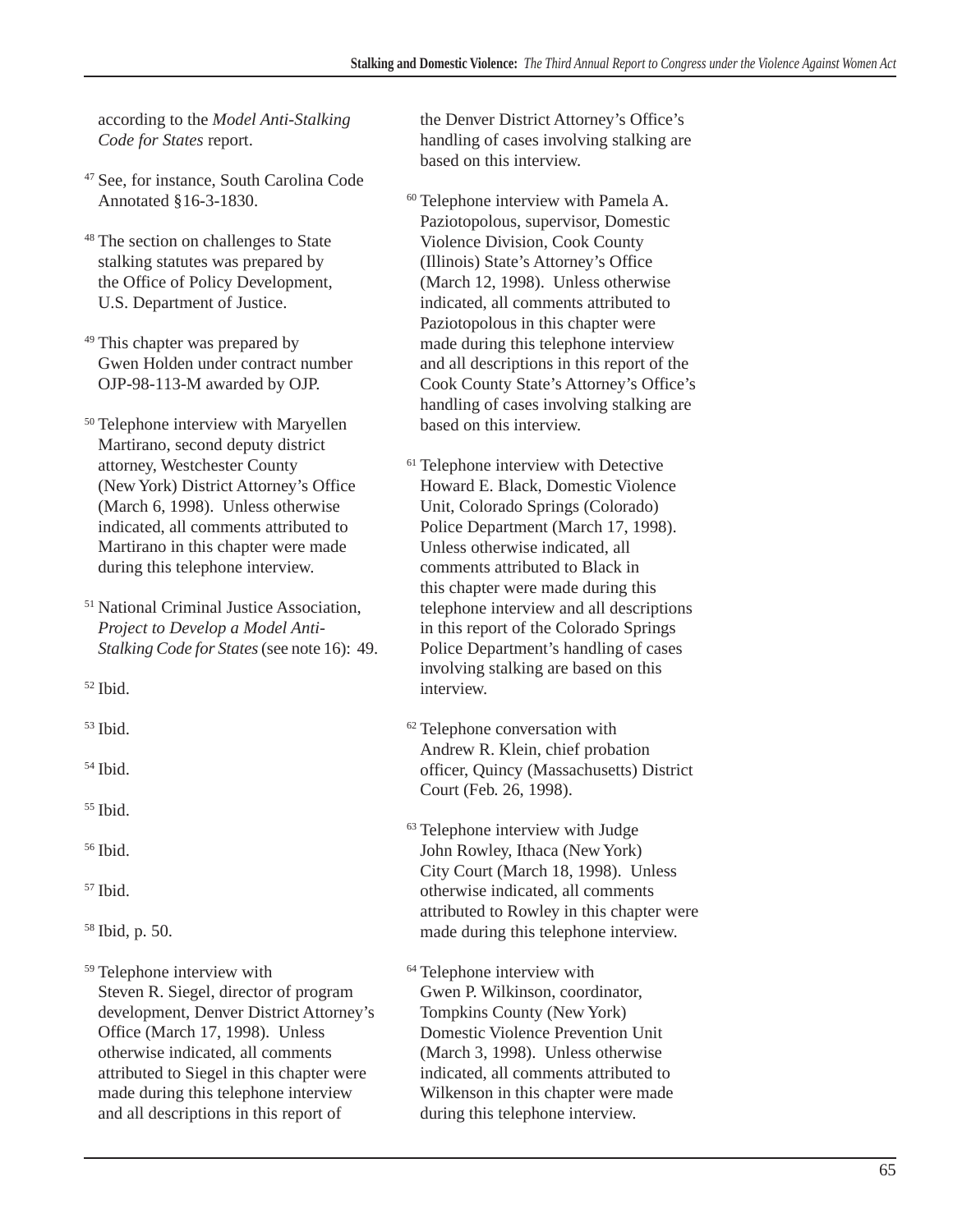according to the *Model Anti-Stalking Code for States* report.

[47] See, for instance, South Carolina Code Annotated §16-3-1830.

[48] The section on challenges to State stalking statutes was prepared by the Office of Policy Development, U.S. Department of Justice.

[49] This chapter was prepared by Gwen Holden under contract number OJP-98-113-M awarded by OJP.

[50] Telephone interview with Maryellen Martirano, second deputy district attorney, Westchester County (New York) District Attorney's Office (March 6, 1998). Unless otherwise indicated, all comments attributed to Martirano in this chapter were made during this telephone interview.

[51] National Criminal Justice Association, *Project to Develop a Model Anti-Stalking Code for States* (see note 16): 49.

[52] Ibid.

[53] Ibid.

[54] Ibid.

[55] Ibid.

[56] Ibid.

[57] Ibid.

[58] Ibid, p. 50.

[59] Telephone interview with Steven R. Siegel, director of program development, Denver District Attorney's Office (March 17, 1998). Unless otherwise indicated, all comments attributed to Siegel in this chapter were made during this telephone interview and all descriptions in this report of the Denver District Attorney's Office's handling of cases involving stalking are based on this interview.

[60] Telephone interview with Pamela A. Paziotopolous, supervisor, Domestic Violence Division, Cook County (Illinois) State's Attorney's Office (March 12, 1998). Unless otherwise indicated, all comments attributed to Paziotopolous in this chapter were made during this telephone interview and all descriptions in this report of the Cook County State's Attorney's Office's handling of cases involving stalking are based on this interview.

[61] Telephone interview with Detective Howard E. Black, Domestic Violence Unit, Colorado Springs (Colorado) Police Department (March 17, 1998). Unless otherwise indicated, all comments attributed to Black in this chapter were made during this telephone interview and all descriptions in this report of the Colorado Springs Police Department's handling of cases involving stalking are based on this interview.

[62] Telephone conversation with Andrew R. Klein, chief probation officer, Quincy (Massachusetts) District Court (Feb. 26, 1998).

[63] Telephone interview with Judge John Rowley, Ithaca (New York) City Court (March 18, 1998). Unless otherwise indicated, all comments attributed to Rowley in this chapter were made during this telephone interview.

[64] Telephone interview with Gwen P. Wilkinson, coordinator, Tompkins County (New York) Domestic Violence Prevention Unit (March 3, 1998). Unless otherwise indicated, all comments attributed to Wilkenson in this chapter were made during this telephone interview.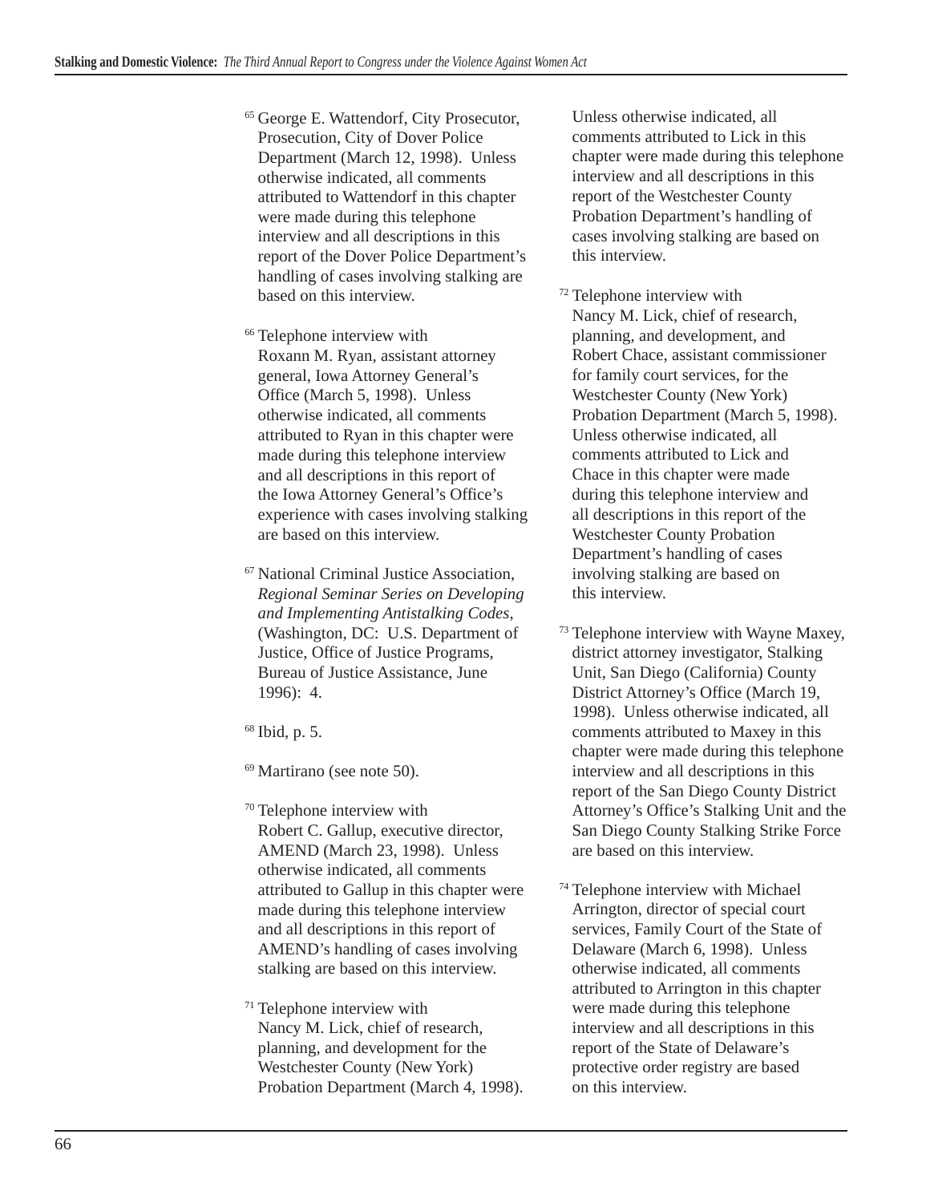[65] George E. Wattendorf, City Prosecutor, Prosecution, City of Dover Police Department (March 12, 1998). Unless otherwise indicated, all comments attributed to Wattendorf in this chapter were made during this telephone interview and all descriptions in this report of the Dover Police Department's handling of cases involving stalking are based on this interview.

[66] Telephone interview with Roxann M. Ryan, assistant attorney general, Iowa Attorney General's Office (March 5, 1998). Unless otherwise indicated, all comments attributed to Ryan in this chapter were made during this telephone interview and all descriptions in this report of the Iowa Attorney General's Office's experience with cases involving stalking are based on this interview.

[67] National Criminal Justice Association, *Regional Seminar Series on Developing and Implementing Antistalking Codes*, (Washington, DC: U.S. Department of Justice, Office of Justice Programs, Bureau of Justice Assistance, June 1996): 4.

[68] Ibid, p. 5.

[69] Martirano (see note 50).

[70] Telephone interview with Robert C. Gallup, executive director, AMEND (March 23, 1998). Unless otherwise indicated, all comments attributed to Gallup in this chapter were made during this telephone interview and all descriptions in this report of AMEND's handling of cases involving stalking are based on this interview.

[71] Telephone interview with Nancy M. Lick, chief of research, planning, and development for the Westchester County (New York) Probation Department (March 4, 1998). Unless otherwise indicated, all comments attributed to Lick in this chapter were made during this telephone interview and all descriptions in this report of the Westchester County Probation Department's handling of cases involving stalking are based on this interview.

[72] Telephone interview with Nancy M. Lick, chief of research, planning, and development, and Robert Chace, assistant commissioner for family court services, for the Westchester County (New York) Probation Department (March 5, 1998). Unless otherwise indicated, all comments attributed to Lick and Chace in this chapter were made during this telephone interview and all descriptions in this report of the Westchester County Probation Department's handling of cases involving stalking are based on this interview.

[73] Telephone interview with Wayne Maxey, district attorney investigator, Stalking Unit, San Diego (California) County District Attorney's Office (March 19, 1998). Unless otherwise indicated, all comments attributed to Maxey in this chapter were made during this telephone interview and all descriptions in this report of the San Diego County District Attorney's Office's Stalking Unit and the San Diego County Stalking Strike Force are based on this interview.

[74] Telephone interview with Michael Arrington, director of special court services, Family Court of the State of Delaware (March 6, 1998). Unless otherwise indicated, all comments attributed to Arrington in this chapter were made during this telephone interview and all descriptions in this report of the State of Delaware's protective order registry are based on this interview.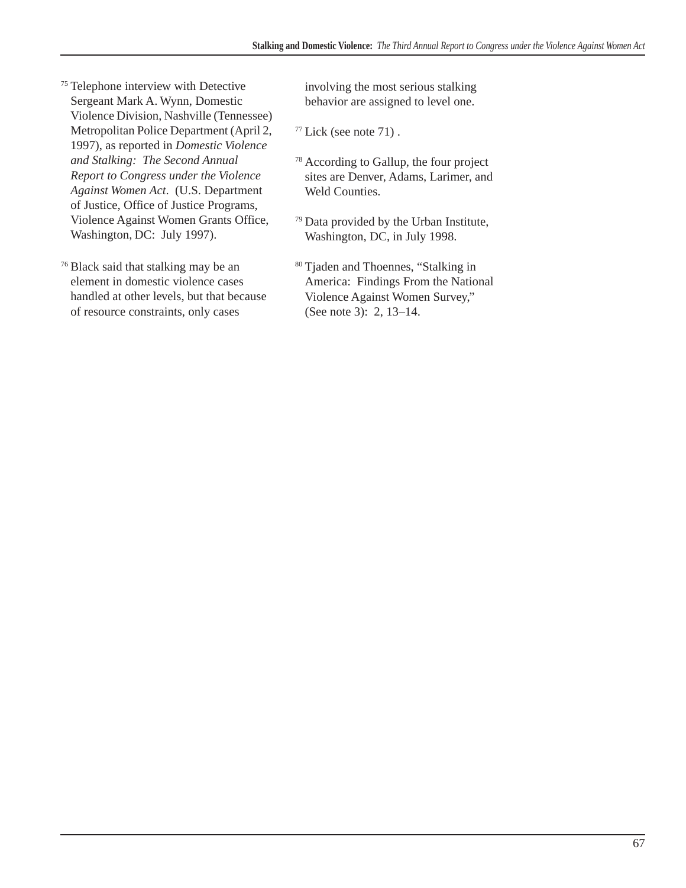[75] Telephone interview with Detective Sergeant Mark A. Wynn, Domestic Violence Division, Nashville (Tennessee) Metropolitan Police Department (April 2, 1997), as reported in *Domestic Violence and Stalking: The Second Annual Report to Congress under the Violence Against Women Act*. (U.S. Department of Justice, Office of Justice Programs, Violence Against Women Grants Office, Washington, DC: July 1997).

[76] Black said that stalking may be an element in domestic violence cases handled at other levels, but that because of resource constraints, only cases involving the most serious stalking behavior are assigned to level one.

[77] Lick (see note 71) .

[78] According to Gallup, the four project sites are Denver, Adams, Larimer, and Weld Counties.

[79] Data provided by the Urban Institute, Washington, DC, in July 1998.

[80] Tjaden and Thoennes, "Stalking in America: Findings From the National Violence Against Women Survey," (See note 3): 2, 13–14.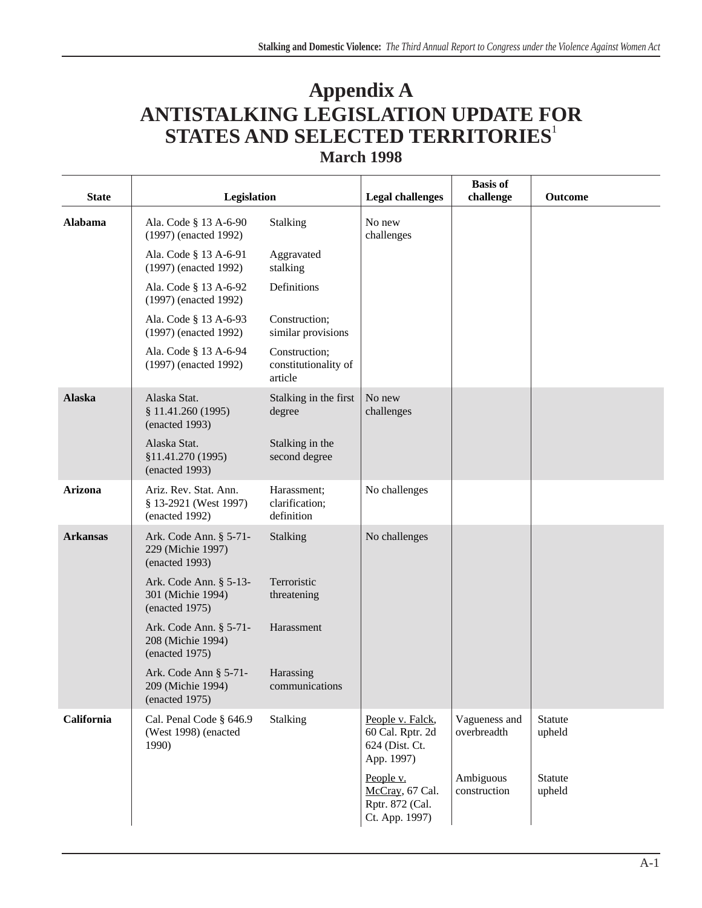# Appendix A
# ANTISTALKING LEGISLATION UPDATE FOR STATES AND SELECTED TERRITORIES[1]

## March 1998

| State | Legislation | | Legal challenges | Basis of challenge | Outcome |
|---|---|---|---|---|---|
| **Alabama** | Ala. Code § 13 A-6-90 (1997) (enacted 1992) | Stalking | No new challenges | | |
| | Ala. Code § 13 A-6-91 (1997) (enacted 1992) | Aggravated stalking | | | |
| | Ala. Code § 13 A-6-92 (1997) (enacted 1992) | Definitions | | | |
| | Ala. Code § 13 A-6-93 (1997) (enacted 1992) | Construction; similar provisions | | | |
| | Ala. Code § 13 A-6-94 (1997) (enacted 1992) | Construction; constitutionality of article | | | |
| **Alaska** | Alaska Stat. § 11.41.260 (1995) (enacted 1993) | Stalking in the first degree | No new challenges | | |
| | Alaska Stat. §11.41.270 (1995) (enacted 1993) | Stalking in the second degree | | | |
| **Arizona** | Ariz. Rev. Stat. Ann. § 13-2921 (West 1997) (enacted 1992) | Harassment; clarification; definition | No challenges | | |
| **Arkansas** | Ark. Code Ann. § 5-71-229 (Michie 1997) (enacted 1993) | Stalking | No challenges | | |
| | Ark. Code Ann. § 5-13-301 (Michie 1994) (enacted 1975) | Terroristic threatening | | | |
| | Ark. Code Ann. § 5-71-208 (Michie 1994) (enacted 1975) | Harassment | | | |
| | Ark. Code Ann § 5-71-209 (Michie 1994) (enacted 1975) | Harassing communications | | | |
| **California** | Cal. Penal Code § 646.9 (West 1998) (enacted 1990) | Stalking | People v. Falck, 60 Cal. Rptr. 2d 624 (Dist. Ct. App. 1997) | Vagueness and overbreadth | Statute upheld |
| | | | People v. McCray, 67 Cal. Rptr. 872 (Cal. Ct. App. 1997) | Ambiguous construction | Statute upheld |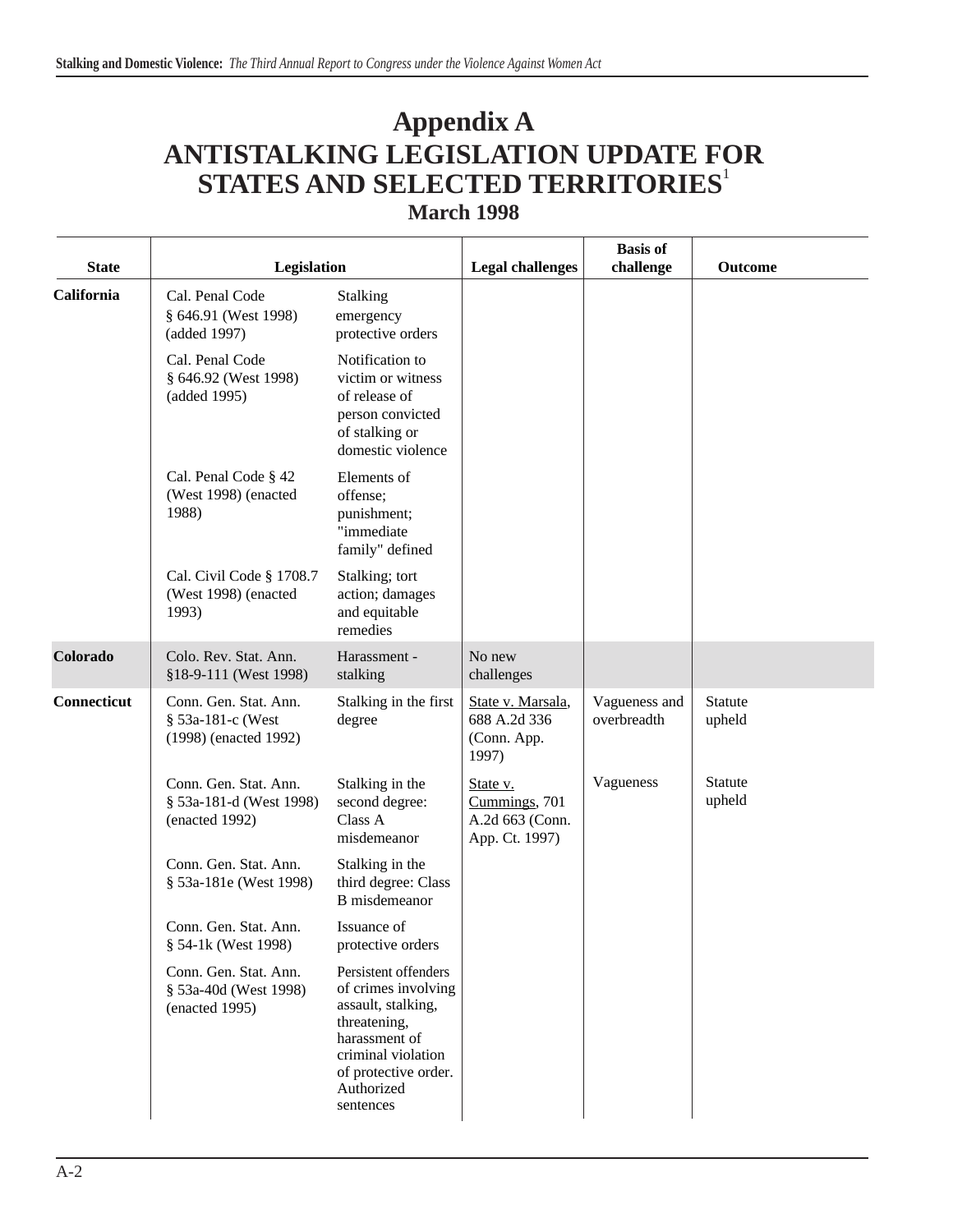# Appendix A
# ANTISTALKING LEGISLATION UPDATE FOR STATES AND SELECTED TERRITORIES[1]
## March 1998

| State | Legislation | | Legal challenges | Basis of challenge | Outcome |
|---|---|---|---|---|---|
| **California** | Cal. Penal Code § 646.91 (West 1998) (added 1997) | Stalking emergency protective orders | | | |
| | Cal. Penal Code § 646.92 (West 1998) (added 1995) | Notification to victim or witness of release of person convicted of stalking or domestic violence | | | |
| | Cal. Penal Code § 42 (West 1998) (enacted 1988) | Elements of offense; punishment; "immediate family" defined | | | |
| | Cal. Civil Code § 1708.7 (West 1998) (enacted 1993) | Stalking; tort action; damages and equitable remedies | | | |
| **Colorado** | Colo. Rev. Stat. Ann. §18-9-111 (West 1998) | Harassment - stalking | No new challenges | | |
| **Connecticut** | Conn. Gen. Stat. Ann. § 53a-181-c (West (1998) (enacted 1992) | Stalking in the first degree | State v. Marsala, 688 A.2d 336 (Conn. App. 1997) | Vagueness and overbreadth | Statute upheld |
| | Conn. Gen. Stat. Ann. § 53a-181-d (West 1998) (enacted 1992) | Stalking in the second degree: Class A misdemeanor | State v. Cummings, 701 A.2d 663 (Conn. App. Ct. 1997) | Vagueness | Statute upheld |
| | Conn. Gen. Stat. Ann. § 53a-181e (West 1998) | Stalking in the third degree: Class B misdemeanor | | | |
| | Conn. Gen. Stat. Ann. § 54-1k (West 1998) | Issuance of protective orders | | | |
| | Conn. Gen. Stat. Ann. § 53a-40d (West 1998) (enacted 1995) | Persistent offenders of crimes involving assault, stalking, threatening, harassment of criminal violation of protective order. Authorized sentences | | | |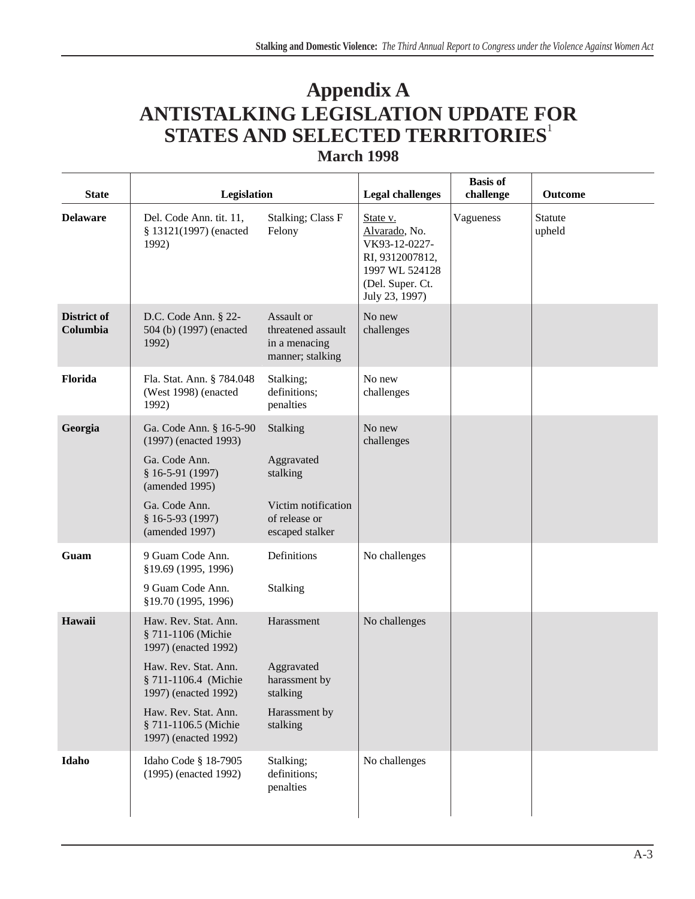# Appendix A

# ANTISTALKING LEGISLATION UPDATE FOR STATES AND SELECTED TERRITORIES[1]

## March 1998

| State | Legislation | | Legal challenges | Basis of challenge | Outcome |
|---|---|---|---|---|---|
| **Delaware** | Del. Code Ann. tit. 11, § 13121(1997) (enacted 1992) | Stalking; Class F Felony | State v. Alvarado, No. VK93-12-0227-RI, 9312007812, 1997 WL 524128 (Del. Super. Ct. July 23, 1997) | Vagueness | Statute upheld |
| **District of Columbia** | D.C. Code Ann. § 22-504 (b) (1997) (enacted 1992) | Assault or threatened assault in a menacing manner; stalking | No new challenges | | |
| **Florida** | Fla. Stat. Ann. § 784.048 (West 1998) (enacted 1992) | Stalking; definitions; penalties | No new challenges | | |
| **Georgia** | Ga. Code Ann. § 16-5-90 (1997) (enacted 1993) | Stalking | No new challenges | | |
| | Ga. Code Ann. § 16-5-91 (1997) (amended 1995) | Aggravated stalking | | | |
| | Ga. Code Ann. § 16-5-93 (1997) (amended 1997) | Victim notification of release or escaped stalker | | | |
| **Guam** | 9 Guam Code Ann. §19.69 (1995, 1996) | Definitions | No challenges | | |
| | 9 Guam Code Ann. §19.70 (1995, 1996) | Stalking | | | |
| **Hawaii** | Haw. Rev. Stat. Ann. § 711-1106 (Michie 1997) (enacted 1992) | Harassment | No challenges | | |
| | Haw. Rev. Stat. Ann. § 711-1106.4 (Michie 1997) (enacted 1992) | Aggravated harassment by stalking | | | |
| | Haw. Rev. Stat. Ann. § 711-1106.5 (Michie 1997) (enacted 1992) | Harassment by stalking | | | |
| **Idaho** | Idaho Code § 18-7905 (1995) (enacted 1992) | Stalking; definitions; penalties | No challenges | | |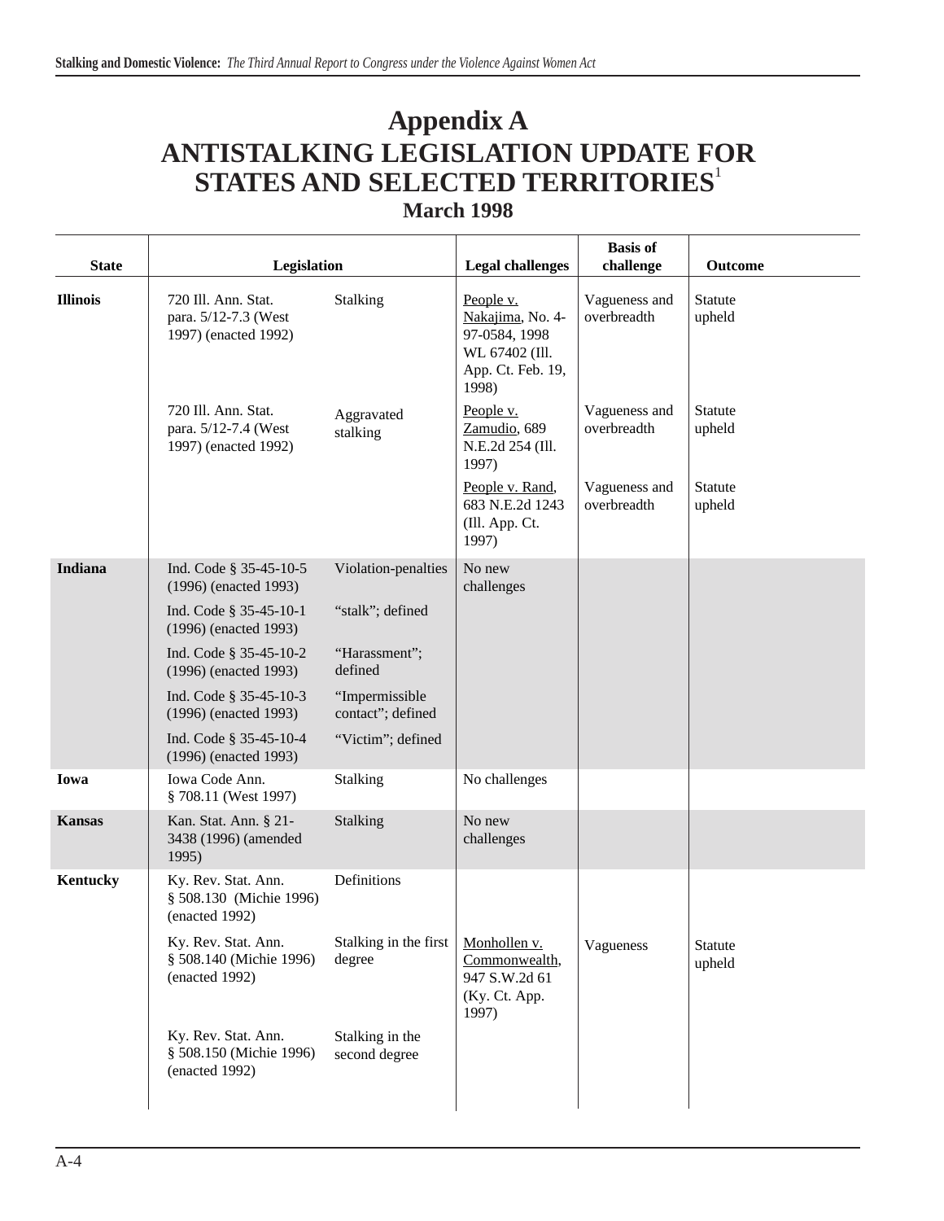# Appendix A
# ANTISTALKING LEGISLATION UPDATE FOR STATES AND SELECTED TERRITORIES[1]
## March 1998

| State | Legislation | | Legal challenges | Basis of challenge | Outcome |
|---|---|---|---|---|---|
| **Illinois** | 720 Ill. Ann. Stat. para. 5/12-7.3 (West 1997) (enacted 1992) | Stalking | People v. Nakajima, No. 4-97-0584, 1998 WL 67402 (Ill. App. Ct. Feb. 19, 1998) | Vagueness and overbreadth | Statute upheld |
| | 720 Ill. Ann. Stat. para. 5/12-7.4 (West 1997) (enacted 1992) | Aggravated stalking | People v. Zamudio, 689 N.E.2d 254 (Ill. 1997) | Vagueness and overbreadth | Statute upheld |
| | | | People v. Rand, 683 N.E.2d 1243 (Ill. App. Ct. 1997) | Vagueness and overbreadth | Statute upheld |
| **Indiana** | Ind. Code § 35-45-10-5 (1996) (enacted 1993) | Violation-penalties | No new challenges | | |
| | Ind. Code § 35-45-10-1 (1996) (enacted 1993) | "stalk"; defined | | | |
| | Ind. Code § 35-45-10-2 (1996) (enacted 1993) | "Harassment"; defined | | | |
| | Ind. Code § 35-45-10-3 (1996) (enacted 1993) | "Impermissible contact"; defined | | | |
| | Ind. Code § 35-45-10-4 (1996) (enacted 1993) | "Victim"; defined | | | |
| **Iowa** | Iowa Code Ann. § 708.11 (West 1997) | Stalking | No challenges | | |
| **Kansas** | Kan. Stat. Ann. § 21-3438 (1996) (amended 1995) | Stalking | No new challenges | | |
| **Kentucky** | Ky. Rev. Stat. Ann. § 508.130 (Michie 1996) (enacted 1992) | Definitions | | | |
| | Ky. Rev. Stat. Ann. § 508.140 (Michie 1996) (enacted 1992) | Stalking in the first degree | Monhollen v. Commonwealth, 947 S.W.2d 61 (Ky. Ct. App. 1997) | Vagueness | Statute upheld |
| | Ky. Rev. Stat. Ann. § 508.150 (Michie 1996) (enacted 1992) | Stalking in the second degree | | | |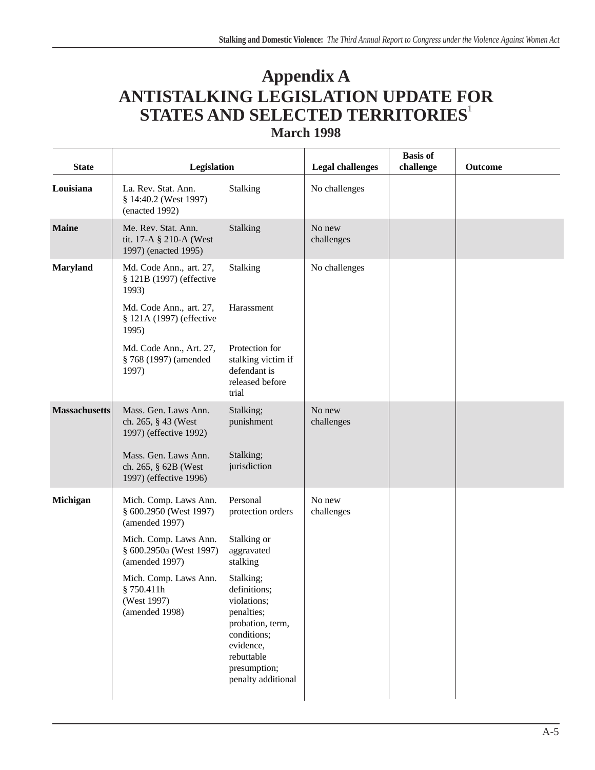# Appendix A
# ANTISTALKING LEGISLATION UPDATE FOR STATES AND SELECTED TERRITORIES[1]
## March 1998

| State | Legislation | | Legal challenges | Basis of challenge | Outcome |
|---|---|---|---|---|---|
| **Louisiana** | La. Rev. Stat. Ann. § 14:40.2 (West 1997) (enacted 1992) | Stalking | No challenges | | |
| **Maine** | Me. Rev. Stat. Ann. tit. 17-A § 210-A (West 1997) (enacted 1995) | Stalking | No new challenges | | |
| **Maryland** | Md. Code Ann., art. 27, § 121B (1997) (effective 1993) | Stalking | No challenges | | |
| | Md. Code Ann., art. 27, § 121A (1997) (effective 1995) | Harassment | | | |
| | Md. Code Ann., Art. 27, § 768 (1997) (amended 1997) | Protection for stalking victim if defendant is released before trial | | | |
| **Massachusetts** | Mass. Gen. Laws Ann. ch. 265, § 43 (West 1997) (effective 1992) | Stalking; punishment | No new challenges | | |
| | Mass. Gen. Laws Ann. ch. 265, § 62B (West 1997) (effective 1996) | Stalking; jurisdiction | | | |
| **Michigan** | Mich. Comp. Laws Ann. § 600.2950 (West 1997) (amended 1997) | Personal protection orders | No new challenges | | |
| | Mich. Comp. Laws Ann. § 600.2950a (West 1997) (amended 1997) | Stalking or aggravated stalking | | | |
| | Mich. Comp. Laws Ann. § 750.411h (West 1997) (amended 1998) | Stalking; definitions; violations; penalties; probation, term, conditions; evidence, rebuttable presumption; penalty additional | | | |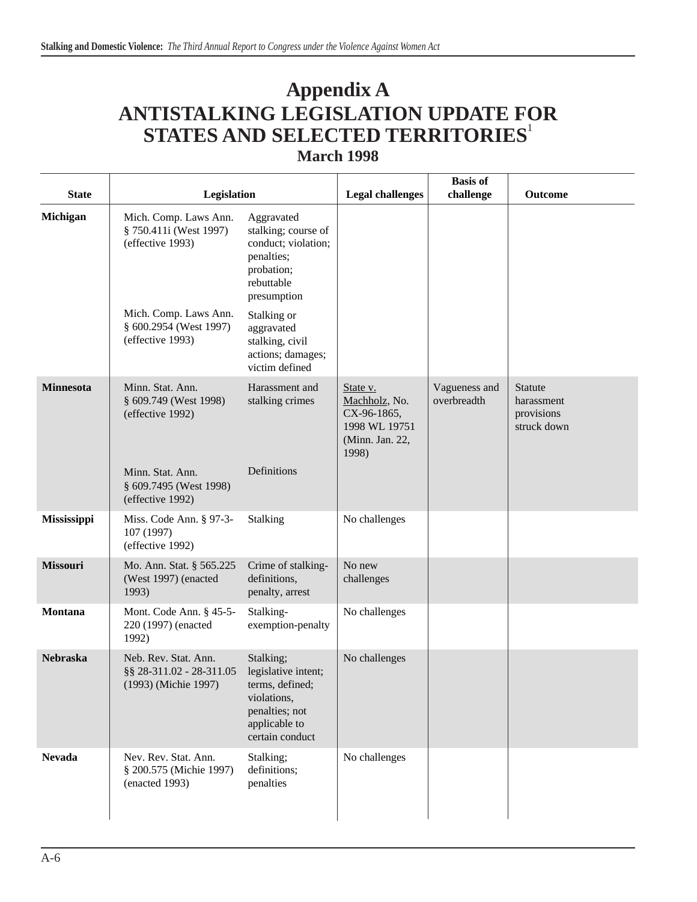# Appendix A
# ANTISTALKING LEGISLATION UPDATE FOR STATES AND SELECTED TERRITORIES[1]
## March 1998

| State | Legislation | | Legal challenges | Basis of challenge | Outcome |
|---|---|---|---|---|---|
| **Michigan** | Mich. Comp. Laws Ann. § 750.411i (West 1997) (effective 1993) | Aggravated stalking; course of conduct; violation; penalties; probation; rebuttable presumption | | | |
| | Mich. Comp. Laws Ann. § 600.2954 (West 1997) (effective 1993) | Stalking or aggravated stalking, civil actions; damages; victim defined | | | |
| **Minnesota** | Minn. Stat. Ann. § 609.749 (West 1998) (effective 1992) | Harassment and stalking crimes | State v. Machholz, No. CX-96-1865, 1998 WL 19751 (Minn. Jan. 22, 1998) | Vagueness and overbreadth | Statute harassment provisions struck down |
| | Minn. Stat. Ann. § 609.7495 (West 1998) (effective 1992) | Definitions | | | |
| **Mississippi** | Miss. Code Ann. § 97-3-107 (1997) (effective 1992) | Stalking | No challenges | | |
| **Missouri** | Mo. Ann. Stat. § 565.225 (West 1997) (enacted 1993) | Crime of stalking-definitions, penalty, arrest | No new challenges | | |
| **Montana** | Mont. Code Ann. § 45-5-220 (1997) (enacted 1992) | Stalking-exemption-penalty | No challenges | | |
| **Nebraska** | Neb. Rev. Stat. Ann. §§ 28-311.02 - 28-311.05 (1993) (Michie 1997) | Stalking; legislative intent; terms, defined; violations, penalties; not applicable to certain conduct | No challenges | | |
| **Nevada** | Nev. Rev. Stat. Ann. § 200.575 (Michie 1997) (enacted 1993) | Stalking; definitions; penalties | No challenges | | |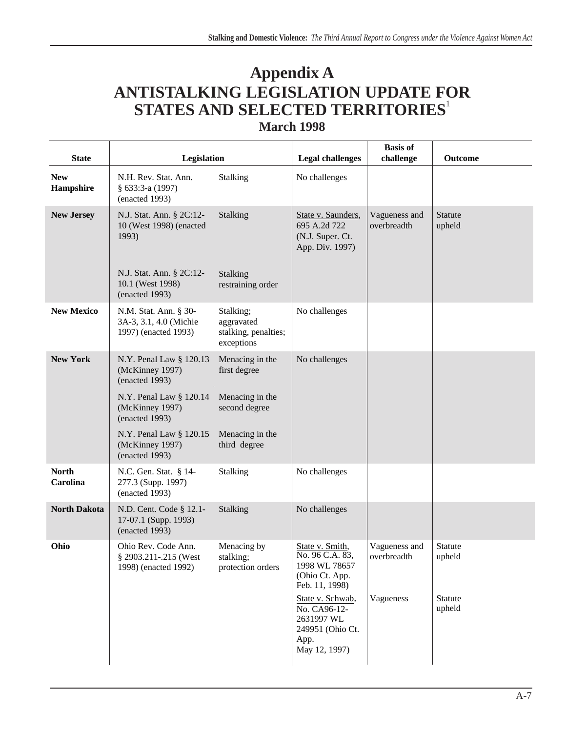# Appendix A
# ANTISTALKING LEGISLATION UPDATE FOR STATES AND SELECTED TERRITORIES[1]
## March 1998

| State | Legislation | | Legal challenges | Basis of challenge | Outcome |
|---|---|---|---|---|---|
| **New Hampshire** | N.H. Rev. Stat. Ann. § 633:3-a (1997) (enacted 1993) | Stalking | No challenges | | |
| **New Jersey** | N.J. Stat. Ann. § 2C:12-10 (West 1998) (enacted 1993) | Stalking | State v. Saunders, 695 A.2d 722 (N.J. Super. Ct. App. Div. 1997) | Vagueness and overbreadth | Statute upheld |
| | N.J. Stat. Ann. § 2C:12-10.1 (West 1998) (enacted 1993) | Stalking restraining order | | | |
| **New Mexico** | N.M. Stat. Ann. § 30-3A-3, 3.1, 4.0 (Michie 1997) (enacted 1993) | Stalking; aggravated stalking, penalties; exceptions | No challenges | | |
| **New York** | N.Y. Penal Law § 120.13 (McKinney 1997) (enacted 1993) | Menacing in the first degree | No challenges | | |
| | N.Y. Penal Law § 120.14 (McKinney 1997) (enacted 1993) | Menacing in the second degree | | | |
| | N.Y. Penal Law § 120.15 (McKinney 1997) (enacted 1993) | Menacing in the third degree | | | |
| **North Carolina** | N.C. Gen. Stat. § 14-277.3 (Supp. 1997) (enacted 1993) | Stalking | No challenges | | |
| **North Dakota** | N.D. Cent. Code § 12.1-17-07.1 (Supp. 1993) (enacted 1993) | Stalking | No challenges | | |
| **Ohio** | Ohio Rev. Code Ann. § 2903.211-.215 (West 1998) (enacted 1992) | Menacing by stalking; protection orders | State v. Smith, No. 96 C.A. 83, 1998 WL 78657 (Ohio Ct. App. Feb. 11, 1998) | Vagueness and overbreadth | Statute upheld |
| | | | State v. Schwab, No. CA96-12-2631997 WL 249951 (Ohio Ct. App. May 12, 1997) | Vagueness | Statute upheld |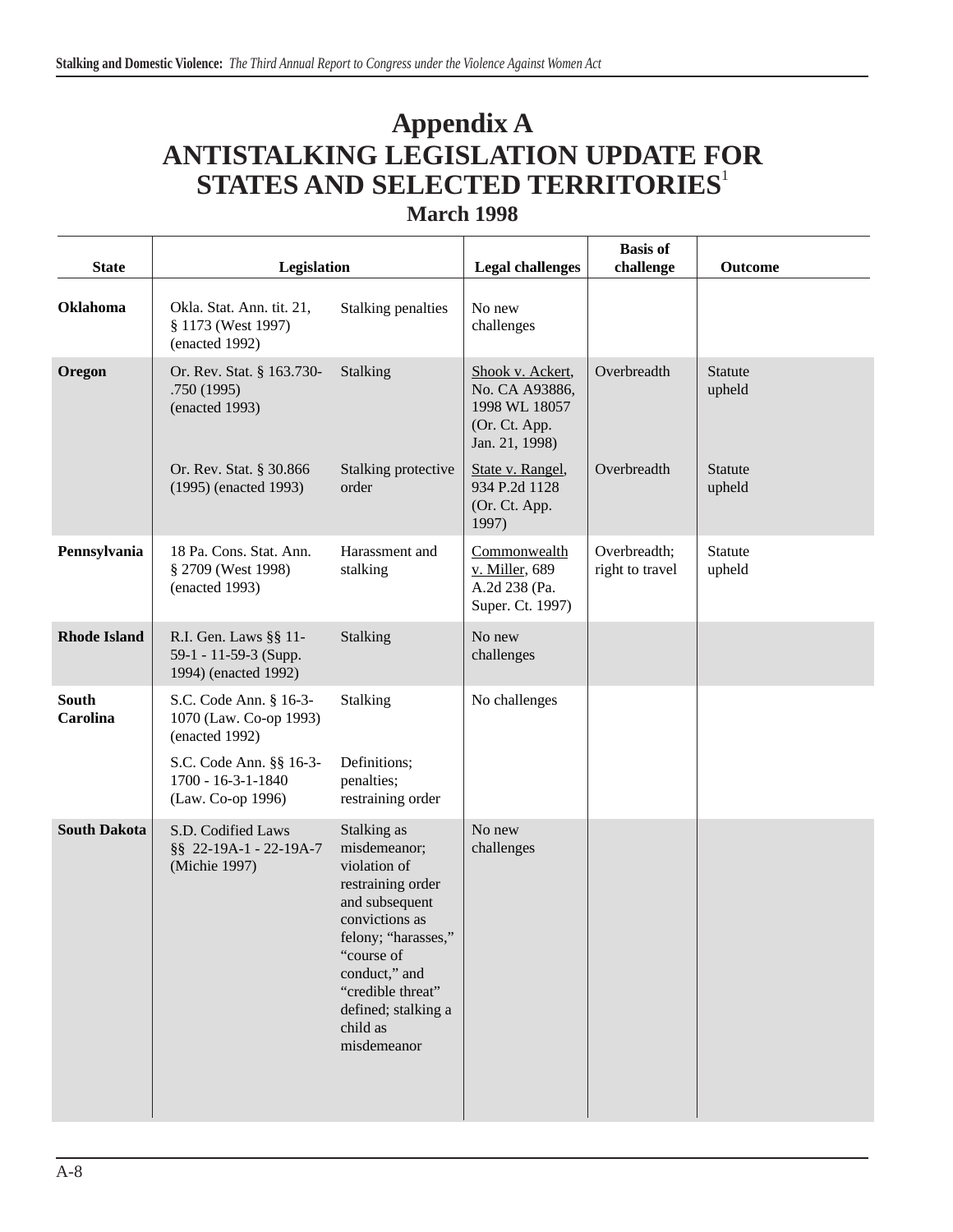# Appendix A
# ANTISTALKING LEGISLATION UPDATE FOR STATES AND SELECTED TERRITORIES[1]

## March 1998

| State | Legislation | | Legal challenges | Basis of challenge | Outcome |
|---|---|---|---|---|---|
| **Oklahoma** | Okla. Stat. Ann. tit. 21, § 1173 (West 1997) (enacted 1992) | Stalking penalties | No new challenges | | |
| **Oregon** | Or. Rev. Stat. § 163.730-.750 (1995) (enacted 1993) | Stalking | Shook v. Ackert, No. CA A93886, 1998 WL 18057 (Or. Ct. App. Jan. 21, 1998) | Overbreadth | Statute upheld |
| | Or. Rev. Stat. § 30.866 (1995) (enacted 1993) | Stalking protective order | State v. Rangel, 934 P.2d 1128 (Or. Ct. App. 1997) | Overbreadth | Statute upheld |
| **Pennsylvania** | 18 Pa. Cons. Stat. Ann. § 2709 (West 1998) (enacted 1993) | Harassment and stalking | Commonwealth v. Miller, 689 A.2d 238 (Pa. Super. Ct. 1997) | Overbreadth; right to travel | Statute upheld |
| **Rhode Island** | R.I. Gen. Laws §§ 11-59-1 - 11-59-3 (Supp. 1994) (enacted 1992) | Stalking | No new challenges | | |
| **South Carolina** | S.C. Code Ann. § 16-3-1070 (Law. Co-op 1993) (enacted 1992) | Stalking | No challenges | | |
| | S.C. Code Ann. §§ 16-3-1700 - 16-3-1-1840 (Law. Co-op 1996) | Definitions; penalties; restraining order | | | |
| **South Dakota** | S.D. Codified Laws §§ 22-19A-1 - 22-19A-7 (Michie 1997) | Stalking as misdemeanor; violation of restraining order and subsequent convictions as felony; "harasses," "course of conduct," and "credible threat" defined; stalking a child as misdemeanor | No new challenges | | |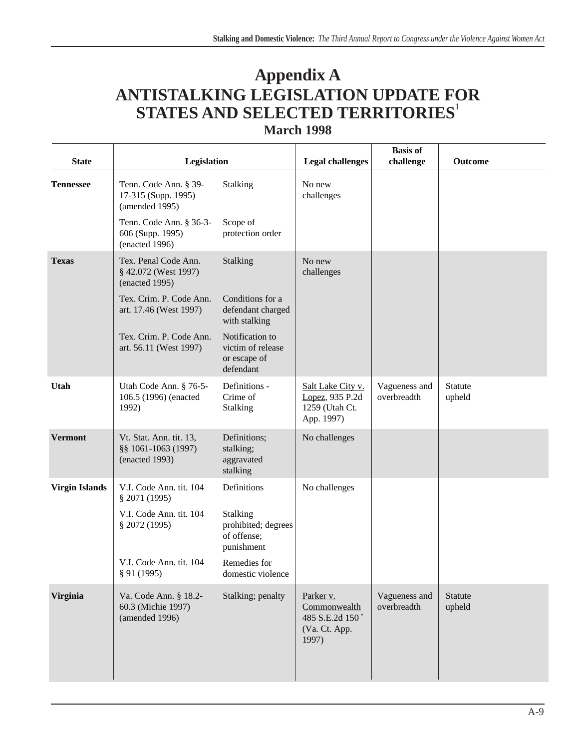# Appendix A
# ANTISTALKING LEGISLATION UPDATE FOR STATES AND SELECTED TERRITORIES[1]

## March 1998

| State | Legislation | | Legal challenges | Basis of challenge | Outcome |
|---|---|---|---|---|---|
| **Tennessee** | Tenn. Code Ann. § 39-17-315 (Supp. 1995) (amended 1995) | Stalking | No new challenges | | |
| | Tenn. Code Ann. § 36-3-606 (Supp. 1995) (enacted 1996) | Scope of protection order | | | |
| **Texas** | Tex. Penal Code Ann. § 42.072 (West 1997) (enacted 1995) | Stalking | No new challenges | | |
| | Tex. Crim. P. Code Ann. art. 17.46 (West 1997) | Conditions for a defendant charged with stalking | | | |
| | Tex. Crim. P. Code Ann. art. 56.11 (West 1997) | Notification to victim of release or escape of defendant | | | |
| **Utah** | Utah Code Ann. § 76-5-106.5 (1996) (enacted 1992) | Definitions - Crime of Stalking | Salt Lake City v. Lopez, 935 P.2d 1259 (Utah Ct. App. 1997) | Vagueness and overbreadth | Statute upheld |
| **Vermont** | Vt. Stat. Ann. tit. 13, §§ 1061-1063 (1997) (enacted 1993) | Definitions; stalking; aggravated stalking | No challenges | | |
| **Virgin Islands** | V.I. Code Ann. tit. 104 § 2071 (1995) | Definitions | No challenges | | |
| | V.I. Code Ann. tit. 104 § 2072 (1995) | Stalking prohibited; degrees of offense; punishment | | | |
| | V.I. Code Ann. tit. 104 § 91 (1995) | Remedies for domestic violence | | | |
| **Virginia** | Va. Code Ann. § 18.2-60.3 (Michie 1997) (amended 1996) | Stalking; penalty | Parker v. Commonwealth 485 S.E.2d 150 (Va. Ct. App. 1997) | Vagueness and overbreadth | Statute upheld |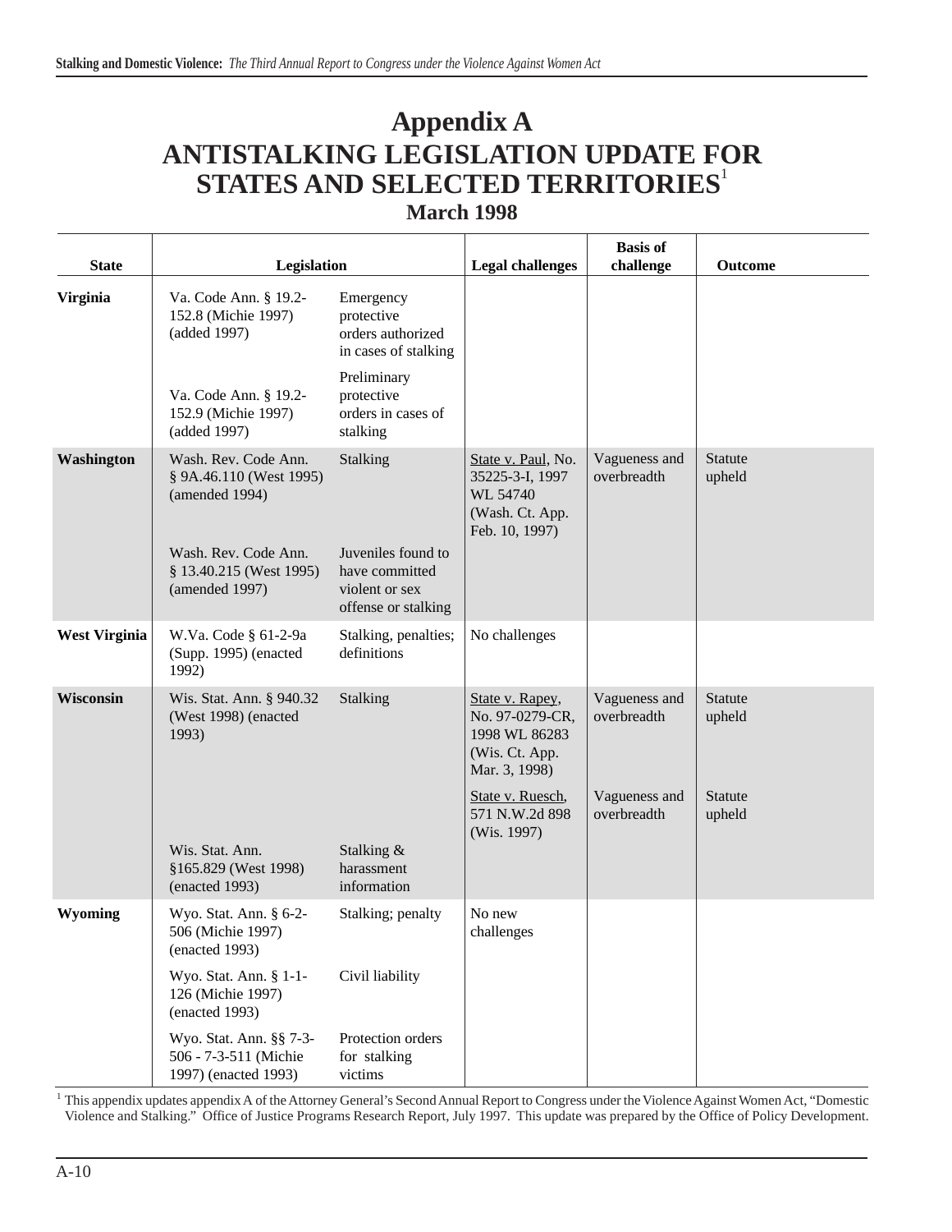# Appendix A
# ANTISTALKING LEGISLATION UPDATE FOR STATES AND SELECTED TERRITORIES[1]
## March 1998

| State | Legislation | | Legal challenges | Basis of challenge | Outcome |
|---|---|---|---|---|---|
| **Virginia** | Va. Code Ann. § 19.2-152.8 (Michie 1997) (added 1997) | Emergency protective orders authorized in cases of stalking | | | |
| | Va. Code Ann. § 19.2-152.9 (Michie 1997) (added 1997) | Preliminary protective orders in cases of stalking | | | |
| **Washington** | Wash. Rev. Code Ann. § 9A.46.110 (West 1995) (amended 1994) | Stalking | State v. Paul, No. 35225-3-I, 1997 WL 54740 (Wash. Ct. App. Feb. 10, 1997) | Vagueness and overbreadth | Statute upheld |
| | Wash. Rev. Code Ann. § 13.40.215 (West 1995) (amended 1997) | Juveniles found to have committed violent or sex offense or stalking | | | |
| **West Virginia** | W.Va. Code § 61-2-9a (Supp. 1995) (enacted 1992) | Stalking, penalties; definitions | No challenges | | |
| **Wisconsin** | Wis. Stat. Ann. § 940.32 (West 1998) (enacted 1993) | Stalking | State v. Rapey, No. 97-0279-CR, 1998 WL 86283 (Wis. Ct. App. Mar. 3, 1998) | Vagueness and overbreadth | Statute upheld |
| | | | State v. Ruesch, 571 N.W.2d 898 (Wis. 1997) | Vagueness and overbreadth | Statute upheld |
| | Wis. Stat. Ann. §165.829 (West 1998) (enacted 1993) | Stalking & harassment information | | | |
| **Wyoming** | Wyo. Stat. Ann. § 6-2-506 (Michie 1997) (enacted 1993) | Stalking; penalty | No new challenges | | |
| | Wyo. Stat. Ann. § 1-1-126 (Michie 1997) (enacted 1993) | Civil liability | | | |
| | Wyo. Stat. Ann. §§ 7-3-506 - 7-3-511 (Michie 1997) (enacted 1993) | Protection orders for stalking victims | | | |

[1] This appendix updates appendix A of the Attorney General's Second Annual Report to Congress under the Violence Against Women Act, "Domestic Violence and Stalking." Office of Justice Programs Research Report, July 1997. This update was prepared by the Office of Policy Development.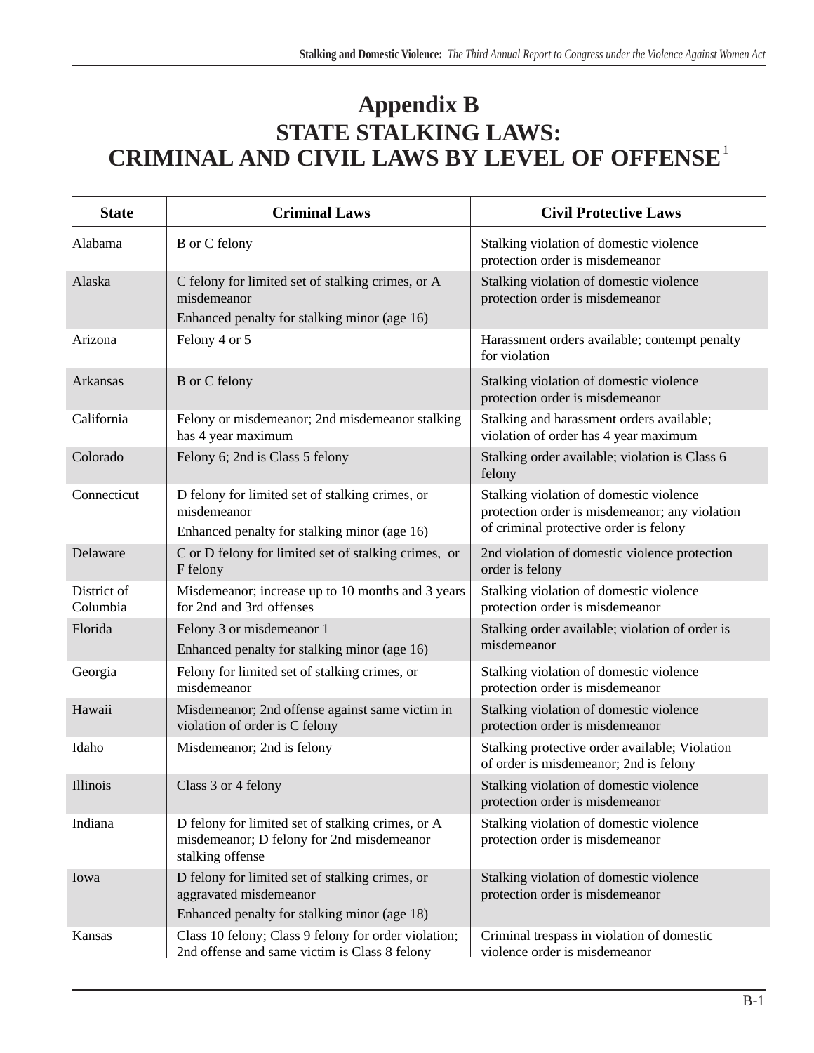# Appendix B
## STATE STALKING LAWS:
## CRIMINAL AND CIVIL LAWS BY LEVEL OF OFFENSE[1]

| State | Criminal Laws | Civil Protective Laws |
|---|---|---|
| Alabama | B or C felony | Stalking violation of domestic violence protection order is misdemeanor |
| Alaska | C felony for limited set of stalking crimes, or A misdemeanor<br>Enhanced penalty for stalking minor (age 16) | Stalking violation of domestic violence protection order is misdemeanor |
| Arizona | Felony 4 or 5 | Harassment orders available; contempt penalty for violation |
| Arkansas | B or C felony | Stalking violation of domestic violence protection order is misdemeanor |
| California | Felony or misdemeanor; 2nd misdemeanor stalking has 4 year maximum | Stalking and harassment orders available; violation of order has 4 year maximum |
| Colorado | Felony 6; 2nd is Class 5 felony | Stalking order available; violation is Class 6 felony |
| Connecticut | D felony for limited set of stalking crimes, or misdemeanor<br>Enhanced penalty for stalking minor (age 16) | Stalking violation of domestic violence protection order is misdemeanor; any violation of criminal protective order is felony |
| Delaware | C or D felony for limited set of stalking crimes, or F felony | 2nd violation of domestic violence protection order is felony |
| District of Columbia | Misdemeanor; increase up to 10 months and 3 years for 2nd and 3rd offenses | Stalking violation of domestic violence protection order is misdemeanor |
| Florida | Felony 3 or misdemeanor 1<br>Enhanced penalty for stalking minor (age 16) | Stalking order available; violation of order is misdemeanor |
| Georgia | Felony for limited set of stalking crimes, or misdemeanor | Stalking violation of domestic violence protection order is misdemeanor |
| Hawaii | Misdemeanor; 2nd offense against same victim in violation of order is C felony | Stalking violation of domestic violence protection order is misdemeanor |
| Idaho | Misdemeanor; 2nd is felony | Stalking protective order available; Violation of order is misdemeanor; 2nd is felony |
| Illinois | Class 3 or 4 felony | Stalking violation of domestic violence protection order is misdemeanor |
| Indiana | D felony for limited set of stalking crimes, or A misdemeanor; D felony for 2nd misdemeanor stalking offense | Stalking violation of domestic violence protection order is misdemeanor |
| Iowa | D felony for limited set of stalking crimes, or aggravated misdemeanor<br>Enhanced penalty for stalking minor (age 18) | Stalking violation of domestic violence protection order is misdemeanor |
| Kansas | Class 10 felony; Class 9 felony for order violation; 2nd offense and same victim is Class 8 felony | Criminal trespass in violation of domestic violence order is misdemeanor |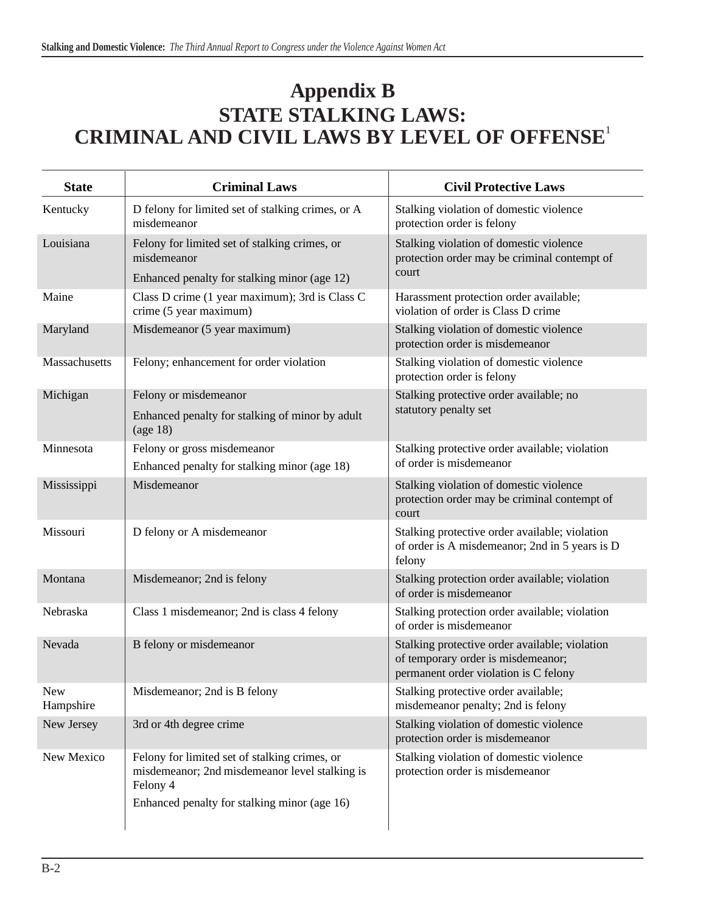# Appendix B
## STATE STALKING LAWS: CRIMINAL AND CIVIL LAWS BY LEVEL OF OFFENSE[1]

| State | Criminal Laws | Civil Protective Laws |
|---|---|---|
| Kentucky | D felony for limited set of stalking crimes, or A misdemeanor | Stalking violation of domestic violence protection order is felony |
| Louisiana | Felony for limited set of stalking crimes, or misdemeanor<br>Enhanced penalty for stalking minor (age 12) | Stalking violation of domestic violence protection order may be criminal contempt of court |
| Maine | Class D crime (1 year maximum); 3rd is Class C crime (5 year maximum) | Harassment protection order available; violation of order is Class D crime |
| Maryland | Misdemeanor (5 year maximum) | Stalking violation of domestic violence protection order is misdemeanor |
| Massachusetts | Felony; enhancement for order violation | Stalking violation of domestic violence protection order is felony |
| Michigan | Felony or misdemeanor<br>Enhanced penalty for stalking of minor by adult (age 18) | Stalking protective order available; no statutory penalty set |
| Minnesota | Felony or gross misdemeanor<br>Enhanced penalty for stalking minor (age 18) | Stalking protective order available; violation of order is misdemeanor |
| Mississippi | Misdemeanor | Stalking violation of domestic violence protection order may be criminal contempt of court |
| Missouri | D felony or A misdemeanor | Stalking protective order available; violation of order is A misdemeanor; 2nd in 5 years is D felony |
| Montana | Misdemeanor; 2nd is felony | Stalking protection order available; violation of order is misdemeanor |
| Nebraska | Class 1 misdemeanor; 2nd is class 4 felony | Stalking protection order available; violation of order is misdemeanor |
| Nevada | B felony or misdemeanor | Stalking protective order available; violation of temporary order is misdemeanor; permanent order violation is C felony |
| New Hampshire | Misdemeanor; 2nd is B felony | Stalking protective order available; misdemeanor penalty; 2nd is felony |
| New Jersey | 3rd or 4th degree crime | Stalking violation of domestic violence protection order is misdemeanor |
| New Mexico | Felony for limited set of stalking crimes, or misdemeanor; 2nd misdemeanor level stalking is Felony 4<br>Enhanced penalty for stalking minor (age 16) | Stalking violation of domestic violence protection order is misdemeanor |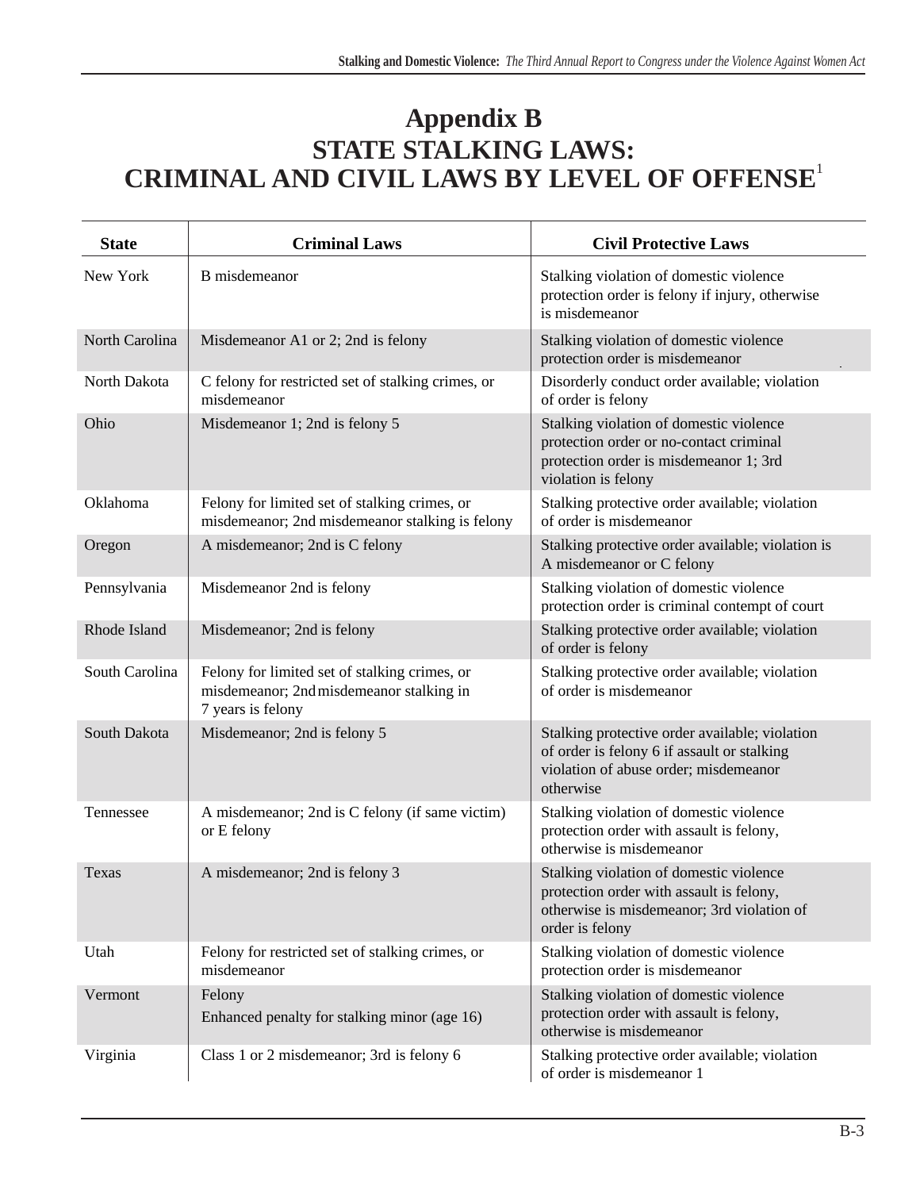# Appendix B
## STATE STALKING LAWS: CRIMINAL AND CIVIL LAWS BY LEVEL OF OFFENSE[1]

| State | Criminal Laws | Civil Protective Laws |
|---|---|---|
| New York | B misdemeanor | Stalking violation of domestic violence protection order is felony if injury, otherwise is misdemeanor |
| North Carolina | Misdemeanor A1 or 2; 2nd is felony | Stalking violation of domestic violence protection order is misdemeanor |
| North Dakota | C felony for restricted set of stalking crimes, or misdemeanor | Disorderly conduct order available; violation of order is felony |
| Ohio | Misdemeanor 1; 2nd is felony 5 | Stalking violation of domestic violence protection order or no-contact criminal protection order is misdemeanor 1; 3rd violation is felony |
| Oklahoma | Felony for limited set of stalking crimes, or misdemeanor; 2nd misdemeanor stalking is felony | Stalking protective order available; violation of order is misdemeanor |
| Oregon | A misdemeanor; 2nd is C felony | Stalking protective order available; violation is A misdemeanor or C felony |
| Pennsylvania | Misdemeanor 2nd is felony | Stalking violation of domestic violence protection order is criminal contempt of court |
| Rhode Island | Misdemeanor; 2nd is felony | Stalking protective order available; violation of order is felony |
| South Carolina | Felony for limited set of stalking crimes, or misdemeanor; 2nd misdemeanor stalking in 7 years is felony | Stalking protective order available; violation of order is misdemeanor |
| South Dakota | Misdemeanor; 2nd is felony 5 | Stalking protective order available; violation of order is felony 6 if assault or stalking violation of abuse order; misdemeanor otherwise |
| Tennessee | A misdemeanor; 2nd is C felony (if same victim) or E felony | Stalking violation of domestic violence protection order with assault is felony, otherwise is misdemeanor |
| Texas | A misdemeanor; 2nd is felony 3 | Stalking violation of domestic violence protection order with assault is felony, otherwise is misdemeanor; 3rd violation of order is felony |
| Utah | Felony for restricted set of stalking crimes, or misdemeanor | Stalking violation of domestic violence protection order is misdemeanor |
| Vermont | Felony<br>Enhanced penalty for stalking minor (age 16) | Stalking violation of domestic violence protection order with assault is felony, otherwise is misdemeanor |
| Virginia | Class 1 or 2 misdemeanor; 3rd is felony 6 | Stalking protective order available; violation of order is misdemeanor 1 |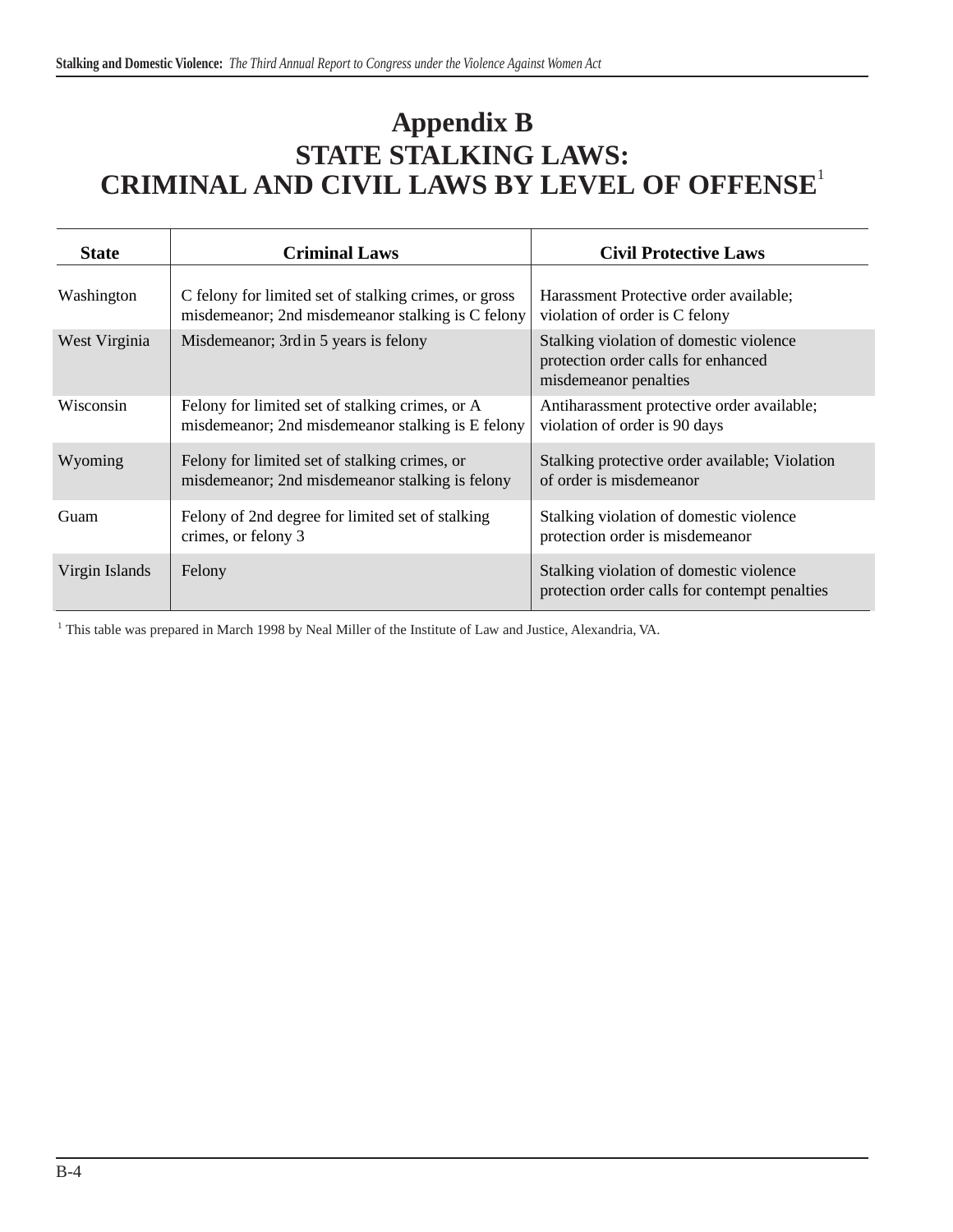# Appendix B
## STATE STALKING LAWS:
## CRIMINAL AND CIVIL LAWS BY LEVEL OF OFFENSE[1]

| State | Criminal Laws | Civil Protective Laws |
|---|---|---|
| Washington | C felony for limited set of stalking crimes, or gross misdemeanor; 2nd misdemeanor stalking is C felony | Harassment Protective order available; violation of order is C felony |
| West Virginia | Misdemeanor; 3rd in 5 years is felony | Stalking violation of domestic violence protection order calls for enhanced misdemeanor penalties |
| Wisconsin | Felony for limited set of stalking crimes, or A misdemeanor; 2nd misdemeanor stalking is E felony | Antiharassment protective order available; violation of order is 90 days |
| Wyoming | Felony for limited set of stalking crimes, or misdemeanor; 2nd misdemeanor stalking is felony | Stalking protective order available; Violation of order is misdemeanor |
| Guam | Felony of 2nd degree for limited set of stalking crimes, or felony 3 | Stalking violation of domestic violence protection order is misdemeanor |
| Virgin Islands | Felony | Stalking violation of domestic violence protection order calls for contempt penalties |

[1] This table was prepared in March 1998 by Neal Miller of the Institute of Law and Justice, Alexandria, VA.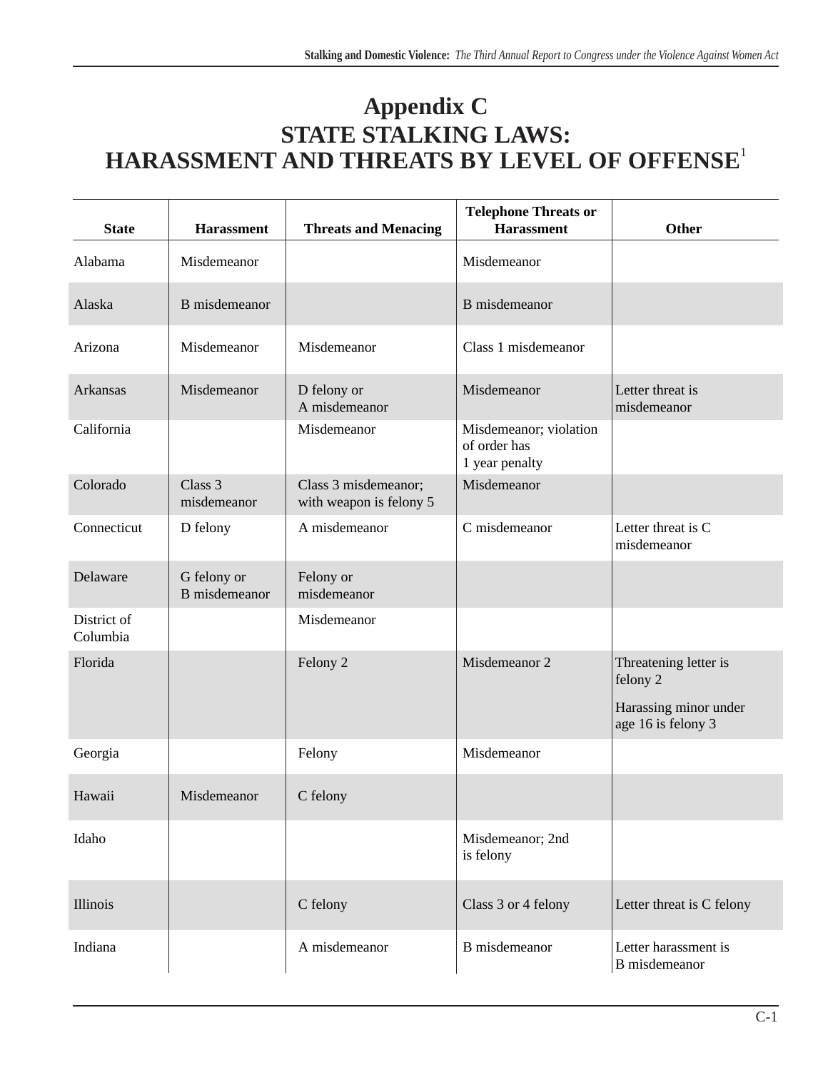# Appendix C
## STATE STALKING LAWS: HARASSMENT AND THREATS BY LEVEL OF OFFENSE[1]

| State | Harassment | Threats and Menacing | Telephone Threats or Harassment | Other |
|---|---|---|---|---|
| Alabama | Misdemeanor | | Misdemeanor | |
| Alaska | B misdemeanor | | B misdemeanor | |
| Arizona | Misdemeanor | Misdemeanor | Class 1 misdemeanor | |
| Arkansas | Misdemeanor | D felony or A misdemeanor | Misdemeanor | Letter threat is misdemeanor |
| California | | Misdemeanor | Misdemeanor; violation of order has 1 year penalty | |
| Colorado | Class 3 misdemeanor | Class 3 misdemeanor; with weapon is felony 5 | Misdemeanor | |
| Connecticut | D felony | A misdemeanor | C misdemeanor | Letter threat is C misdemeanor |
| Delaware | G felony or B misdemeanor | Felony or misdemeanor | | |
| District of Columbia | | Misdemeanor | | |
| Florida | | Felony 2 | Misdemeanor 2 | Threatening letter is felony 2<br><br>Harassing minor under age 16 is felony 3 |
| Georgia | | Felony | Misdemeanor | |
| Hawaii | Misdemeanor | C felony | | |
| Idaho | | | Misdemeanor; 2nd is felony | |
| Illinois | | C felony | Class 3 or 4 felony | Letter threat is C felony |
| Indiana | | A misdemeanor | B misdemeanor | Letter harassment is B misdemeanor |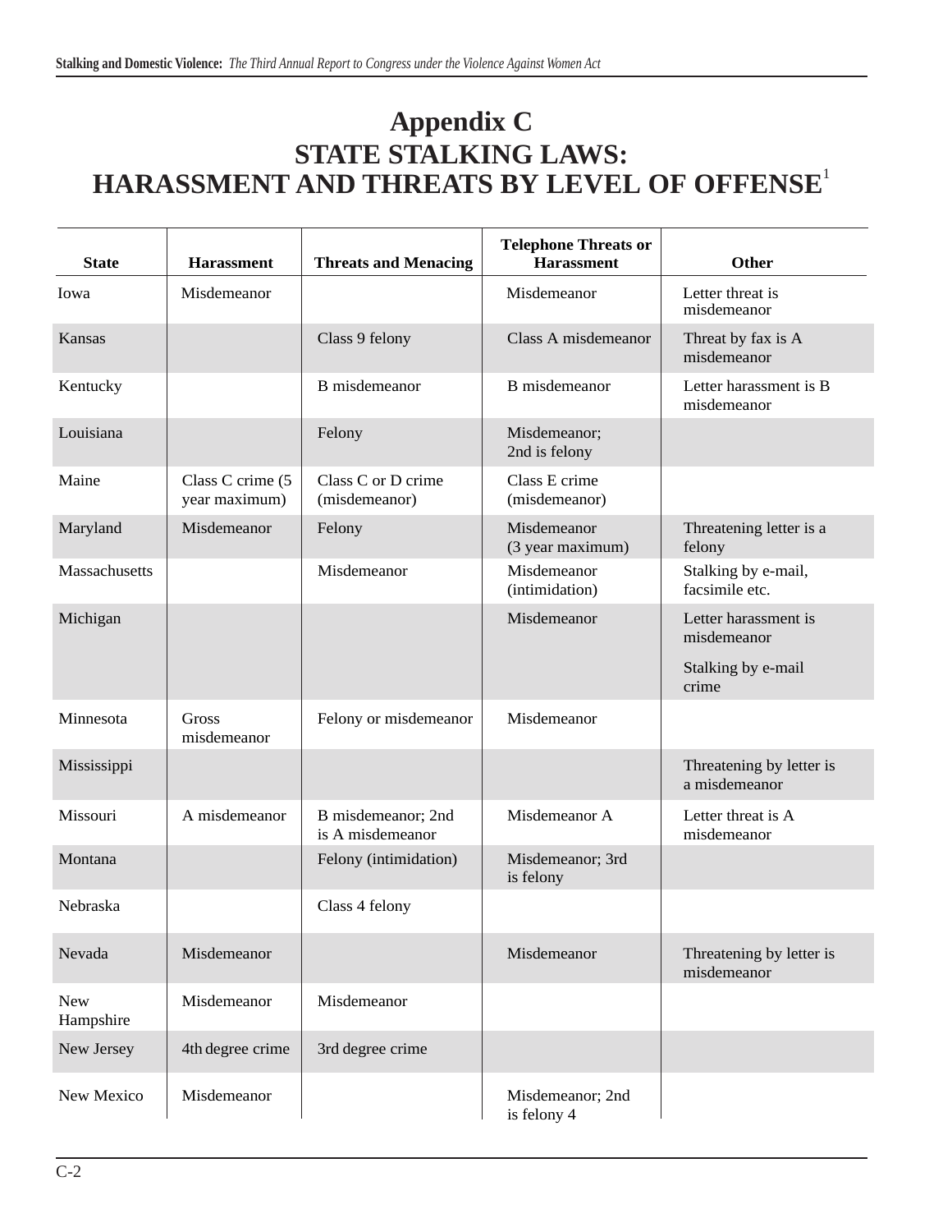# Appendix C
## STATE STALKING LAWS: HARASSMENT AND THREATS BY LEVEL OF OFFENSE[1]

| State | Harassment | Threats and Menacing | Telephone Threats or Harassment | Other |
|---|---|---|---|---|
| Iowa | Misdemeanor | | Misdemeanor | Letter threat is misdemeanor |
| Kansas | | Class 9 felony | Class A misdemeanor | Threat by fax is A misdemeanor |
| Kentucky | | B misdemeanor | B misdemeanor | Letter harassment is B misdemeanor |
| Louisiana | | Felony | Misdemeanor; 2nd is felony | |
| Maine | Class C crime (5 year maximum) | Class C or D crime (misdemeanor) | Class E crime (misdemeanor) | |
| Maryland | Misdemeanor | Felony | Misdemeanor (3 year maximum) | Threatening letter is a felony |
| Massachusetts | | Misdemeanor | Misdemeanor (intimidation) | Stalking by e-mail, facsimile etc. |
| Michigan | | | Misdemeanor | Letter harassment is misdemeanor<br><br>Stalking by e-mail crime |
| Minnesota | Gross misdemeanor | Felony or misdemeanor | Misdemeanor | |
| Mississippi | | | | Threatening by letter is a misdemeanor |
| Missouri | A misdemeanor | B misdemeanor; 2nd is A misdemeanor | Misdemeanor A | Letter threat is A misdemeanor |
| Montana | | Felony (intimidation) | Misdemeanor; 3rd is felony | |
| Nebraska | | Class 4 felony | | |
| Nevada | Misdemeanor | | Misdemeanor | Threatening by letter is misdemeanor |
| New Hampshire | Misdemeanor | Misdemeanor | | |
| New Jersey | 4th degree crime | 3rd degree crime | | |
| New Mexico | Misdemeanor | | Misdemeanor; 2nd is felony 4 | |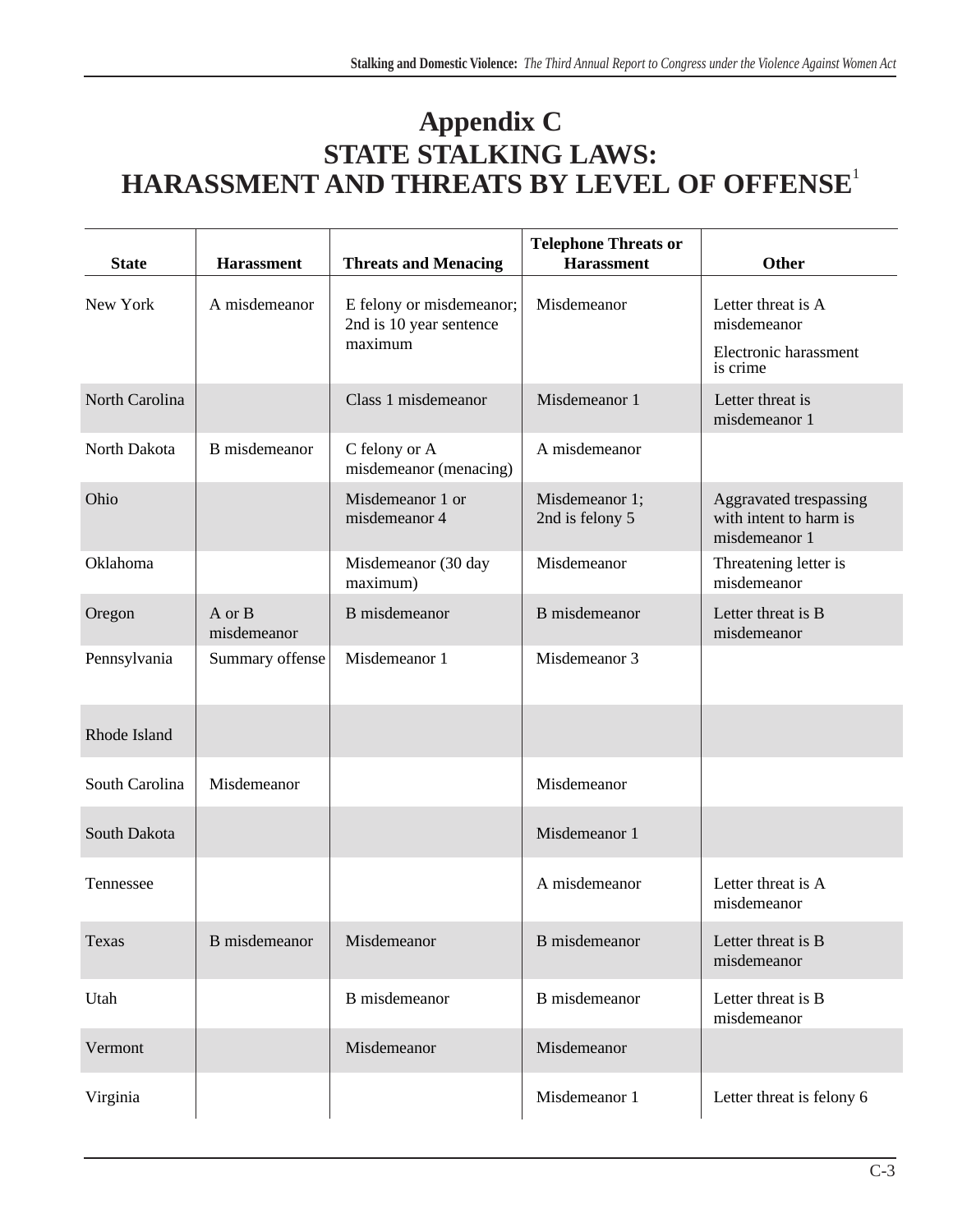# Appendix C

## STATE STALKING LAWS: HARASSMENT AND THREATS BY LEVEL OF OFFENSE[1]

| State | Harassment | Threats and Menacing | Telephone Threats or Harassment | Other |
|---|---|---|---|---|
| New York | A misdemeanor | E felony or misdemeanor; 2nd is 10 year sentence maximum | Misdemeanor | Letter threat is A misdemeanor<br>Electronic harassment is crime |
| North Carolina | | Class 1 misdemeanor | Misdemeanor 1 | Letter threat is misdemeanor 1 |
| North Dakota | B misdemeanor | C felony or A misdemeanor (menacing) | A misdemeanor | |
| Ohio | | Misdemeanor 1 or misdemeanor 4 | Misdemeanor 1; 2nd is felony 5 | Aggravated trespassing with intent to harm is misdemeanor 1 |
| Oklahoma | | Misdemeanor (30 day maximum) | Misdemeanor | Threatening letter is misdemeanor |
| Oregon | A or B misdemeanor | B misdemeanor | B misdemeanor | Letter threat is B misdemeanor |
| Pennsylvania | Summary offense | Misdemeanor 1 | Misdemeanor 3 | |
| Rhode Island | | | | |
| South Carolina | Misdemeanor | | Misdemeanor | |
| South Dakota | | | Misdemeanor 1 | |
| Tennessee | | | A misdemeanor | Letter threat is A misdemeanor |
| Texas | B misdemeanor | Misdemeanor | B misdemeanor | Letter threat is B misdemeanor |
| Utah | | B misdemeanor | B misdemeanor | Letter threat is B misdemeanor |
| Vermont | | Misdemeanor | Misdemeanor | |
| Virginia | | | Misdemeanor 1 | Letter threat is felony 6 |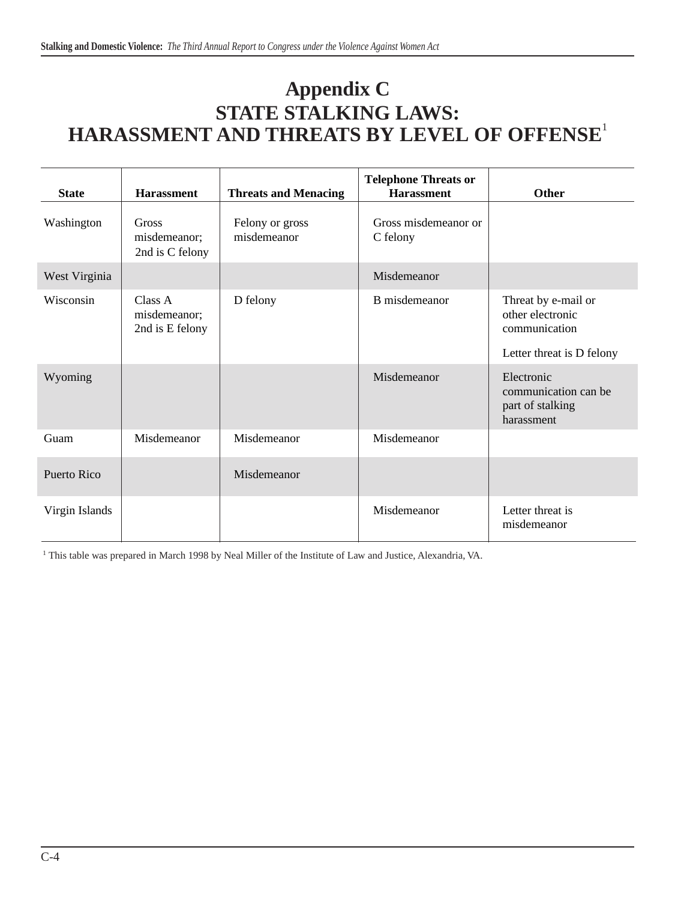# Appendix C
## STATE STALKING LAWS: HARASSMENT AND THREATS BY LEVEL OF OFFENSE[1]

| State | Harassment | Threats and Menacing | Telephone Threats or Harassment | Other |
|---|---|---|---|---|
| Washington | Gross misdemeanor; 2nd is C felony | Felony or gross misdemeanor | Gross misdemeanor or C felony | |
| West Virginia | | | Misdemeanor | |
| Wisconsin | Class A misdemeanor; 2nd is E felony | D felony | B misdemeanor | Threat by e-mail or other electronic communication<br><br>Letter threat is D felony |
| Wyoming | | | Misdemeanor | Electronic communication can be part of stalking harassment |
| Guam | Misdemeanor | Misdemeanor | Misdemeanor | |
| Puerto Rico | | Misdemeanor | | |
| Virgin Islands | | | Misdemeanor | Letter threat is misdemeanor |

[1] This table was prepared in March 1998 by Neal Miller of the Institute of Law and Justice, Alexandria, VA.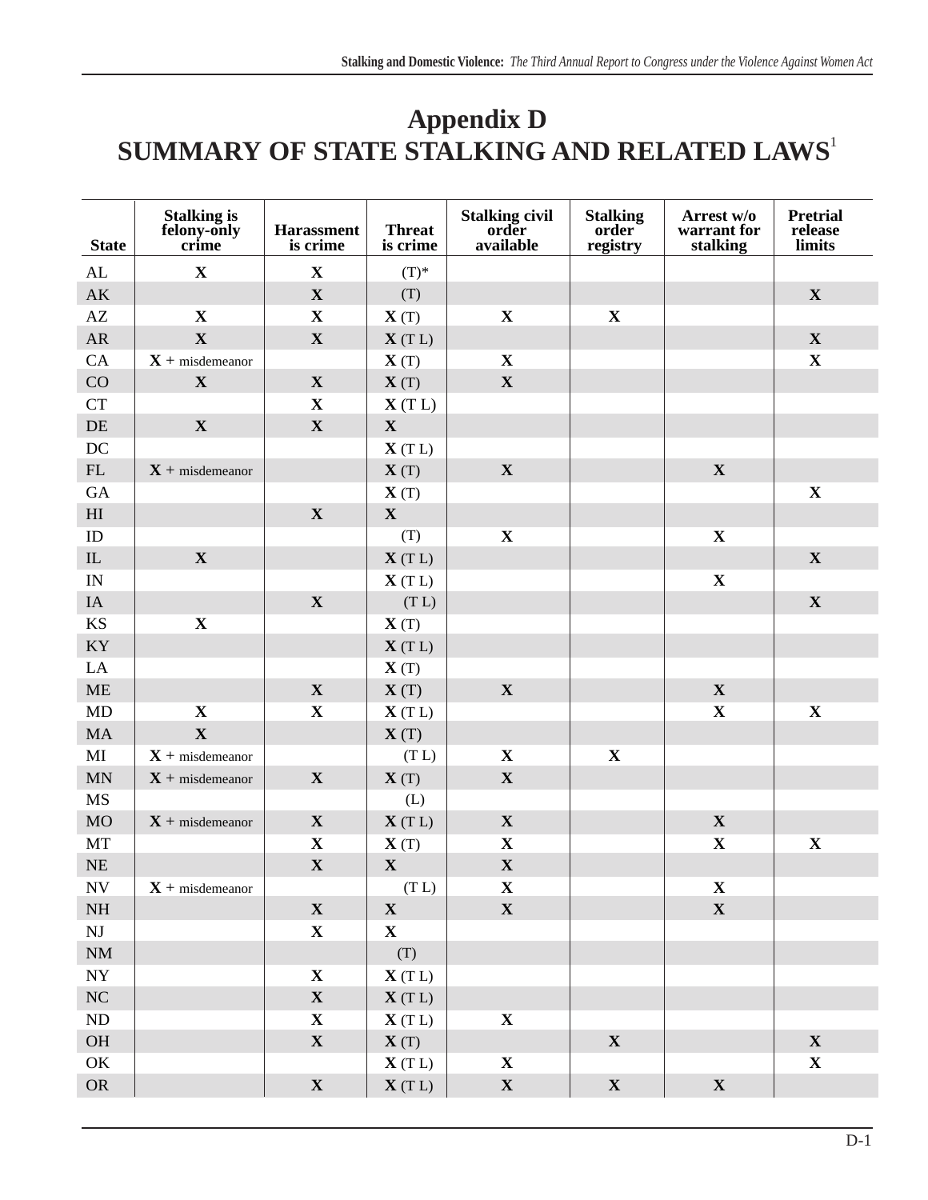# Appendix D
# SUMMARY OF STATE STALKING AND RELATED LAWS[1]

| State | Stalking is felony-only crime | Harassment is crime | Threat is crime | Stalking civil order available | Stalking order registry | Arrest w/o warrant for stalking | Pretrial release limits |
|---|---|---|---|---|---|---|---|
| AL | X | X | (T)* | | | | |
| AK | | X | (T) | | | | X |
| AZ | X | X | X (T) | X | X | | |
| AR | X | X | X (T L) | | | | X |
| CA | X + misdemeanor | | X (T) | X | | | X |
| CO | X | X | X (T) | X | | | |
| CT | | X | X (T L) | | | | |
| DE | X | X | X | | | | |
| DC | | | X (T L) | | | | |
| FL | X + misdemeanor | | X (T) | X | | X | |
| GA | | | X (T) | | | | X |
| HI | | X | X | | | | |
| ID | | | (T) | X | | X | |
| IL | X | | X (T L) | | | | X |
| IN | | | X (T L) | | | X | |
| IA | | X | (T L) | | | | X |
| KS | X | | X (T) | | | | |
| KY | | | X (T L) | | | | |
| LA | | | X (T) | | | | |
| ME | | X | X (T) | X | | X | |
| MD | X | X | X (T L) | | | X | X |
| MA | X | | X (T) | | | | |
| MI | X + misdemeanor | | (T L) | X | X | | |
| MN | X + misdemeanor | X | X (T) | X | | | |
| MS | | | (L) | | | | |
| MO | X + misdemeanor | X | X (T L) | X | | X | |
| MT | | X | X (T) | X | | X | X |
| NE | | X | X | X | | | |
| NV | X + misdemeanor | | (T L) | X | | X | |
| NH | | X | X | X | | X | |
| NJ | | X | X | | | | |
| NM | | | (T) | | | | |
| NY | | X | X (T L) | | | | |
| NC | | X | X (T L) | | | | |
| ND | | X | X (T L) | X | | | |
| OH | | X | X (T) | | X | | X |
| OK | | | X (T L) | X | | | X |
| OR | | X | X (T L) | X | X | X | |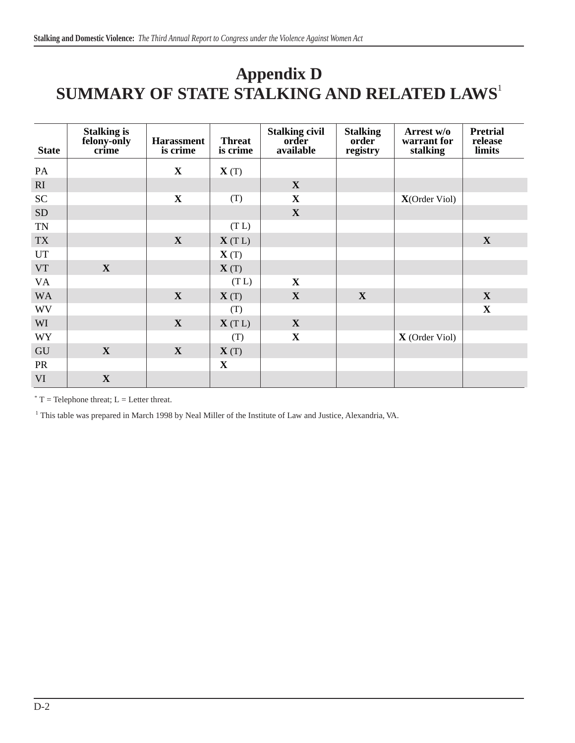# Appendix D
# SUMMARY OF STATE STALKING AND RELATED LAWS[1]

| State | Stalking is felony-only crime | Harassment is crime | Threat is crime | Stalking civil order available | Stalking order registry | Arrest w/o warrant for stalking | Pretrial release limits |
|---|---|---|---|---|---|---|---|
| PA | | X | X (T) | | | | |
| RI | | | | X | | | |
| SC | | X | (T) | X | | X(Order Viol) | |
| SD | | | | X | | | |
| TN | | | (T L) | | | | |
| TX | | X | X (T L) | | | | X |
| UT | | | X (T) | | | | |
| VT | X | | X (T) | | | | |
| VA | | | (T L) | X | | | |
| WA | | X | X (T) | X | X | | X |
| WV | | | (T) | | | | X |
| WI | | X | X (T L) | X | | | |
| WY | | | (T) | X | | X (Order Viol) | |
| GU | X | X | X (T) | | | | |
| PR | | | X | | | | |
| VI | X | | | | | | |

* T = Telephone threat; L = Letter threat.

[1] This table was prepared in March 1998 by Neal Miller of the Institute of Law and Justice, Alexandria, VA.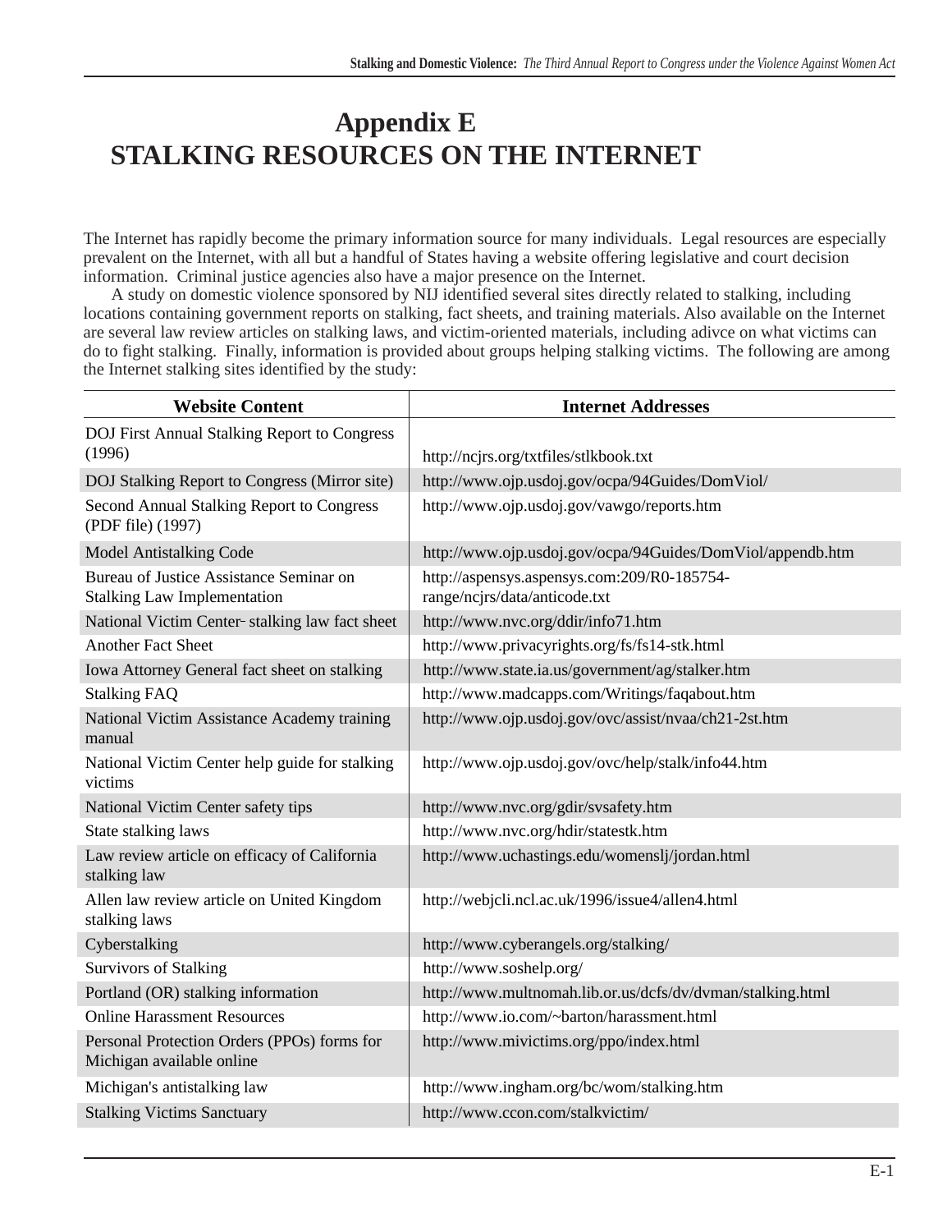# Appendix E
# STALKING RESOURCES ON THE INTERNET

The Internet has rapidly become the primary information source for many individuals. Legal resources are especially prevalent on the Internet, with all but a handful of States having a website offering legislative and court decision information. Criminal justice agencies also have a major presence on the Internet.

A study on domestic violence sponsored by NIJ identified several sites directly related to stalking, including locations containing government reports on stalking, fact sheets, and training materials. Also available on the Internet are several law review articles on stalking laws, and victim-oriented materials, including adivce on what victims can do to fight stalking. Finally, information is provided about groups helping stalking victims. The following are among the Internet stalking sites identified by the study:

| Website Content | Internet Addresses |
|---|---|
| DOJ First Annual Stalking Report to Congress (1996) | http://ncjrs.org/txtfiles/stlkbook.txt |
| DOJ Stalking Report to Congress (Mirror site) | http://www.ojp.usdoj.gov/ocpa/94Guides/DomViol/ |
| Second Annual Stalking Report to Congress (PDF file) (1997) | http://www.ojp.usdoj.gov/vawgo/reports.htm |
| Model Antistalking Code | http://www.ojp.usdoj.gov/ocpa/94Guides/DomViol/appendb.htm |
| Bureau of Justice Assistance Seminar on Stalking Law Implementation | http://aspensys.aspensys.com:209/R0-185754-range/ncjrs/data/anticode.txt |
| National Victim Center- stalking law fact sheet | http://www.nvc.org/ddir/info71.htm |
| Another Fact Sheet | http://www.privacyrights.org/fs/fs14-stk.html |
| Iowa Attorney General fact sheet on stalking | http://www.state.ia.us/government/ag/stalker.htm |
| Stalking FAQ | http://www.madcapps.com/Writings/faqabout.htm |
| National Victim Assistance Academy training manual | http://www.ojp.usdoj.gov/ovc/assist/nvaa/ch21-2st.htm |
| National Victim Center help guide for stalking victims | http://www.ojp.usdoj.gov/ovc/help/stalk/info44.htm |
| National Victim Center safety tips | http://www.nvc.org/gdir/svsafety.htm |
| State stalking laws | http://www.nvc.org/hdir/statestk.htm |
| Law review article on efficacy of California stalking law | http://www.uchastings.edu/womenslj/jordan.html |
| Allen law review article on United Kingdom stalking laws | http://webjcli.ncl.ac.uk/1996/issue4/allen4.html |
| Cyberstalking | http://www.cyberangels.org/stalking/ |
| Survivors of Stalking | http://www.soshelp.org/ |
| Portland (OR) stalking information | http://www.multnomah.lib.or.us/dcfs/dv/dvman/stalking.html |
| Online Harassment Resources | http://www.io.com/~barton/harassment.html |
| Personal Protection Orders (PPOs) forms for Michigan available online | http://www.mivictims.org/ppo/index.html |
| Michigan's antistalking law | http://www.ingham.org/bc/wom/stalking.htm |
| Stalking Victims Sanctuary | http://www.ccon.com/stalkvictim/ |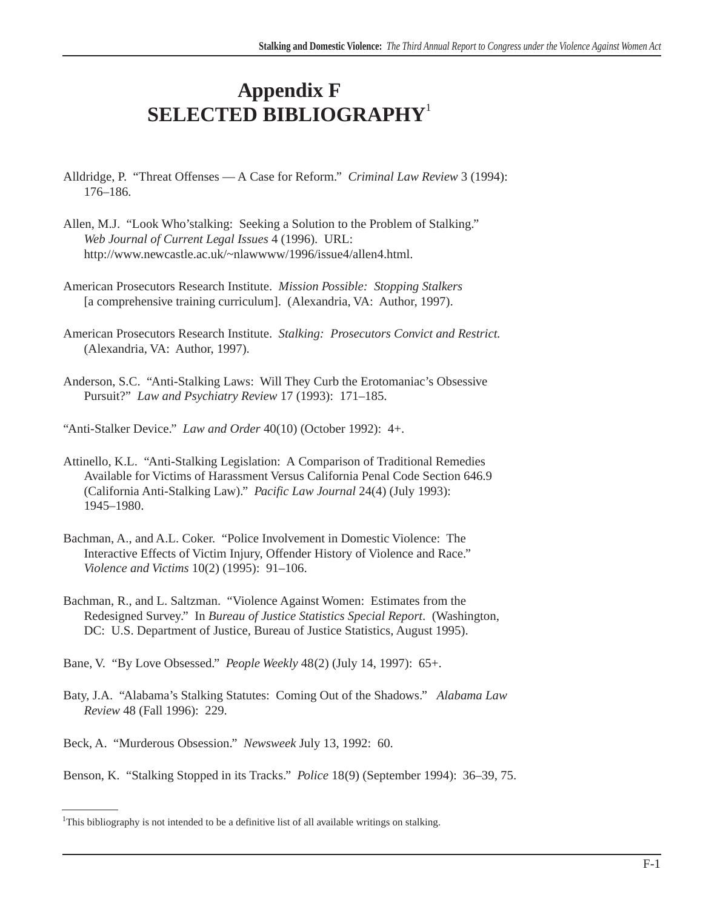# Appendix F
# SELECTED BIBLIOGRAPHY[1]

Alldridge, P. "Threat Offenses — A Case for Reform." *Criminal Law Review* 3 (1994): 176–186.

Allen, M.J. "Look Who'stalking: Seeking a Solution to the Problem of Stalking." *Web Journal of Current Legal Issues* 4 (1996). URL: http://www.newcastle.ac.uk/~nlawwww/1996/issue4/allen4.html.

American Prosecutors Research Institute. *Mission Possible: Stopping Stalkers* [a comprehensive training curriculum]. (Alexandria, VA: Author, 1997).

American Prosecutors Research Institute. *Stalking: Prosecutors Convict and Restrict.* (Alexandria, VA: Author, 1997).

Anderson, S.C. "Anti-Stalking Laws: Will They Curb the Erotomaniac's Obsessive Pursuit?" *Law and Psychiatry Review* 17 (1993): 171–185.

"Anti-Stalker Device." *Law and Order* 40(10) (October 1992): 4+.

Attinello, K.L. "Anti-Stalking Legislation: A Comparison of Traditional Remedies Available for Victims of Harassment Versus California Penal Code Section 646.9 (California Anti-Stalking Law)." *Pacific Law Journal* 24(4) (July 1993): 1945–1980.

Bachman, A., and A.L. Coker. "Police Involvement in Domestic Violence: The Interactive Effects of Victim Injury, Offender History of Violence and Race." *Violence and Victims* 10(2) (1995): 91–106.

Bachman, R., and L. Saltzman. "Violence Against Women: Estimates from the Redesigned Survey." In *Bureau of Justice Statistics Special Report*. (Washington, DC: U.S. Department of Justice, Bureau of Justice Statistics, August 1995).

Bane, V. "By Love Obsessed." *People Weekly* 48(2) (July 14, 1997): 65+.

Baty, J.A. "Alabama's Stalking Statutes: Coming Out of the Shadows." *Alabama Law Review* 48 (Fall 1996): 229.

Beck, A. "Murderous Obsession." *Newsweek* July 13, 1992: 60.

Benson, K. "Stalking Stopped in its Tracks." *Police* 18(9) (September 1994): 36–39, 75.

---

[1] This bibliography is not intended to be a definitive list of all available writings on stalking.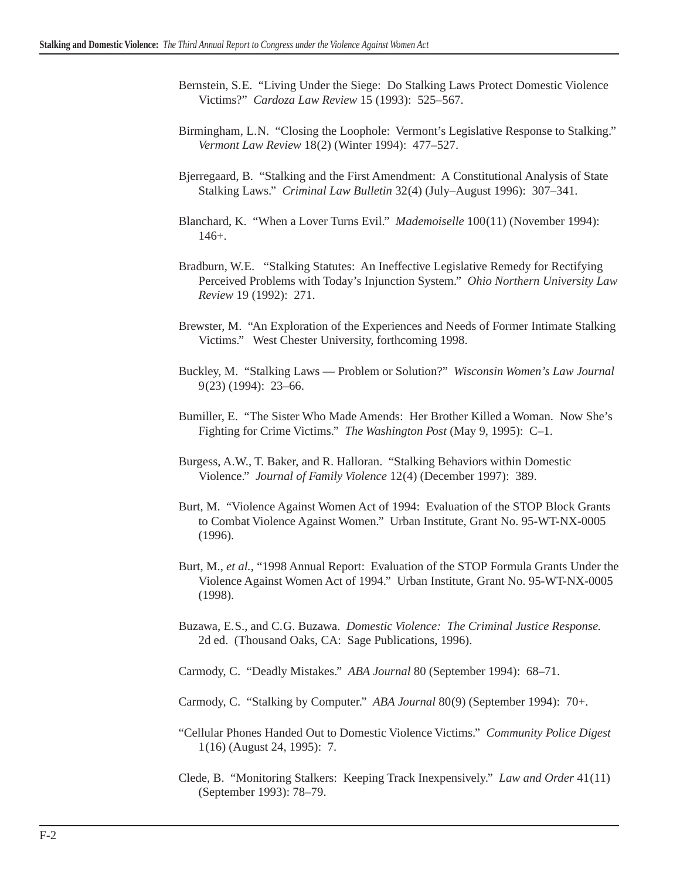Bernstein, S.E. "Living Under the Siege: Do Stalking Laws Protect Domestic Violence Victims?" *Cardoza Law Review* 15 (1993): 525–567.

Birmingham, L.N. "Closing the Loophole: Vermont's Legislative Response to Stalking." *Vermont Law Review* 18(2) (Winter 1994): 477–527.

Bjerregaard, B. "Stalking and the First Amendment: A Constitutional Analysis of State Stalking Laws." *Criminal Law Bulletin* 32(4) (July–August 1996): 307–341.

Blanchard, K. "When a Lover Turns Evil." *Mademoiselle* 100(11) (November 1994): 146+.

Bradburn, W.E. "Stalking Statutes: An Ineffective Legislative Remedy for Rectifying Perceived Problems with Today's Injunction System." *Ohio Northern University Law Review* 19 (1992): 271.

Brewster, M. "An Exploration of the Experiences and Needs of Former Intimate Stalking Victims." West Chester University, forthcoming 1998.

Buckley, M. "Stalking Laws — Problem or Solution?" *Wisconsin Women's Law Journal* 9(23) (1994): 23–66.

Bumiller, E. "The Sister Who Made Amends: Her Brother Killed a Woman. Now She's Fighting for Crime Victims." *The Washington Post* (May 9, 1995): C–1.

Burgess, A.W., T. Baker, and R. Halloran. "Stalking Behaviors within Domestic Violence." *Journal of Family Violence* 12(4) (December 1997): 389.

Burt, M. "Violence Against Women Act of 1994: Evaluation of the STOP Block Grants to Combat Violence Against Women." Urban Institute, Grant No. 95-WT-NX-0005 (1996).

Burt, M., *et al.*, "1998 Annual Report: Evaluation of the STOP Formula Grants Under the Violence Against Women Act of 1994." Urban Institute, Grant No. 95-WT-NX-0005 (1998).

Buzawa, E.S., and C.G. Buzawa. *Domestic Violence: The Criminal Justice Response.* 2d ed. (Thousand Oaks, CA: Sage Publications, 1996).

Carmody, C. "Deadly Mistakes." *ABA Journal* 80 (September 1994): 68–71.

Carmody, C. "Stalking by Computer." *ABA Journal* 80(9) (September 1994): 70+.

"Cellular Phones Handed Out to Domestic Violence Victims." *Community Police Digest* 1(16) (August 24, 1995): 7.

Clede, B. "Monitoring Stalkers: Keeping Track Inexpensively." *Law and Order* 41(11) (September 1993): 78–79.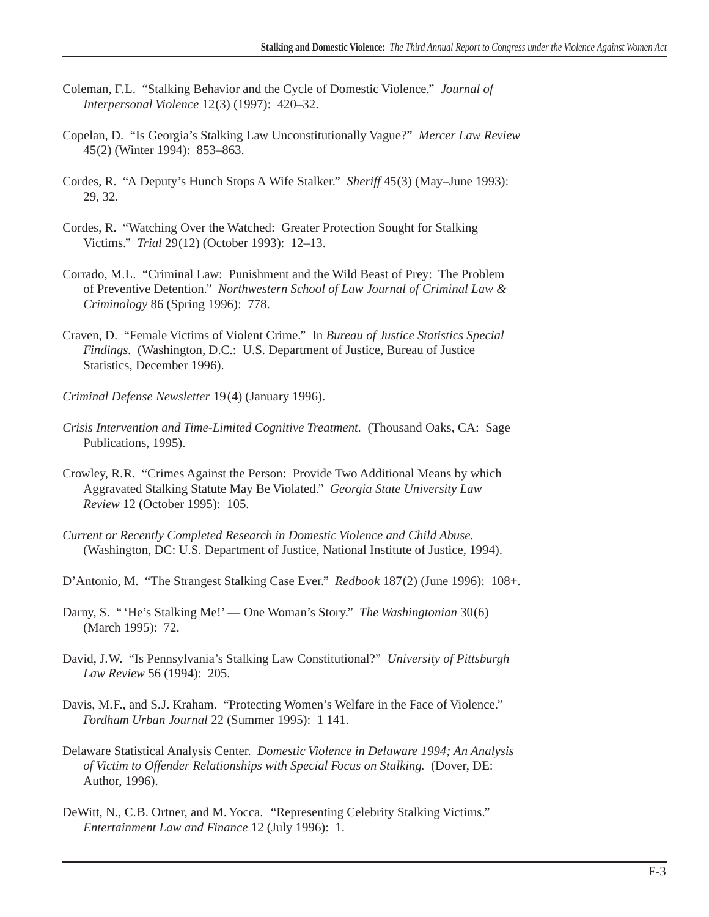Coleman, F.L. "Stalking Behavior and the Cycle of Domestic Violence." *Journal of Interpersonal Violence* 12(3) (1997): 420–32.

Copelan, D. "Is Georgia's Stalking Law Unconstitutionally Vague?" *Mercer Law Review* 45(2) (Winter 1994): 853–863.

Cordes, R. "A Deputy's Hunch Stops A Wife Stalker." *Sheriff* 45(3) (May–June 1993): 29, 32.

Cordes, R. "Watching Over the Watched: Greater Protection Sought for Stalking Victims." *Trial* 29(12) (October 1993): 12–13.

Corrado, M.L. "Criminal Law: Punishment and the Wild Beast of Prey: The Problem of Preventive Detention." *Northwestern School of Law Journal of Criminal Law & Criminology* 86 (Spring 1996): 778.

Craven, D. "Female Victims of Violent Crime." In *Bureau of Justice Statistics Special Findings*. (Washington, D.C.: U.S. Department of Justice, Bureau of Justice Statistics, December 1996).

*Criminal Defense Newsletter* 19(4) (January 1996).

*Crisis Intervention and Time-Limited Cognitive Treatment.* (Thousand Oaks, CA: Sage Publications, 1995).

Crowley, R.R. "Crimes Against the Person: Provide Two Additional Means by which Aggravated Stalking Statute May Be Violated." *Georgia State University Law Review* 12 (October 1995): 105.

*Current or Recently Completed Research in Domestic Violence and Child Abuse.* (Washington, DC: U.S. Department of Justice, National Institute of Justice, 1994).

D'Antonio, M. "The Strangest Stalking Case Ever." *Redbook* 187(2) (June 1996): 108+.

Darny, S. "'He's Stalking Me!' — One Woman's Story." *The Washingtonian* 30(6) (March 1995): 72.

David, J.W. "Is Pennsylvania's Stalking Law Constitutional?" *University of Pittsburgh Law Review* 56 (1994): 205.

Davis, M.F., and S.J. Kraham. "Protecting Women's Welfare in the Face of Violence." *Fordham Urban Journal* 22 (Summer 1995): 1 141.

Delaware Statistical Analysis Center. *Domestic Violence in Delaware 1994; An Analysis of Victim to Offender Relationships with Special Focus on Stalking.* (Dover, DE: Author, 1996).

DeWitt, N., C.B. Ortner, and M. Yocca. "Representing Celebrity Stalking Victims." *Entertainment Law and Finance* 12 (July 1996): 1.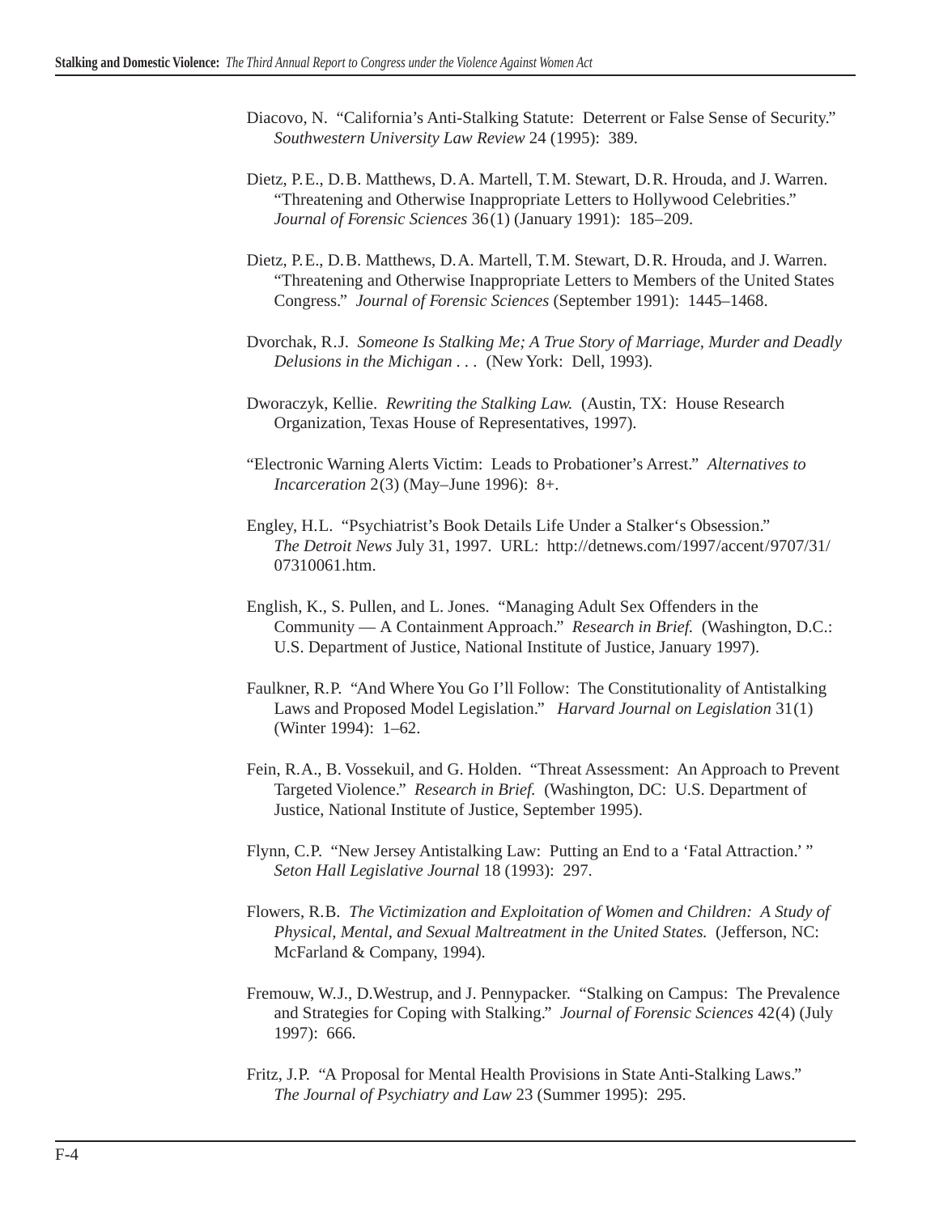Diacovo, N. "California's Anti-Stalking Statute: Deterrent or False Sense of Security." *Southwestern University Law Review* 24 (1995): 389.

Dietz, P.E., D.B. Matthews, D.A. Martell, T.M. Stewart, D.R. Hrouda, and J. Warren. "Threatening and Otherwise Inappropriate Letters to Hollywood Celebrities." *Journal of Forensic Sciences* 36(1) (January 1991): 185–209.

Dietz, P.E., D.B. Matthews, D.A. Martell, T.M. Stewart, D.R. Hrouda, and J. Warren. "Threatening and Otherwise Inappropriate Letters to Members of the United States Congress." *Journal of Forensic Sciences* (September 1991): 1445–1468.

Dvorchak, R.J. *Someone Is Stalking Me; A True Story of Marriage, Murder and Deadly Delusions in the Michigan . . .* (New York: Dell, 1993).

Dworaczyk, Kellie. *Rewriting the Stalking Law.* (Austin, TX: House Research Organization, Texas House of Representatives, 1997).

"Electronic Warning Alerts Victim: Leads to Probationer's Arrest." *Alternatives to Incarceration* 2(3) (May–June 1996): 8+.

Engley, H.L. "Psychiatrist's Book Details Life Under a Stalker's Obsession." *The Detroit News* July 31, 1997. URL: http://detnews.com/1997/accent/9707/31/07310061.htm.

English, K., S. Pullen, and L. Jones. "Managing Adult Sex Offenders in the Community — A Containment Approach." *Research in Brief.* (Washington, D.C.: U.S. Department of Justice, National Institute of Justice, January 1997).

Faulkner, R.P. "And Where You Go I'll Follow: The Constitutionality of Antistalking Laws and Proposed Model Legislation." *Harvard Journal on Legislation* 31(1) (Winter 1994): 1–62.

Fein, R.A., B. Vossekuil, and G. Holden. "Threat Assessment: An Approach to Prevent Targeted Violence." *Research in Brief.* (Washington, DC: U.S. Department of Justice, National Institute of Justice, September 1995).

Flynn, C.P. "New Jersey Antistalking Law: Putting an End to a 'Fatal Attraction.' " *Seton Hall Legislative Journal* 18 (1993): 297.

Flowers, R.B. *The Victimization and Exploitation of Women and Children: A Study of Physical, Mental, and Sexual Maltreatment in the United States.* (Jefferson, NC: McFarland & Company, 1994).

Fremouw, W.J., D.Westrup, and J. Pennypacker. "Stalking on Campus: The Prevalence and Strategies for Coping with Stalking." *Journal of Forensic Sciences* 42(4) (July 1997): 666.

Fritz, J.P. "A Proposal for Mental Health Provisions in State Anti-Stalking Laws." *The Journal of Psychiatry and Law* 23 (Summer 1995): 295.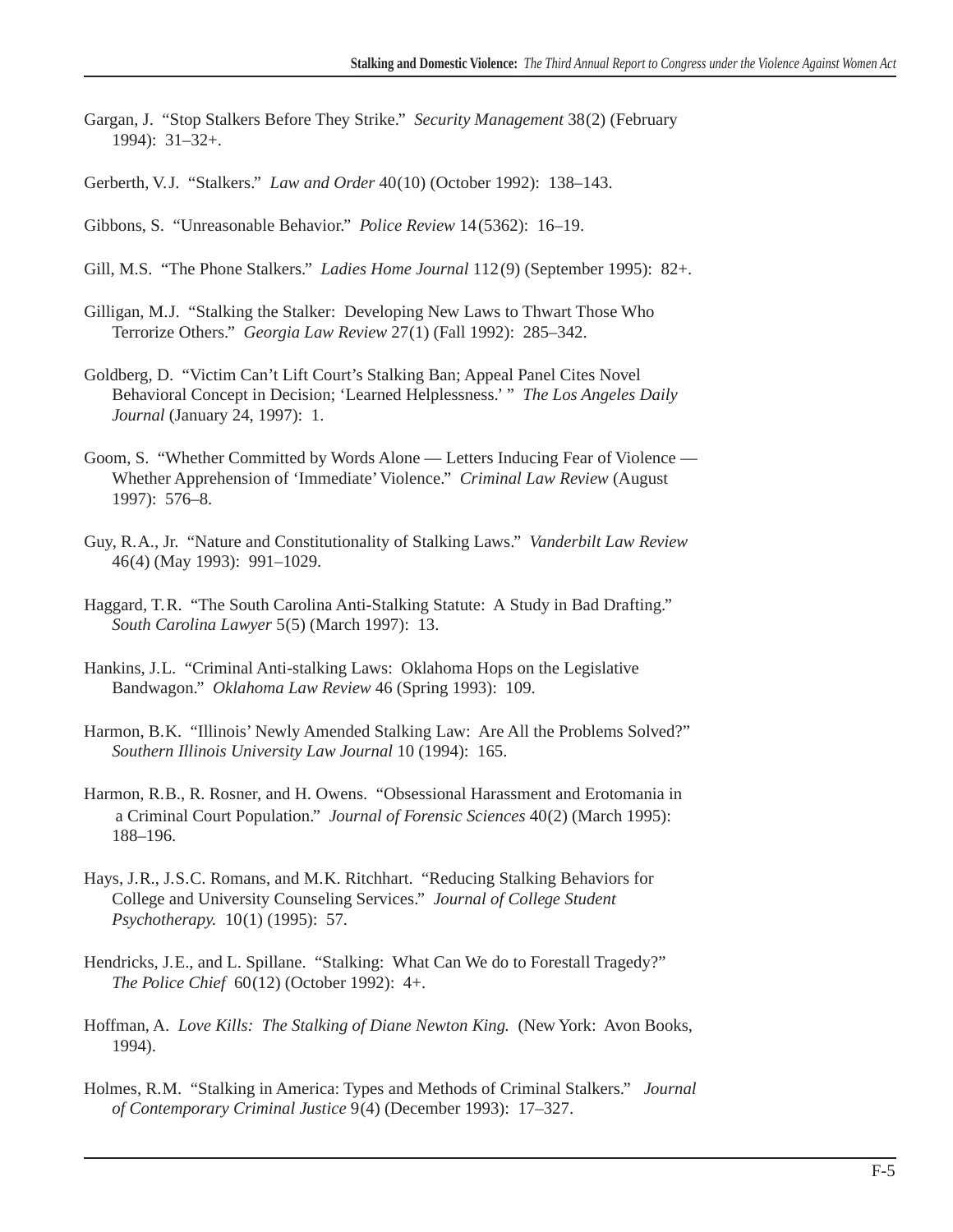Gargan, J. "Stop Stalkers Before They Strike." *Security Management* 38(2) (February 1994): 31–32+.

Gerberth, V.J. "Stalkers." *Law and Order* 40(10) (October 1992): 138–143.

Gibbons, S. "Unreasonable Behavior." *Police Review* 14(5362): 16–19.

Gill, M.S. "The Phone Stalkers." *Ladies Home Journal* 112(9) (September 1995): 82+.

Gilligan, M.J. "Stalking the Stalker: Developing New Laws to Thwart Those Who Terrorize Others." *Georgia Law Review* 27(1) (Fall 1992): 285–342.

Goldberg, D. "Victim Can't Lift Court's Stalking Ban; Appeal Panel Cites Novel Behavioral Concept in Decision; 'Learned Helplessness.' " *The Los Angeles Daily Journal* (January 24, 1997): 1.

Goom, S. "Whether Committed by Words Alone — Letters Inducing Fear of Violence — Whether Apprehension of 'Immediate' Violence." *Criminal Law Review* (August 1997): 576–8.

Guy, R.A., Jr. "Nature and Constitutionality of Stalking Laws." *Vanderbilt Law Review* 46(4) (May 1993): 991–1029.

Haggard, T.R. "The South Carolina Anti-Stalking Statute: A Study in Bad Drafting." *South Carolina Lawyer* 5(5) (March 1997): 13.

Hankins, J.L. "Criminal Anti-stalking Laws: Oklahoma Hops on the Legislative Bandwagon." *Oklahoma Law Review* 46 (Spring 1993): 109.

Harmon, B.K. "Illinois' Newly Amended Stalking Law: Are All the Problems Solved?" *Southern Illinois University Law Journal* 10 (1994): 165.

Harmon, R.B., R. Rosner, and H. Owens. "Obsessional Harassment and Erotomania in a Criminal Court Population." *Journal of Forensic Sciences* 40(2) (March 1995): 188–196.

Hays, J.R., J.S.C. Romans, and M.K. Ritchhart. "Reducing Stalking Behaviors for College and University Counseling Services." *Journal of College Student Psychotherapy.* 10(1) (1995): 57.

Hendricks, J.E., and L. Spillane. "Stalking: What Can We do to Forestall Tragedy?" *The Police Chief* 60(12) (October 1992): 4+.

Hoffman, A. *Love Kills: The Stalking of Diane Newton King.* (New York: Avon Books, 1994).

Holmes, R.M. "Stalking in America: Types and Methods of Criminal Stalkers." *Journal of Contemporary Criminal Justice* 9(4) (December 1993): 17–327.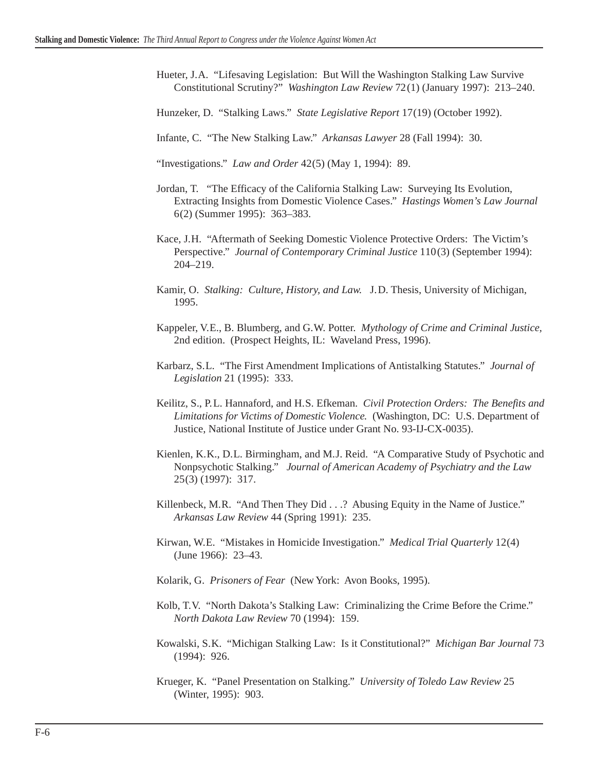Hueter, J.A. "Lifesaving Legislation: But Will the Washington Stalking Law Survive Constitutional Scrutiny?" *Washington Law Review* 72(1) (January 1997): 213–240.

Hunzeker, D. "Stalking Laws." *State Legislative Report* 17(19) (October 1992).

Infante, C. "The New Stalking Law." *Arkansas Lawyer* 28 (Fall 1994): 30.

"Investigations." *Law and Order* 42(5) (May 1, 1994): 89.

Jordan, T. "The Efficacy of the California Stalking Law: Surveying Its Evolution, Extracting Insights from Domestic Violence Cases." *Hastings Women's Law Journal* 6(2) (Summer 1995): 363–383.

Kace, J.H. "Aftermath of Seeking Domestic Violence Protective Orders: The Victim's Perspective." *Journal of Contemporary Criminal Justice* 110(3) (September 1994): 204–219.

Kamir, O. *Stalking: Culture, History, and Law.* J.D. Thesis, University of Michigan, 1995.

Kappeler, V.E., B. Blumberg, and G.W. Potter. *Mythology of Crime and Criminal Justice*, 2nd edition. (Prospect Heights, IL: Waveland Press, 1996).

Karbarz, S.L. "The First Amendment Implications of Antistalking Statutes." *Journal of Legislation* 21 (1995): 333.

Keilitz, S., P.L. Hannaford, and H.S. Efkeman. *Civil Protection Orders: The Benefits and Limitations for Victims of Domestic Violence.* (Washington, DC: U.S. Department of Justice, National Institute of Justice under Grant No. 93-IJ-CX-0035).

Kienlen, K.K., D.L. Birmingham, and M.J. Reid. "A Comparative Study of Psychotic and Nonpsychotic Stalking." *Journal of American Academy of Psychiatry and the Law* 25(3) (1997): 317.

Killenbeck, M.R. "And Then They Did . . .? Abusing Equity in the Name of Justice." *Arkansas Law Review* 44 (Spring 1991): 235.

Kirwan, W.E. "Mistakes in Homicide Investigation." *Medical Trial Quarterly* 12(4) (June 1966): 23–43.

Kolarik, G. *Prisoners of Fear* (New York: Avon Books, 1995).

Kolb, T.V. "North Dakota's Stalking Law: Criminalizing the Crime Before the Crime." *North Dakota Law Review* 70 (1994): 159.

Kowalski, S.K. "Michigan Stalking Law: Is it Constitutional?" *Michigan Bar Journal* 73 (1994): 926.

Krueger, K. "Panel Presentation on Stalking." *University of Toledo Law Review* 25 (Winter, 1995): 903.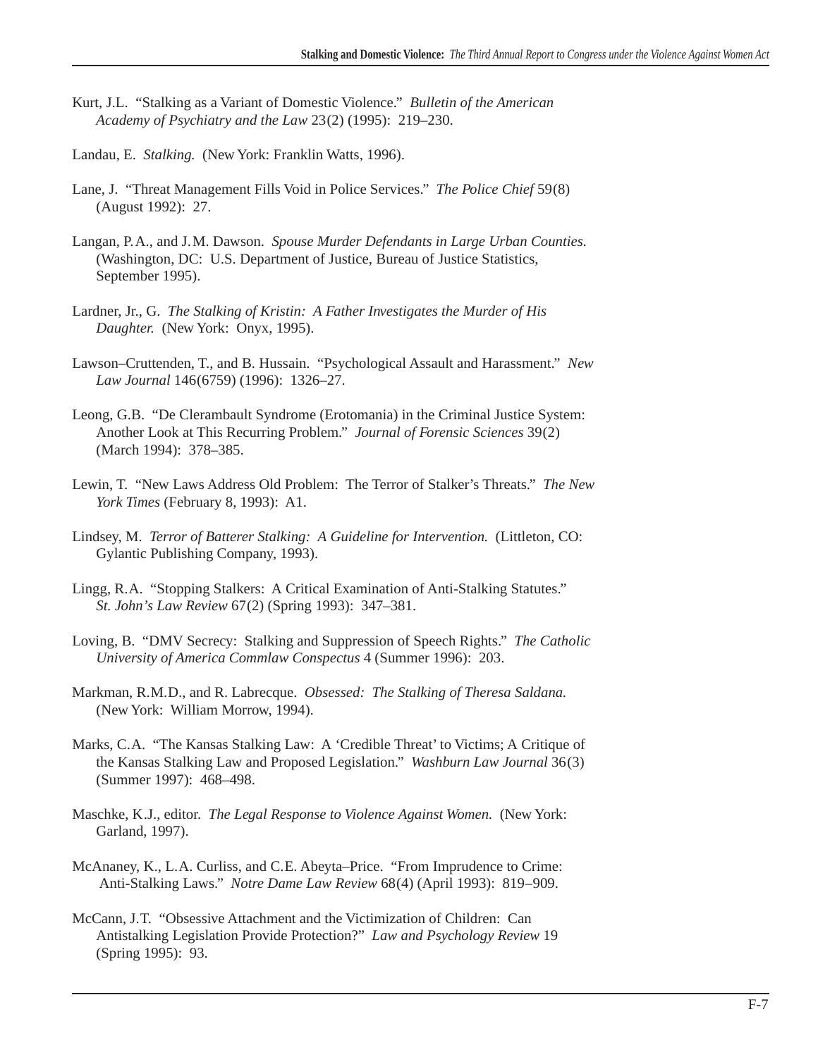Kurt, J.L. "Stalking as a Variant of Domestic Violence." *Bulletin of the American Academy of Psychiatry and the Law* 23(2) (1995): 219–230.

Landau, E. *Stalking.* (New York: Franklin Watts, 1996).

Lane, J. "Threat Management Fills Void in Police Services." *The Police Chief* 59(8) (August 1992): 27.

Langan, P.A., and J.M. Dawson. *Spouse Murder Defendants in Large Urban Counties.* (Washington, DC: U.S. Department of Justice, Bureau of Justice Statistics, September 1995).

Lardner, Jr., G. *The Stalking of Kristin: A Father Investigates the Murder of His Daughter.* (New York: Onyx, 1995).

Lawson–Cruttenden, T., and B. Hussain. "Psychological Assault and Harassment." *New Law Journal* 146(6759) (1996): 1326–27.

Leong, G.B. "De Clerambault Syndrome (Erotomania) in the Criminal Justice System: Another Look at This Recurring Problem." *Journal of Forensic Sciences* 39(2) (March 1994): 378–385.

Lewin, T. "New Laws Address Old Problem: The Terror of Stalker's Threats." *The New York Times* (February 8, 1993): A1.

Lindsey, M. *Terror of Batterer Stalking: A Guideline for Intervention.* (Littleton, CO: Gylantic Publishing Company, 1993).

Lingg, R.A. "Stopping Stalkers: A Critical Examination of Anti-Stalking Statutes." *St. John's Law Review* 67(2) (Spring 1993): 347–381.

Loving, B. "DMV Secrecy: Stalking and Suppression of Speech Rights." *The Catholic University of America Commlaw Conspectus* 4 (Summer 1996): 203.

Markman, R.M.D., and R. Labrecque. *Obsessed: The Stalking of Theresa Saldana.* (New York: William Morrow, 1994).

Marks, C.A. "The Kansas Stalking Law: A 'Credible Threat' to Victims; A Critique of the Kansas Stalking Law and Proposed Legislation." *Washburn Law Journal* 36(3) (Summer 1997): 468–498.

Maschke, K.J., editor. *The Legal Response to Violence Against Women.* (New York: Garland, 1997).

McAnaney, K., L.A. Curliss, and C.E. Abeyta–Price. "From Imprudence to Crime: Anti-Stalking Laws." *Notre Dame Law Review* 68(4) (April 1993): 819–909.

McCann, J.T. "Obsessive Attachment and the Victimization of Children: Can Antistalking Legislation Provide Protection?" *Law and Psychology Review* 19 (Spring 1995): 93.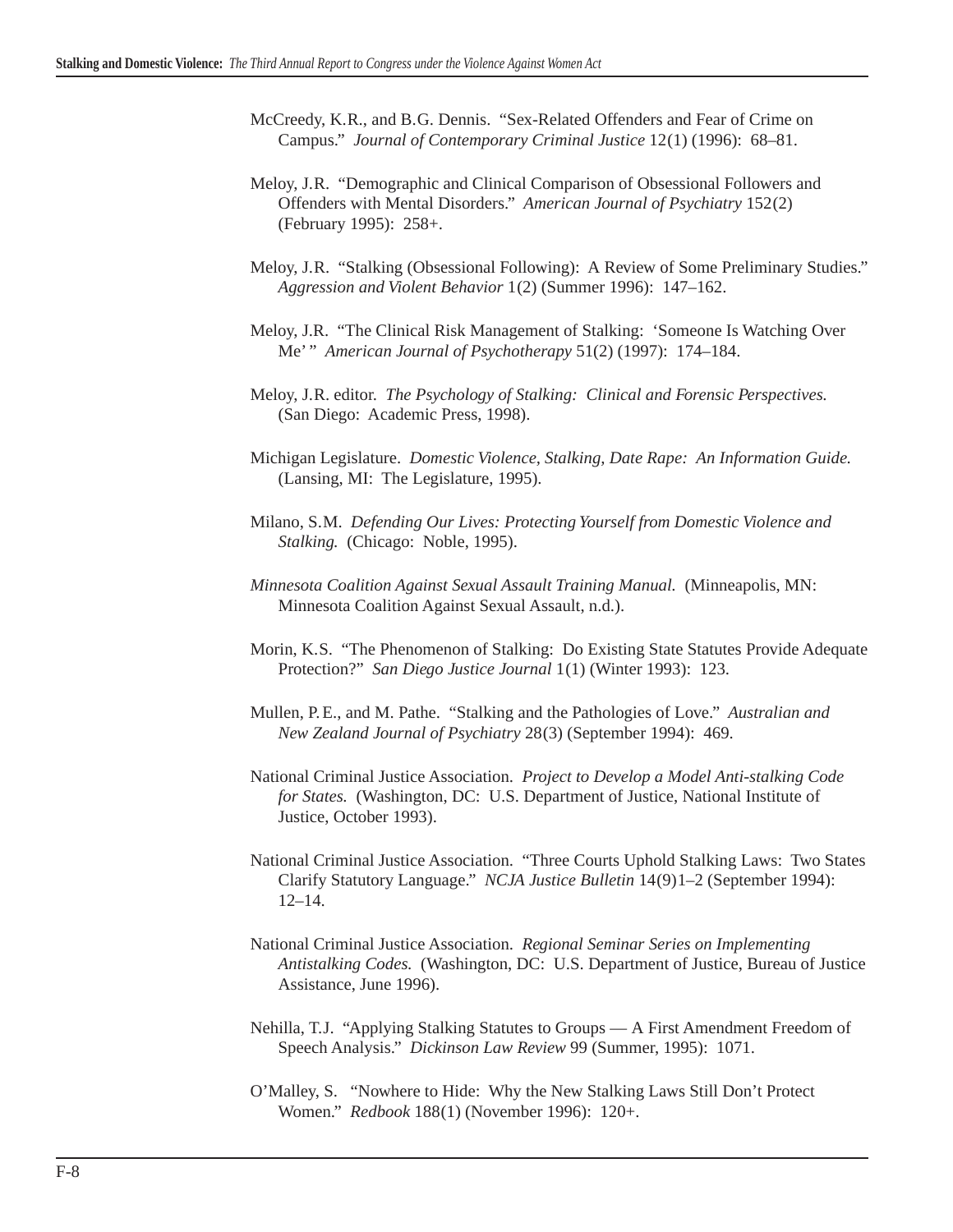McCreedy, K.R., and B.G. Dennis. "Sex-Related Offenders and Fear of Crime on Campus." *Journal of Contemporary Criminal Justice* 12(1) (1996): 68–81.

Meloy, J.R. "Demographic and Clinical Comparison of Obsessional Followers and Offenders with Mental Disorders." *American Journal of Psychiatry* 152(2) (February 1995): 258+.

Meloy, J.R. "Stalking (Obsessional Following): A Review of Some Preliminary Studies." *Aggression and Violent Behavior* 1(2) (Summer 1996): 147–162.

Meloy, J.R. "The Clinical Risk Management of Stalking: 'Someone Is Watching Over Me'" *American Journal of Psychotherapy* 51(2) (1997): 174–184.

Meloy, J.R. editor. *The Psychology of Stalking: Clinical and Forensic Perspectives.* (San Diego: Academic Press, 1998).

Michigan Legislature. *Domestic Violence, Stalking, Date Rape: An Information Guide.* (Lansing, MI: The Legislature, 1995).

Milano, S.M. *Defending Our Lives: Protecting Yourself from Domestic Violence and Stalking.* (Chicago: Noble, 1995).

*Minnesota Coalition Against Sexual Assault Training Manual.* (Minneapolis, MN: Minnesota Coalition Against Sexual Assault, n.d.).

Morin, K.S. "The Phenomenon of Stalking: Do Existing State Statutes Provide Adequate Protection?" *San Diego Justice Journal* 1(1) (Winter 1993): 123.

Mullen, P.E., and M. Pathe. "Stalking and the Pathologies of Love." *Australian and New Zealand Journal of Psychiatry* 28(3) (September 1994): 469.

National Criminal Justice Association. *Project to Develop a Model Anti-stalking Code for States.* (Washington, DC: U.S. Department of Justice, National Institute of Justice, October 1993).

National Criminal Justice Association. "Three Courts Uphold Stalking Laws: Two States Clarify Statutory Language." *NCJA Justice Bulletin* 14(9)1–2 (September 1994): 12–14.

National Criminal Justice Association. *Regional Seminar Series on Implementing Antistalking Codes.* (Washington, DC: U.S. Department of Justice, Bureau of Justice Assistance, June 1996).

Nehilla, T.J. "Applying Stalking Statutes to Groups — A First Amendment Freedom of Speech Analysis." *Dickinson Law Review* 99 (Summer, 1995): 1071.

O'Malley, S. "Nowhere to Hide: Why the New Stalking Laws Still Don't Protect Women." *Redbook* 188(1) (November 1996): 120+.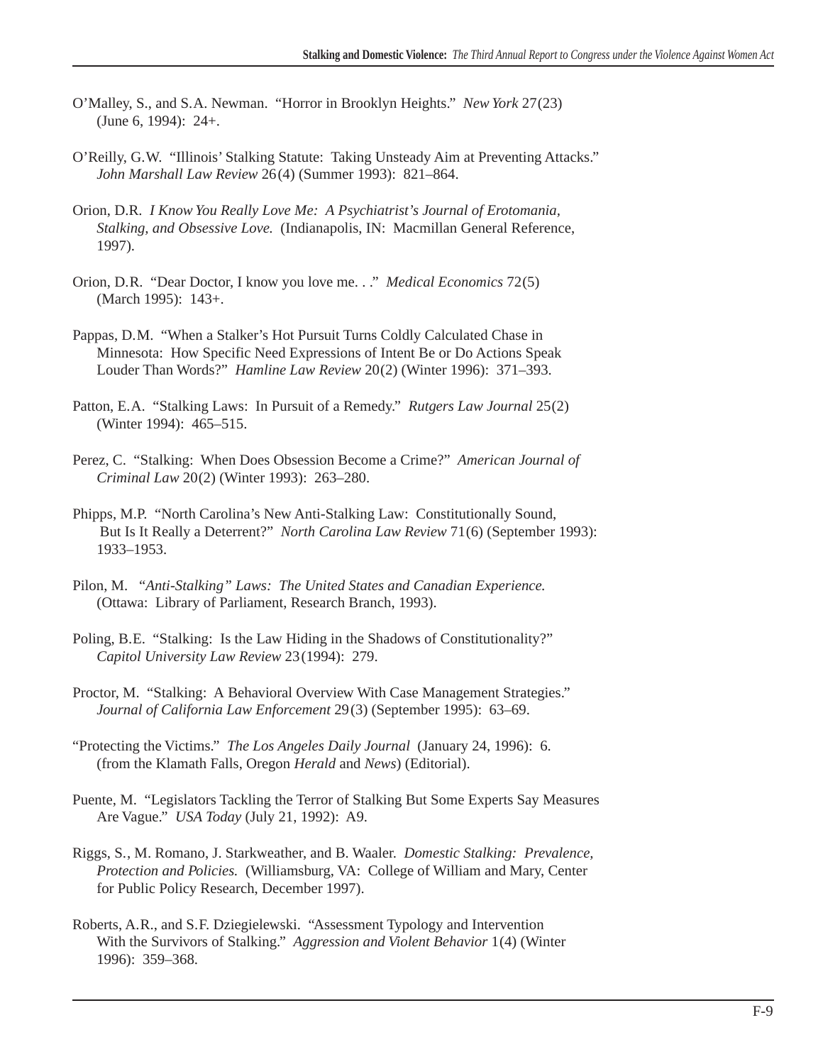O'Malley, S., and S.A. Newman. "Horror in Brooklyn Heights." *New York* 27(23) (June 6, 1994): 24+.

O'Reilly, G.W. "Illinois' Stalking Statute: Taking Unsteady Aim at Preventing Attacks." *John Marshall Law Review* 26(4) (Summer 1993): 821–864.

Orion, D.R. *I Know You Really Love Me: A Psychiatrist's Journal of Erotomania, Stalking, and Obsessive Love.* (Indianapolis, IN: Macmillan General Reference, 1997).

Orion, D.R. "Dear Doctor, I know you love me. . ." *Medical Economics* 72(5) (March 1995): 143+.

Pappas, D.M. "When a Stalker's Hot Pursuit Turns Coldly Calculated Chase in Minnesota: How Specific Need Expressions of Intent Be or Do Actions Speak Louder Than Words?" *Hamline Law Review* 20(2) (Winter 1996): 371–393.

Patton, E.A. "Stalking Laws: In Pursuit of a Remedy." *Rutgers Law Journal* 25(2) (Winter 1994): 465–515.

Perez, C. "Stalking: When Does Obsession Become a Crime?" *American Journal of Criminal Law* 20(2) (Winter 1993): 263–280.

Phipps, M.P. "North Carolina's New Anti-Stalking Law: Constitutionally Sound, But Is It Really a Deterrent?" *North Carolina Law Review* 71(6) (September 1993): 1933–1953.

Pilon, M. *"Anti-Stalking" Laws: The United States and Canadian Experience.* (Ottawa: Library of Parliament, Research Branch, 1993).

Poling, B.E. "Stalking: Is the Law Hiding in the Shadows of Constitutionality?" *Capitol University Law Review* 23(1994): 279.

Proctor, M. "Stalking: A Behavioral Overview With Case Management Strategies." *Journal of California Law Enforcement* 29(3) (September 1995): 63–69.

"Protecting the Victims." *The Los Angeles Daily Journal* (January 24, 1996): 6. (from the Klamath Falls, Oregon *Herald* and *News*) (Editorial).

Puente, M. "Legislators Tackling the Terror of Stalking But Some Experts Say Measures Are Vague." *USA Today* (July 21, 1992): A9.

Riggs, S., M. Romano, J. Starkweather, and B. Waaler. *Domestic Stalking: Prevalence, Protection and Policies.* (Williamsburg, VA: College of William and Mary, Center for Public Policy Research, December 1997).

Roberts, A.R., and S.F. Dziegielewski. "Assessment Typology and Intervention With the Survivors of Stalking." *Aggression and Violent Behavior* 1(4) (Winter 1996): 359–368.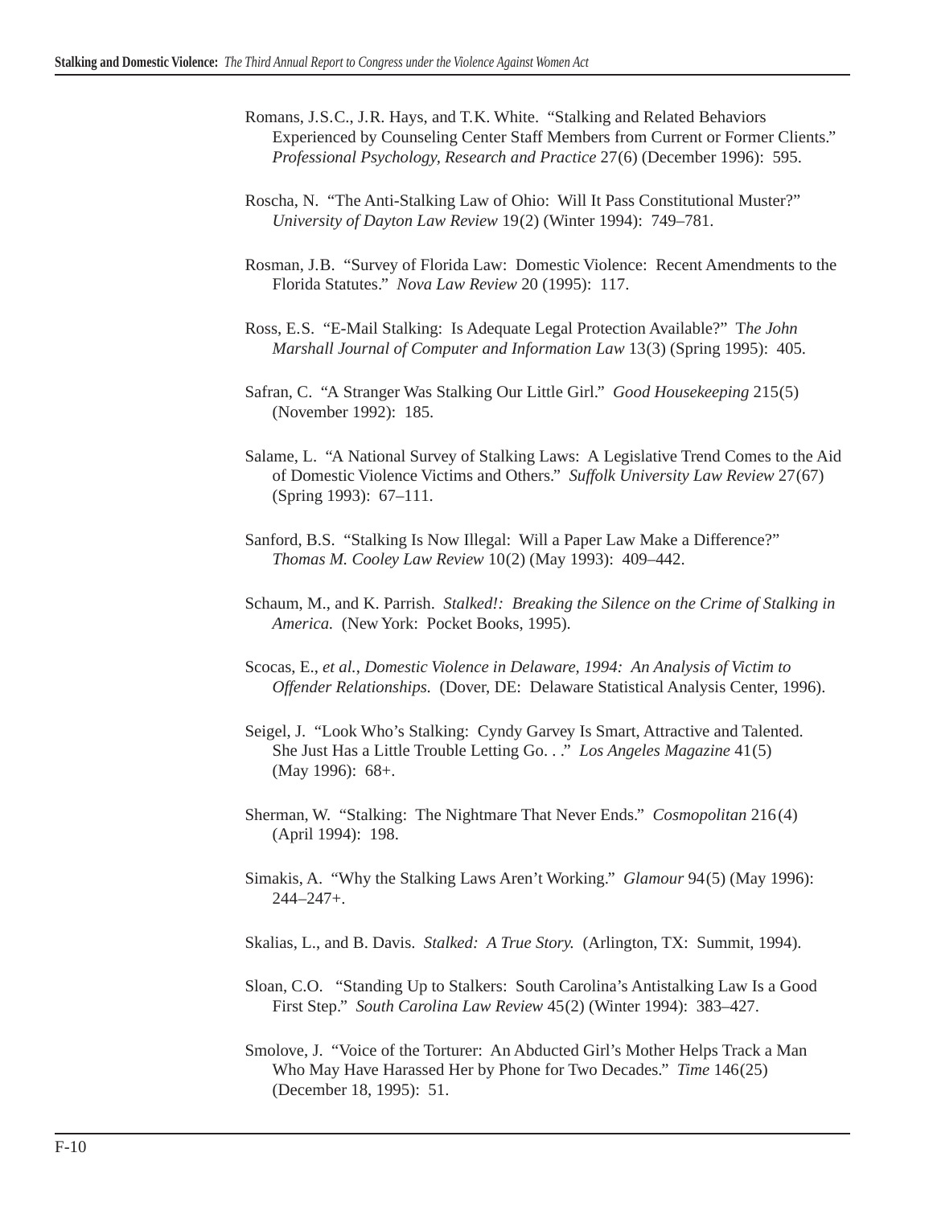Romans, J.S.C., J.R. Hays, and T.K. White. "Stalking and Related Behaviors Experienced by Counseling Center Staff Members from Current or Former Clients." *Professional Psychology, Research and Practice* 27(6) (December 1996): 595.

Roscha, N. "The Anti-Stalking Law of Ohio: Will It Pass Constitutional Muster?" *University of Dayton Law Review* 19(2) (Winter 1994): 749–781.

Rosman, J.B. "Survey of Florida Law: Domestic Violence: Recent Amendments to the Florida Statutes." *Nova Law Review* 20 (1995): 117.

Ross, E.S. "E-Mail Stalking: Is Adequate Legal Protection Available?" T*he John Marshall Journal of Computer and Information Law* 13(3) (Spring 1995): 405.

Safran, C. "A Stranger Was Stalking Our Little Girl." *Good Housekeeping* 215(5) (November 1992): 185.

Salame, L. "A National Survey of Stalking Laws: A Legislative Trend Comes to the Aid of Domestic Violence Victims and Others." *Suffolk University Law Review* 27(67) (Spring 1993): 67–111.

Sanford, B.S. "Stalking Is Now Illegal: Will a Paper Law Make a Difference?" *Thomas M. Cooley Law Review* 10(2) (May 1993): 409–442.

Schaum, M., and K. Parrish. *Stalked!: Breaking the Silence on the Crime of Stalking in America.* (New York: Pocket Books, 1995).

Scocas, E., *et al.*, *Domestic Violence in Delaware, 1994: An Analysis of Victim to Offender Relationships.* (Dover, DE: Delaware Statistical Analysis Center, 1996).

Seigel, J. "Look Who's Stalking: Cyndy Garvey Is Smart, Attractive and Talented. She Just Has a Little Trouble Letting Go. . ." *Los Angeles Magazine* 41(5) (May 1996): 68+.

Sherman, W. "Stalking: The Nightmare That Never Ends." *Cosmopolitan* 216(4) (April 1994): 198.

Simakis, A. "Why the Stalking Laws Aren't Working." *Glamour* 94(5) (May 1996): 244–247+.

Skalias, L., and B. Davis. *Stalked: A True Story.* (Arlington, TX: Summit, 1994).

Sloan, C.O. "Standing Up to Stalkers: South Carolina's Antistalking Law Is a Good First Step." *South Carolina Law Review* 45(2) (Winter 1994): 383–427.

Smolove, J. "Voice of the Torturer: An Abducted Girl's Mother Helps Track a Man Who May Have Harassed Her by Phone for Two Decades." *Time* 146(25) (December 18, 1995): 51.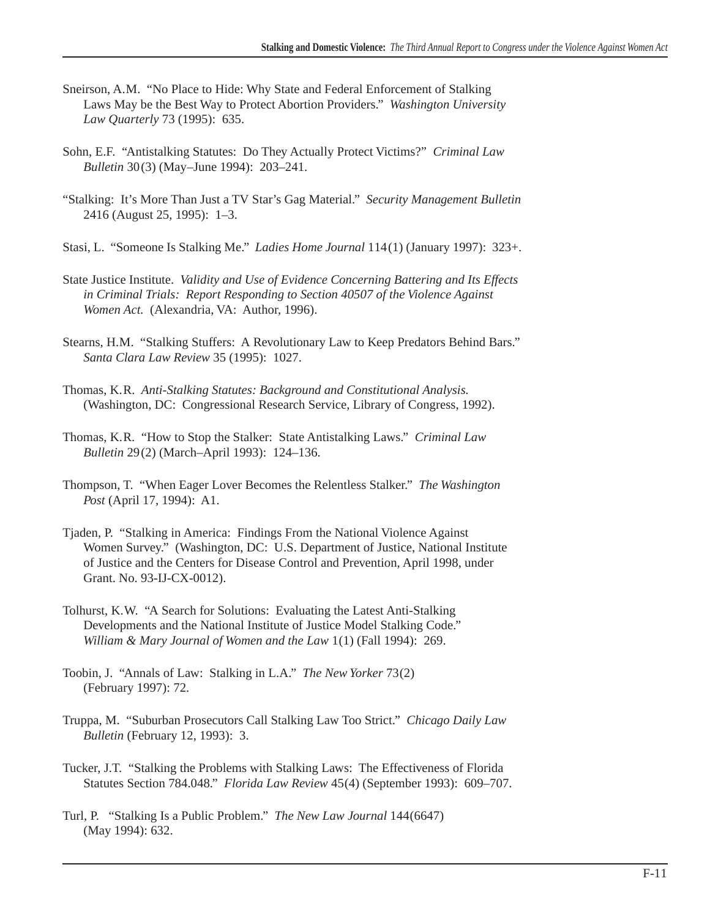Sneirson, A.M. "No Place to Hide: Why State and Federal Enforcement of Stalking Laws May be the Best Way to Protect Abortion Providers." *Washington University Law Quarterly* 73 (1995): 635.

Sohn, E.F. "Antistalking Statutes: Do They Actually Protect Victims?" *Criminal Law Bulletin* 30(3) (May–June 1994): 203–241.

"Stalking: It's More Than Just a TV Star's Gag Material." *Security Management Bulletin* 2416 (August 25, 1995): 1–3.

Stasi, L. "Someone Is Stalking Me." *Ladies Home Journal* 114(1) (January 1997): 323+.

State Justice Institute. *Validity and Use of Evidence Concerning Battering and Its Effects in Criminal Trials: Report Responding to Section 40507 of the Violence Against Women Act.* (Alexandria, VA: Author, 1996).

Stearns, H.M. "Stalking Stuffers: A Revolutionary Law to Keep Predators Behind Bars." *Santa Clara Law Review* 35 (1995): 1027.

Thomas, K.R. *Anti-Stalking Statutes: Background and Constitutional Analysis.* (Washington, DC: Congressional Research Service, Library of Congress, 1992).

Thomas, K.R. "How to Stop the Stalker: State Antistalking Laws." *Criminal Law Bulletin* 29(2) (March–April 1993): 124–136.

Thompson, T. "When Eager Lover Becomes the Relentless Stalker." *The Washington Post* (April 17, 1994): A1.

Tjaden, P. "Stalking in America: Findings From the National Violence Against Women Survey." (Washington, DC: U.S. Department of Justice, National Institute of Justice and the Centers for Disease Control and Prevention, April 1998, under Grant. No. 93-IJ-CX-0012).

Tolhurst, K.W. "A Search for Solutions: Evaluating the Latest Anti-Stalking Developments and the National Institute of Justice Model Stalking Code." *William & Mary Journal of Women and the Law* 1(1) (Fall 1994): 269.

Toobin, J. "Annals of Law: Stalking in L.A." *The New Yorker* 73(2) (February 1997): 72.

Truppa, M. "Suburban Prosecutors Call Stalking Law Too Strict." *Chicago Daily Law Bulletin* (February 12, 1993): 3.

Tucker, J.T. "Stalking the Problems with Stalking Laws: The Effectiveness of Florida Statutes Section 784.048." *Florida Law Review* 45(4) (September 1993): 609–707.

Turl, P. "Stalking Is a Public Problem." *The New Law Journal* 144(6647) (May 1994): 632.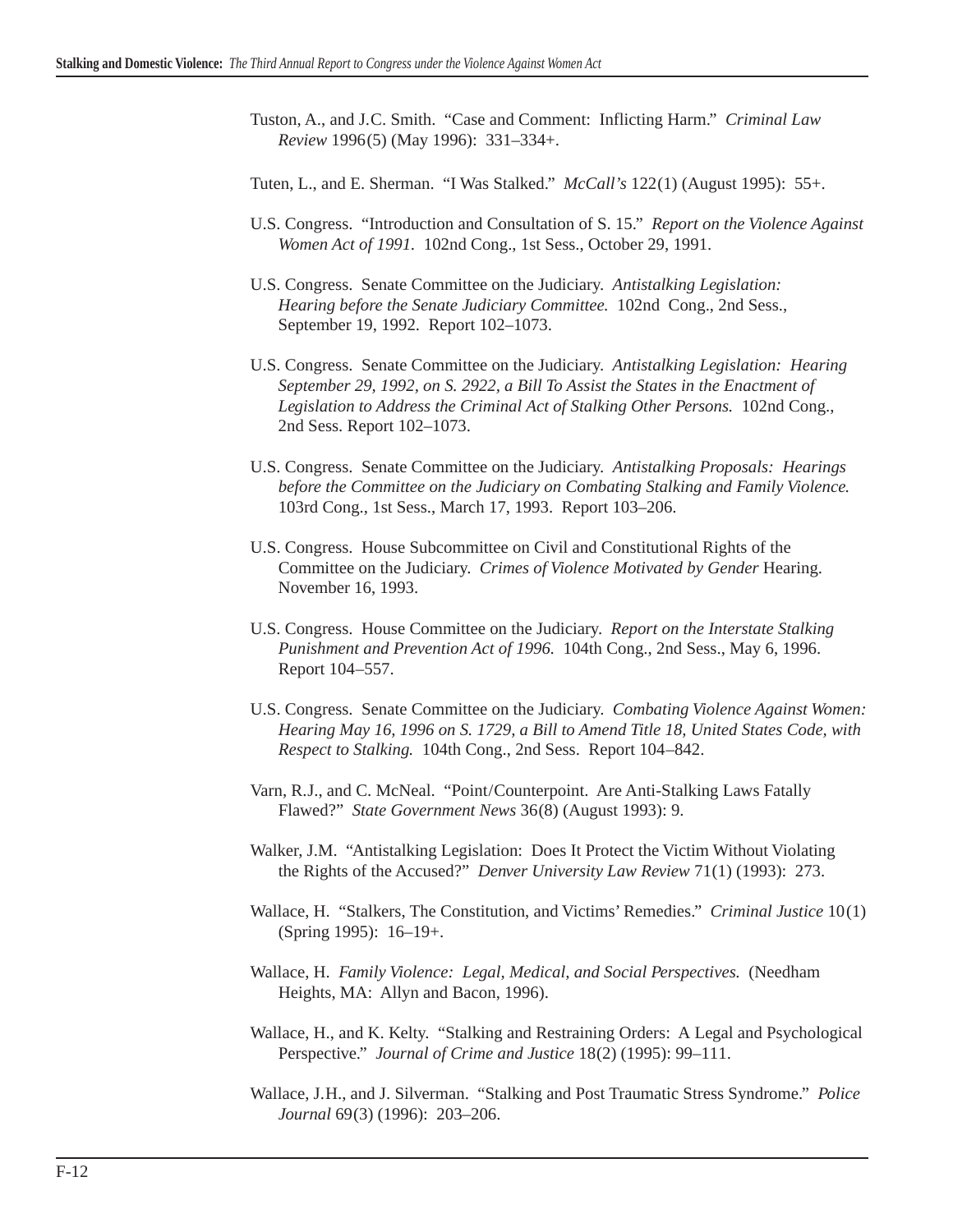Tuston, A., and J.C. Smith. "Case and Comment: Inflicting Harm." *Criminal Law Review* 1996(5) (May 1996): 331–334+.

Tuten, L., and E. Sherman. "I Was Stalked." *McCall's* 122(1) (August 1995): 55+.

U.S. Congress. "Introduction and Consultation of S. 15." *Report on the Violence Against Women Act of 1991*. 102nd Cong., 1st Sess., October 29, 1991.

U.S. Congress. Senate Committee on the Judiciary. *Antistalking Legislation: Hearing before the Senate Judiciary Committee.* 102nd Cong., 2nd Sess., September 19, 1992. Report 102–1073.

U.S. Congress. Senate Committee on the Judiciary. *Antistalking Legislation: Hearing September 29, 1992, on S. 2922, a Bill To Assist the States in the Enactment of Legislation to Address the Criminal Act of Stalking Other Persons.* 102nd Cong., 2nd Sess. Report 102–1073.

U.S. Congress. Senate Committee on the Judiciary. *Antistalking Proposals: Hearings before the Committee on the Judiciary on Combating Stalking and Family Violence.* 103rd Cong., 1st Sess., March 17, 1993. Report 103–206.

U.S. Congress. House Subcommittee on Civil and Constitutional Rights of the Committee on the Judiciary. *Crimes of Violence Motivated by Gender* Hearing. November 16, 1993.

U.S. Congress. House Committee on the Judiciary. *Report on the Interstate Stalking Punishment and Prevention Act of 1996.* 104th Cong., 2nd Sess., May 6, 1996. Report 104–557.

U.S. Congress. Senate Committee on the Judiciary. *Combating Violence Against Women: Hearing May 16, 1996 on S. 1729, a Bill to Amend Title 18, United States Code, with Respect to Stalking.* 104th Cong., 2nd Sess. Report 104–842.

Varn, R.J., and C. McNeal. "Point/Counterpoint. Are Anti-Stalking Laws Fatally Flawed?" *State Government News* 36(8) (August 1993): 9.

Walker, J.M. "Antistalking Legislation: Does It Protect the Victim Without Violating the Rights of the Accused?" *Denver University Law Review* 71(1) (1993): 273.

Wallace, H. "Stalkers, The Constitution, and Victims' Remedies." *Criminal Justice* 10(1) (Spring 1995): 16–19+.

Wallace, H. *Family Violence: Legal, Medical, and Social Perspectives.* (Needham Heights, MA: Allyn and Bacon, 1996).

Wallace, H., and K. Kelty. "Stalking and Restraining Orders: A Legal and Psychological Perspective." *Journal of Crime and Justice* 18(2) (1995): 99–111.

Wallace, J.H., and J. Silverman. "Stalking and Post Traumatic Stress Syndrome." *Police Journal* 69(3) (1996): 203–206.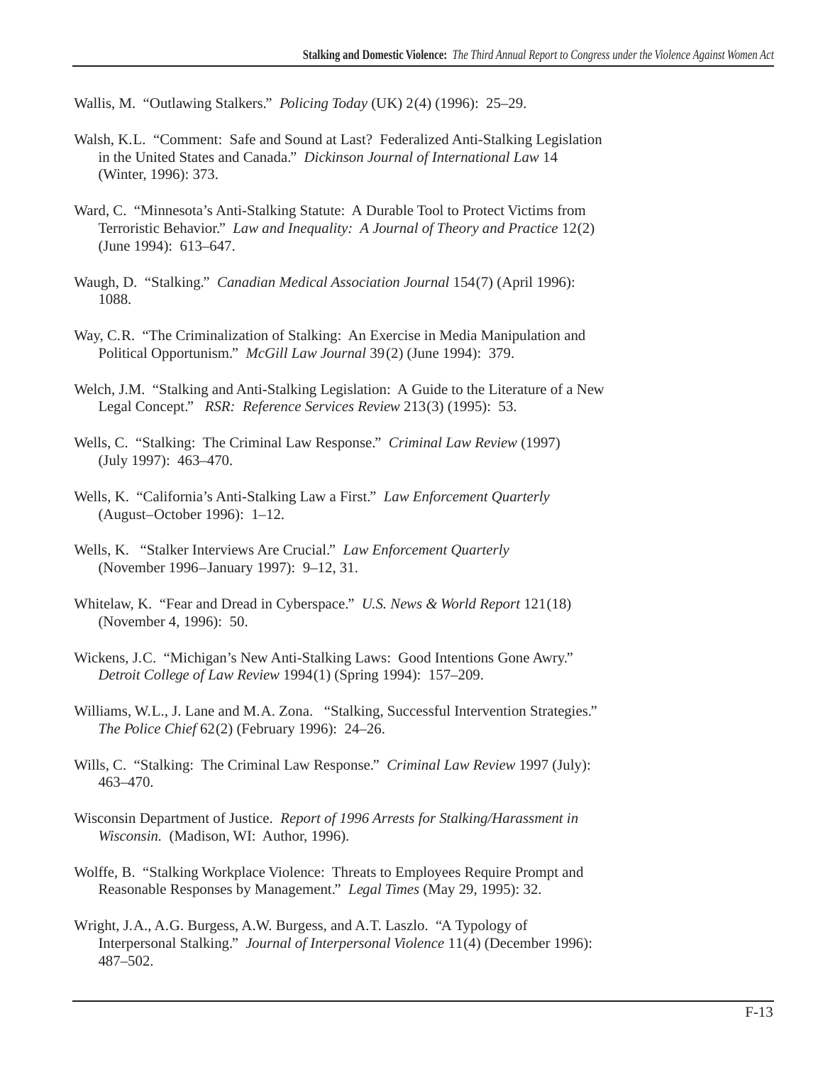Wallis, M. “Outlawing Stalkers.” *Policing Today* (UK) 2(4) (1996): 25–29.

Walsh, K.L. “Comment: Safe and Sound at Last? Federalized Anti-Stalking Legislation in the United States and Canada.” *Dickinson Journal of International Law* 14 (Winter, 1996): 373.

Ward, C. “Minnesota’s Anti-Stalking Statute: A Durable Tool to Protect Victims from Terroristic Behavior.” *Law and Inequality: A Journal of Theory and Practice* 12(2) (June 1994): 613–647.

Waugh, D. “Stalking.” *Canadian Medical Association Journal* 154(7) (April 1996): 1088.

Way, C.R. “The Criminalization of Stalking: An Exercise in Media Manipulation and Political Opportunism.” *McGill Law Journal* 39(2) (June 1994): 379.

Welch, J.M. “Stalking and Anti-Stalking Legislation: A Guide to the Literature of a New Legal Concept.” *RSR: Reference Services Review* 213(3) (1995): 53.

Wells, C. “Stalking: The Criminal Law Response.” *Criminal Law Review* (1997) (July 1997): 463–470.

Wells, K. “California’s Anti-Stalking Law a First.” *Law Enforcement Quarterly* (August–October 1996): 1–12.

Wells, K. “Stalker Interviews Are Crucial.” *Law Enforcement Quarterly* (November 1996–January 1997): 9–12, 31.

Whitelaw, K. “Fear and Dread in Cyberspace.” *U.S. News & World Report* 121(18) (November 4, 1996): 50.

Wickens, J.C. “Michigan’s New Anti-Stalking Laws: Good Intentions Gone Awry.” *Detroit College of Law Review* 1994(1) (Spring 1994): 157–209.

Williams, W.L., J. Lane and M.A. Zona. “Stalking, Successful Intervention Strategies.” *The Police Chief* 62(2) (February 1996): 24–26.

Wills, C. “Stalking: The Criminal Law Response.” *Criminal Law Review* 1997 (July): 463–470.

Wisconsin Department of Justice. *Report of 1996 Arrests for Stalking/Harassment in Wisconsin.* (Madison, WI: Author, 1996).

Wolffe, B. “Stalking Workplace Violence: Threats to Employees Require Prompt and Reasonable Responses by Management.” *Legal Times* (May 29, 1995): 32.

Wright, J.A., A.G. Burgess, A.W. Burgess, and A.T. Laszlo. “A Typology of Interpersonal Stalking.” *Journal of Interpersonal Violence* 11(4) (December 1996): 487–502.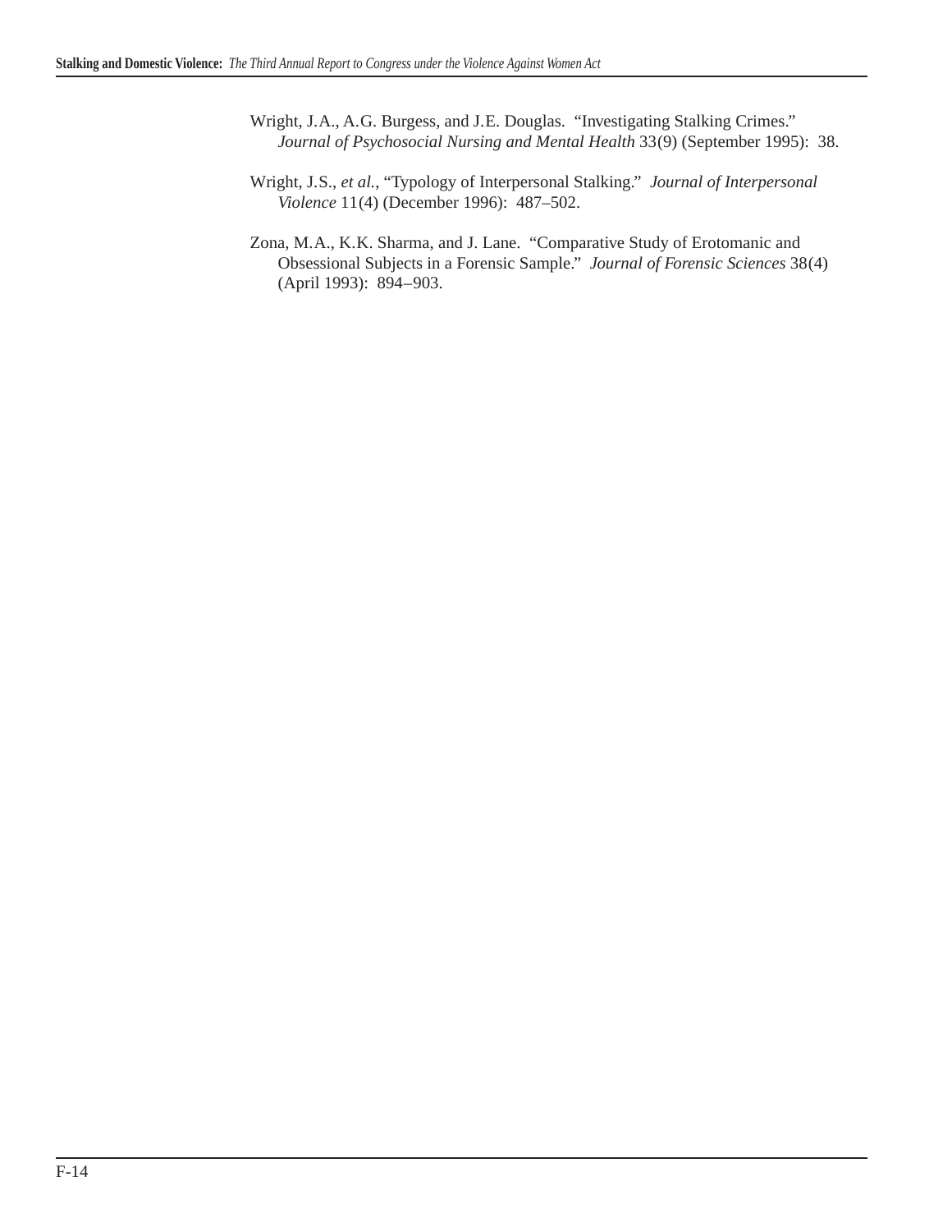Wright, J.A., A.G. Burgess, and J.E. Douglas. "Investigating Stalking Crimes." *Journal of Psychosocial Nursing and Mental Health* 33(9) (September 1995): 38.

Wright, J.S., *et al.*, "Typology of Interpersonal Stalking." *Journal of Interpersonal Violence* 11(4) (December 1996): 487–502.

Zona, M.A., K.K. Sharma, and J. Lane. "Comparative Study of Erotomanic and Obsessional Subjects in a Forensic Sample." *Journal of Forensic Sciences* 38(4) (April 1993): 894–903.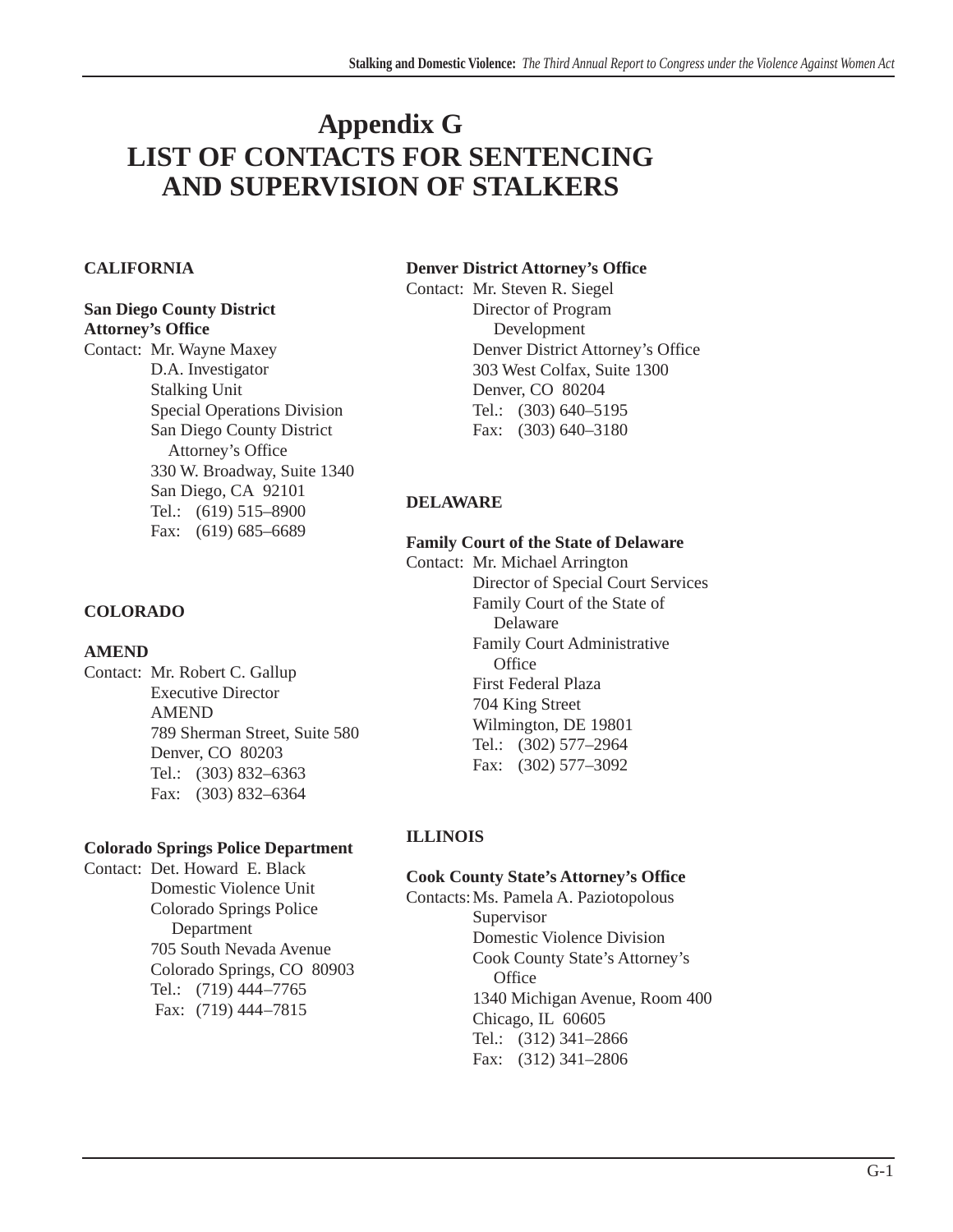# Appendix G
# LIST OF CONTACTS FOR SENTENCING AND SUPERVISION OF STALKERS

**CALIFORNIA**

**San Diego County District Attorney's Office**

Contact: Mr. Wayne Maxey
D.A. Investigator
Stalking Unit
Special Operations Division
San Diego County District Attorney's Office
330 W. Broadway, Suite 1340
San Diego, CA 92101
Tel.: (619) 515–8900
Fax: (619) 685–6689

**COLORADO**

**AMEND**

Contact: Mr. Robert C. Gallup
Executive Director
AMEND
789 Sherman Street, Suite 580
Denver, CO 80203
Tel.: (303) 832–6363
Fax: (303) 832–6364

**Colorado Springs Police Department**

Contact: Det. Howard E. Black
Domestic Violence Unit
Colorado Springs Police Department
705 South Nevada Avenue
Colorado Springs, CO 80903
Tel.: (719) 444–7765
Fax: (719) 444–7815

**Denver District Attorney's Office**

Contact: Mr. Steven R. Siegel
Director of Program Development
Denver District Attorney's Office
303 West Colfax, Suite 1300
Denver, CO 80204
Tel.: (303) 640–5195
Fax: (303) 640–3180

**DELAWARE**

**Family Court of the State of Delaware**

Contact: Mr. Michael Arrington
Director of Special Court Services
Family Court of the State of Delaware
Family Court Administrative Office
First Federal Plaza
704 King Street
Wilmington, DE 19801
Tel.: (302) 577–2964
Fax: (302) 577–3092

**ILLINOIS**

**Cook County State's Attorney's Office**

Contacts: Ms. Pamela A. Paziotopolous
Supervisor
Domestic Violence Division
Cook County State's Attorney's Office
1340 Michigan Avenue, Room 400
Chicago, IL 60605
Tel.: (312) 341–2866
Fax: (312) 341–2806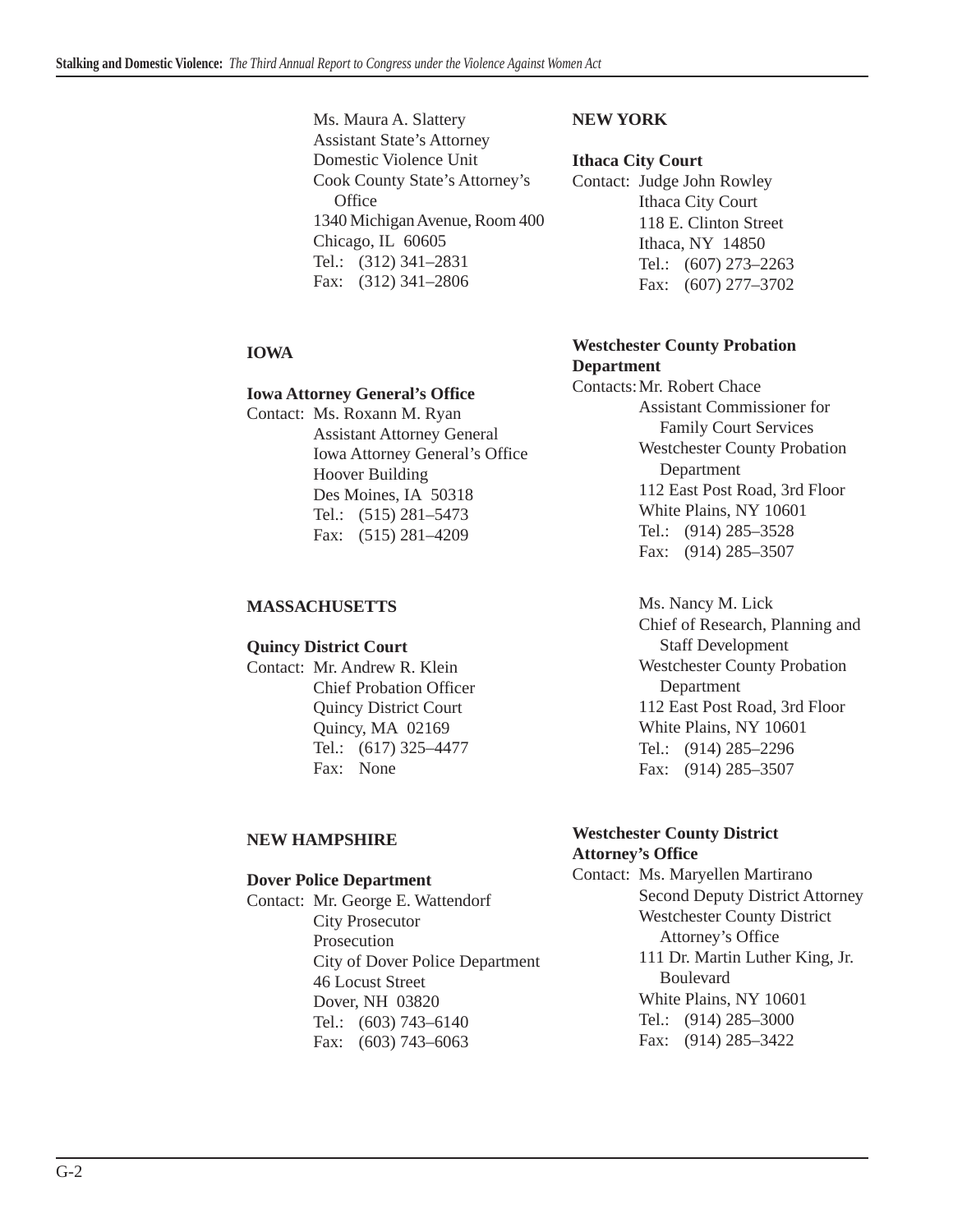Ms. Maura A. Slattery
Assistant State's Attorney
Domestic Violence Unit
Cook County State's Attorney's Office
1340 Michigan Avenue, Room 400
Chicago, IL 60605
Tel.: (312) 341–2831
Fax: (312) 341–2806

## IOWA

**Iowa Attorney General's Office**

Contact: Ms. Roxann M. Ryan
Assistant Attorney General
Iowa Attorney General's Office
Hoover Building
Des Moines, IA 50318
Tel.: (515) 281–5473
Fax: (515) 281–4209

## MASSACHUSETTS

**Quincy District Court**

Contact: Mr. Andrew R. Klein
Chief Probation Officer
Quincy District Court
Quincy, MA 02169
Tel.: (617) 325–4477
Fax: None

## NEW HAMPSHIRE

**Dover Police Department**

Contact: Mr. George E. Wattendorf
City Prosecutor
Prosecution
City of Dover Police Department
46 Locust Street
Dover, NH 03820
Tel.: (603) 743–6140
Fax: (603) 743–6063

## NEW YORK

**Ithaca City Court**

Contact: Judge John Rowley
Ithaca City Court
118 E. Clinton Street
Ithaca, NY 14850
Tel.: (607) 273–2263
Fax: (607) 277–3702

**Westchester County Probation Department**

Contacts: Mr. Robert Chace
Assistant Commissioner for Family Court Services
Westchester County Probation Department
112 East Post Road, 3rd Floor
White Plains, NY 10601
Tel.: (914) 285–3528
Fax: (914) 285–3507

Ms. Nancy M. Lick
Chief of Research, Planning and Staff Development
Westchester County Probation Department
112 East Post Road, 3rd Floor
White Plains, NY 10601
Tel.: (914) 285–2296
Fax: (914) 285–3507

**Westchester County District Attorney's Office**

Contact: Ms. Maryellen Martirano
Second Deputy District Attorney
Westchester County District Attorney's Office
111 Dr. Martin Luther King, Jr. Boulevard
White Plains, NY 10601
Tel.: (914) 285–3000
Fax: (914) 285–3422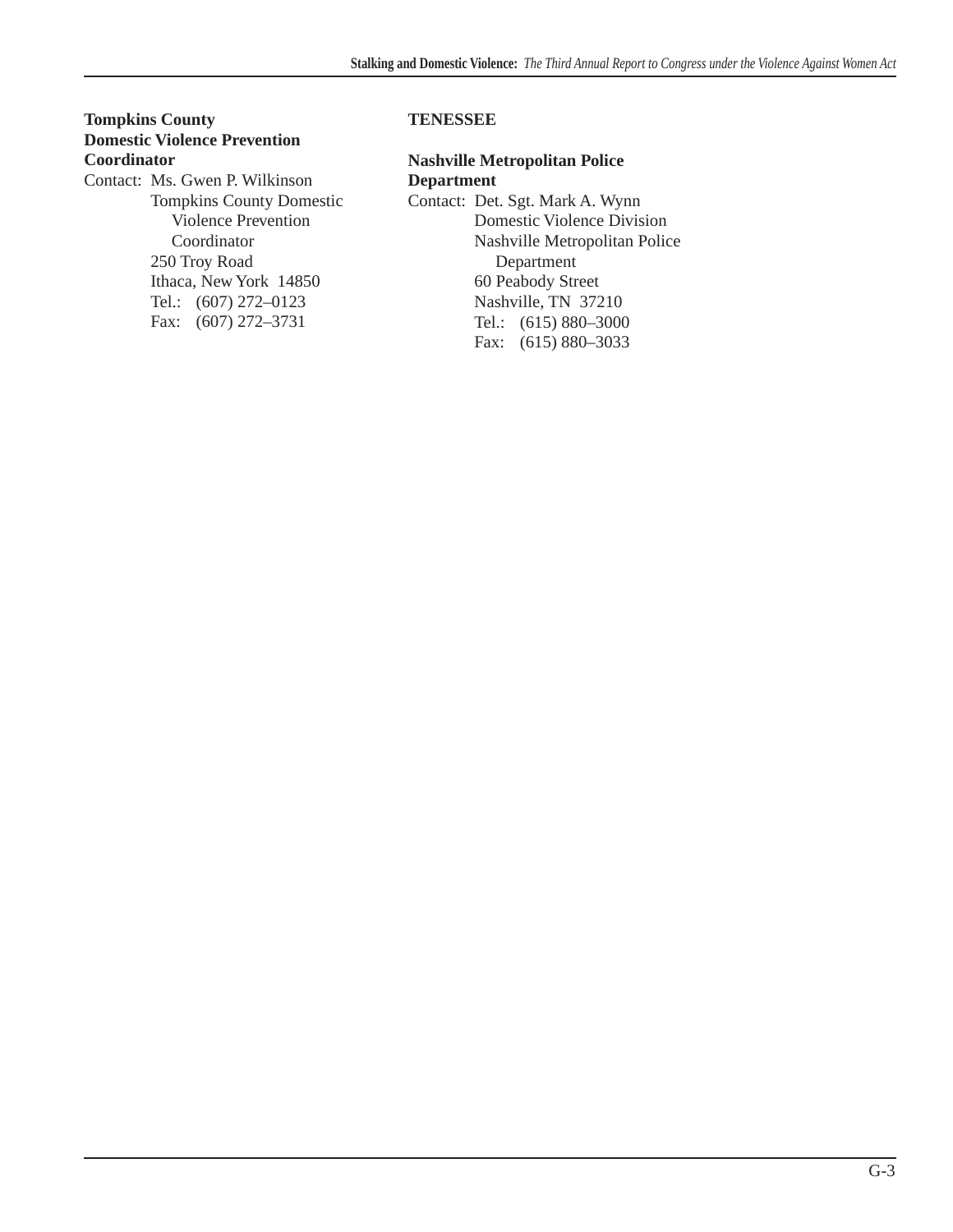**Tompkins County Domestic Violence Prevention Coordinator**

Contact: Ms. Gwen P. Wilkinson
Tompkins County Domestic Violence Prevention Coordinator
250 Troy Road
Ithaca, New York 14850
Tel.: (607) 272–0123
Fax: (607) 272–3731

**TENESSEE**

**Nashville Metropolitan Police Department**

Contact: Det. Sgt. Mark A. Wynn
Domestic Violence Division
Nashville Metropolitan Police Department
60 Peabody Street
Nashville, TN 37210
Tel.: (615) 880–3000
Fax: (615) 880–3033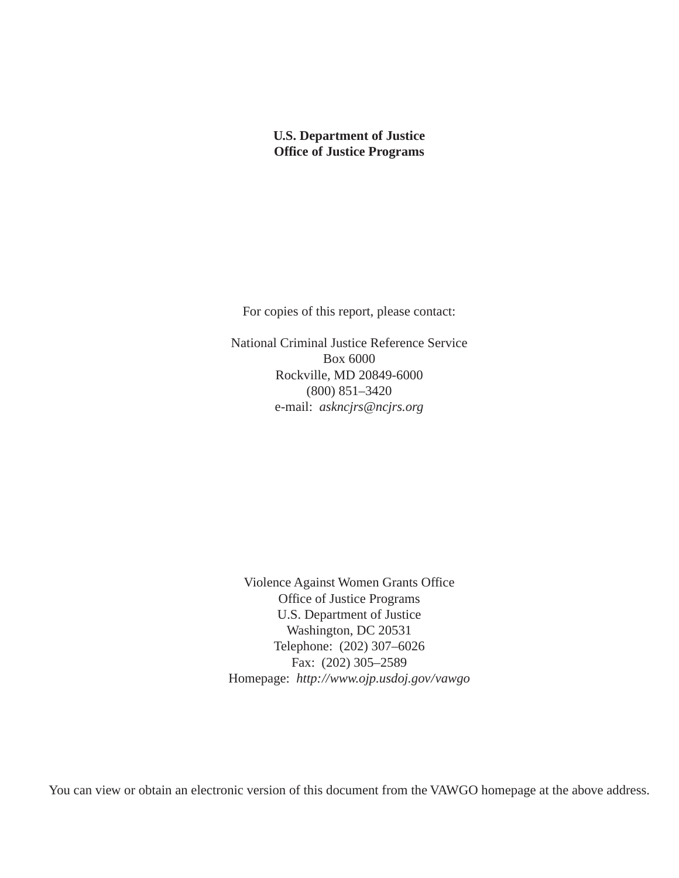**U.S. Department of Justice**
**Office of Justice Programs**

For copies of this report, please contact:

National Criminal Justice Reference Service
Box 6000
Rockville, MD 20849-6000
(800) 851–3420
e-mail: *askncjrs@ncjrs.org*

Violence Against Women Grants Office
Office of Justice Programs
U.S. Department of Justice
Washington, DC 20531
Telephone: (202) 307–6026
Fax: (202) 305–2589
Homepage: *http://www.ojp.usdoj.gov/vawgo*

You can view or obtain an electronic version of this document from the VAWGO homepage at the above address.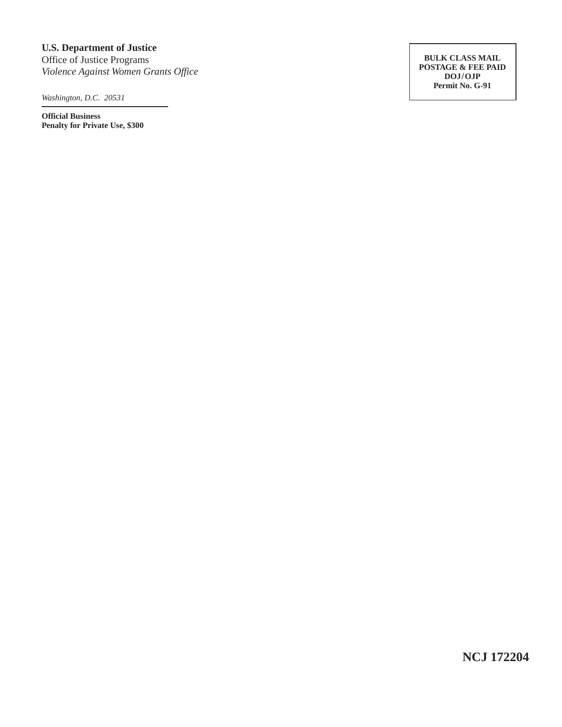**U.S. Department of Justice**
Office of Justice Programs
*Violence Against Women Grants Office*

*Washington, D.C. 20531*

**Official Business**
**Penalty for Private Use, $300**

**BULK CLASS MAIL**
**POSTAGE & FEE PAID**
**DOJ/OJP**
**Permit No. G-91**

**NCJ 172204**